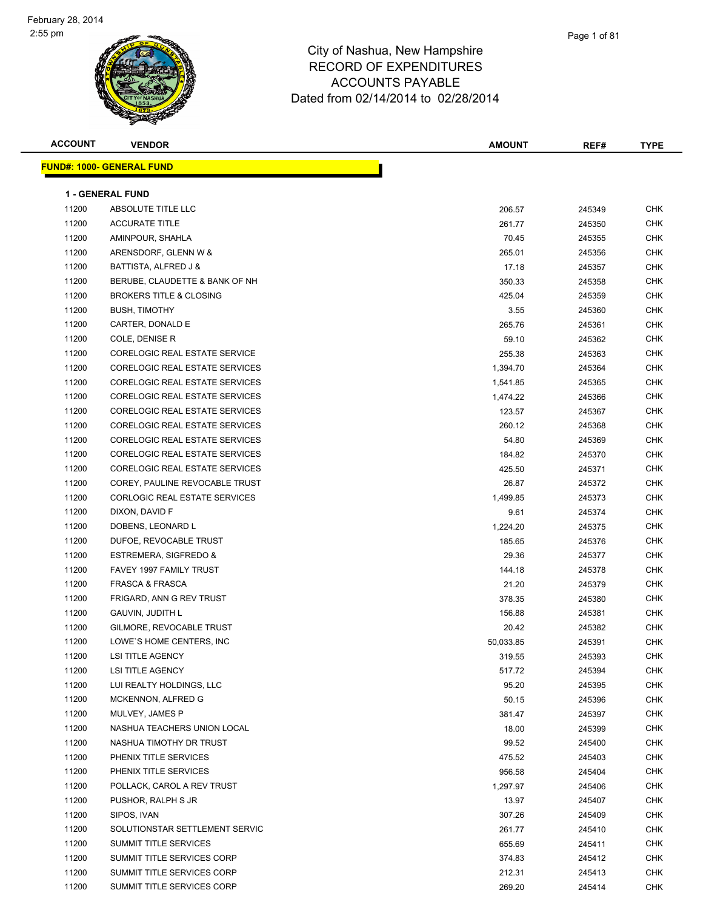City of Nashua, New Hampshire
RECORD OF EXPENDITURES
ACCOUNTS PAYABLE
Dated from 02/14/2014 to 02/28/2014

February 28, 2014
2:55 pm

| ACCOUNT | VENDOR | AMOUNT | REF# | TYPE |
|---|---|---|---|---|

**FUND#: 1000- GENERAL FUND**

**1 - GENERAL FUND**

| ACCOUNT | VENDOR | AMOUNT | REF# | TYPE |
|---|---|---|---|---|
| 11200 | ABSOLUTE TITLE LLC | 206.57 | 245349 | CHK |
| 11200 | ACCURATE TITLE | 261.77 | 245350 | CHK |
| 11200 | AMINPOUR, SHAHLA | 70.45 | 245355 | CHK |
| 11200 | ARENSDORF, GLENN W & | 265.01 | 245356 | CHK |
| 11200 | BATTISTA, ALFRED J & | 17.18 | 245357 | CHK |
| 11200 | BERUBE, CLAUDETTE & BANK OF NH | 350.33 | 245358 | CHK |
| 11200 | BROKERS TITLE & CLOSING | 425.04 | 245359 | CHK |
| 11200 | BUSH, TIMOTHY | 3.55 | 245360 | CHK |
| 11200 | CARTER, DONALD E | 265.76 | 245361 | CHK |
| 11200 | COLE, DENISE R | 59.10 | 245362 | CHK |
| 11200 | CORELOGIC REAL ESTATE SERVICE | 255.38 | 245363 | CHK |
| 11200 | CORELOGIC REAL ESTATE SERVICES | 1,394.70 | 245364 | CHK |
| 11200 | CORELOGIC REAL ESTATE SERVICES | 1,541.85 | 245365 | CHK |
| 11200 | CORELOGIC REAL ESTATE SERVICES | 1,474.22 | 245366 | CHK |
| 11200 | CORELOGIC REAL ESTATE SERVICES | 123.57 | 245367 | CHK |
| 11200 | CORELOGIC REAL ESTATE SERVICES | 260.12 | 245368 | CHK |
| 11200 | CORELOGIC REAL ESTATE SERVICES | 54.80 | 245369 | CHK |
| 11200 | CORELOGIC REAL ESTATE SERVICES | 184.82 | 245370 | CHK |
| 11200 | CORELOGIC REAL ESTATE SERVICES | 425.50 | 245371 | CHK |
| 11200 | COREY, PAULINE REVOCABLE TRUST | 26.87 | 245372 | CHK |
| 11200 | CORLOGIC REAL ESTATE SERVICES | 1,499.85 | 245373 | CHK |
| 11200 | DIXON, DAVID F | 9.61 | 245374 | CHK |
| 11200 | DOBENS, LEONARD L | 1,224.20 | 245375 | CHK |
| 11200 | DUFOE, REVOCABLE TRUST | 185.65 | 245376 | CHK |
| 11200 | ESTREMERA, SIGFREDO & | 29.36 | 245377 | CHK |
| 11200 | FAVEY 1997 FAMILY TRUST | 144.18 | 245378 | CHK |
| 11200 | FRASCA & FRASCA | 21.20 | 245379 | CHK |
| 11200 | FRIGARD, ANN G REV TRUST | 378.35 | 245380 | CHK |
| 11200 | GAUVIN, JUDITH L | 156.88 | 245381 | CHK |
| 11200 | GILMORE, REVOCABLE TRUST | 20.42 | 245382 | CHK |
| 11200 | LOWE`S HOME CENTERS, INC | 50,033.85 | 245391 | CHK |
| 11200 | LSI TITLE AGENCY | 319.55 | 245393 | CHK |
| 11200 | LSI TITLE AGENCY | 517.72 | 245394 | CHK |
| 11200 | LUI REALTY HOLDINGS, LLC | 95.20 | 245395 | CHK |
| 11200 | MCKENNON, ALFRED G | 50.15 | 245396 | CHK |
| 11200 | MULVEY, JAMES P | 381.47 | 245397 | CHK |
| 11200 | NASHUA TEACHERS UNION LOCAL | 18.00 | 245399 | CHK |
| 11200 | NASHUA TIMOTHY DR TRUST | 99.52 | 245400 | CHK |
| 11200 | PHENIX TITLE SERVICES | 475.52 | 245403 | CHK |
| 11200 | PHENIX TITLE SERVICES | 956.58 | 245404 | CHK |
| 11200 | POLLACK, CAROL A REV TRUST | 1,297.97 | 245406 | CHK |
| 11200 | PUSHOR, RALPH S JR | 13.97 | 245407 | CHK |
| 11200 | SIPOS, IVAN | 307.26 | 245409 | CHK |
| 11200 | SOLUTIONSTAR SETTLEMENT SERVIC | 261.77 | 245410 | CHK |
| 11200 | SUMMIT TITLE SERVICES | 655.69 | 245411 | CHK |
| 11200 | SUMMIT TITLE SERVICES CORP | 374.83 | 245412 | CHK |
| 11200 | SUMMIT TITLE SERVICES CORP | 212.31 | 245413 | CHK |
| 11200 | SUMMIT TITLE SERVICES CORP | 269.20 | 245414 | CHK |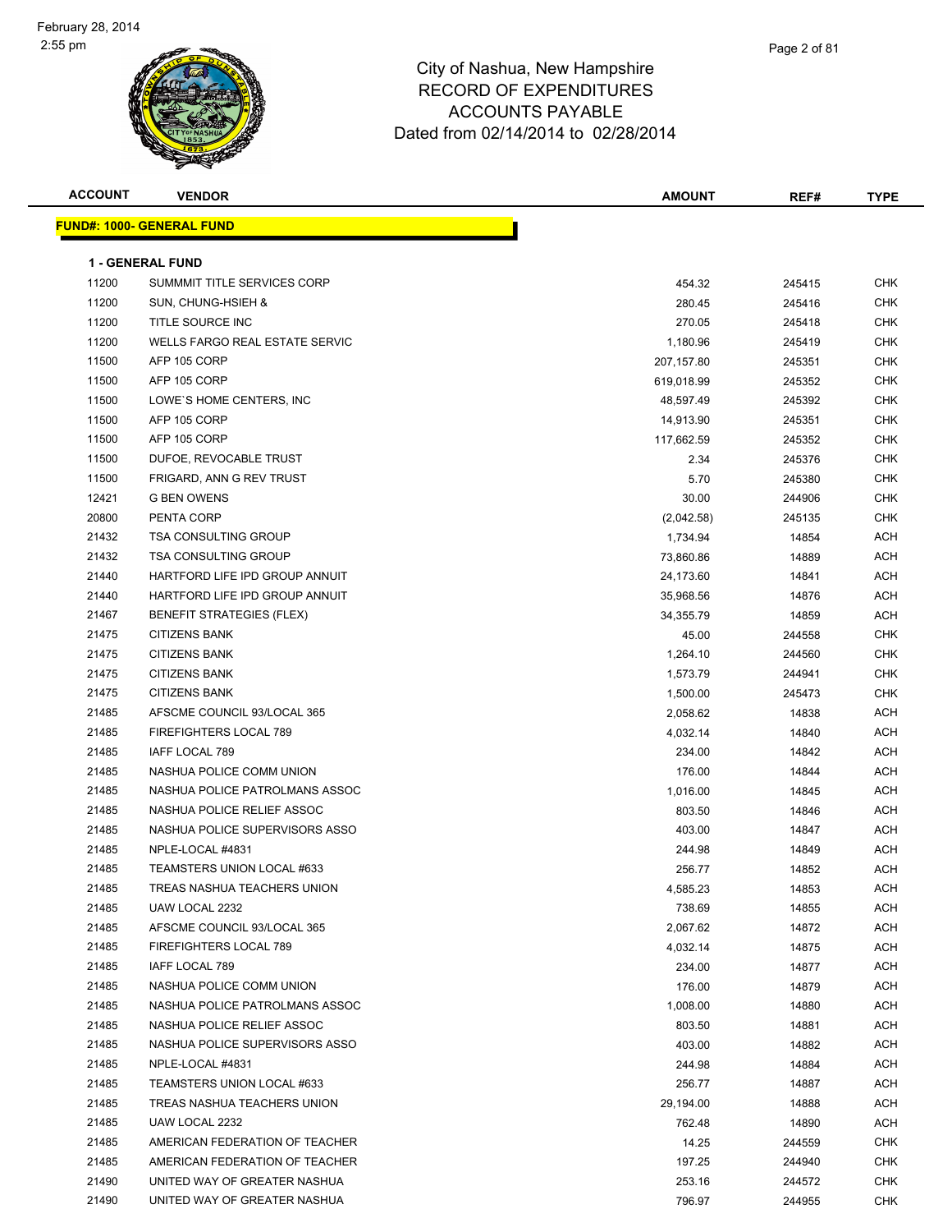# City of Nashua, New Hampshire
## RECORD OF EXPENDITURES
## ACCOUNTS PAYABLE
## Dated from 02/14/2014 to 02/28/2014

**FUND#: 1000- GENERAL FUND**

**1 - GENERAL FUND**

| ACCOUNT | VENDOR | AMOUNT | REF# | TYPE |
|---|---|---|---|---|
| 11200 | SUMMMIT TITLE SERVICES CORP | 454.32 | 245415 | CHK |
| 11200 | SUN, CHUNG-HSIEH & | 280.45 | 245416 | CHK |
| 11200 | TITLE SOURCE INC | 270.05 | 245418 | CHK |
| 11200 | WELLS FARGO REAL ESTATE SERVIC | 1,180.96 | 245419 | CHK |
| 11500 | AFP 105 CORP | 207,157.80 | 245351 | CHK |
| 11500 | AFP 105 CORP | 619,018.99 | 245352 | CHK |
| 11500 | LOWE`S HOME CENTERS, INC | 48,597.49 | 245392 | CHK |
| 11500 | AFP 105 CORP | 14,913.90 | 245351 | CHK |
| 11500 | AFP 105 CORP | 117,662.59 | 245352 | CHK |
| 11500 | DUFOE, REVOCABLE TRUST | 2.34 | 245376 | CHK |
| 11500 | FRIGARD, ANN G REV TRUST | 5.70 | 245380 | CHK |
| 12421 | G BEN OWENS | 30.00 | 244906 | CHK |
| 20800 | PENTA CORP | (2,042.58) | 245135 | CHK |
| 21432 | TSA CONSULTING GROUP | 1,734.94 | 14854 | ACH |
| 21432 | TSA CONSULTING GROUP | 73,860.86 | 14889 | ACH |
| 21440 | HARTFORD LIFE IPD GROUP ANNUIT | 24,173.60 | 14841 | ACH |
| 21440 | HARTFORD LIFE IPD GROUP ANNUIT | 35,968.56 | 14876 | ACH |
| 21467 | BENEFIT STRATEGIES (FLEX) | 34,355.79 | 14859 | ACH |
| 21475 | CITIZENS BANK | 45.00 | 244558 | CHK |
| 21475 | CITIZENS BANK | 1,264.10 | 244560 | CHK |
| 21475 | CITIZENS BANK | 1,573.79 | 244941 | CHK |
| 21475 | CITIZENS BANK | 1,500.00 | 245473 | CHK |
| 21485 | AFSCME COUNCIL 93/LOCAL 365 | 2,058.62 | 14838 | ACH |
| 21485 | FIREFIGHTERS LOCAL 789 | 4,032.14 | 14840 | ACH |
| 21485 | IAFF LOCAL 789 | 234.00 | 14842 | ACH |
| 21485 | NASHUA POLICE COMM UNION | 176.00 | 14844 | ACH |
| 21485 | NASHUA POLICE PATROLMANS ASSOC | 1,016.00 | 14845 | ACH |
| 21485 | NASHUA POLICE RELIEF ASSOC | 803.50 | 14846 | ACH |
| 21485 | NASHUA POLICE SUPERVISORS ASSO | 403.00 | 14847 | ACH |
| 21485 | NPLE-LOCAL #4831 | 244.98 | 14849 | ACH |
| 21485 | TEAMSTERS UNION LOCAL #633 | 256.77 | 14852 | ACH |
| 21485 | TREAS NASHUA TEACHERS UNION | 4,585.23 | 14853 | ACH |
| 21485 | UAW LOCAL 2232 | 738.69 | 14855 | ACH |
| 21485 | AFSCME COUNCIL 93/LOCAL 365 | 2,067.62 | 14872 | ACH |
| 21485 | FIREFIGHTERS LOCAL 789 | 4,032.14 | 14875 | ACH |
| 21485 | IAFF LOCAL 789 | 234.00 | 14877 | ACH |
| 21485 | NASHUA POLICE COMM UNION | 176.00 | 14879 | ACH |
| 21485 | NASHUA POLICE PATROLMANS ASSOC | 1,008.00 | 14880 | ACH |
| 21485 | NASHUA POLICE RELIEF ASSOC | 803.50 | 14881 | ACH |
| 21485 | NASHUA POLICE SUPERVISORS ASSO | 403.00 | 14882 | ACH |
| 21485 | NPLE-LOCAL #4831 | 244.98 | 14884 | ACH |
| 21485 | TEAMSTERS UNION LOCAL #633 | 256.77 | 14887 | ACH |
| 21485 | TREAS NASHUA TEACHERS UNION | 29,194.00 | 14888 | ACH |
| 21485 | UAW LOCAL 2232 | 762.48 | 14890 | ACH |
| 21485 | AMERICAN FEDERATION OF TEACHER | 14.25 | 244559 | CHK |
| 21485 | AMERICAN FEDERATION OF TEACHER | 197.25 | 244940 | CHK |
| 21490 | UNITED WAY OF GREATER NASHUA | 253.16 | 244572 | CHK |
| 21490 | UNITED WAY OF GREATER NASHUA | 796.97 | 244955 | CHK |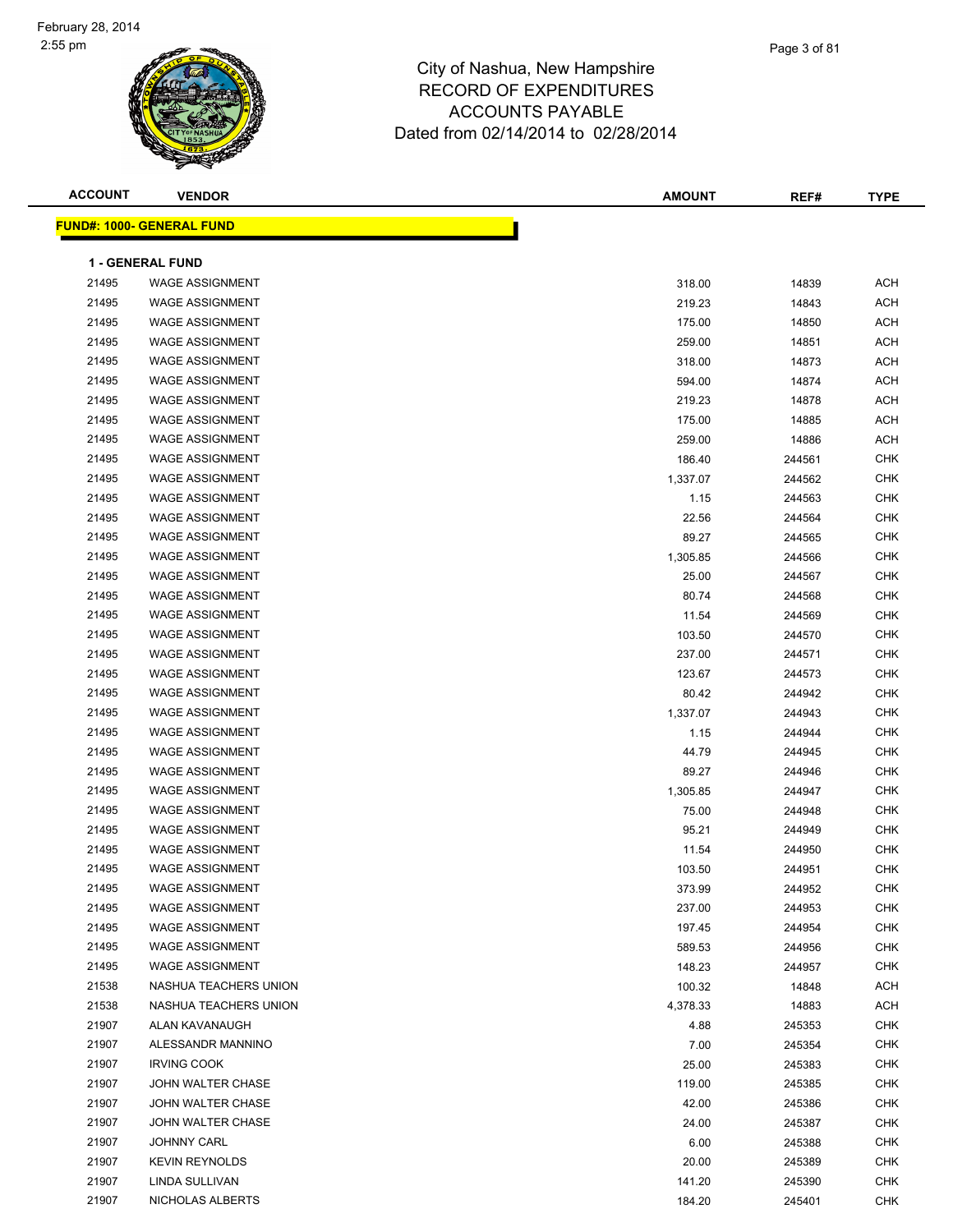City of Nashua, New Hampshire
RECORD OF EXPENDITURES
ACCOUNTS PAYABLE
Dated from 02/14/2014 to 02/28/2014

| ACCOUNT | VENDOR | AMOUNT | REF# | TYPE |
|---|---|---|---|---|

**FUND#: 1000- GENERAL FUND**

**1 - GENERAL FUND**

| ACCOUNT | VENDOR | AMOUNT | REF# | TYPE |
|---|---|---|---|---|
| 21495 | WAGE ASSIGNMENT | 318.00 | 14839 | ACH |
| 21495 | WAGE ASSIGNMENT | 219.23 | 14843 | ACH |
| 21495 | WAGE ASSIGNMENT | 175.00 | 14850 | ACH |
| 21495 | WAGE ASSIGNMENT | 259.00 | 14851 | ACH |
| 21495 | WAGE ASSIGNMENT | 318.00 | 14873 | ACH |
| 21495 | WAGE ASSIGNMENT | 594.00 | 14874 | ACH |
| 21495 | WAGE ASSIGNMENT | 219.23 | 14878 | ACH |
| 21495 | WAGE ASSIGNMENT | 175.00 | 14885 | ACH |
| 21495 | WAGE ASSIGNMENT | 259.00 | 14886 | ACH |
| 21495 | WAGE ASSIGNMENT | 186.40 | 244561 | CHK |
| 21495 | WAGE ASSIGNMENT | 1,337.07 | 244562 | CHK |
| 21495 | WAGE ASSIGNMENT | 1.15 | 244563 | CHK |
| 21495 | WAGE ASSIGNMENT | 22.56 | 244564 | CHK |
| 21495 | WAGE ASSIGNMENT | 89.27 | 244565 | CHK |
| 21495 | WAGE ASSIGNMENT | 1,305.85 | 244566 | CHK |
| 21495 | WAGE ASSIGNMENT | 25.00 | 244567 | CHK |
| 21495 | WAGE ASSIGNMENT | 80.74 | 244568 | CHK |
| 21495 | WAGE ASSIGNMENT | 11.54 | 244569 | CHK |
| 21495 | WAGE ASSIGNMENT | 103.50 | 244570 | CHK |
| 21495 | WAGE ASSIGNMENT | 237.00 | 244571 | CHK |
| 21495 | WAGE ASSIGNMENT | 123.67 | 244573 | CHK |
| 21495 | WAGE ASSIGNMENT | 80.42 | 244942 | CHK |
| 21495 | WAGE ASSIGNMENT | 1,337.07 | 244943 | CHK |
| 21495 | WAGE ASSIGNMENT | 1.15 | 244944 | CHK |
| 21495 | WAGE ASSIGNMENT | 44.79 | 244945 | CHK |
| 21495 | WAGE ASSIGNMENT | 89.27 | 244946 | CHK |
| 21495 | WAGE ASSIGNMENT | 1,305.85 | 244947 | CHK |
| 21495 | WAGE ASSIGNMENT | 75.00 | 244948 | CHK |
| 21495 | WAGE ASSIGNMENT | 95.21 | 244949 | CHK |
| 21495 | WAGE ASSIGNMENT | 11.54 | 244950 | CHK |
| 21495 | WAGE ASSIGNMENT | 103.50 | 244951 | CHK |
| 21495 | WAGE ASSIGNMENT | 373.99 | 244952 | CHK |
| 21495 | WAGE ASSIGNMENT | 237.00 | 244953 | CHK |
| 21495 | WAGE ASSIGNMENT | 197.45 | 244954 | CHK |
| 21495 | WAGE ASSIGNMENT | 589.53 | 244956 | CHK |
| 21495 | WAGE ASSIGNMENT | 148.23 | 244957 | CHK |
| 21538 | NASHUA TEACHERS UNION | 100.32 | 14848 | ACH |
| 21538 | NASHUA TEACHERS UNION | 4,378.33 | 14883 | ACH |
| 21907 | ALAN KAVANAUGH | 4.88 | 245353 | CHK |
| 21907 | ALESSANDR MANNINO | 7.00 | 245354 | CHK |
| 21907 | IRVING COOK | 25.00 | 245383 | CHK |
| 21907 | JOHN WALTER CHASE | 119.00 | 245385 | CHK |
| 21907 | JOHN WALTER CHASE | 42.00 | 245386 | CHK |
| 21907 | JOHN WALTER CHASE | 24.00 | 245387 | CHK |
| 21907 | JOHNNY CARL | 6.00 | 245388 | CHK |
| 21907 | KEVIN REYNOLDS | 20.00 | 245389 | CHK |
| 21907 | LINDA SULLIVAN | 141.20 | 245390 | CHK |
| 21907 | NICHOLAS ALBERTS | 184.20 | 245401 | CHK |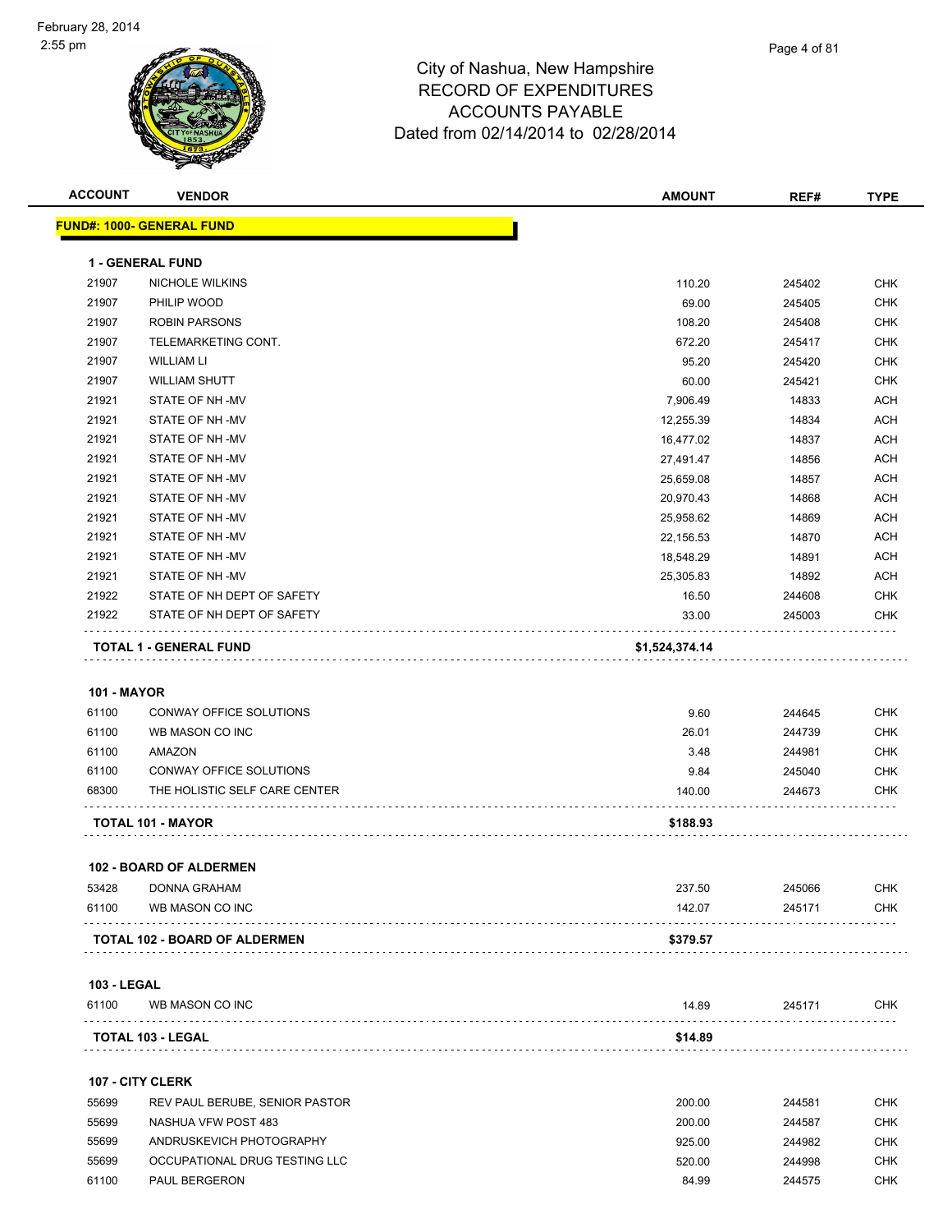City of Nashua, New Hampshire
RECORD OF EXPENDITURES
ACCOUNTS PAYABLE
Dated from 02/14/2014 to 02/28/2014

February 28, 2014
2:55 pm

| ACCOUNT | VENDOR | AMOUNT | REF# | TYPE |
|---|---|---|---|---|
| **FUND#: 1000- GENERAL FUND** | | | | |
| **1 - GENERAL FUND** | | | | |
| 21907 | NICHOLE WILKINS | 110.20 | 245402 | CHK |
| 21907 | PHILIP WOOD | 69.00 | 245405 | CHK |
| 21907 | ROBIN PARSONS | 108.20 | 245408 | CHK |
| 21907 | TELEMARKETING CONT. | 672.20 | 245417 | CHK |
| 21907 | WILLIAM LI | 95.20 | 245420 | CHK |
| 21907 | WILLIAM SHUTT | 60.00 | 245421 | CHK |
| 21921 | STATE OF NH -MV | 7,906.49 | 14833 | ACH |
| 21921 | STATE OF NH -MV | 12,255.39 | 14834 | ACH |
| 21921 | STATE OF NH -MV | 16,477.02 | 14837 | ACH |
| 21921 | STATE OF NH -MV | 27,491.47 | 14856 | ACH |
| 21921 | STATE OF NH -MV | 25,659.08 | 14857 | ACH |
| 21921 | STATE OF NH -MV | 20,970.43 | 14868 | ACH |
| 21921 | STATE OF NH -MV | 25,958.62 | 14869 | ACH |
| 21921 | STATE OF NH -MV | 22,156.53 | 14870 | ACH |
| 21921 | STATE OF NH -MV | 18,548.29 | 14891 | ACH |
| 21921 | STATE OF NH -MV | 25,305.83 | 14892 | ACH |
| 21922 | STATE OF NH DEPT OF SAFETY | 16.50 | 244608 | CHK |
| 21922 | STATE OF NH DEPT OF SAFETY | 33.00 | 245003 | CHK |
| **TOTAL 1 - GENERAL FUND** | | **$1,524,374.14** | | |
| **101 - MAYOR** | | | | |
| 61100 | CONWAY OFFICE SOLUTIONS | 9.60 | 244645 | CHK |
| 61100 | WB MASON CO INC | 26.01 | 244739 | CHK |
| 61100 | AMAZON | 3.48 | 244981 | CHK |
| 61100 | CONWAY OFFICE SOLUTIONS | 9.84 | 245040 | CHK |
| 68300 | THE HOLISTIC SELF CARE CENTER | 140.00 | 244673 | CHK |
| **TOTAL 101 - MAYOR** | | **$188.93** | | |
| **102 - BOARD OF ALDERMEN** | | | | |
| 53428 | DONNA GRAHAM | 237.50 | 245066 | CHK |
| 61100 | WB MASON CO INC | 142.07 | 245171 | CHK |
| **TOTAL 102 - BOARD OF ALDERMEN** | | **$379.57** | | |
| **103 - LEGAL** | | | | |
| 61100 | WB MASON CO INC | 14.89 | 245171 | CHK |
| **TOTAL 103 - LEGAL** | | **$14.89** | | |
| **107 - CITY CLERK** | | | | |
| 55699 | REV PAUL BERUBE, SENIOR PASTOR | 200.00 | 244581 | CHK |
| 55699 | NASHUA VFW POST 483 | 200.00 | 244587 | CHK |
| 55699 | ANDRUSKEVICH PHOTOGRAPHY | 925.00 | 244982 | CHK |
| 55699 | OCCUPATIONAL DRUG TESTING LLC | 520.00 | 244998 | CHK |
| 61100 | PAUL BERGERON | 84.99 | 244575 | CHK |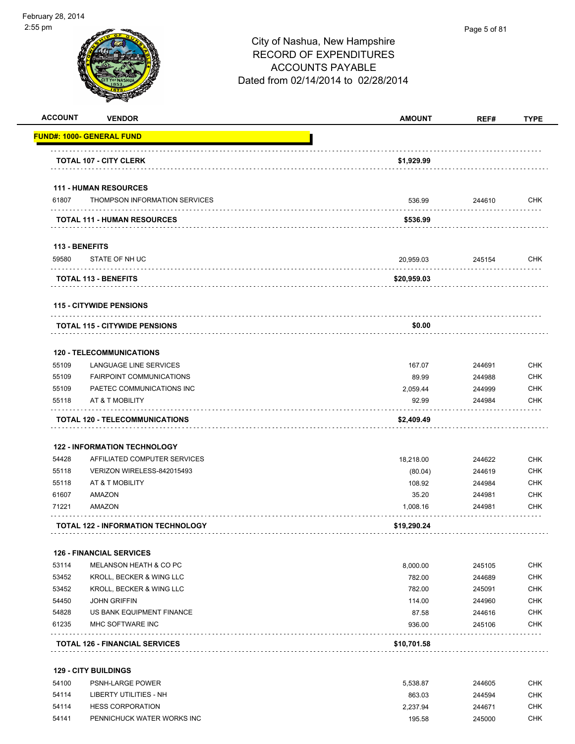February 28, 2014
2:55 pm

# City of Nashua, New Hampshire
## RECORD OF EXPENDITURES
## ACCOUNTS PAYABLE
## Dated from 02/14/2014 to 02/28/2014

| ACCOUNT | VENDOR | AMOUNT | REF# | TYPE |
|---|---|---|---|---|
| **FUND#: 1000- GENERAL FUND** | | | | |
| | **TOTAL 107 - CITY CLERK** | **$1,929.99** | | |
| **111 - HUMAN RESOURCES** | | | | |
| 61807 | THOMPSON INFORMATION SERVICES | 536.99 | 244610 | CHK |
| | **TOTAL 111 - HUMAN RESOURCES** | **$536.99** | | |
| **113 - BENEFITS** | | | | |
| 59580 | STATE OF NH UC | 20,959.03 | 245154 | CHK |
| | **TOTAL 113 - BENEFITS** | **$20,959.03** | | |
| **115 - CITYWIDE PENSIONS** | | | | |
| | **TOTAL 115 - CITYWIDE PENSIONS** | **$0.00** | | |
| **120 - TELECOMMUNICATIONS** | | | | |
| 55109 | LANGUAGE LINE SERVICES | 167.07 | 244691 | CHK |
| 55109 | FAIRPOINT COMMUNICATIONS | 89.99 | 244988 | CHK |
| 55109 | PAETEC COMMUNICATIONS INC | 2,059.44 | 244999 | CHK |
| 55118 | AT & T MOBILITY | 92.99 | 244984 | CHK |
| | **TOTAL 120 - TELECOMMUNICATIONS** | **$2,409.49** | | |
| **122 - INFORMATION TECHNOLOGY** | | | | |
| 54428 | AFFILIATED COMPUTER SERVICES | 18,218.00 | 244622 | CHK |
| 55118 | VERIZON WIRELESS-842015493 | (80.04) | 244619 | CHK |
| 55118 | AT & T MOBILITY | 108.92 | 244984 | CHK |
| 61607 | AMAZON | 35.20 | 244981 | CHK |
| 71221 | AMAZON | 1,008.16 | 244981 | CHK |
| | **TOTAL 122 - INFORMATION TECHNOLOGY** | **$19,290.24** | | |
| **126 - FINANCIAL SERVICES** | | | | |
| 53114 | MELANSON HEATH & CO PC | 8,000.00 | 245105 | CHK |
| 53452 | KROLL, BECKER & WING LLC | 782.00 | 244689 | CHK |
| 53452 | KROLL, BECKER & WING LLC | 782.00 | 245091 | CHK |
| 54450 | JOHN GRIFFIN | 114.00 | 244960 | CHK |
| 54828 | US BANK EQUIPMENT FINANCE | 87.58 | 244616 | CHK |
| 61235 | MHC SOFTWARE INC | 936.00 | 245106 | CHK |
| | **TOTAL 126 - FINANCIAL SERVICES** | **$10,701.58** | | |
| **129 - CITY BUILDINGS** | | | | |
| 54100 | PSNH-LARGE POWER | 5,538.87 | 244605 | CHK |
| 54114 | LIBERTY UTILITIES - NH | 863.03 | 244594 | CHK |
| 54114 | HESS CORPORATION | 2,237.94 | 244671 | CHK |
| 54141 | PENNICHUCK WATER WORKS INC | 195.58 | 245000 | CHK |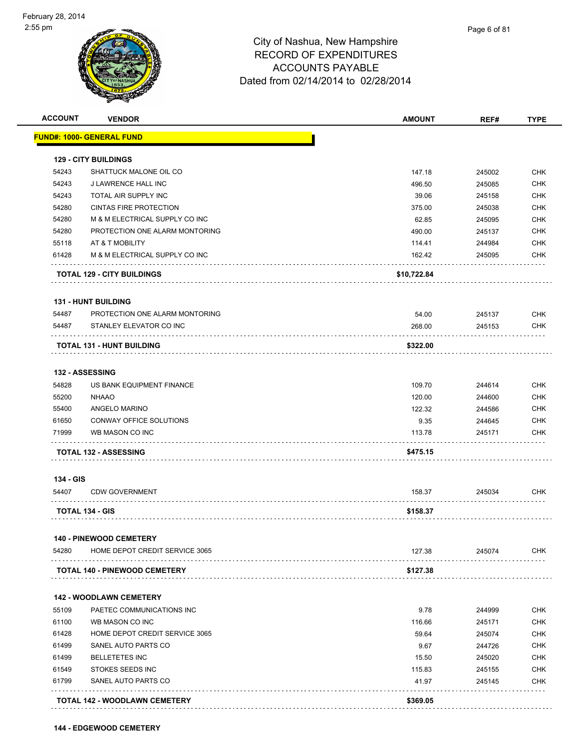City of Nashua, New Hampshire
RECORD OF EXPENDITURES
ACCOUNTS PAYABLE
Dated from 02/14/2014 to 02/28/2014

| ACCOUNT | VENDOR | AMOUNT | REF# | TYPE |
|---|---|---|---|---|
| **FUND#: 1000- GENERAL FUND** | | | | |
| **129 - CITY BUILDINGS** | | | | |
| 54243 | SHATTUCK MALONE OIL CO | 147.18 | 245002 | CHK |
| 54243 | J LAWRENCE HALL INC | 496.50 | 245085 | CHK |
| 54243 | TOTAL AIR SUPPLY INC | 39.06 | 245158 | CHK |
| 54280 | CINTAS FIRE PROTECTION | 375.00 | 245038 | CHK |
| 54280 | M & M ELECTRICAL SUPPLY CO INC | 62.85 | 245095 | CHK |
| 54280 | PROTECTION ONE ALARM MONTORING | 490.00 | 245137 | CHK |
| 55118 | AT & T MOBILITY | 114.41 | 244984 | CHK |
| 61428 | M & M ELECTRICAL SUPPLY CO INC | 162.42 | 245095 | CHK |
| **TOTAL 129 - CITY BUILDINGS** | | **$10,722.84** | | |
| **131 - HUNT BUILDING** | | | | |
| 54487 | PROTECTION ONE ALARM MONTORING | 54.00 | 245137 | CHK |
| 54487 | STANLEY ELEVATOR CO INC | 268.00 | 245153 | CHK |
| **TOTAL 131 - HUNT BUILDING** | | **$322.00** | | |
| **132 - ASSESSING** | | | | |
| 54828 | US BANK EQUIPMENT FINANCE | 109.70 | 244614 | CHK |
| 55200 | NHAAO | 120.00 | 244600 | CHK |
| 55400 | ANGELO MARINO | 122.32 | 244586 | CHK |
| 61650 | CONWAY OFFICE SOLUTIONS | 9.35 | 244645 | CHK |
| 71999 | WB MASON CO INC | 113.78 | 245171 | CHK |
| **TOTAL 132 - ASSESSING** | | **$475.15** | | |
| **134 - GIS** | | | | |
| 54407 | CDW GOVERNMENT | 158.37 | 245034 | CHK |
| **TOTAL 134 - GIS** | | **$158.37** | | |
| **140 - PINEWOOD CEMETERY** | | | | |
| 54280 | HOME DEPOT CREDIT SERVICE 3065 | 127.38 | 245074 | CHK |
| **TOTAL 140 - PINEWOOD CEMETERY** | | **$127.38** | | |
| **142 - WOODLAWN CEMETERY** | | | | |
| 55109 | PAETEC COMMUNICATIONS INC | 9.78 | 244999 | CHK |
| 61100 | WB MASON CO INC | 116.66 | 245171 | CHK |
| 61428 | HOME DEPOT CREDIT SERVICE 3065 | 59.64 | 245074 | CHK |
| 61499 | SANEL AUTO PARTS CO | 9.67 | 244726 | CHK |
| 61499 | BELLETETES INC | 15.50 | 245020 | CHK |
| 61549 | STOKES SEEDS INC | 115.83 | 245155 | CHK |
| 61799 | SANEL AUTO PARTS CO | 41.97 | 245145 | CHK |
| **TOTAL 142 - WOODLAWN CEMETERY** | | **$369.05** | | |
| **144 - EDGEWOOD CEMETERY** | | | | |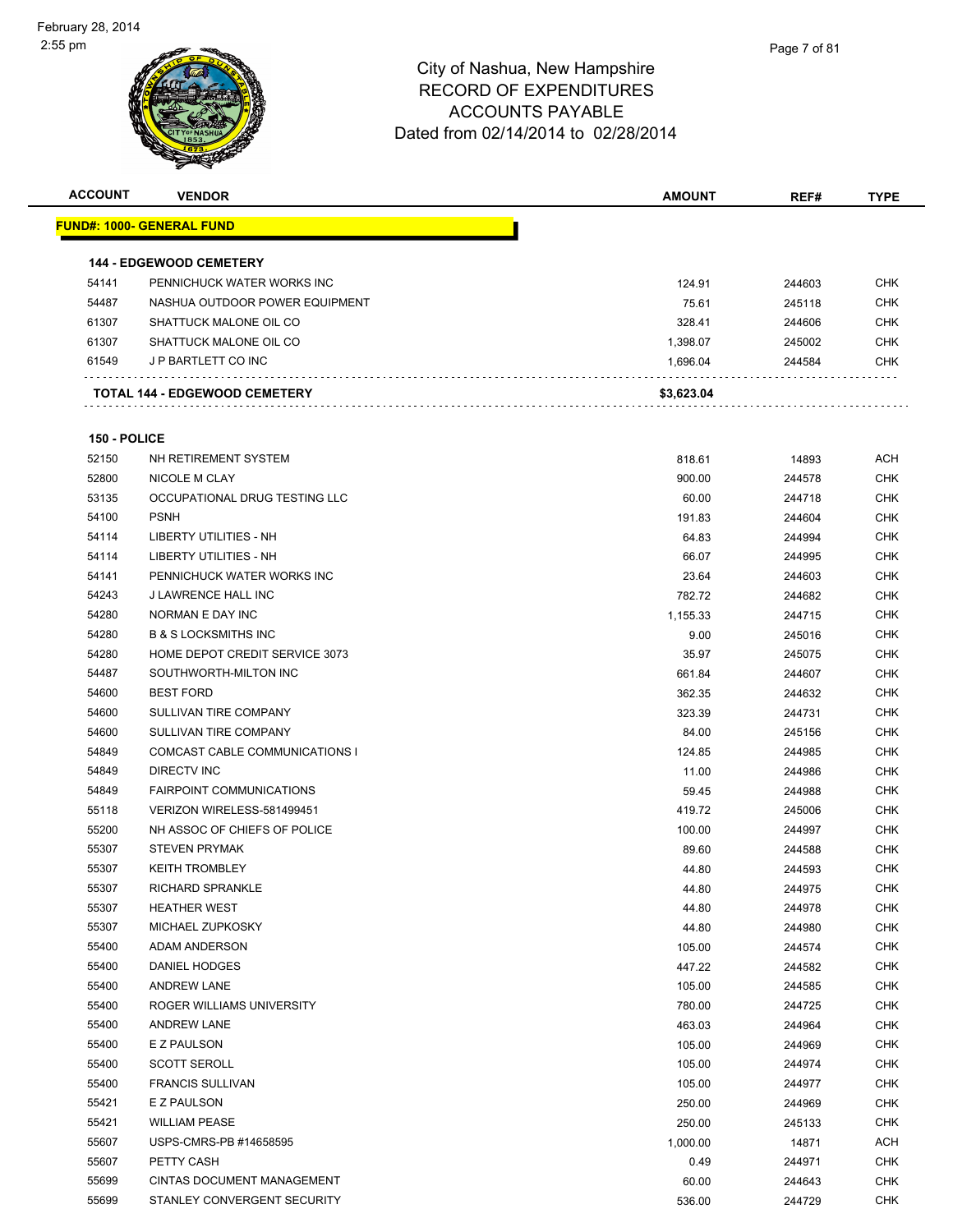City of Nashua, New Hampshire
RECORD OF EXPENDITURES
ACCOUNTS PAYABLE
Dated from 02/14/2014 to 02/28/2014

| ACCOUNT | VENDOR | AMOUNT | REF# | TYPE |
|---|---|---|---|---|

**FUND#: 1000- GENERAL FUND**

**144 - EDGEWOOD CEMETERY**

| ACCOUNT | VENDOR | AMOUNT | REF# | TYPE |
|---|---|---|---|---|
| 54141 | PENNICHUCK WATER WORKS INC | 124.91 | 244603 | CHK |
| 54487 | NASHUA OUTDOOR POWER EQUIPMENT | 75.61 | 245118 | CHK |
| 61307 | SHATTUCK MALONE OIL CO | 328.41 | 244606 | CHK |
| 61307 | SHATTUCK MALONE OIL CO | 1,398.07 | 245002 | CHK |
| 61549 | J P BARTLETT CO INC | 1,696.04 | 244584 | CHK |
| | **TOTAL 144 - EDGEWOOD CEMETERY** | **$3,623.04** | | |

**150 - POLICE**

| ACCOUNT | VENDOR | AMOUNT | REF# | TYPE |
|---|---|---|---|---|
| 52150 | NH RETIREMENT SYSTEM | 818.61 | 14893 | ACH |
| 52800 | NICOLE M CLAY | 900.00 | 244578 | CHK |
| 53135 | OCCUPATIONAL DRUG TESTING LLC | 60.00 | 244718 | CHK |
| 54100 | PSNH | 191.83 | 244604 | CHK |
| 54114 | LIBERTY UTILITIES - NH | 64.83 | 244994 | CHK |
| 54114 | LIBERTY UTILITIES - NH | 66.07 | 244995 | CHK |
| 54141 | PENNICHUCK WATER WORKS INC | 23.64 | 244603 | CHK |
| 54243 | J LAWRENCE HALL INC | 782.72 | 244682 | CHK |
| 54280 | NORMAN E DAY INC | 1,155.33 | 244715 | CHK |
| 54280 | B & S LOCKSMITHS INC | 9.00 | 245016 | CHK |
| 54280 | HOME DEPOT CREDIT SERVICE 3073 | 35.97 | 245075 | CHK |
| 54487 | SOUTHWORTH-MILTON INC | 661.84 | 244607 | CHK |
| 54600 | BEST FORD | 362.35 | 244632 | CHK |
| 54600 | SULLIVAN TIRE COMPANY | 323.39 | 244731 | CHK |
| 54600 | SULLIVAN TIRE COMPANY | 84.00 | 245156 | CHK |
| 54849 | COMCAST CABLE COMMUNICATIONS I | 124.85 | 244985 | CHK |
| 54849 | DIRECTV INC | 11.00 | 244986 | CHK |
| 54849 | FAIRPOINT COMMUNICATIONS | 59.45 | 244988 | CHK |
| 55118 | VERIZON WIRELESS-581499451 | 419.72 | 245006 | CHK |
| 55200 | NH ASSOC OF CHIEFS OF POLICE | 100.00 | 244997 | CHK |
| 55307 | STEVEN PRYMAK | 89.60 | 244588 | CHK |
| 55307 | KEITH TROMBLEY | 44.80 | 244593 | CHK |
| 55307 | RICHARD SPRANKLE | 44.80 | 244975 | CHK |
| 55307 | HEATHER WEST | 44.80 | 244978 | CHK |
| 55307 | MICHAEL ZUPKOSKY | 44.80 | 244980 | CHK |
| 55400 | ADAM ANDERSON | 105.00 | 244574 | CHK |
| 55400 | DANIEL HODGES | 447.22 | 244582 | CHK |
| 55400 | ANDREW LANE | 105.00 | 244585 | CHK |
| 55400 | ROGER WILLIAMS UNIVERSITY | 780.00 | 244725 | CHK |
| 55400 | ANDREW LANE | 463.03 | 244964 | CHK |
| 55400 | E Z PAULSON | 105.00 | 244969 | CHK |
| 55400 | SCOTT SEROLL | 105.00 | 244974 | CHK |
| 55400 | FRANCIS SULLIVAN | 105.00 | 244977 | CHK |
| 55421 | E Z PAULSON | 250.00 | 244969 | CHK |
| 55421 | WILLIAM PEASE | 250.00 | 245133 | CHK |
| 55607 | USPS-CMRS-PB #14658595 | 1,000.00 | 14871 | ACH |
| 55607 | PETTY CASH | 0.49 | 244971 | CHK |
| 55699 | CINTAS DOCUMENT MANAGEMENT | 60.00 | 244643 | CHK |
| 55699 | STANLEY CONVERGENT SECURITY | 536.00 | 244729 | CHK |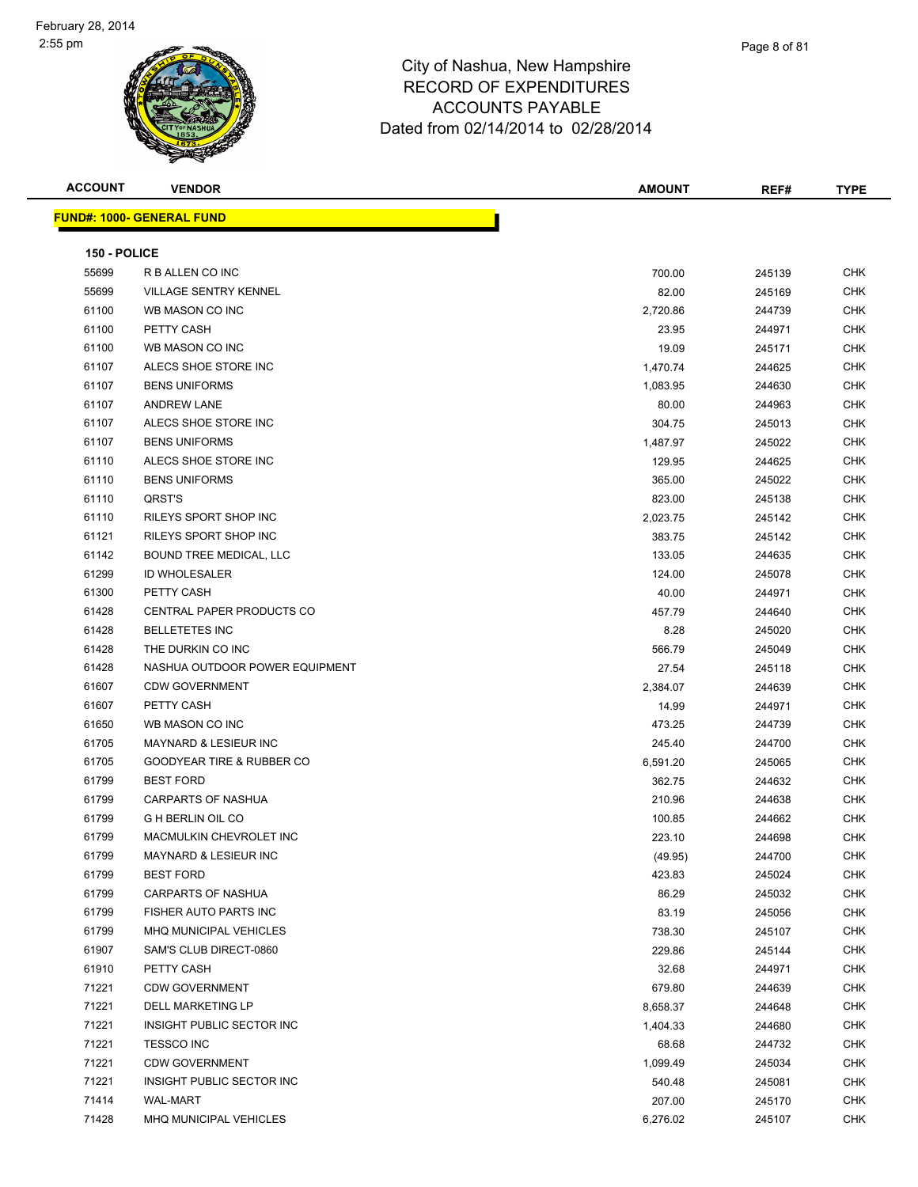# City of Nashua, New Hampshire
## RECORD OF EXPENDITURES
## ACCOUNTS PAYABLE
## Dated from 02/14/2014 to 02/28/2014

| ACCOUNT | VENDOR | AMOUNT | REF# | TYPE |
|---|---|---|---|---|

**FUND#: 1000- GENERAL FUND**

**150 - POLICE**

| ACCOUNT | VENDOR | AMOUNT | REF# | TYPE |
|---|---|---|---|---|
| 55699 | R B ALLEN CO INC | 700.00 | 245139 | CHK |
| 55699 | VILLAGE SENTRY KENNEL | 82.00 | 245169 | CHK |
| 61100 | WB MASON CO INC | 2,720.86 | 244739 | CHK |
| 61100 | PETTY CASH | 23.95 | 244971 | CHK |
| 61100 | WB MASON CO INC | 19.09 | 245171 | CHK |
| 61107 | ALECS SHOE STORE INC | 1,470.74 | 244625 | CHK |
| 61107 | BENS UNIFORMS | 1,083.95 | 244630 | CHK |
| 61107 | ANDREW LANE | 80.00 | 244963 | CHK |
| 61107 | ALECS SHOE STORE INC | 304.75 | 245013 | CHK |
| 61107 | BENS UNIFORMS | 1,487.97 | 245022 | CHK |
| 61110 | ALECS SHOE STORE INC | 129.95 | 244625 | CHK |
| 61110 | BENS UNIFORMS | 365.00 | 245022 | CHK |
| 61110 | QRST'S | 823.00 | 245138 | CHK |
| 61110 | RILEYS SPORT SHOP INC | 2,023.75 | 245142 | CHK |
| 61121 | RILEYS SPORT SHOP INC | 383.75 | 245142 | CHK |
| 61142 | BOUND TREE MEDICAL, LLC | 133.05 | 244635 | CHK |
| 61299 | ID WHOLESALER | 124.00 | 245078 | CHK |
| 61300 | PETTY CASH | 40.00 | 244971 | CHK |
| 61428 | CENTRAL PAPER PRODUCTS CO | 457.79 | 244640 | CHK |
| 61428 | BELLETETES INC | 8.28 | 245020 | CHK |
| 61428 | THE DURKIN CO INC | 566.79 | 245049 | CHK |
| 61428 | NASHUA OUTDOOR POWER EQUIPMENT | 27.54 | 245118 | CHK |
| 61607 | CDW GOVERNMENT | 2,384.07 | 244639 | CHK |
| 61607 | PETTY CASH | 14.99 | 244971 | CHK |
| 61650 | WB MASON CO INC | 473.25 | 244739 | CHK |
| 61705 | MAYNARD & LESIEUR INC | 245.40 | 244700 | CHK |
| 61705 | GOODYEAR TIRE & RUBBER CO | 6,591.20 | 245065 | CHK |
| 61799 | BEST FORD | 362.75 | 244632 | CHK |
| 61799 | CARPARTS OF NASHUA | 210.96 | 244638 | CHK |
| 61799 | G H BERLIN OIL CO | 100.85 | 244662 | CHK |
| 61799 | MACMULKIN CHEVROLET INC | 223.10 | 244698 | CHK |
| 61799 | MAYNARD & LESIEUR INC | (49.95) | 244700 | CHK |
| 61799 | BEST FORD | 423.83 | 245024 | CHK |
| 61799 | CARPARTS OF NASHUA | 86.29 | 245032 | CHK |
| 61799 | FISHER AUTO PARTS INC | 83.19 | 245056 | CHK |
| 61799 | MHQ MUNICIPAL VEHICLES | 738.30 | 245107 | CHK |
| 61907 | SAM'S CLUB DIRECT-0860 | 229.86 | 245144 | CHK |
| 61910 | PETTY CASH | 32.68 | 244971 | CHK |
| 71221 | CDW GOVERNMENT | 679.80 | 244639 | CHK |
| 71221 | DELL MARKETING LP | 8,658.37 | 244648 | CHK |
| 71221 | INSIGHT PUBLIC SECTOR INC | 1,404.33 | 244680 | CHK |
| 71221 | TESSCO INC | 68.68 | 244732 | CHK |
| 71221 | CDW GOVERNMENT | 1,099.49 | 245034 | CHK |
| 71221 | INSIGHT PUBLIC SECTOR INC | 540.48 | 245081 | CHK |
| 71414 | WAL-MART | 207.00 | 245170 | CHK |
| 71428 | MHQ MUNICIPAL VEHICLES | 6,276.02 | 245107 | CHK |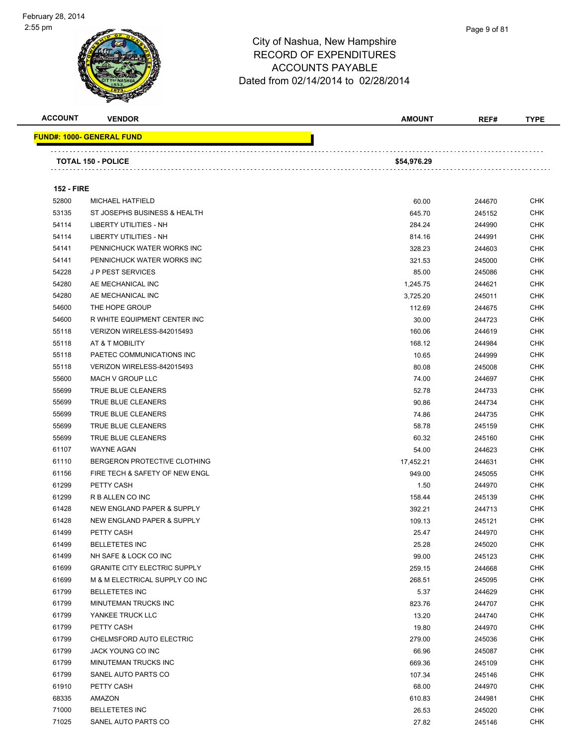# City of Nashua, New Hampshire
## RECORD OF EXPENDITURES
## ACCOUNTS PAYABLE
## Dated from 02/14/2014 to 02/28/2014

| ACCOUNT | VENDOR | AMOUNT | REF# | TYPE |
|---|---|---|---|---|
| **FUND#: 1000- GENERAL FUND** | | | | |
| | **TOTAL 150 - POLICE** | **$54,976.29** | | |
| **152 - FIRE** | | | | |
| 52800 | MICHAEL HATFIELD | 60.00 | 244670 | CHK |
| 53135 | ST JOSEPHS BUSINESS & HEALTH | 645.70 | 245152 | CHK |
| 54114 | LIBERTY UTILITIES - NH | 284.24 | 244990 | CHK |
| 54114 | LIBERTY UTILITIES - NH | 814.16 | 244991 | CHK |
| 54141 | PENNICHUCK WATER WORKS INC | 328.23 | 244603 | CHK |
| 54141 | PENNICHUCK WATER WORKS INC | 321.53 | 245000 | CHK |
| 54228 | J P PEST SERVICES | 85.00 | 245086 | CHK |
| 54280 | AE MECHANICAL INC | 1,245.75 | 244621 | CHK |
| 54280 | AE MECHANICAL INC | 3,725.20 | 245011 | CHK |
| 54600 | THE HOPE GROUP | 112.69 | 244675 | CHK |
| 54600 | R WHITE EQUIPMENT CENTER INC | 30.00 | 244723 | CHK |
| 55118 | VERIZON WIRELESS-842015493 | 160.06 | 244619 | CHK |
| 55118 | AT & T MOBILITY | 168.12 | 244984 | CHK |
| 55118 | PAETEC COMMUNICATIONS INC | 10.65 | 244999 | CHK |
| 55118 | VERIZON WIRELESS-842015493 | 80.08 | 245008 | CHK |
| 55600 | MACH V GROUP LLC | 74.00 | 244697 | CHK |
| 55699 | TRUE BLUE CLEANERS | 52.78 | 244733 | CHK |
| 55699 | TRUE BLUE CLEANERS | 90.86 | 244734 | CHK |
| 55699 | TRUE BLUE CLEANERS | 74.86 | 244735 | CHK |
| 55699 | TRUE BLUE CLEANERS | 58.78 | 245159 | CHK |
| 55699 | TRUE BLUE CLEANERS | 60.32 | 245160 | CHK |
| 61107 | WAYNE AGAN | 54.00 | 244623 | CHK |
| 61110 | BERGERON PROTECTIVE CLOTHING | 17,452.21 | 244631 | CHK |
| 61156 | FIRE TECH & SAFETY OF NEW ENGL | 949.00 | 245055 | CHK |
| 61299 | PETTY CASH | 1.50 | 244970 | CHK |
| 61299 | R B ALLEN CO INC | 158.44 | 245139 | CHK |
| 61428 | NEW ENGLAND PAPER & SUPPLY | 392.21 | 244713 | CHK |
| 61428 | NEW ENGLAND PAPER & SUPPLY | 109.13 | 245121 | CHK |
| 61499 | PETTY CASH | 25.47 | 244970 | CHK |
| 61499 | BELLETETES INC | 25.28 | 245020 | CHK |
| 61499 | NH SAFE & LOCK CO INC | 99.00 | 245123 | CHK |
| 61699 | GRANITE CITY ELECTRIC SUPPLY | 259.15 | 244668 | CHK |
| 61699 | M & M ELECTRICAL SUPPLY CO INC | 268.51 | 245095 | CHK |
| 61799 | BELLETETES INC | 5.37 | 244629 | CHK |
| 61799 | MINUTEMAN TRUCKS INC | 823.76 | 244707 | CHK |
| 61799 | YANKEE TRUCK LLC | 13.20 | 244740 | CHK |
| 61799 | PETTY CASH | 19.80 | 244970 | CHK |
| 61799 | CHELMSFORD AUTO ELECTRIC | 279.00 | 245036 | CHK |
| 61799 | JACK YOUNG CO INC | 66.96 | 245087 | CHK |
| 61799 | MINUTEMAN TRUCKS INC | 669.36 | 245109 | CHK |
| 61799 | SANEL AUTO PARTS CO | 107.34 | 245146 | CHK |
| 61910 | PETTY CASH | 68.00 | 244970 | CHK |
| 68335 | AMAZON | 610.83 | 244981 | CHK |
| 71000 | BELLETETES INC | 26.53 | 245020 | CHK |
| 71025 | SANEL AUTO PARTS CO | 27.82 | 245146 | CHK |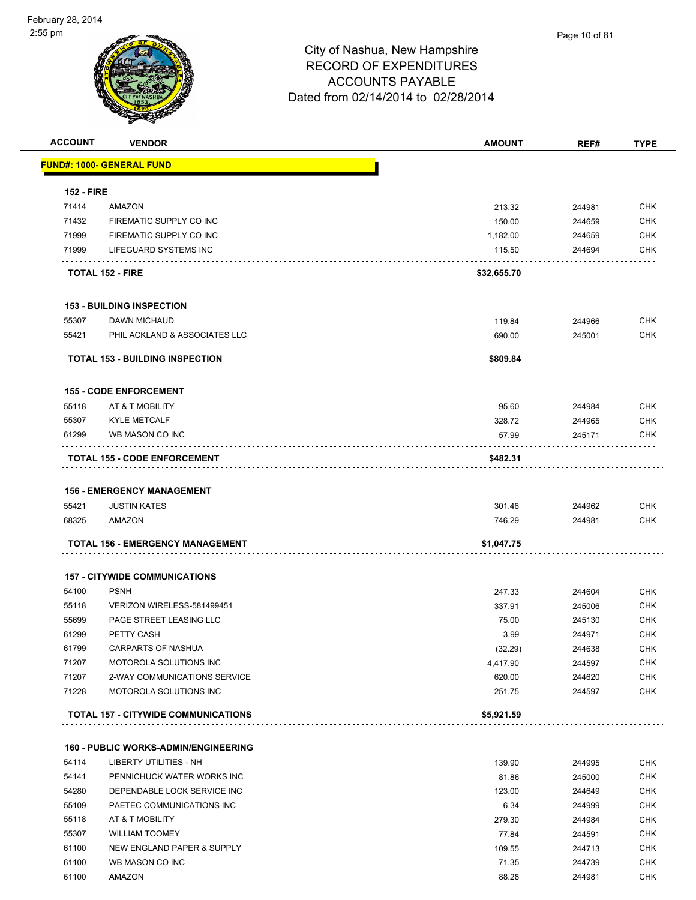City of Nashua, New Hampshire
RECORD OF EXPENDITURES
ACCOUNTS PAYABLE
Dated from 02/14/2014 to 02/28/2014

February 28, 2014
2:55 pm

| ACCOUNT | VENDOR | AMOUNT | REF# | TYPE |
|---|---|---|---|---|
| **FUND#: 1000- GENERAL FUND** | | | | |
| **152 - FIRE** | | | | |
| 71414 | AMAZON | 213.32 | 244981 | CHK |
| 71432 | FIREMATIC SUPPLY CO INC | 150.00 | 244659 | CHK |
| 71999 | FIREMATIC SUPPLY CO INC | 1,182.00 | 244659 | CHK |
| 71999 | LIFEGUARD SYSTEMS INC | 115.50 | 244694 | CHK |
| **TOTAL 152 - FIRE** | | **$32,655.70** | | |
| **153 - BUILDING INSPECTION** | | | | |
| 55307 | DAWN MICHAUD | 119.84 | 244966 | CHK |
| 55421 | PHIL ACKLAND & ASSOCIATES LLC | 690.00 | 245001 | CHK |
| **TOTAL 153 - BUILDING INSPECTION** | | **$809.84** | | |
| **155 - CODE ENFORCEMENT** | | | | |
| 55118 | AT & T MOBILITY | 95.60 | 244984 | CHK |
| 55307 | KYLE METCALF | 328.72 | 244965 | CHK |
| 61299 | WB MASON CO INC | 57.99 | 245171 | CHK |
| **TOTAL 155 - CODE ENFORCEMENT** | | **$482.31** | | |
| **156 - EMERGENCY MANAGEMENT** | | | | |
| 55421 | JUSTIN KATES | 301.46 | 244962 | CHK |
| 68325 | AMAZON | 746.29 | 244981 | CHK |
| **TOTAL 156 - EMERGENCY MANAGEMENT** | | **$1,047.75** | | |
| **157 - CITYWIDE COMMUNICATIONS** | | | | |
| 54100 | PSNH | 247.33 | 244604 | CHK |
| 55118 | VERIZON WIRELESS-581499451 | 337.91 | 245006 | CHK |
| 55699 | PAGE STREET LEASING LLC | 75.00 | 245130 | CHK |
| 61299 | PETTY CASH | 3.99 | 244971 | CHK |
| 61799 | CARPARTS OF NASHUA | (32.29) | 244638 | CHK |
| 71207 | MOTOROLA SOLUTIONS INC | 4,417.90 | 244597 | CHK |
| 71207 | 2-WAY COMMUNICATIONS SERVICE | 620.00 | 244620 | CHK |
| 71228 | MOTOROLA SOLUTIONS INC | 251.75 | 244597 | CHK |
| **TOTAL 157 - CITYWIDE COMMUNICATIONS** | | **$5,921.59** | | |
| **160 - PUBLIC WORKS-ADMIN/ENGINEERING** | | | | |
| 54114 | LIBERTY UTILITIES - NH | 139.90 | 244995 | CHK |
| 54141 | PENNICHUCK WATER WORKS INC | 81.86 | 245000 | CHK |
| 54280 | DEPENDABLE LOCK SERVICE INC | 123.00 | 244649 | CHK |
| 55109 | PAETEC COMMUNICATIONS INC | 6.34 | 244999 | CHK |
| 55118 | AT & T MOBILITY | 279.30 | 244984 | CHK |
| 55307 | WILLIAM TOOMEY | 77.84 | 244591 | CHK |
| 61100 | NEW ENGLAND PAPER & SUPPLY | 109.55 | 244713 | CHK |
| 61100 | WB MASON CO INC | 71.35 | 244739 | CHK |
| 61100 | AMAZON | 88.28 | 244981 | CHK |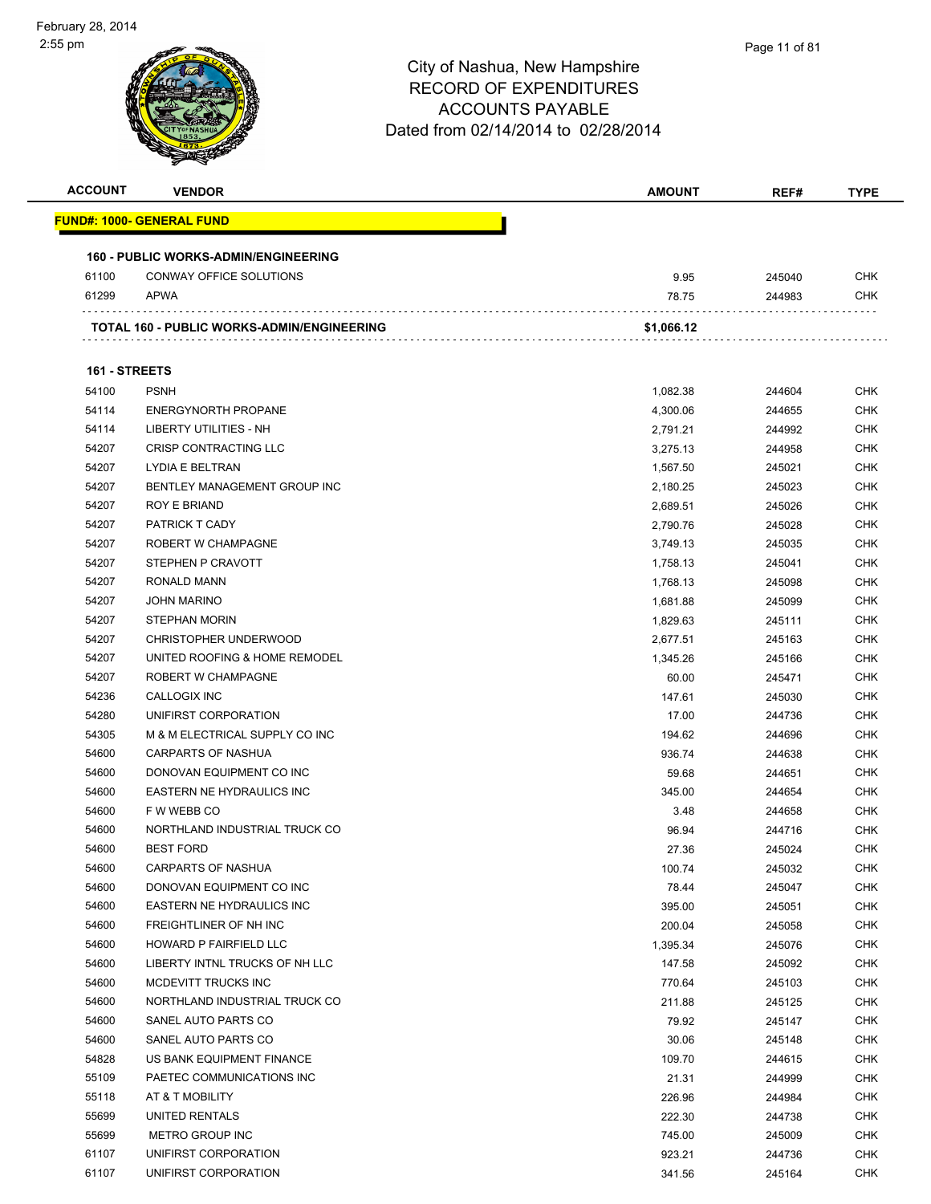City of Nashua, New Hampshire
RECORD OF EXPENDITURES
ACCOUNTS PAYABLE
Dated from 02/14/2014 to 02/28/2014

| ACCOUNT | VENDOR | AMOUNT | REF# | TYPE |
|---|---|---|---|---|
| **FUND#: 1000- GENERAL FUND** | | | | |
| **160 - PUBLIC WORKS-ADMIN/ENGINEERING** | | | | |
| 61100 | CONWAY OFFICE SOLUTIONS | 9.95 | 245040 | CHK |
| 61299 | APWA | 78.75 | 244983 | CHK |
| | **TOTAL 160 - PUBLIC WORKS-ADMIN/ENGINEERING** | **$1,066.12** | | |
| **161 - STREETS** | | | | |
| 54100 | PSNH | 1,082.38 | 244604 | CHK |
| 54114 | ENERGYNORTH PROPANE | 4,300.06 | 244655 | CHK |
| 54114 | LIBERTY UTILITIES - NH | 2,791.21 | 244992 | CHK |
| 54207 | CRISP CONTRACTING LLC | 3,275.13 | 244958 | CHK |
| 54207 | LYDIA E BELTRAN | 1,567.50 | 245021 | CHK |
| 54207 | BENTLEY MANAGEMENT GROUP INC | 2,180.25 | 245023 | CHK |
| 54207 | ROY E BRIAND | 2,689.51 | 245026 | CHK |
| 54207 | PATRICK T CADY | 2,790.76 | 245028 | CHK |
| 54207 | ROBERT W CHAMPAGNE | 3,749.13 | 245035 | CHK |
| 54207 | STEPHEN P CRAVOTT | 1,758.13 | 245041 | CHK |
| 54207 | RONALD MANN | 1,768.13 | 245098 | CHK |
| 54207 | JOHN MARINO | 1,681.88 | 245099 | CHK |
| 54207 | STEPHAN MORIN | 1,829.63 | 245111 | CHK |
| 54207 | CHRISTOPHER UNDERWOOD | 2,677.51 | 245163 | CHK |
| 54207 | UNITED ROOFING & HOME REMODEL | 1,345.26 | 245166 | CHK |
| 54207 | ROBERT W CHAMPAGNE | 60.00 | 245471 | CHK |
| 54236 | CALLOGIX INC | 147.61 | 245030 | CHK |
| 54280 | UNIFIRST CORPORATION | 17.00 | 244736 | CHK |
| 54305 | M & M ELECTRICAL SUPPLY CO INC | 194.62 | 244696 | CHK |
| 54600 | CARPARTS OF NASHUA | 936.74 | 244638 | CHK |
| 54600 | DONOVAN EQUIPMENT CO INC | 59.68 | 244651 | CHK |
| 54600 | EASTERN NE HYDRAULICS INC | 345.00 | 244654 | CHK |
| 54600 | F W WEBB CO | 3.48 | 244658 | CHK |
| 54600 | NORTHLAND INDUSTRIAL TRUCK CO | 96.94 | 244716 | CHK |
| 54600 | BEST FORD | 27.36 | 245024 | CHK |
| 54600 | CARPARTS OF NASHUA | 100.74 | 245032 | CHK |
| 54600 | DONOVAN EQUIPMENT CO INC | 78.44 | 245047 | CHK |
| 54600 | EASTERN NE HYDRAULICS INC | 395.00 | 245051 | CHK |
| 54600 | FREIGHTLINER OF NH INC | 200.04 | 245058 | CHK |
| 54600 | HOWARD P FAIRFIELD LLC | 1,395.34 | 245076 | CHK |
| 54600 | LIBERTY INTNL TRUCKS OF NH LLC | 147.58 | 245092 | CHK |
| 54600 | MCDEVITT TRUCKS INC | 770.64 | 245103 | CHK |
| 54600 | NORTHLAND INDUSTRIAL TRUCK CO | 211.88 | 245125 | CHK |
| 54600 | SANEL AUTO PARTS CO | 79.92 | 245147 | CHK |
| 54600 | SANEL AUTO PARTS CO | 30.06 | 245148 | CHK |
| 54828 | US BANK EQUIPMENT FINANCE | 109.70 | 244615 | CHK |
| 55109 | PAETEC COMMUNICATIONS INC | 21.31 | 244999 | CHK |
| 55118 | AT & T MOBILITY | 226.96 | 244984 | CHK |
| 55699 | UNITED RENTALS | 222.30 | 244738 | CHK |
| 55699 | METRO GROUP INC | 745.00 | 245009 | CHK |
| 61107 | UNIFIRST CORPORATION | 923.21 | 244736 | CHK |
| 61107 | UNIFIRST CORPORATION | 341.56 | 245164 | CHK |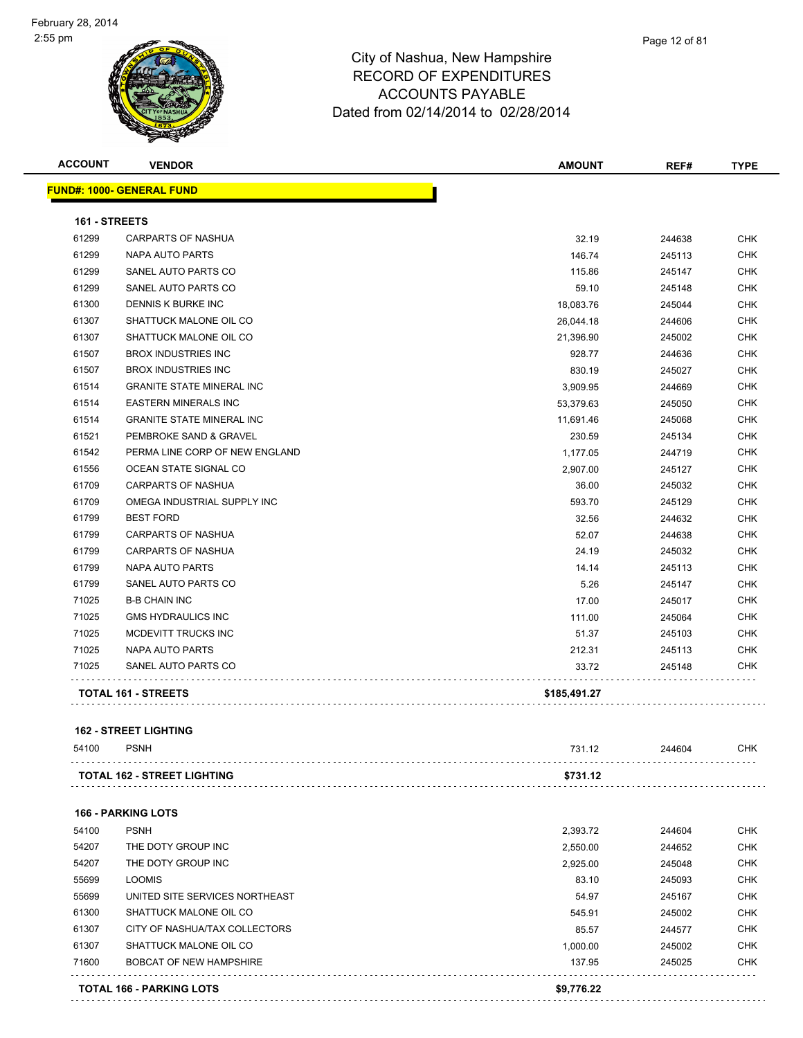# City of Nashua, New Hampshire
## RECORD OF EXPENDITURES
## ACCOUNTS PAYABLE
### Dated from 02/14/2014 to 02/28/2014

| ACCOUNT | VENDOR | AMOUNT | REF# | TYPE |
|---|---|---|---|---|
| **FUND#: 1000- GENERAL FUND** | | | | |
| **161 - STREETS** | | | | |
| 61299 | CARPARTS OF NASHUA | 32.19 | 244638 | CHK |
| 61299 | NAPA AUTO PARTS | 146.74 | 245113 | CHK |
| 61299 | SANEL AUTO PARTS CO | 115.86 | 245147 | CHK |
| 61299 | SANEL AUTO PARTS CO | 59.10 | 245148 | CHK |
| 61300 | DENNIS K BURKE INC | 18,083.76 | 245044 | CHK |
| 61307 | SHATTUCK MALONE OIL CO | 26,044.18 | 244606 | CHK |
| 61307 | SHATTUCK MALONE OIL CO | 21,396.90 | 245002 | CHK |
| 61507 | BROX INDUSTRIES INC | 928.77 | 244636 | CHK |
| 61507 | BROX INDUSTRIES INC | 830.19 | 245027 | CHK |
| 61514 | GRANITE STATE MINERAL INC | 3,909.95 | 244669 | CHK |
| 61514 | EASTERN MINERALS INC | 53,379.63 | 245050 | CHK |
| 61514 | GRANITE STATE MINERAL INC | 11,691.46 | 245068 | CHK |
| 61521 | PEMBROKE SAND & GRAVEL | 230.59 | 245134 | CHK |
| 61542 | PERMA LINE CORP OF NEW ENGLAND | 1,177.05 | 244719 | CHK |
| 61556 | OCEAN STATE SIGNAL CO | 2,907.00 | 245127 | CHK |
| 61709 | CARPARTS OF NASHUA | 36.00 | 245032 | CHK |
| 61709 | OMEGA INDUSTRIAL SUPPLY INC | 593.70 | 245129 | CHK |
| 61799 | BEST FORD | 32.56 | 244632 | CHK |
| 61799 | CARPARTS OF NASHUA | 52.07 | 244638 | CHK |
| 61799 | CARPARTS OF NASHUA | 24.19 | 245032 | CHK |
| 61799 | NAPA AUTO PARTS | 14.14 | 245113 | CHK |
| 61799 | SANEL AUTO PARTS CO | 5.26 | 245147 | CHK |
| 71025 | B-B CHAIN INC | 17.00 | 245017 | CHK |
| 71025 | GMS HYDRAULICS INC | 111.00 | 245064 | CHK |
| 71025 | MCDEVITT TRUCKS INC | 51.37 | 245103 | CHK |
| 71025 | NAPA AUTO PARTS | 212.31 | 245113 | CHK |
| 71025 | SANEL AUTO PARTS CO | 33.72 | 245148 | CHK |
| **TOTAL 161 - STREETS** | | **$185,491.27** | | |
| **162 - STREET LIGHTING** | | | | |
| 54100 | PSNH | 731.12 | 244604 | CHK |
| **TOTAL 162 - STREET LIGHTING** | | **$731.12** | | |
| **166 - PARKING LOTS** | | | | |
| 54100 | PSNH | 2,393.72 | 244604 | CHK |
| 54207 | THE DOTY GROUP INC | 2,550.00 | 244652 | CHK |
| 54207 | THE DOTY GROUP INC | 2,925.00 | 245048 | CHK |
| 55699 | LOOMIS | 83.10 | 245093 | CHK |
| 55699 | UNITED SITE SERVICES NORTHEAST | 54.97 | 245167 | CHK |
| 61300 | SHATTUCK MALONE OIL CO | 545.91 | 245002 | CHK |
| 61307 | CITY OF NASHUA/TAX COLLECTORS | 85.57 | 244577 | CHK |
| 61307 | SHATTUCK MALONE OIL CO | 1,000.00 | 245002 | CHK |
| 71600 | BOBCAT OF NEW HAMPSHIRE | 137.95 | 245025 | CHK |
| **TOTAL 166 - PARKING LOTS** | | **$9,776.22** | | |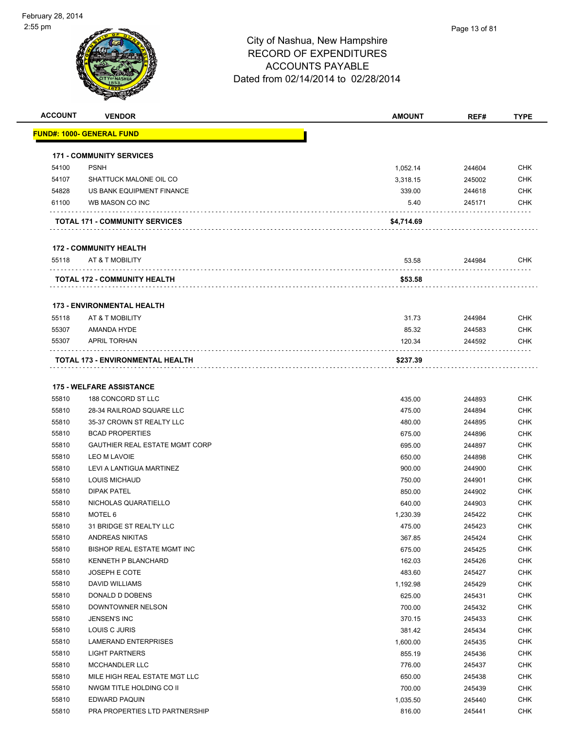City of Nashua, New Hampshire
RECORD OF EXPENDITURES
ACCOUNTS PAYABLE
Dated from 02/14/2014 to 02/28/2014

February 28, 2014
2:55 pm

| ACCOUNT | VENDOR | AMOUNT | REF# | TYPE |
|---|---|---|---|---|
| **FUND#: 1000- GENERAL FUND** | | | | |
| **171 - COMMUNITY SERVICES** | | | | |
| 54100 | PSNH | 1,052.14 | 244604 | CHK |
| 54107 | SHATTUCK MALONE OIL CO | 3,318.15 | 245002 | CHK |
| 54828 | US BANK EQUIPMENT FINANCE | 339.00 | 244618 | CHK |
| 61100 | WB MASON CO INC | 5.40 | 245171 | CHK |
| | **TOTAL 171 - COMMUNITY SERVICES** | **$4,714.69** | | |
| **172 - COMMUNITY HEALTH** | | | | |
| 55118 | AT & T MOBILITY | 53.58 | 244984 | CHK |
| | **TOTAL 172 - COMMUNITY HEALTH** | **$53.58** | | |
| **173 - ENVIRONMENTAL HEALTH** | | | | |
| 55118 | AT & T MOBILITY | 31.73 | 244984 | CHK |
| 55307 | AMANDA HYDE | 85.32 | 244583 | CHK |
| 55307 | APRIL TORHAN | 120.34 | 244592 | CHK |
| | **TOTAL 173 - ENVIRONMENTAL HEALTH** | **$237.39** | | |
| **175 - WELFARE ASSISTANCE** | | | | |
| 55810 | 188 CONCORD ST LLC | 435.00 | 244893 | CHK |
| 55810 | 28-34 RAILROAD SQUARE LLC | 475.00 | 244894 | CHK |
| 55810 | 35-37 CROWN ST REALTY LLC | 480.00 | 244895 | CHK |
| 55810 | BCAD PROPERTIES | 675.00 | 244896 | CHK |
| 55810 | GAUTHIER REAL ESTATE MGMT CORP | 695.00 | 244897 | CHK |
| 55810 | LEO M LAVOIE | 650.00 | 244898 | CHK |
| 55810 | LEVI A LANTIGUA MARTINEZ | 900.00 | 244900 | CHK |
| 55810 | LOUIS MICHAUD | 750.00 | 244901 | CHK |
| 55810 | DIPAK PATEL | 850.00 | 244902 | CHK |
| 55810 | NICHOLAS QUARATIELLO | 640.00 | 244903 | CHK |
| 55810 | MOTEL 6 | 1,230.39 | 245422 | CHK |
| 55810 | 31 BRIDGE ST REALTY LLC | 475.00 | 245423 | CHK |
| 55810 | ANDREAS NIKITAS | 367.85 | 245424 | CHK |
| 55810 | BISHOP REAL ESTATE MGMT INC | 675.00 | 245425 | CHK |
| 55810 | KENNETH P BLANCHARD | 162.03 | 245426 | CHK |
| 55810 | JOSEPH E COTE | 483.60 | 245427 | CHK |
| 55810 | DAVID WILLIAMS | 1,192.98 | 245429 | CHK |
| 55810 | DONALD D DOBENS | 625.00 | 245431 | CHK |
| 55810 | DOWNTOWNER NELSON | 700.00 | 245432 | CHK |
| 55810 | JENSEN'S INC | 370.15 | 245433 | CHK |
| 55810 | LOUIS C JURIS | 381.42 | 245434 | CHK |
| 55810 | LAMERAND ENTERPRISES | 1,600.00 | 245435 | CHK |
| 55810 | LIGHT PARTNERS | 855.19 | 245436 | CHK |
| 55810 | MCCHANDLER LLC | 776.00 | 245437 | CHK |
| 55810 | MILE HIGH REAL ESTATE MGT LLC | 650.00 | 245438 | CHK |
| 55810 | NWGM TITLE HOLDING CO II | 700.00 | 245439 | CHK |
| 55810 | EDWARD PAQUIN | 1,035.50 | 245440 | CHK |
| 55810 | PRA PROPERTIES LTD PARTNERSHIP | 816.00 | 245441 | CHK |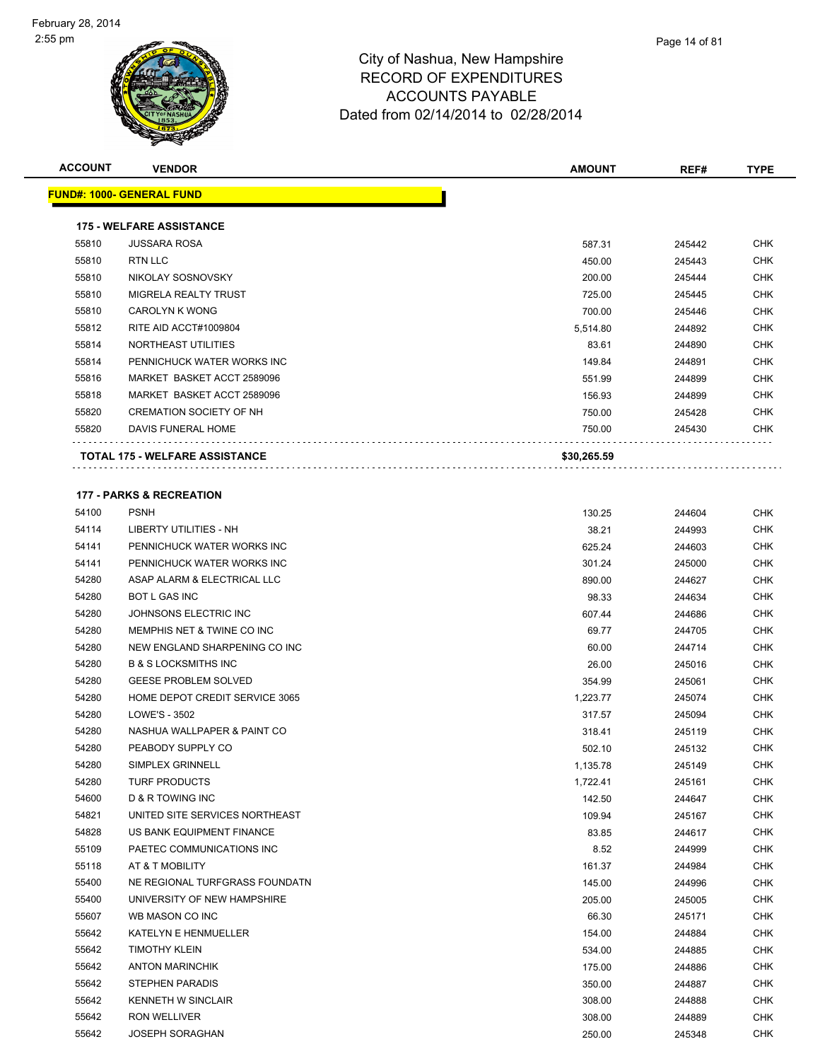# City of Nashua, New Hampshire
# RECORD OF EXPENDITURES
# ACCOUNTS PAYABLE
# Dated from 02/14/2014 to 02/28/2014

| ACCOUNT | VENDOR | AMOUNT | REF# | TYPE |
|---|---|---|---|---|
| **FUND#: 1000- GENERAL FUND** | | | | |
| **175 - WELFARE ASSISTANCE** | | | | |
| 55810 | JUSSARA ROSA | 587.31 | 245442 | CHK |
| 55810 | RTN LLC | 450.00 | 245443 | CHK |
| 55810 | NIKOLAY SOSNOVSKY | 200.00 | 245444 | CHK |
| 55810 | MIGRELA REALTY TRUST | 725.00 | 245445 | CHK |
| 55810 | CAROLYN K WONG | 700.00 | 245446 | CHK |
| 55812 | RITE AID ACCT#1009804 | 5,514.80 | 244892 | CHK |
| 55814 | NORTHEAST UTILITIES | 83.61 | 244890 | CHK |
| 55814 | PENNICHUCK WATER WORKS INC | 149.84 | 244891 | CHK |
| 55816 | MARKET BASKET ACCT 2589096 | 551.99 | 244899 | CHK |
| 55818 | MARKET BASKET ACCT 2589096 | 156.93 | 244899 | CHK |
| 55820 | CREMATION SOCIETY OF NH | 750.00 | 245428 | CHK |
| 55820 | DAVIS FUNERAL HOME | 750.00 | 245430 | CHK |
| **TOTAL 175 - WELFARE ASSISTANCE** | | **$30,265.59** | | |
| **177 - PARKS & RECREATION** | | | | |
| 54100 | PSNH | 130.25 | 244604 | CHK |
| 54114 | LIBERTY UTILITIES - NH | 38.21 | 244993 | CHK |
| 54141 | PENNICHUCK WATER WORKS INC | 625.24 | 244603 | CHK |
| 54141 | PENNICHUCK WATER WORKS INC | 301.24 | 245000 | CHK |
| 54280 | ASAP ALARM & ELECTRICAL LLC | 890.00 | 244627 | CHK |
| 54280 | BOT L GAS INC | 98.33 | 244634 | CHK |
| 54280 | JOHNSONS ELECTRIC INC | 607.44 | 244686 | CHK |
| 54280 | MEMPHIS NET & TWINE CO INC | 69.77 | 244705 | CHK |
| 54280 | NEW ENGLAND SHARPENING CO INC | 60.00 | 244714 | CHK |
| 54280 | B & S LOCKSMITHS INC | 26.00 | 245016 | CHK |
| 54280 | GEESE PROBLEM SOLVED | 354.99 | 245061 | CHK |
| 54280 | HOME DEPOT CREDIT SERVICE 3065 | 1,223.77 | 245074 | CHK |
| 54280 | LOWE'S - 3502 | 317.57 | 245094 | CHK |
| 54280 | NASHUA WALLPAPER & PAINT CO | 318.41 | 245119 | CHK |
| 54280 | PEABODY SUPPLY CO | 502.10 | 245132 | CHK |
| 54280 | SIMPLEX GRINNELL | 1,135.78 | 245149 | CHK |
| 54280 | TURF PRODUCTS | 1,722.41 | 245161 | CHK |
| 54600 | D & R TOWING INC | 142.50 | 244647 | CHK |
| 54821 | UNITED SITE SERVICES NORTHEAST | 109.94 | 245167 | CHK |
| 54828 | US BANK EQUIPMENT FINANCE | 83.85 | 244617 | CHK |
| 55109 | PAETEC COMMUNICATIONS INC | 8.52 | 244999 | CHK |
| 55118 | AT & T MOBILITY | 161.37 | 244984 | CHK |
| 55400 | NE REGIONAL TURFGRASS FOUNDATN | 145.00 | 244996 | CHK |
| 55400 | UNIVERSITY OF NEW HAMPSHIRE | 205.00 | 245005 | CHK |
| 55607 | WB MASON CO INC | 66.30 | 245171 | CHK |
| 55642 | KATELYN E HENMUELLER | 154.00 | 244884 | CHK |
| 55642 | TIMOTHY KLEIN | 534.00 | 244885 | CHK |
| 55642 | ANTON MARINCHIK | 175.00 | 244886 | CHK |
| 55642 | STEPHEN PARADIS | 350.00 | 244887 | CHK |
| 55642 | KENNETH W SINCLAIR | 308.00 | 244888 | CHK |
| 55642 | RON WELLIVER | 308.00 | 244889 | CHK |
| 55642 | JOSEPH SORAGHAN | 250.00 | 245348 | CHK |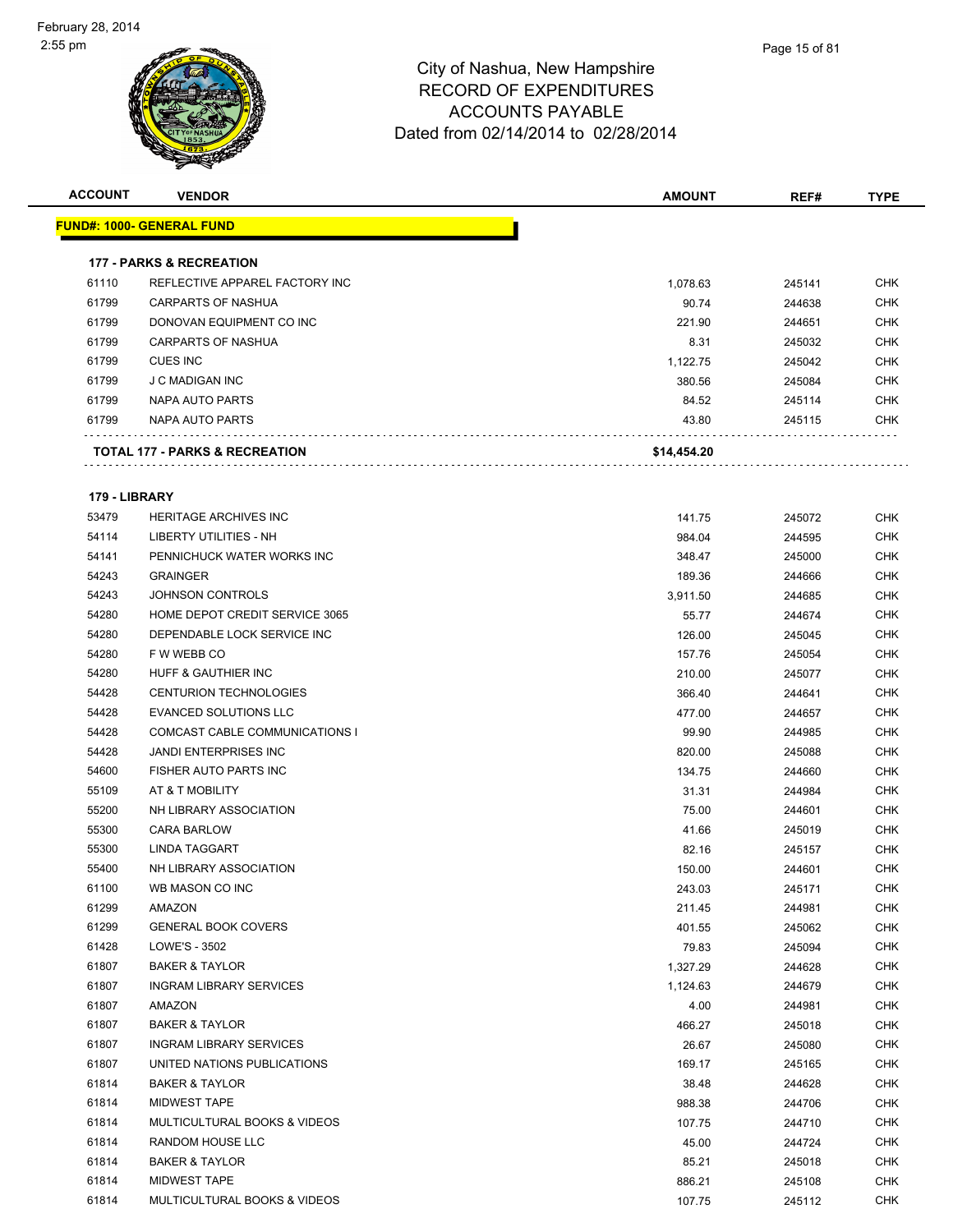# City of Nashua, New Hampshire
## RECORD OF EXPENDITURES
## ACCOUNTS PAYABLE
### Dated from 02/14/2014 to 02/28/2014

| ACCOUNT | VENDOR | AMOUNT | REF# | TYPE |
|---|---|---|---|---|
| **FUND#: 1000- GENERAL FUND** | | | | |
| **177 - PARKS & RECREATION** | | | | |
| 61110 | REFLECTIVE APPAREL FACTORY INC | 1,078.63 | 245141 | CHK |
| 61799 | CARPARTS OF NASHUA | 90.74 | 244638 | CHK |
| 61799 | DONOVAN EQUIPMENT CO INC | 221.90 | 244651 | CHK |
| 61799 | CARPARTS OF NASHUA | 8.31 | 245032 | CHK |
| 61799 | CUES INC | 1,122.75 | 245042 | CHK |
| 61799 | J C MADIGAN INC | 380.56 | 245084 | CHK |
| 61799 | NAPA AUTO PARTS | 84.52 | 245114 | CHK |
| 61799 | NAPA AUTO PARTS | 43.80 | 245115 | CHK |
| **TOTAL 177 - PARKS & RECREATION** | | **$14,454.20** | | |
| **179 - LIBRARY** | | | | |
| 53479 | HERITAGE ARCHIVES INC | 141.75 | 245072 | CHK |
| 54114 | LIBERTY UTILITIES - NH | 984.04 | 244595 | CHK |
| 54141 | PENNICHUCK WATER WORKS INC | 348.47 | 245000 | CHK |
| 54243 | GRAINGER | 189.36 | 244666 | CHK |
| 54243 | JOHNSON CONTROLS | 3,911.50 | 244685 | CHK |
| 54280 | HOME DEPOT CREDIT SERVICE 3065 | 55.77 | 244674 | CHK |
| 54280 | DEPENDABLE LOCK SERVICE INC | 126.00 | 245045 | CHK |
| 54280 | F W WEBB CO | 157.76 | 245054 | CHK |
| 54280 | HUFF & GAUTHIER INC | 210.00 | 245077 | CHK |
| 54428 | CENTURION TECHNOLOGIES | 366.40 | 244641 | CHK |
| 54428 | EVANCED SOLUTIONS LLC | 477.00 | 244657 | CHK |
| 54428 | COMCAST CABLE COMMUNICATIONS I | 99.90 | 244985 | CHK |
| 54428 | JANDI ENTERPRISES INC | 820.00 | 245088 | CHK |
| 54600 | FISHER AUTO PARTS INC | 134.75 | 244660 | CHK |
| 55109 | AT & T MOBILITY | 31.31 | 244984 | CHK |
| 55200 | NH LIBRARY ASSOCIATION | 75.00 | 244601 | CHK |
| 55300 | CARA BARLOW | 41.66 | 245019 | CHK |
| 55300 | LINDA TAGGART | 82.16 | 245157 | CHK |
| 55400 | NH LIBRARY ASSOCIATION | 150.00 | 244601 | CHK |
| 61100 | WB MASON CO INC | 243.03 | 245171 | CHK |
| 61299 | AMAZON | 211.45 | 244981 | CHK |
| 61299 | GENERAL BOOK COVERS | 401.55 | 245062 | CHK |
| 61428 | LOWE'S - 3502 | 79.83 | 245094 | CHK |
| 61807 | BAKER & TAYLOR | 1,327.29 | 244628 | CHK |
| 61807 | INGRAM LIBRARY SERVICES | 1,124.63 | 244679 | CHK |
| 61807 | AMAZON | 4.00 | 244981 | CHK |
| 61807 | BAKER & TAYLOR | 466.27 | 245018 | CHK |
| 61807 | INGRAM LIBRARY SERVICES | 26.67 | 245080 | CHK |
| 61807 | UNITED NATIONS PUBLICATIONS | 169.17 | 245165 | CHK |
| 61814 | BAKER & TAYLOR | 38.48 | 244628 | CHK |
| 61814 | MIDWEST TAPE | 988.38 | 244706 | CHK |
| 61814 | MULTICULTURAL BOOKS & VIDEOS | 107.75 | 244710 | CHK |
| 61814 | RANDOM HOUSE LLC | 45.00 | 244724 | CHK |
| 61814 | BAKER & TAYLOR | 85.21 | 245018 | CHK |
| 61814 | MIDWEST TAPE | 886.21 | 245108 | CHK |
| 61814 | MULTICULTURAL BOOKS & VIDEOS | 107.75 | 245112 | CHK |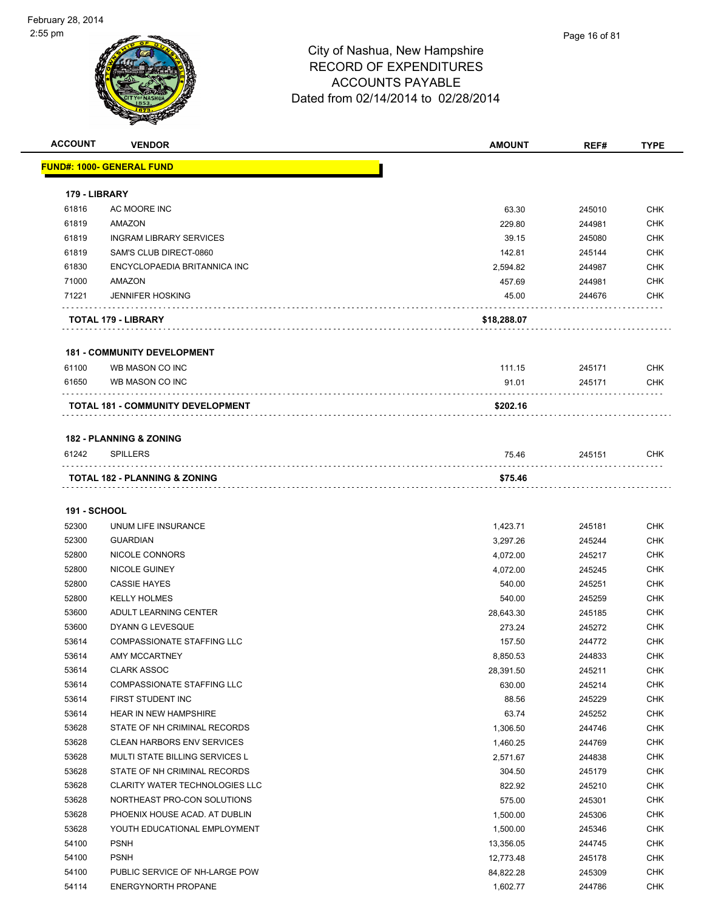City of Nashua, New Hampshire
RECORD OF EXPENDITURES
ACCOUNTS PAYABLE
Dated from 02/14/2014 to 02/28/2014

February 28, 2014
2:55 pm

| ACCOUNT | VENDOR | AMOUNT | REF# | TYPE |
|---|---|---|---|---|
| **FUND#: 1000- GENERAL FUND** | | | | |
| **179 - LIBRARY** | | | | |
| 61816 | AC MOORE INC | 63.30 | 245010 | CHK |
| 61819 | AMAZON | 229.80 | 244981 | CHK |
| 61819 | INGRAM LIBRARY SERVICES | 39.15 | 245080 | CHK |
| 61819 | SAM'S CLUB DIRECT-0860 | 142.81 | 245144 | CHK |
| 61830 | ENCYCLOPAEDIA BRITANNICA INC | 2,594.82 | 244987 | CHK |
| 71000 | AMAZON | 457.69 | 244981 | CHK |
| 71221 | JENNIFER HOSKING | 45.00 | 244676 | CHK |
| **TOTAL 179 - LIBRARY** | | **$18,288.07** | | |
| **181 - COMMUNITY DEVELOPMENT** | | | | |
| 61100 | WB MASON CO INC | 111.15 | 245171 | CHK |
| 61650 | WB MASON CO INC | 91.01 | 245171 | CHK |
| **TOTAL 181 - COMMUNITY DEVELOPMENT** | | **$202.16** | | |
| **182 - PLANNING & ZONING** | | | | |
| 61242 | SPILLERS | 75.46 | 245151 | CHK |
| **TOTAL 182 - PLANNING & ZONING** | | **$75.46** | | |
| **191 - SCHOOL** | | | | |
| 52300 | UNUM LIFE INSURANCE | 1,423.71 | 245181 | CHK |
| 52300 | GUARDIAN | 3,297.26 | 245244 | CHK |
| 52800 | NICOLE CONNORS | 4,072.00 | 245217 | CHK |
| 52800 | NICOLE GUINEY | 4,072.00 | 245245 | CHK |
| 52800 | CASSIE HAYES | 540.00 | 245251 | CHK |
| 52800 | KELLY HOLMES | 540.00 | 245259 | CHK |
| 53600 | ADULT LEARNING CENTER | 28,643.30 | 245185 | CHK |
| 53600 | DYANN G LEVESQUE | 273.24 | 245272 | CHK |
| 53614 | COMPASSIONATE STAFFING LLC | 157.50 | 244772 | CHK |
| 53614 | AMY MCCARTNEY | 8,850.53 | 244833 | CHK |
| 53614 | CLARK ASSOC | 28,391.50 | 245211 | CHK |
| 53614 | COMPASSIONATE STAFFING LLC | 630.00 | 245214 | CHK |
| 53614 | FIRST STUDENT INC | 88.56 | 245229 | CHK |
| 53614 | HEAR IN NEW HAMPSHIRE | 63.74 | 245252 | CHK |
| 53628 | STATE OF NH CRIMINAL RECORDS | 1,306.50 | 244746 | CHK |
| 53628 | CLEAN HARBORS ENV SERVICES | 1,460.25 | 244769 | CHK |
| 53628 | MULTI STATE BILLING SERVICES L | 2,571.67 | 244838 | CHK |
| 53628 | STATE OF NH CRIMINAL RECORDS | 304.50 | 245179 | CHK |
| 53628 | CLARITY WATER TECHNOLOGIES LLC | 822.92 | 245210 | CHK |
| 53628 | NORTHEAST PRO-CON SOLUTIONS | 575.00 | 245301 | CHK |
| 53628 | PHOENIX HOUSE ACAD. AT DUBLIN | 1,500.00 | 245306 | CHK |
| 53628 | YOUTH EDUCATIONAL EMPLOYMENT | 1,500.00 | 245346 | CHK |
| 54100 | PSNH | 13,356.05 | 244745 | CHK |
| 54100 | PSNH | 12,773.48 | 245178 | CHK |
| 54100 | PUBLIC SERVICE OF NH-LARGE POW | 84,822.28 | 245309 | CHK |
| 54114 | ENERGYNORTH PROPANE | 1,602.77 | 244786 | CHK |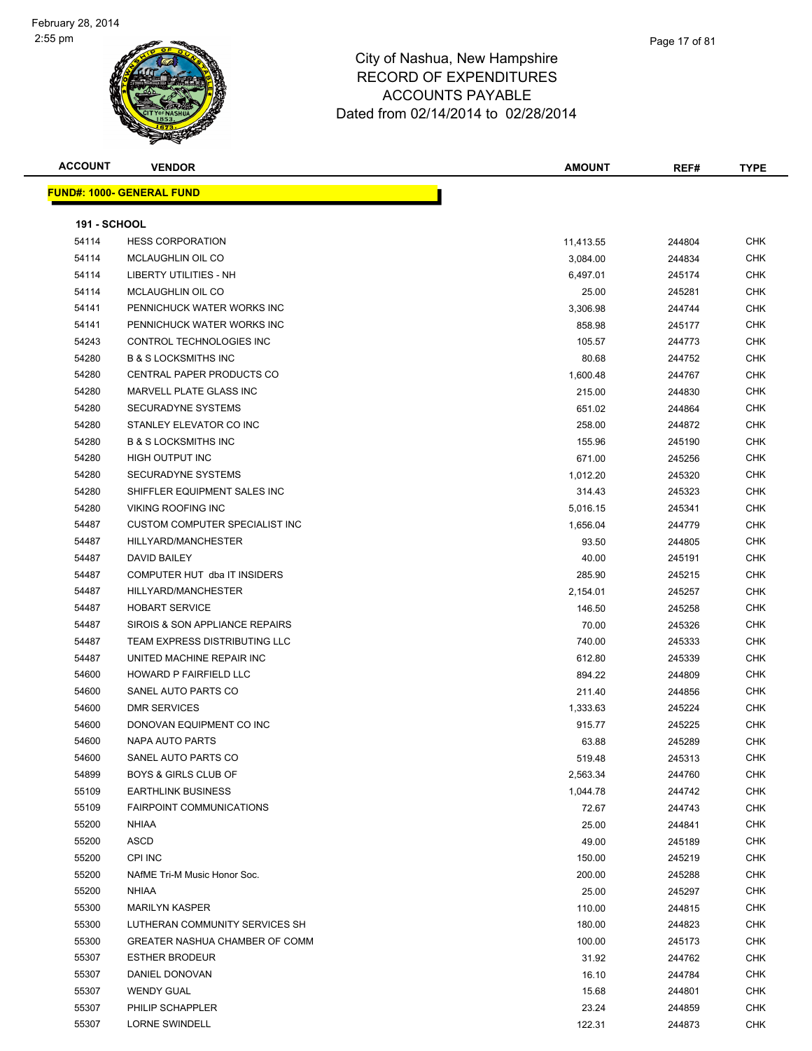# City of Nashua, New Hampshire
# RECORD OF EXPENDITURES
# ACCOUNTS PAYABLE
# Dated from 02/14/2014 to 02/28/2014

| ACCOUNT | VENDOR | AMOUNT | REF# | TYPE |
|---|---|---|---|---|

**FUND#: 1000- GENERAL FUND**

**191 - SCHOOL**

| ACCOUNT | VENDOR | AMOUNT | REF# | TYPE |
|---|---|---|---|---|
| 54114 | HESS CORPORATION | 11,413.55 | 244804 | CHK |
| 54114 | MCLAUGHLIN OIL CO | 3,084.00 | 244834 | CHK |
| 54114 | LIBERTY UTILITIES - NH | 6,497.01 | 245174 | CHK |
| 54114 | MCLAUGHLIN OIL CO | 25.00 | 245281 | CHK |
| 54141 | PENNICHUCK WATER WORKS INC | 3,306.98 | 244744 | CHK |
| 54141 | PENNICHUCK WATER WORKS INC | 858.98 | 245177 | CHK |
| 54243 | CONTROL TECHNOLOGIES INC | 105.57 | 244773 | CHK |
| 54280 | B & S LOCKSMITHS INC | 80.68 | 244752 | CHK |
| 54280 | CENTRAL PAPER PRODUCTS CO | 1,600.48 | 244767 | CHK |
| 54280 | MARVELL PLATE GLASS INC | 215.00 | 244830 | CHK |
| 54280 | SECURADYNE SYSTEMS | 651.02 | 244864 | CHK |
| 54280 | STANLEY ELEVATOR CO INC | 258.00 | 244872 | CHK |
| 54280 | B & S LOCKSMITHS INC | 155.96 | 245190 | CHK |
| 54280 | HIGH OUTPUT INC | 671.00 | 245256 | CHK |
| 54280 | SECURADYNE SYSTEMS | 1,012.20 | 245320 | CHK |
| 54280 | SHIFFLER EQUIPMENT SALES INC | 314.43 | 245323 | CHK |
| 54280 | VIKING ROOFING INC | 5,016.15 | 245341 | CHK |
| 54487 | CUSTOM COMPUTER SPECIALIST INC | 1,656.04 | 244779 | CHK |
| 54487 | HILLYARD/MANCHESTER | 93.50 | 244805 | CHK |
| 54487 | DAVID BAILEY | 40.00 | 245191 | CHK |
| 54487 | COMPUTER HUT dba IT INSIDERS | 285.90 | 245215 | CHK |
| 54487 | HILLYARD/MANCHESTER | 2,154.01 | 245257 | CHK |
| 54487 | HOBART SERVICE | 146.50 | 245258 | CHK |
| 54487 | SIROIS & SON APPLIANCE REPAIRS | 70.00 | 245326 | CHK |
| 54487 | TEAM EXPRESS DISTRIBUTING LLC | 740.00 | 245333 | CHK |
| 54487 | UNITED MACHINE REPAIR INC | 612.80 | 245339 | CHK |
| 54600 | HOWARD P FAIRFIELD LLC | 894.22 | 244809 | CHK |
| 54600 | SANEL AUTO PARTS CO | 211.40 | 244856 | CHK |
| 54600 | DMR SERVICES | 1,333.63 | 245224 | CHK |
| 54600 | DONOVAN EQUIPMENT CO INC | 915.77 | 245225 | CHK |
| 54600 | NAPA AUTO PARTS | 63.88 | 245289 | CHK |
| 54600 | SANEL AUTO PARTS CO | 519.48 | 245313 | CHK |
| 54899 | BOYS & GIRLS CLUB OF | 2,563.34 | 244760 | CHK |
| 55109 | EARTHLINK BUSINESS | 1,044.78 | 244742 | CHK |
| 55109 | FAIRPOINT COMMUNICATIONS | 72.67 | 244743 | CHK |
| 55200 | NHIAA | 25.00 | 244841 | CHK |
| 55200 | ASCD | 49.00 | 245189 | CHK |
| 55200 | CPI INC | 150.00 | 245219 | CHK |
| 55200 | NAfME Tri-M Music Honor Soc. | 200.00 | 245288 | CHK |
| 55200 | NHIAA | 25.00 | 245297 | CHK |
| 55300 | MARILYN KASPER | 110.00 | 244815 | CHK |
| 55300 | LUTHERAN COMMUNITY SERVICES SH | 180.00 | 244823 | CHK |
| 55300 | GREATER NASHUA CHAMBER OF COMM | 100.00 | 245173 | CHK |
| 55307 | ESTHER BRODEUR | 31.92 | 244762 | CHK |
| 55307 | DANIEL DONOVAN | 16.10 | 244784 | CHK |
| 55307 | WENDY GUAL | 15.68 | 244801 | CHK |
| 55307 | PHILIP SCHAPPLER | 23.24 | 244859 | CHK |
| 55307 | LORNE SWINDELL | 122.31 | 244873 | CHK |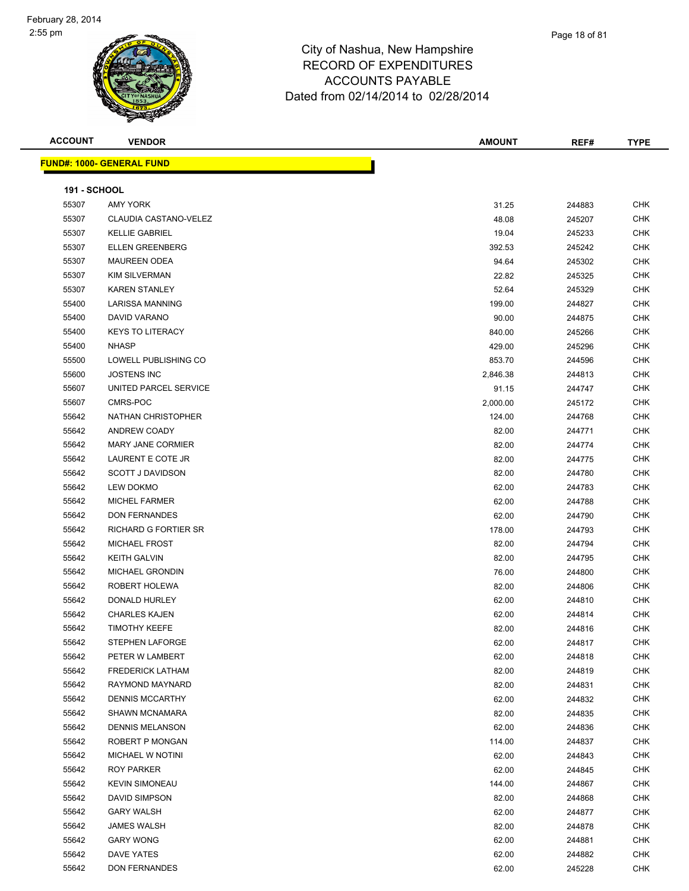City of Nashua, New Hampshire
RECORD OF EXPENDITURES
ACCOUNTS PAYABLE
Dated from 02/14/2014 to 02/28/2014

**FUND#: 1000- GENERAL FUND**

**191 - SCHOOL**

| ACCOUNT | VENDOR | AMOUNT | REF# | TYPE |
|---|---|---|---|---|
| 55307 | AMY YORK | 31.25 | 244883 | CHK |
| 55307 | CLAUDIA CASTANO-VELEZ | 48.08 | 245207 | CHK |
| 55307 | KELLIE GABRIEL | 19.04 | 245233 | CHK |
| 55307 | ELLEN GREENBERG | 392.53 | 245242 | CHK |
| 55307 | MAUREEN ODEA | 94.64 | 245302 | CHK |
| 55307 | KIM SILVERMAN | 22.82 | 245325 | CHK |
| 55307 | KAREN STANLEY | 52.64 | 245329 | CHK |
| 55400 | LARISSA MANNING | 199.00 | 244827 | CHK |
| 55400 | DAVID VARANO | 90.00 | 244875 | CHK |
| 55400 | KEYS TO LITERACY | 840.00 | 245266 | CHK |
| 55400 | NHASP | 429.00 | 245296 | CHK |
| 55500 | LOWELL PUBLISHING CO | 853.70 | 244596 | CHK |
| 55600 | JOSTENS INC | 2,846.38 | 244813 | CHK |
| 55607 | UNITED PARCEL SERVICE | 91.15 | 244747 | CHK |
| 55607 | CMRS-POC | 2,000.00 | 245172 | CHK |
| 55642 | NATHAN CHRISTOPHER | 124.00 | 244768 | CHK |
| 55642 | ANDREW COADY | 82.00 | 244771 | CHK |
| 55642 | MARY JANE CORMIER | 82.00 | 244774 | CHK |
| 55642 | LAURENT E COTE JR | 82.00 | 244775 | CHK |
| 55642 | SCOTT J DAVIDSON | 82.00 | 244780 | CHK |
| 55642 | LEW DOKMO | 62.00 | 244783 | CHK |
| 55642 | MICHEL FARMER | 62.00 | 244788 | CHK |
| 55642 | DON FERNANDES | 62.00 | 244790 | CHK |
| 55642 | RICHARD G FORTIER SR | 178.00 | 244793 | CHK |
| 55642 | MICHAEL FROST | 82.00 | 244794 | CHK |
| 55642 | KEITH GALVIN | 82.00 | 244795 | CHK |
| 55642 | MICHAEL GRONDIN | 76.00 | 244800 | CHK |
| 55642 | ROBERT HOLEWA | 82.00 | 244806 | CHK |
| 55642 | DONALD HURLEY | 62.00 | 244810 | CHK |
| 55642 | CHARLES KAJEN | 62.00 | 244814 | CHK |
| 55642 | TIMOTHY KEEFE | 82.00 | 244816 | CHK |
| 55642 | STEPHEN LAFORGE | 62.00 | 244817 | CHK |
| 55642 | PETER W LAMBERT | 62.00 | 244818 | CHK |
| 55642 | FREDERICK LATHAM | 82.00 | 244819 | CHK |
| 55642 | RAYMOND MAYNARD | 82.00 | 244831 | CHK |
| 55642 | DENNIS MCCARTHY | 62.00 | 244832 | CHK |
| 55642 | SHAWN MCNAMARA | 82.00 | 244835 | CHK |
| 55642 | DENNIS MELANSON | 62.00 | 244836 | CHK |
| 55642 | ROBERT P MONGAN | 114.00 | 244837 | CHK |
| 55642 | MICHAEL W NOTINI | 62.00 | 244843 | CHK |
| 55642 | ROY PARKER | 62.00 | 244845 | CHK |
| 55642 | KEVIN SIMONEAU | 144.00 | 244867 | CHK |
| 55642 | DAVID SIMPSON | 82.00 | 244868 | CHK |
| 55642 | GARY WALSH | 62.00 | 244877 | CHK |
| 55642 | JAMES WALSH | 82.00 | 244878 | CHK |
| 55642 | GARY WONG | 62.00 | 244881 | CHK |
| 55642 | DAVE YATES | 62.00 | 244882 | CHK |
| 55642 | DON FERNANDES | 62.00 | 245228 | CHK |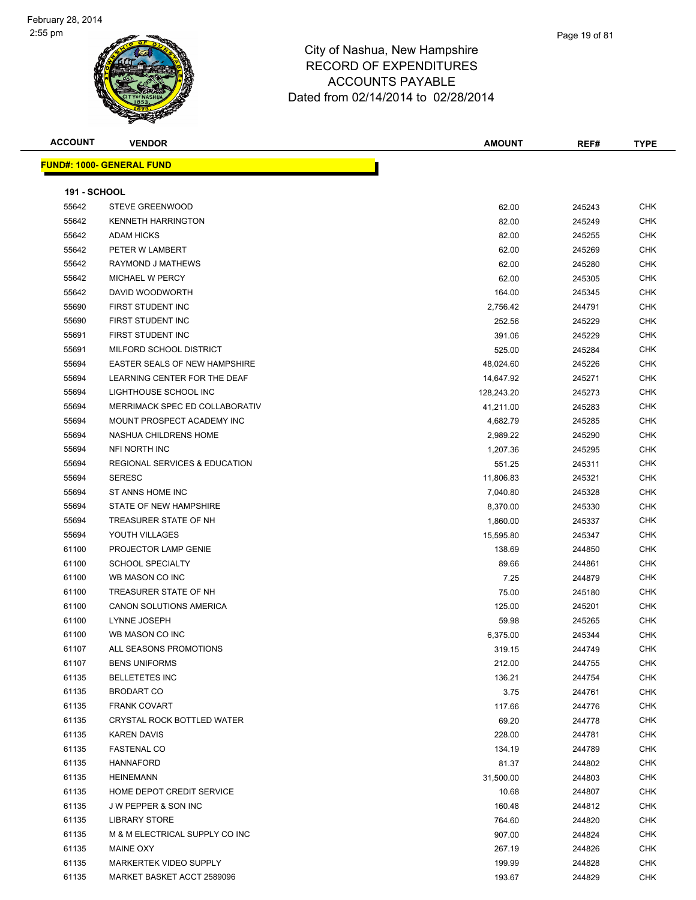# City of Nashua, New Hampshire
## RECORD OF EXPENDITURES
## ACCOUNTS PAYABLE
## Dated from 02/14/2014 to 02/28/2014

February 28, 2014
2:55 pm

**FUND#: 1000- GENERAL FUND**

**191 - SCHOOL**

| ACCOUNT | VENDOR | AMOUNT | REF# | TYPE |
|---|---|---|---|---|
| 55642 | STEVE GREENWOOD | 62.00 | 245243 | CHK |
| 55642 | KENNETH HARRINGTON | 82.00 | 245249 | CHK |
| 55642 | ADAM HICKS | 82.00 | 245255 | CHK |
| 55642 | PETER W LAMBERT | 62.00 | 245269 | CHK |
| 55642 | RAYMOND J MATHEWS | 62.00 | 245280 | CHK |
| 55642 | MICHAEL W PERCY | 62.00 | 245305 | CHK |
| 55642 | DAVID WOODWORTH | 164.00 | 245345 | CHK |
| 55690 | FIRST STUDENT INC | 2,756.42 | 244791 | CHK |
| 55690 | FIRST STUDENT INC | 252.56 | 245229 | CHK |
| 55691 | FIRST STUDENT INC | 391.06 | 245229 | CHK |
| 55691 | MILFORD SCHOOL DISTRICT | 525.00 | 245284 | CHK |
| 55694 | EASTER SEALS OF NEW HAMPSHIRE | 48,024.60 | 245226 | CHK |
| 55694 | LEARNING CENTER FOR THE DEAF | 14,647.92 | 245271 | CHK |
| 55694 | LIGHTHOUSE SCHOOL INC | 128,243.20 | 245273 | CHK |
| 55694 | MERRIMACK SPEC ED COLLABORATIV | 41,211.00 | 245283 | CHK |
| 55694 | MOUNT PROSPECT ACADEMY INC | 4,682.79 | 245285 | CHK |
| 55694 | NASHUA CHILDRENS HOME | 2,989.22 | 245290 | CHK |
| 55694 | NFI NORTH INC | 1,207.36 | 245295 | CHK |
| 55694 | REGIONAL SERVICES & EDUCATION | 551.25 | 245311 | CHK |
| 55694 | SERESC | 11,806.83 | 245321 | CHK |
| 55694 | ST ANNS HOME INC | 7,040.80 | 245328 | CHK |
| 55694 | STATE OF NEW HAMPSHIRE | 8,370.00 | 245330 | CHK |
| 55694 | TREASURER STATE OF NH | 1,860.00 | 245337 | CHK |
| 55694 | YOUTH VILLAGES | 15,595.80 | 245347 | CHK |
| 61100 | PROJECTOR LAMP GENIE | 138.69 | 244850 | CHK |
| 61100 | SCHOOL SPECIALTY | 89.66 | 244861 | CHK |
| 61100 | WB MASON CO INC | 7.25 | 244879 | CHK |
| 61100 | TREASURER STATE OF NH | 75.00 | 245180 | CHK |
| 61100 | CANON SOLUTIONS AMERICA | 125.00 | 245201 | CHK |
| 61100 | LYNNE JOSEPH | 59.98 | 245265 | CHK |
| 61100 | WB MASON CO INC | 6,375.00 | 245344 | CHK |
| 61107 | ALL SEASONS PROMOTIONS | 319.15 | 244749 | CHK |
| 61107 | BENS UNIFORMS | 212.00 | 244755 | CHK |
| 61135 | BELLETETES INC | 136.21 | 244754 | CHK |
| 61135 | BRODART CO | 3.75 | 244761 | CHK |
| 61135 | FRANK COVART | 117.66 | 244776 | CHK |
| 61135 | CRYSTAL ROCK BOTTLED WATER | 69.20 | 244778 | CHK |
| 61135 | KAREN DAVIS | 228.00 | 244781 | CHK |
| 61135 | FASTENAL CO | 134.19 | 244789 | CHK |
| 61135 | HANNAFORD | 81.37 | 244802 | CHK |
| 61135 | HEINEMANN | 31,500.00 | 244803 | CHK |
| 61135 | HOME DEPOT CREDIT SERVICE | 10.68 | 244807 | CHK |
| 61135 | J W PEPPER & SON INC | 160.48 | 244812 | CHK |
| 61135 | LIBRARY STORE | 764.60 | 244820 | CHK |
| 61135 | M & M ELECTRICAL SUPPLY CO INC | 907.00 | 244824 | CHK |
| 61135 | MAINE OXY | 267.19 | 244826 | CHK |
| 61135 | MARKERTEK VIDEO SUPPLY | 199.99 | 244828 | CHK |
| 61135 | MARKET BASKET ACCT 2589096 | 193.67 | 244829 | CHK |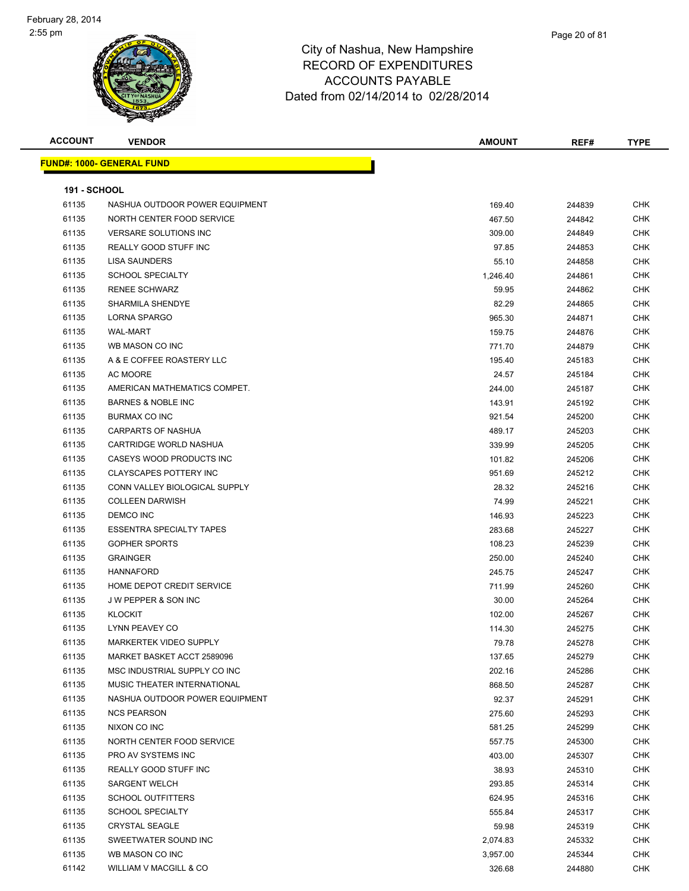# City of Nashua, New Hampshire
## RECORD OF EXPENDITURES
## ACCOUNTS PAYABLE
### Dated from 02/14/2014 to 02/28/2014

February 28, 2014
2:55 pm

| ACCOUNT | VENDOR | AMOUNT | REF# | TYPE |
|---|---|---|---|---|
| **FUND#: 1000- GENERAL FUND** | | | | |
| **191 - SCHOOL** | | | | |
| 61135 | NASHUA OUTDOOR POWER EQUIPMENT | 169.40 | 244839 | CHK |
| 61135 | NORTH CENTER FOOD SERVICE | 467.50 | 244842 | CHK |
| 61135 | VERSARE SOLUTIONS INC | 309.00 | 244849 | CHK |
| 61135 | REALLY GOOD STUFF INC | 97.85 | 244853 | CHK |
| 61135 | LISA SAUNDERS | 55.10 | 244858 | CHK |
| 61135 | SCHOOL SPECIALTY | 1,246.40 | 244861 | CHK |
| 61135 | RENEE SCHWARZ | 59.95 | 244862 | CHK |
| 61135 | SHARMILA SHENDYE | 82.29 | 244865 | CHK |
| 61135 | LORNA SPARGO | 965.30 | 244871 | CHK |
| 61135 | WAL-MART | 159.75 | 244876 | CHK |
| 61135 | WB MASON CO INC | 771.70 | 244879 | CHK |
| 61135 | A & E COFFEE ROASTERY LLC | 195.40 | 245183 | CHK |
| 61135 | AC MOORE | 24.57 | 245184 | CHK |
| 61135 | AMERICAN MATHEMATICS COMPET. | 244.00 | 245187 | CHK |
| 61135 | BARNES & NOBLE INC | 143.91 | 245192 | CHK |
| 61135 | BURMAX CO INC | 921.54 | 245200 | CHK |
| 61135 | CARPARTS OF NASHUA | 489.17 | 245203 | CHK |
| 61135 | CARTRIDGE WORLD NASHUA | 339.99 | 245205 | CHK |
| 61135 | CASEYS WOOD PRODUCTS INC | 101.82 | 245206 | CHK |
| 61135 | CLAYSCAPES POTTERY INC | 951.69 | 245212 | CHK |
| 61135 | CONN VALLEY BIOLOGICAL SUPPLY | 28.32 | 245216 | CHK |
| 61135 | COLLEEN DARWISH | 74.99 | 245221 | CHK |
| 61135 | DEMCO INC | 146.93 | 245223 | CHK |
| 61135 | ESSENTRA SPECIALTY TAPES | 283.68 | 245227 | CHK |
| 61135 | GOPHER SPORTS | 108.23 | 245239 | CHK |
| 61135 | GRAINGER | 250.00 | 245240 | CHK |
| 61135 | HANNAFORD | 245.75 | 245247 | CHK |
| 61135 | HOME DEPOT CREDIT SERVICE | 711.99 | 245260 | CHK |
| 61135 | J W PEPPER & SON INC | 30.00 | 245264 | CHK |
| 61135 | KLOCKIT | 102.00 | 245267 | CHK |
| 61135 | LYNN PEAVEY CO | 114.30 | 245275 | CHK |
| 61135 | MARKERTEK VIDEO SUPPLY | 79.78 | 245278 | CHK |
| 61135 | MARKET BASKET ACCT 2589096 | 137.65 | 245279 | CHK |
| 61135 | MSC INDUSTRIAL SUPPLY CO INC | 202.16 | 245286 | CHK |
| 61135 | MUSIC THEATER INTERNATIONAL | 868.50 | 245287 | CHK |
| 61135 | NASHUA OUTDOOR POWER EQUIPMENT | 92.37 | 245291 | CHK |
| 61135 | NCS PEARSON | 275.60 | 245293 | CHK |
| 61135 | NIXON CO INC | 581.25 | 245299 | CHK |
| 61135 | NORTH CENTER FOOD SERVICE | 557.75 | 245300 | CHK |
| 61135 | PRO AV SYSTEMS INC | 403.00 | 245307 | CHK |
| 61135 | REALLY GOOD STUFF INC | 38.93 | 245310 | CHK |
| 61135 | SARGENT WELCH | 293.85 | 245314 | CHK |
| 61135 | SCHOOL OUTFITTERS | 624.95 | 245316 | CHK |
| 61135 | SCHOOL SPECIALTY | 555.84 | 245317 | CHK |
| 61135 | CRYSTAL SEAGLE | 59.98 | 245319 | CHK |
| 61135 | SWEETWATER SOUND INC | 2,074.83 | 245332 | CHK |
| 61135 | WB MASON CO INC | 3,957.00 | 245344 | CHK |
| 61142 | WILLIAM V MACGILL & CO | 326.68 | 244880 | CHK |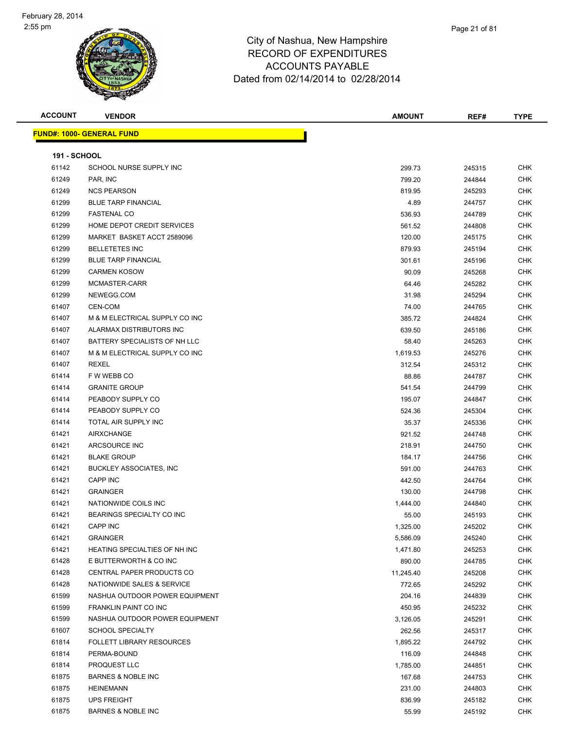February 28, 2014
2:55 pm

# City of Nashua, New Hampshire
## RECORD OF EXPENDITURES
## ACCOUNTS PAYABLE
### Dated from 02/14/2014 to 02/28/2014

| ACCOUNT | VENDOR | AMOUNT | REF# | TYPE |
|---|---|---|---|---|

**FUND#: 1000- GENERAL FUND**

**191 - SCHOOL**

| ACCOUNT | VENDOR | AMOUNT | REF# | TYPE |
|---|---|---|---|---|
| 61142 | SCHOOL NURSE SUPPLY INC | 299.73 | 245315 | CHK |
| 61249 | PAR, INC | 799.20 | 244844 | CHK |
| 61249 | NCS PEARSON | 819.95 | 245293 | CHK |
| 61299 | BLUE TARP FINANCIAL | 4.89 | 244757 | CHK |
| 61299 | FASTENAL CO | 536.93 | 244789 | CHK |
| 61299 | HOME DEPOT CREDIT SERVICES | 561.52 | 244808 | CHK |
| 61299 | MARKET BASKET ACCT 2589096 | 120.00 | 245175 | CHK |
| 61299 | BELLETETES INC | 879.93 | 245194 | CHK |
| 61299 | BLUE TARP FINANCIAL | 301.61 | 245196 | CHK |
| 61299 | CARMEN KOSOW | 90.09 | 245268 | CHK |
| 61299 | MCMASTER-CARR | 64.46 | 245282 | CHK |
| 61299 | NEWEGG.COM | 31.98 | 245294 | CHK |
| 61407 | CEN-COM | 74.00 | 244765 | CHK |
| 61407 | M & M ELECTRICAL SUPPLY CO INC | 385.72 | 244824 | CHK |
| 61407 | ALARMAX DISTRIBUTORS INC | 639.50 | 245186 | CHK |
| 61407 | BATTERY SPECIALISTS OF NH LLC | 58.40 | 245263 | CHK |
| 61407 | M & M ELECTRICAL SUPPLY CO INC | 1,619.53 | 245276 | CHK |
| 61407 | REXEL | 312.54 | 245312 | CHK |
| 61414 | F W WEBB CO | 88.86 | 244787 | CHK |
| 61414 | GRANITE GROUP | 541.54 | 244799 | CHK |
| 61414 | PEABODY SUPPLY CO | 195.07 | 244847 | CHK |
| 61414 | PEABODY SUPPLY CO | 524.36 | 245304 | CHK |
| 61414 | TOTAL AIR SUPPLY INC | 35.37 | 245336 | CHK |
| 61421 | AIRXCHANGE | 921.52 | 244748 | CHK |
| 61421 | ARCSOURCE INC | 218.91 | 244750 | CHK |
| 61421 | BLAKE GROUP | 184.17 | 244756 | CHK |
| 61421 | BUCKLEY ASSOCIATES, INC | 591.00 | 244763 | CHK |
| 61421 | CAPP INC | 442.50 | 244764 | CHK |
| 61421 | GRAINGER | 130.00 | 244798 | CHK |
| 61421 | NATIONWIDE COILS INC | 1,444.00 | 244840 | CHK |
| 61421 | BEARINGS SPECIALTY CO INC | 55.00 | 245193 | CHK |
| 61421 | CAPP INC | 1,325.00 | 245202 | CHK |
| 61421 | GRAINGER | 5,586.09 | 245240 | CHK |
| 61421 | HEATING SPECIALTIES OF NH INC | 1,471.80 | 245253 | CHK |
| 61428 | E BUTTERWORTH & CO INC | 890.00 | 244785 | CHK |
| 61428 | CENTRAL PAPER PRODUCTS CO | 11,245.40 | 245208 | CHK |
| 61428 | NATIONWIDE SALES & SERVICE | 772.65 | 245292 | CHK |
| 61599 | NASHUA OUTDOOR POWER EQUIPMENT | 204.16 | 244839 | CHK |
| 61599 | FRANKLIN PAINT CO INC | 450.95 | 245232 | CHK |
| 61599 | NASHUA OUTDOOR POWER EQUIPMENT | 3,126.05 | 245291 | CHK |
| 61607 | SCHOOL SPECIALTY | 262.56 | 245317 | CHK |
| 61814 | FOLLETT LIBRARY RESOURCES | 1,895.22 | 244792 | CHK |
| 61814 | PERMA-BOUND | 116.09 | 244848 | CHK |
| 61814 | PROQUEST LLC | 1,785.00 | 244851 | CHK |
| 61875 | BARNES & NOBLE INC | 167.68 | 244753 | CHK |
| 61875 | HEINEMANN | 231.00 | 244803 | CHK |
| 61875 | UPS FREIGHT | 836.99 | 245182 | CHK |
| 61875 | BARNES & NOBLE INC | 55.99 | 245192 | CHK |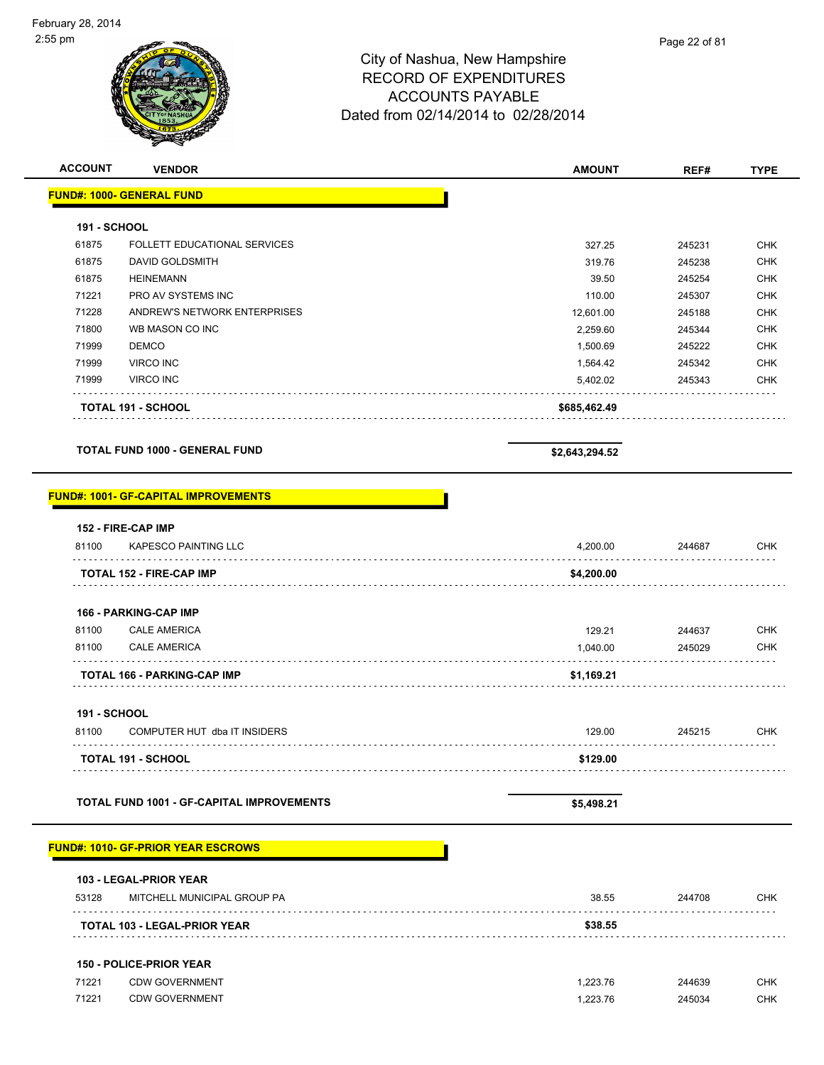City of Nashua, New Hampshire
RECORD OF EXPENDITURES
ACCOUNTS PAYABLE
Dated from 02/14/2014 to 02/28/2014

| ACCOUNT | VENDOR | AMOUNT | REF# | TYPE |
|---|---|---|---|---|
| **FUND#: 1000- GENERAL FUND** | | | | |
| **191 - SCHOOL** | | | | |
| 61875 | FOLLETT EDUCATIONAL SERVICES | 327.25 | 245231 | CHK |
| 61875 | DAVID GOLDSMITH | 319.76 | 245238 | CHK |
| 61875 | HEINEMANN | 39.50 | 245254 | CHK |
| 71221 | PRO AV SYSTEMS INC | 110.00 | 245307 | CHK |
| 71228 | ANDREW'S NETWORK ENTERPRISES | 12,601.00 | 245188 | CHK |
| 71800 | WB MASON CO INC | 2,259.60 | 245344 | CHK |
| 71999 | DEMCO | 1,500.69 | 245222 | CHK |
| 71999 | VIRCO INC | 1,564.42 | 245342 | CHK |
| 71999 | VIRCO INC | 5,402.02 | 245343 | CHK |
| | **TOTAL 191 - SCHOOL** | **$685,462.49** | | |
| | **TOTAL FUND 1000 - GENERAL FUND** | **$2,643,294.52** | | |
| **FUND#: 1001- GF-CAPITAL IMPROVEMENTS** | | | | |
| **152 - FIRE-CAP IMP** | | | | |
| 81100 | KAPESCO PAINTING LLC | 4,200.00 | 244687 | CHK |
| | **TOTAL 152 - FIRE-CAP IMP** | **$4,200.00** | | |
| **166 - PARKING-CAP IMP** | | | | |
| 81100 | CALE AMERICA | 129.21 | 244637 | CHK |
| 81100 | CALE AMERICA | 1,040.00 | 245029 | CHK |
| | **TOTAL 166 - PARKING-CAP IMP** | **$1,169.21** | | |
| **191 - SCHOOL** | | | | |
| 81100 | COMPUTER HUT dba IT INSIDERS | 129.00 | 245215 | CHK |
| | **TOTAL 191 - SCHOOL** | **$129.00** | | |
| | **TOTAL FUND 1001 - GF-CAPITAL IMPROVEMENTS** | **$5,498.21** | | |
| **FUND#: 1010- GF-PRIOR YEAR ESCROWS** | | | | |
| **103 - LEGAL-PRIOR YEAR** | | | | |
| 53128 | MITCHELL MUNICIPAL GROUP PA | 38.55 | 244708 | CHK |
| | **TOTAL 103 - LEGAL-PRIOR YEAR** | **$38.55** | | |
| **150 - POLICE-PRIOR YEAR** | | | | |
| 71221 | CDW GOVERNMENT | 1,223.76 | 244639 | CHK |
| 71221 | CDW GOVERNMENT | 1,223.76 | 245034 | CHK |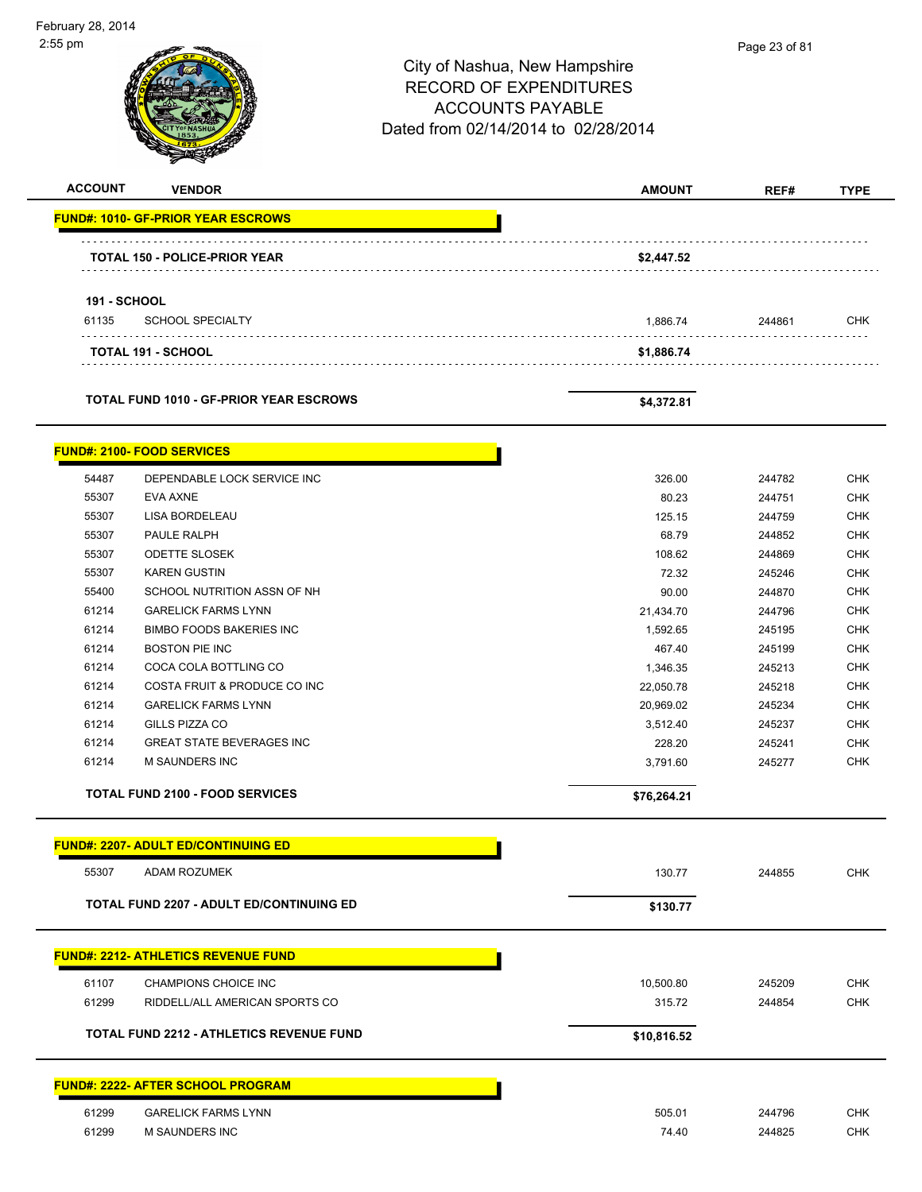City of Nashua, New Hampshire
RECORD OF EXPENDITURES
ACCOUNTS PAYABLE
Dated from 02/14/2014 to 02/28/2014

| ACCOUNT | VENDOR | AMOUNT | REF# | TYPE |
|---|---|---|---|---|
| **FUND#: 1010- GF-PRIOR YEAR ESCROWS** | | | | |
| | **TOTAL 150 - POLICE-PRIOR YEAR** | **$2,447.52** | | |
| **191 - SCHOOL** | | | | |
| 61135 | SCHOOL SPECIALTY | 1,886.74 | 244861 | CHK |
| | **TOTAL 191 - SCHOOL** | **$1,886.74** | | |
| | **TOTAL FUND 1010 - GF-PRIOR YEAR ESCROWS** | **$4,372.81** | | |
| **FUND#: 2100- FOOD SERVICES** | | | | |
| 54487 | DEPENDABLE LOCK SERVICE INC | 326.00 | 244782 | CHK |
| 55307 | EVA AXNE | 80.23 | 244751 | CHK |
| 55307 | LISA BORDELEAU | 125.15 | 244759 | CHK |
| 55307 | PAULE RALPH | 68.79 | 244852 | CHK |
| 55307 | ODETTE SLOSEK | 108.62 | 244869 | CHK |
| 55307 | KAREN GUSTIN | 72.32 | 245246 | CHK |
| 55400 | SCHOOL NUTRITION ASSN OF NH | 90.00 | 244870 | CHK |
| 61214 | GARELICK FARMS LYNN | 21,434.70 | 244796 | CHK |
| 61214 | BIMBO FOODS BAKERIES INC | 1,592.65 | 245195 | CHK |
| 61214 | BOSTON PIE INC | 467.40 | 245199 | CHK |
| 61214 | COCA COLA BOTTLING CO | 1,346.35 | 245213 | CHK |
| 61214 | COSTA FRUIT & PRODUCE CO INC | 22,050.78 | 245218 | CHK |
| 61214 | GARELICK FARMS LYNN | 20,969.02 | 245234 | CHK |
| 61214 | GILLS PIZZA CO | 3,512.40 | 245237 | CHK |
| 61214 | GREAT STATE BEVERAGES INC | 228.20 | 245241 | CHK |
| 61214 | M SAUNDERS INC | 3,791.60 | 245277 | CHK |
| | **TOTAL FUND 2100 - FOOD SERVICES** | **$76,264.21** | | |
| **FUND#: 2207- ADULT ED/CONTINUING ED** | | | | |
| 55307 | ADAM ROZUMEK | 130.77 | 244855 | CHK |
| | **TOTAL FUND 2207 - ADULT ED/CONTINUING ED** | **$130.77** | | |
| **FUND#: 2212- ATHLETICS REVENUE FUND** | | | | |
| 61107 | CHAMPIONS CHOICE INC | 10,500.80 | 245209 | CHK |
| 61299 | RIDDELL/ALL AMERICAN SPORTS CO | 315.72 | 244854 | CHK |
| | **TOTAL FUND 2212 - ATHLETICS REVENUE FUND** | **$10,816.52** | | |
| **FUND#: 2222- AFTER SCHOOL PROGRAM** | | | | |
| 61299 | GARELICK FARMS LYNN | 505.01 | 244796 | CHK |
| 61299 | M SAUNDERS INC | 74.40 | 244825 | CHK |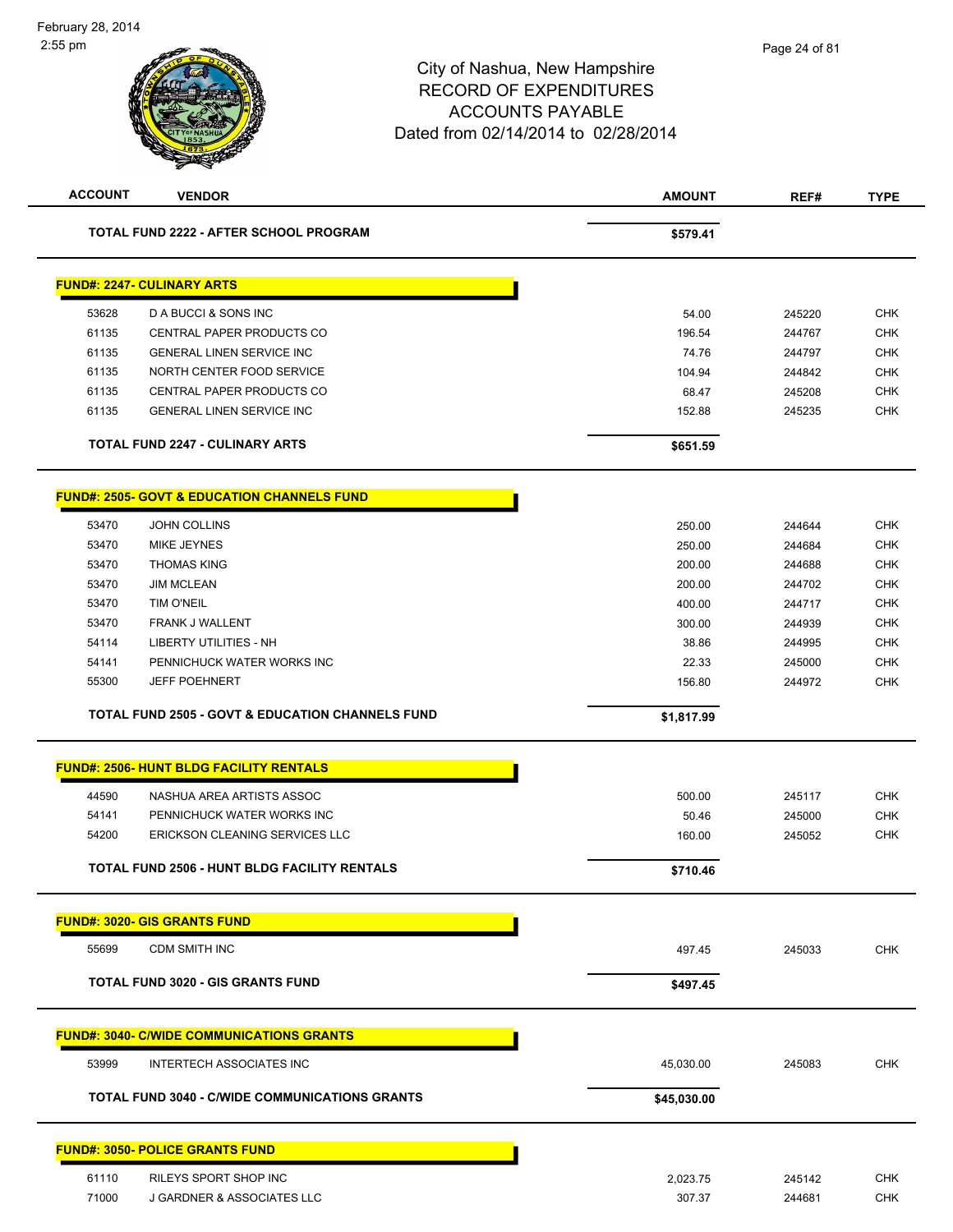# City of Nashua, New Hampshire
## RECORD OF EXPENDITURES
## ACCOUNTS PAYABLE
### Dated from 02/14/2014 to 02/28/2014

| ACCOUNT | VENDOR | AMOUNT | REF# | TYPE |
|---|---|---|---|---|
| | **TOTAL FUND 2222 - AFTER SCHOOL PROGRAM** | **$579.41** | | |
| **FUND#: 2247- CULINARY ARTS** | | | | |
| 53628 | D A BUCCI & SONS INC | 54.00 | 245220 | CHK |
| 61135 | CENTRAL PAPER PRODUCTS CO | 196.54 | 244767 | CHK |
| 61135 | GENERAL LINEN SERVICE INC | 74.76 | 244797 | CHK |
| 61135 | NORTH CENTER FOOD SERVICE | 104.94 | 244842 | CHK |
| 61135 | CENTRAL PAPER PRODUCTS CO | 68.47 | 245208 | CHK |
| 61135 | GENERAL LINEN SERVICE INC | 152.88 | 245235 | CHK |
| | **TOTAL FUND 2247 - CULINARY ARTS** | **$651.59** | | |
| **FUND#: 2505- GOVT & EDUCATION CHANNELS FUND** | | | | |
| 53470 | JOHN COLLINS | 250.00 | 244644 | CHK |
| 53470 | MIKE JEYNES | 250.00 | 244684 | CHK |
| 53470 | THOMAS KING | 200.00 | 244688 | CHK |
| 53470 | JIM MCLEAN | 200.00 | 244702 | CHK |
| 53470 | TIM O'NEIL | 400.00 | 244717 | CHK |
| 53470 | FRANK J WALLENT | 300.00 | 244939 | CHK |
| 54114 | LIBERTY UTILITIES - NH | 38.86 | 244995 | CHK |
| 54141 | PENNICHUCK WATER WORKS INC | 22.33 | 245000 | CHK |
| 55300 | JEFF POEHNERT | 156.80 | 244972 | CHK |
| | **TOTAL FUND 2505 - GOVT & EDUCATION CHANNELS FUND** | **$1,817.99** | | |
| **FUND#: 2506- HUNT BLDG FACILITY RENTALS** | | | | |
| 44590 | NASHUA AREA ARTISTS ASSOC | 500.00 | 245117 | CHK |
| 54141 | PENNICHUCK WATER WORKS INC | 50.46 | 245000 | CHK |
| 54200 | ERICKSON CLEANING SERVICES LLC | 160.00 | 245052 | CHK |
| | **TOTAL FUND 2506 - HUNT BLDG FACILITY RENTALS** | **$710.46** | | |
| **FUND#: 3020- GIS GRANTS FUND** | | | | |
| 55699 | CDM SMITH INC | 497.45 | 245033 | CHK |
| | **TOTAL FUND 3020 - GIS GRANTS FUND** | **$497.45** | | |
| **FUND#: 3040- C/WIDE COMMUNICATIONS GRANTS** | | | | |
| 53999 | INTERTECH ASSOCIATES INC | 45,030.00 | 245083 | CHK |
| | **TOTAL FUND 3040 - C/WIDE COMMUNICATIONS GRANTS** | **$45,030.00** | | |
| **FUND#: 3050- POLICE GRANTS FUND** | | | | |
| 61110 | RILEYS SPORT SHOP INC | 2,023.75 | 245142 | CHK |
| 71000 | J GARDNER & ASSOCIATES LLC | 307.37 | 244681 | CHK |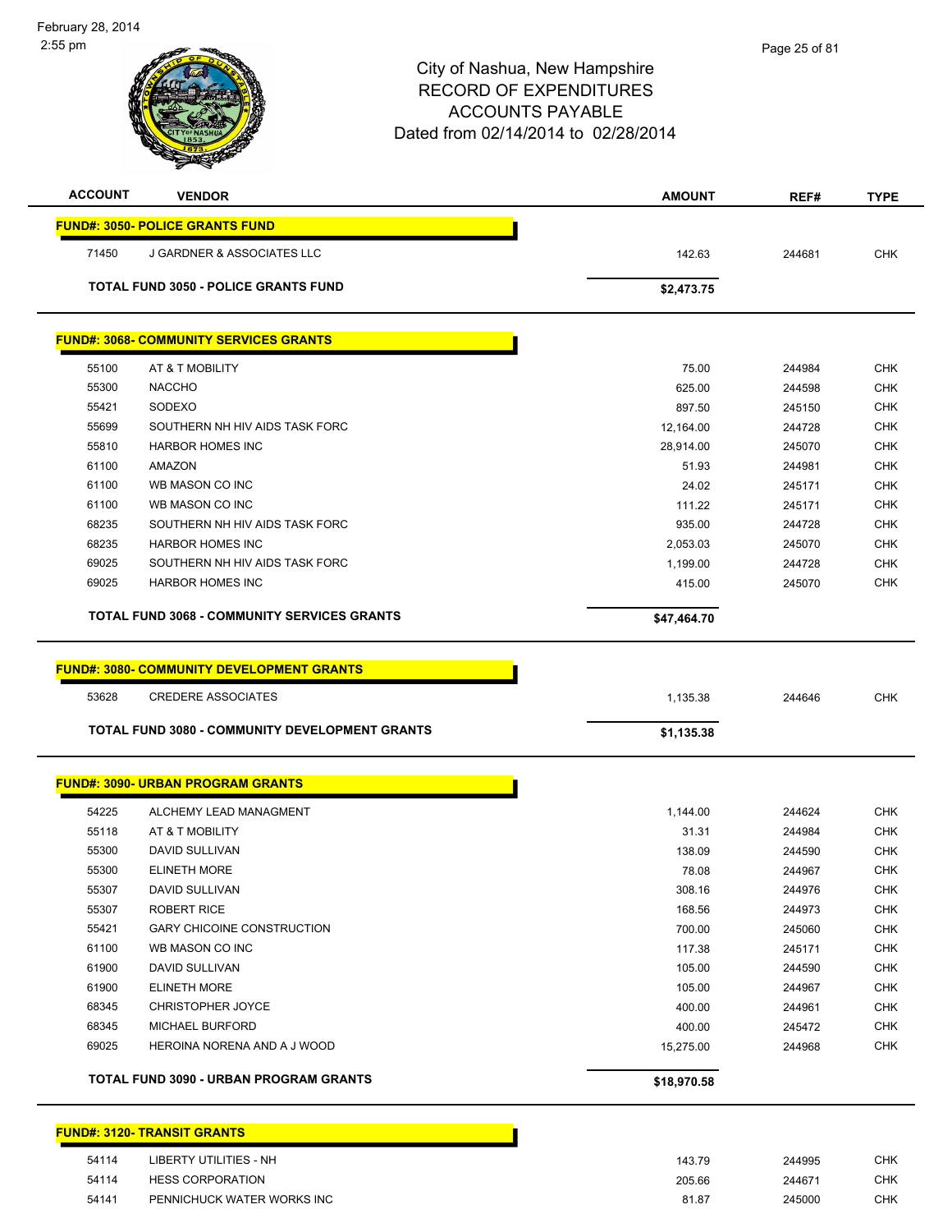# City of Nashua, New Hampshire
## RECORD OF EXPENDITURES
## ACCOUNTS PAYABLE
### Dated from 02/14/2014 to 02/28/2014

February 28, 2014
2:55 pm

| ACCOUNT | VENDOR | AMOUNT | REF# | TYPE |
|---|---|---|---|---|
| **FUND#: 3050- POLICE GRANTS FUND** | | | | |
| 71450 | J GARDNER & ASSOCIATES LLC | 142.63 | 244681 | CHK |
| | **TOTAL FUND 3050 - POLICE GRANTS FUND** | **$2,473.75** | | |
| **FUND#: 3068- COMMUNITY SERVICES GRANTS** | | | | |
| 55100 | AT & T MOBILITY | 75.00 | 244984 | CHK |
| 55300 | NACCHO | 625.00 | 244598 | CHK |
| 55421 | SODEXO | 897.50 | 245150 | CHK |
| 55699 | SOUTHERN NH HIV AIDS TASK FORC | 12,164.00 | 244728 | CHK |
| 55810 | HARBOR HOMES INC | 28,914.00 | 245070 | CHK |
| 61100 | AMAZON | 51.93 | 244981 | CHK |
| 61100 | WB MASON CO INC | 24.02 | 245171 | CHK |
| 61100 | WB MASON CO INC | 111.22 | 245171 | CHK |
| 68235 | SOUTHERN NH HIV AIDS TASK FORC | 935.00 | 244728 | CHK |
| 68235 | HARBOR HOMES INC | 2,053.03 | 245070 | CHK |
| 69025 | SOUTHERN NH HIV AIDS TASK FORC | 1,199.00 | 244728 | CHK |
| 69025 | HARBOR HOMES INC | 415.00 | 245070 | CHK |
| | **TOTAL FUND 3068 - COMMUNITY SERVICES GRANTS** | **$47,464.70** | | |
| **FUND#: 3080- COMMUNITY DEVELOPMENT GRANTS** | | | | |
| 53628 | CREDERE ASSOCIATES | 1,135.38 | 244646 | CHK |
| | **TOTAL FUND 3080 - COMMUNITY DEVELOPMENT GRANTS** | **$1,135.38** | | |
| **FUND#: 3090- URBAN PROGRAM GRANTS** | | | | |
| 54225 | ALCHEMY LEAD MANAGMENT | 1,144.00 | 244624 | CHK |
| 55118 | AT & T MOBILITY | 31.31 | 244984 | CHK |
| 55300 | DAVID SULLIVAN | 138.09 | 244590 | CHK |
| 55300 | ELINETH MORE | 78.08 | 244967 | CHK |
| 55307 | DAVID SULLIVAN | 308.16 | 244976 | CHK |
| 55307 | ROBERT RICE | 168.56 | 244973 | CHK |
| 55421 | GARY CHICOINE CONSTRUCTION | 700.00 | 245060 | CHK |
| 61100 | WB MASON CO INC | 117.38 | 245171 | CHK |
| 61900 | DAVID SULLIVAN | 105.00 | 244590 | CHK |
| 61900 | ELINETH MORE | 105.00 | 244967 | CHK |
| 68345 | CHRISTOPHER JOYCE | 400.00 | 244961 | CHK |
| 68345 | MICHAEL BURFORD | 400.00 | 245472 | CHK |
| 69025 | HEROINA NORENA AND A J WOOD | 15,275.00 | 244968 | CHK |
| | **TOTAL FUND 3090 - URBAN PROGRAM GRANTS** | **$18,970.58** | | |
| **FUND#: 3120- TRANSIT GRANTS** | | | | |
| 54114 | LIBERTY UTILITIES - NH | 143.79 | 244995 | CHK |
| 54114 | HESS CORPORATION | 205.66 | 244671 | CHK |
| 54141 | PENNICHUCK WATER WORKS INC | 81.87 | 245000 | CHK |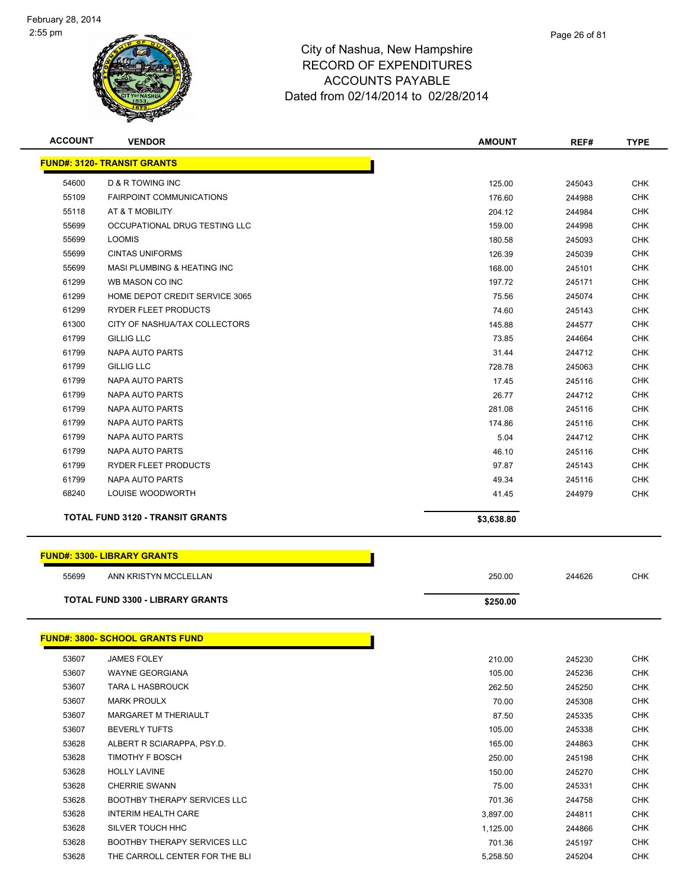City of Nashua, New Hampshire
RECORD OF EXPENDITURES
ACCOUNTS PAYABLE
Dated from 02/14/2014 to 02/28/2014

| ACCOUNT | VENDOR | AMOUNT | REF# | TYPE |
|---|---|---|---|---|
| **FUND#: 3120- TRANSIT GRANTS** | | | | |
| 54600 | D & R TOWING INC | 125.00 | 245043 | CHK |
| 55109 | FAIRPOINT COMMUNICATIONS | 176.60 | 244988 | CHK |
| 55118 | AT & T MOBILITY | 204.12 | 244984 | CHK |
| 55699 | OCCUPATIONAL DRUG TESTING LLC | 159.00 | 244998 | CHK |
| 55699 | LOOMIS | 180.58 | 245093 | CHK |
| 55699 | CINTAS UNIFORMS | 126.39 | 245039 | CHK |
| 55699 | MASI PLUMBING & HEATING INC | 168.00 | 245101 | CHK |
| 61299 | WB MASON CO INC | 197.72 | 245171 | CHK |
| 61299 | HOME DEPOT CREDIT SERVICE 3065 | 75.56 | 245074 | CHK |
| 61299 | RYDER FLEET PRODUCTS | 74.60 | 245143 | CHK |
| 61300 | CITY OF NASHUA/TAX COLLECTORS | 145.88 | 244577 | CHK |
| 61799 | GILLIG LLC | 73.85 | 244664 | CHK |
| 61799 | NAPA AUTO PARTS | 31.44 | 244712 | CHK |
| 61799 | GILLIG LLC | 728.78 | 245063 | CHK |
| 61799 | NAPA AUTO PARTS | 17.45 | 245116 | CHK |
| 61799 | NAPA AUTO PARTS | 26.77 | 244712 | CHK |
| 61799 | NAPA AUTO PARTS | 281.08 | 245116 | CHK |
| 61799 | NAPA AUTO PARTS | 174.86 | 245116 | CHK |
| 61799 | NAPA AUTO PARTS | 5.04 | 244712 | CHK |
| 61799 | NAPA AUTO PARTS | 46.10 | 245116 | CHK |
| 61799 | RYDER FLEET PRODUCTS | 97.87 | 245143 | CHK |
| 61799 | NAPA AUTO PARTS | 49.34 | 245116 | CHK |
| 68240 | LOUISE WOODWORTH | 41.45 | 244979 | CHK |
| **TOTAL FUND 3120 - TRANSIT GRANTS** | | **$3,638.80** | | |
| **FUND#: 3300- LIBRARY GRANTS** | | | | |
| 55699 | ANN KRISTYN MCCLELLAN | 250.00 | 244626 | CHK |
| **TOTAL FUND 3300 - LIBRARY GRANTS** | | **$250.00** | | |
| **FUND#: 3800- SCHOOL GRANTS FUND** | | | | |
| 53607 | JAMES FOLEY | 210.00 | 245230 | CHK |
| 53607 | WAYNE GEORGIANA | 105.00 | 245236 | CHK |
| 53607 | TARA L HASBROUCK | 262.50 | 245250 | CHK |
| 53607 | MARK PROULX | 70.00 | 245308 | CHK |
| 53607 | MARGARET M THERIAULT | 87.50 | 245335 | CHK |
| 53607 | BEVERLY TUFTS | 105.00 | 245338 | CHK |
| 53628 | ALBERT R SCIARAPPA, PSY.D. | 165.00 | 244863 | CHK |
| 53628 | TIMOTHY F BOSCH | 250.00 | 245198 | CHK |
| 53628 | HOLLY LAVINE | 150.00 | 245270 | CHK |
| 53628 | CHERRIE SWANN | 75.00 | 245331 | CHK |
| 53628 | BOOTHBY THERAPY SERVICES LLC | 701.36 | 244758 | CHK |
| 53628 | INTERIM HEALTH CARE | 3,897.00 | 244811 | CHK |
| 53628 | SILVER TOUCH HHC | 1,125.00 | 244866 | CHK |
| 53628 | BOOTHBY THERAPY SERVICES LLC | 701.36 | 245197 | CHK |
| 53628 | THE CARROLL CENTER FOR THE BLI | 5,258.50 | 245204 | CHK |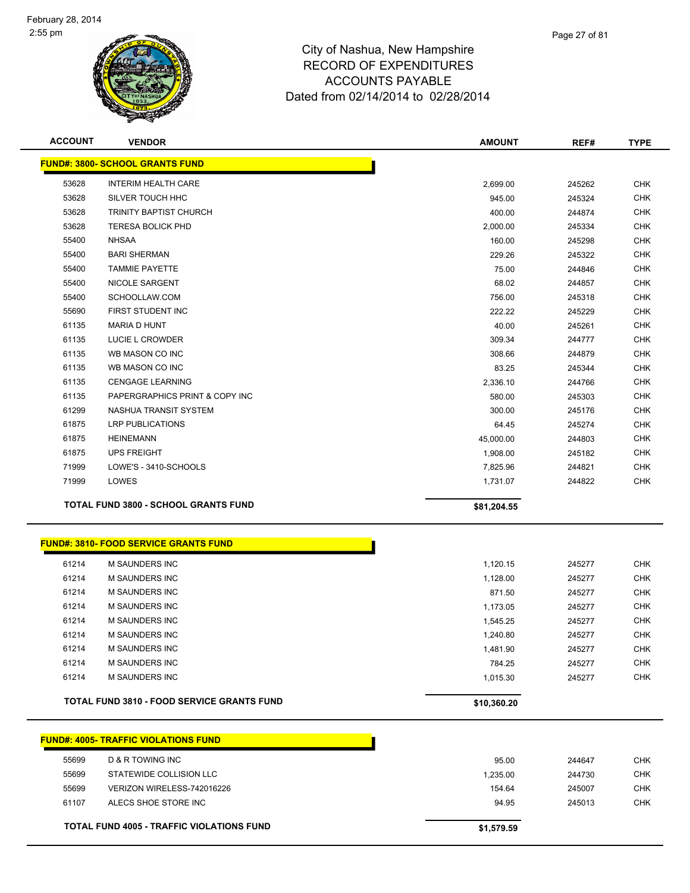City of Nashua, New Hampshire
RECORD OF EXPENDITURES
ACCOUNTS PAYABLE
Dated from 02/14/2014 to 02/28/2014

February 28, 2014
2:55 pm

| ACCOUNT | VENDOR | AMOUNT | REF# | TYPE |
|---|---|---|---|---|
| **FUND#: 3800- SCHOOL GRANTS FUND** | | | | |
| 53628 | INTERIM HEALTH CARE | 2,699.00 | 245262 | CHK |
| 53628 | SILVER TOUCH HHC | 945.00 | 245324 | CHK |
| 53628 | TRINITY BAPTIST CHURCH | 400.00 | 244874 | CHK |
| 53628 | TERESA BOLICK PHD | 2,000.00 | 245334 | CHK |
| 55400 | NHSAA | 160.00 | 245298 | CHK |
| 55400 | BARI SHERMAN | 229.26 | 245322 | CHK |
| 55400 | TAMMIE PAYETTE | 75.00 | 244846 | CHK |
| 55400 | NICOLE SARGENT | 68.02 | 244857 | CHK |
| 55400 | SCHOOLLAW.COM | 756.00 | 245318 | CHK |
| 55690 | FIRST STUDENT INC | 222.22 | 245229 | CHK |
| 61135 | MARIA D HUNT | 40.00 | 245261 | CHK |
| 61135 | LUCIE L CROWDER | 309.34 | 244777 | CHK |
| 61135 | WB MASON CO INC | 308.66 | 244879 | CHK |
| 61135 | WB MASON CO INC | 83.25 | 245344 | CHK |
| 61135 | CENGAGE LEARNING | 2,336.10 | 244766 | CHK |
| 61135 | PAPERGRAPHICS PRINT & COPY INC | 580.00 | 245303 | CHK |
| 61299 | NASHUA TRANSIT SYSTEM | 300.00 | 245176 | CHK |
| 61875 | LRP PUBLICATIONS | 64.45 | 245274 | CHK |
| 61875 | HEINEMANN | 45,000.00 | 244803 | CHK |
| 61875 | UPS FREIGHT | 1,908.00 | 245182 | CHK |
| 71999 | LOWE'S - 3410-SCHOOLS | 7,825.96 | 244821 | CHK |
| 71999 | LOWES | 1,731.07 | 244822 | CHK |
| | **TOTAL FUND 3800 - SCHOOL GRANTS FUND** | **$81,204.55** | | |

| ACCOUNT | VENDOR | AMOUNT | REF# | TYPE |
|---|---|---|---|---|
| **FUND#: 3810- FOOD SERVICE GRANTS FUND** | | | | |
| 61214 | M SAUNDERS INC | 1,120.15 | 245277 | CHK |
| 61214 | M SAUNDERS INC | 1,128.00 | 245277 | CHK |
| 61214 | M SAUNDERS INC | 871.50 | 245277 | CHK |
| 61214 | M SAUNDERS INC | 1,173.05 | 245277 | CHK |
| 61214 | M SAUNDERS INC | 1,545.25 | 245277 | CHK |
| 61214 | M SAUNDERS INC | 1,240.80 | 245277 | CHK |
| 61214 | M SAUNDERS INC | 1,481.90 | 245277 | CHK |
| 61214 | M SAUNDERS INC | 784.25 | 245277 | CHK |
| 61214 | M SAUNDERS INC | 1,015.30 | 245277 | CHK |
| | **TOTAL FUND 3810 - FOOD SERVICE GRANTS FUND** | **$10,360.20** | | |

| ACCOUNT | VENDOR | AMOUNT | REF# | TYPE |
|---|---|---|---|---|
| **FUND#: 4005- TRAFFIC VIOLATIONS FUND** | | | | |
| 55699 | D & R TOWING INC | 95.00 | 244647 | CHK |
| 55699 | STATEWIDE COLLISION LLC | 1,235.00 | 244730 | CHK |
| 55699 | VERIZON WIRELESS-742016226 | 154.64 | 245007 | CHK |
| 61107 | ALECS SHOE STORE INC | 94.95 | 245013 | CHK |
| | **TOTAL FUND 4005 - TRAFFIC VIOLATIONS FUND** | **$1,579.59** | | |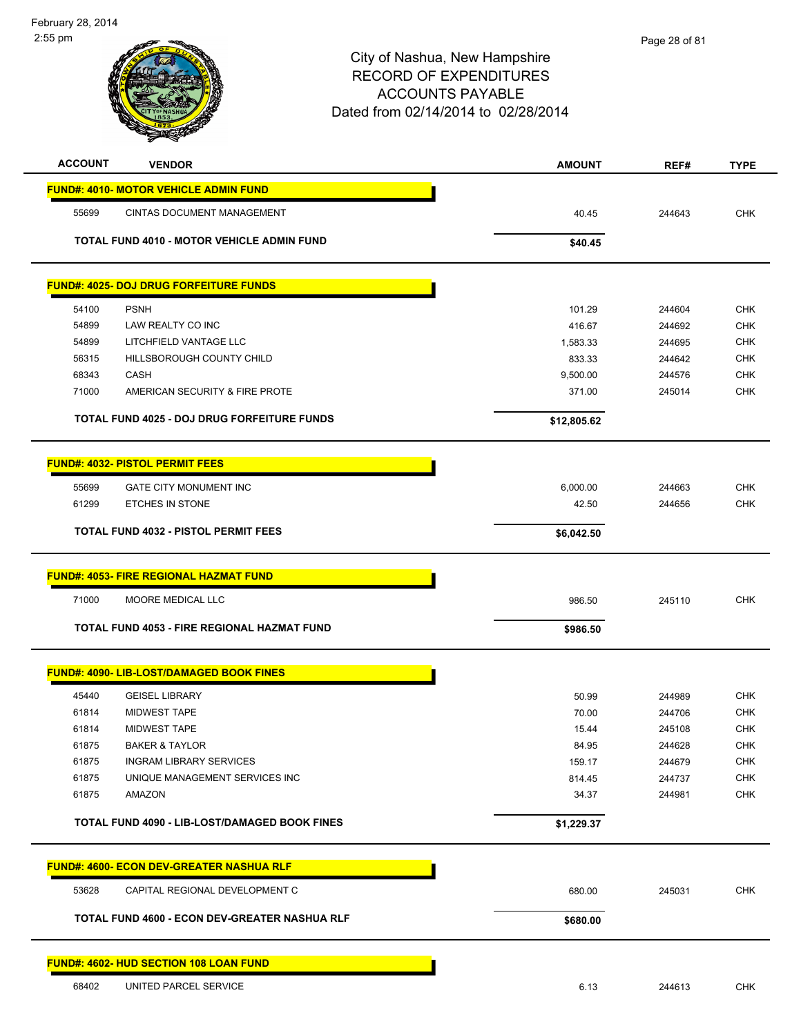City of Nashua, New Hampshire
RECORD OF EXPENDITURES
ACCOUNTS PAYABLE
Dated from 02/14/2014 to 02/28/2014

| ACCOUNT | VENDOR | AMOUNT | REF# | TYPE |
|---|---|---|---|---|
| **FUND#: 4010- MOTOR VEHICLE ADMIN FUND** | | | | |
| 55699 | CINTAS DOCUMENT MANAGEMENT | 40.45 | 244643 | CHK |
| | **TOTAL FUND 4010 - MOTOR VEHICLE ADMIN FUND** | **$40.45** | | |
| **FUND#: 4025- DOJ DRUG FORFEITURE FUNDS** | | | | |
| 54100 | PSNH | 101.29 | 244604 | CHK |
| 54899 | LAW REALTY CO INC | 416.67 | 244692 | CHK |
| 54899 | LITCHFIELD VANTAGE LLC | 1,583.33 | 244695 | CHK |
| 56315 | HILLSBOROUGH COUNTY CHILD | 833.33 | 244642 | CHK |
| 68343 | CASH | 9,500.00 | 244576 | CHK |
| 71000 | AMERICAN SECURITY & FIRE PROTE | 371.00 | 245014 | CHK |
| | **TOTAL FUND 4025 - DOJ DRUG FORFEITURE FUNDS** | **$12,805.62** | | |
| **FUND#: 4032- PISTOL PERMIT FEES** | | | | |
| 55699 | GATE CITY MONUMENT INC | 6,000.00 | 244663 | CHK |
| 61299 | ETCHES IN STONE | 42.50 | 244656 | CHK |
| | **TOTAL FUND 4032 - PISTOL PERMIT FEES** | **$6,042.50** | | |
| **FUND#: 4053- FIRE REGIONAL HAZMAT FUND** | | | | |
| 71000 | MOORE MEDICAL LLC | 986.50 | 245110 | CHK |
| | **TOTAL FUND 4053 - FIRE REGIONAL HAZMAT FUND** | **$986.50** | | |
| **FUND#: 4090- LIB-LOST/DAMAGED BOOK FINES** | | | | |
| 45440 | GEISEL LIBRARY | 50.99 | 244989 | CHK |
| 61814 | MIDWEST TAPE | 70.00 | 244706 | CHK |
| 61814 | MIDWEST TAPE | 15.44 | 245108 | CHK |
| 61875 | BAKER & TAYLOR | 84.95 | 244628 | CHK |
| 61875 | INGRAM LIBRARY SERVICES | 159.17 | 244679 | CHK |
| 61875 | UNIQUE MANAGEMENT SERVICES INC | 814.45 | 244737 | CHK |
| 61875 | AMAZON | 34.37 | 244981 | CHK |
| | **TOTAL FUND 4090 - LIB-LOST/DAMAGED BOOK FINES** | **$1,229.37** | | |
| **FUND#: 4600- ECON DEV-GREATER NASHUA RLF** | | | | |
| 53628 | CAPITAL REGIONAL DEVELOPMENT C | 680.00 | 245031 | CHK |
| | **TOTAL FUND 4600 - ECON DEV-GREATER NASHUA RLF** | **$680.00** | | |
| **FUND#: 4602- HUD SECTION 108 LOAN FUND** | | | | |
| 68402 | UNITED PARCEL SERVICE | 6.13 | 244613 | CHK |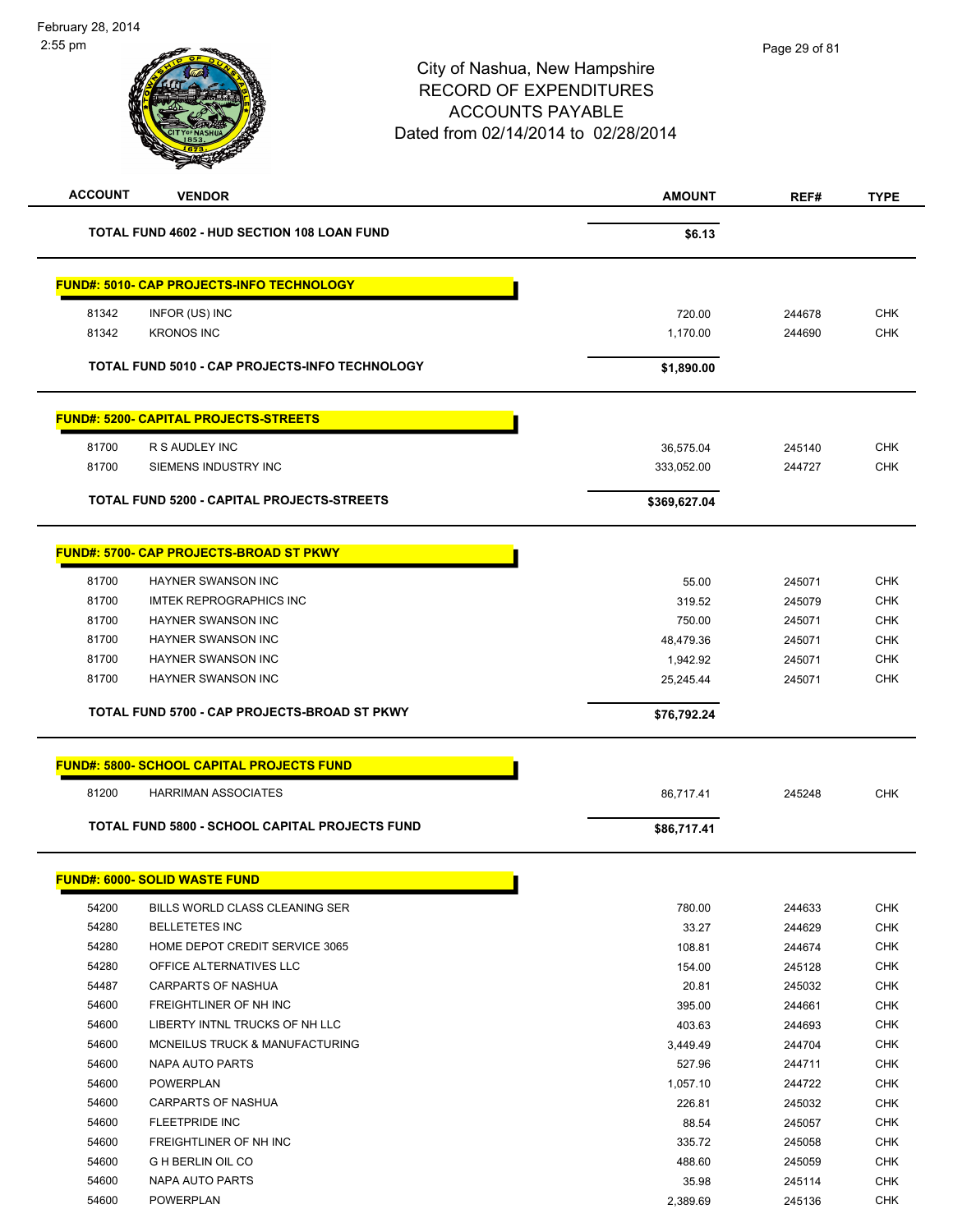# City of Nashua, New Hampshire
## RECORD OF EXPENDITURES
## ACCOUNTS PAYABLE
## Dated from 02/14/2014 to 02/28/2014

February 28, 2014
2:55 pm

| ACCOUNT | VENDOR | AMOUNT | REF# | TYPE |
|---|---|---|---|---|
| | **TOTAL FUND 4602 - HUD SECTION 108 LOAN FUND** | **$6.13** | | |
| **FUND#: 5010- CAP PROJECTS-INFO TECHNOLOGY** | | | | |
| 81342 | INFOR (US) INC | 720.00 | 244678 | CHK |
| 81342 | KRONOS INC | 1,170.00 | 244690 | CHK |
| | **TOTAL FUND 5010 - CAP PROJECTS-INFO TECHNOLOGY** | **$1,890.00** | | |
| **FUND#: 5200- CAPITAL PROJECTS-STREETS** | | | | |
| 81700 | R S AUDLEY INC | 36,575.04 | 245140 | CHK |
| 81700 | SIEMENS INDUSTRY INC | 333,052.00 | 244727 | CHK |
| | **TOTAL FUND 5200 - CAPITAL PROJECTS-STREETS** | **$369,627.04** | | |
| **FUND#: 5700- CAP PROJECTS-BROAD ST PKWY** | | | | |
| 81700 | HAYNER SWANSON INC | 55.00 | 245071 | CHK |
| 81700 | IMTEK REPROGRAPHICS INC | 319.52 | 245079 | CHK |
| 81700 | HAYNER SWANSON INC | 750.00 | 245071 | CHK |
| 81700 | HAYNER SWANSON INC | 48,479.36 | 245071 | CHK |
| 81700 | HAYNER SWANSON INC | 1,942.92 | 245071 | CHK |
| 81700 | HAYNER SWANSON INC | 25,245.44 | 245071 | CHK |
| | **TOTAL FUND 5700 - CAP PROJECTS-BROAD ST PKWY** | **$76,792.24** | | |
| **FUND#: 5800- SCHOOL CAPITAL PROJECTS FUND** | | | | |
| 81200 | HARRIMAN ASSOCIATES | 86,717.41 | 245248 | CHK |
| | **TOTAL FUND 5800 - SCHOOL CAPITAL PROJECTS FUND** | **$86,717.41** | | |
| **FUND#: 6000- SOLID WASTE FUND** | | | | |
| 54200 | BILLS WORLD CLASS CLEANING SER | 780.00 | 244633 | CHK |
| 54280 | BELLETETES INC | 33.27 | 244629 | CHK |
| 54280 | HOME DEPOT CREDIT SERVICE 3065 | 108.81 | 244674 | CHK |
| 54280 | OFFICE ALTERNATIVES LLC | 154.00 | 245128 | CHK |
| 54487 | CARPARTS OF NASHUA | 20.81 | 245032 | CHK |
| 54600 | FREIGHTLINER OF NH INC | 395.00 | 244661 | CHK |
| 54600 | LIBERTY INTNL TRUCKS OF NH LLC | 403.63 | 244693 | CHK |
| 54600 | MCNEILUS TRUCK & MANUFACTURING | 3,449.49 | 244704 | CHK |
| 54600 | NAPA AUTO PARTS | 527.96 | 244711 | CHK |
| 54600 | POWERPLAN | 1,057.10 | 244722 | CHK |
| 54600 | CARPARTS OF NASHUA | 226.81 | 245032 | CHK |
| 54600 | FLEETPRIDE INC | 88.54 | 245057 | CHK |
| 54600 | FREIGHTLINER OF NH INC | 335.72 | 245058 | CHK |
| 54600 | G H BERLIN OIL CO | 488.60 | 245059 | CHK |
| 54600 | NAPA AUTO PARTS | 35.98 | 245114 | CHK |
| 54600 | POWERPLAN | 2,389.69 | 245136 | CHK |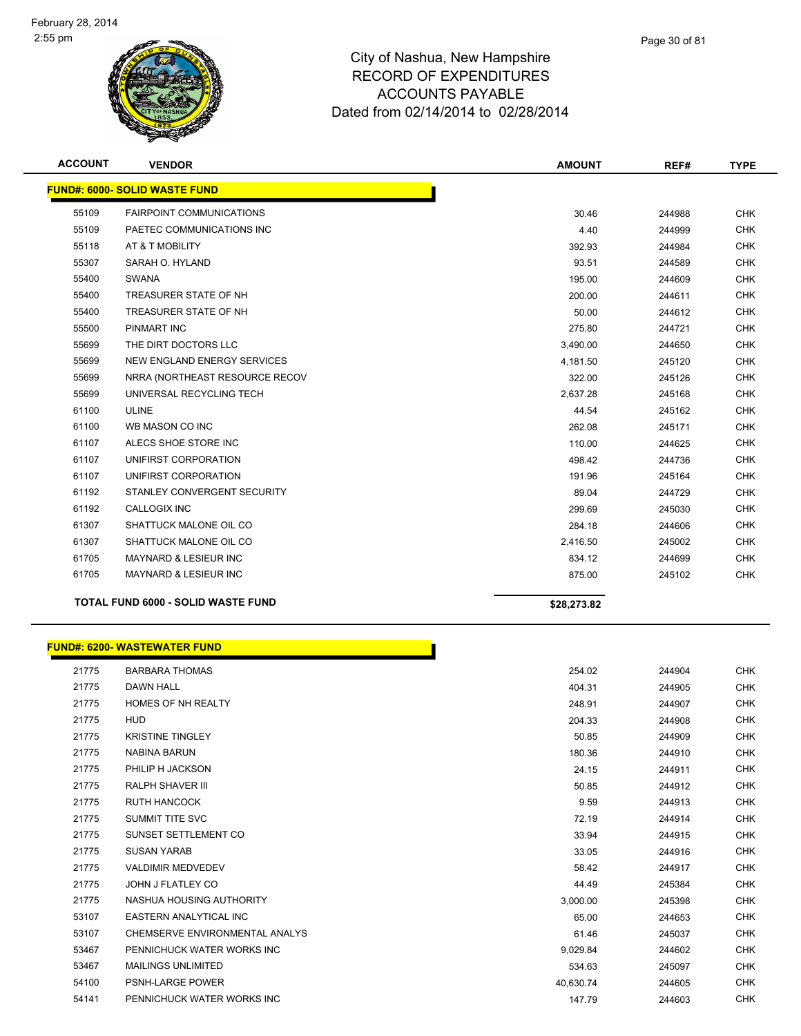February 28, 2014
2:55 pm

# City of Nashua, New Hampshire
## RECORD OF EXPENDITURES
## ACCOUNTS PAYABLE
## Dated from 02/14/2014 to 02/28/2014

| ACCOUNT | VENDOR | AMOUNT | REF# | TYPE |
|---|---|---|---|---|
| **FUND#: 6000- SOLID WASTE FUND** | | | | |
| 55109 | FAIRPOINT COMMUNICATIONS | 30.46 | 244988 | CHK |
| 55109 | PAETEC COMMUNICATIONS INC | 4.40 | 244999 | CHK |
| 55118 | AT & T MOBILITY | 392.93 | 244984 | CHK |
| 55307 | SARAH O. HYLAND | 93.51 | 244589 | CHK |
| 55400 | SWANA | 195.00 | 244609 | CHK |
| 55400 | TREASURER STATE OF NH | 200.00 | 244611 | CHK |
| 55400 | TREASURER STATE OF NH | 50.00 | 244612 | CHK |
| 55500 | PINMART INC | 275.80 | 244721 | CHK |
| 55699 | THE DIRT DOCTORS LLC | 3,490.00 | 244650 | CHK |
| 55699 | NEW ENGLAND ENERGY SERVICES | 4,181.50 | 245120 | CHK |
| 55699 | NRRA (NORTHEAST RESOURCE RECOV | 322.00 | 245126 | CHK |
| 55699 | UNIVERSAL RECYCLING TECH | 2,637.28 | 245168 | CHK |
| 61100 | ULINE | 44.54 | 245162 | CHK |
| 61100 | WB MASON CO INC | 262.08 | 245171 | CHK |
| 61107 | ALECS SHOE STORE INC | 110.00 | 244625 | CHK |
| 61107 | UNIFIRST CORPORATION | 498.42 | 244736 | CHK |
| 61107 | UNIFIRST CORPORATION | 191.96 | 245164 | CHK |
| 61192 | STANLEY CONVERGENT SECURITY | 89.04 | 244729 | CHK |
| 61192 | CALLOGIX INC | 299.69 | 245030 | CHK |
| 61307 | SHATTUCK MALONE OIL CO | 284.18 | 244606 | CHK |
| 61307 | SHATTUCK MALONE OIL CO | 2,416.50 | 245002 | CHK |
| 61705 | MAYNARD & LESIEUR INC | 834.12 | 244699 | CHK |
| 61705 | MAYNARD & LESIEUR INC | 875.00 | 245102 | CHK |
| **TOTAL FUND 6000 - SOLID WASTE FUND** | | **$28,273.82** | | |

| ACCOUNT | VENDOR | AMOUNT | REF# | TYPE |
|---|---|---|---|---|
| **FUND#: 6200- WASTEWATER FUND** | | | | |
| 21775 | BARBARA THOMAS | 254.02 | 244904 | CHK |
| 21775 | DAWN HALL | 404.31 | 244905 | CHK |
| 21775 | HOMES OF NH REALTY | 248.91 | 244907 | CHK |
| 21775 | HUD | 204.33 | 244908 | CHK |
| 21775 | KRISTINE TINGLEY | 50.85 | 244909 | CHK |
| 21775 | NABINA BARUN | 180.36 | 244910 | CHK |
| 21775 | PHILIP H JACKSON | 24.15 | 244911 | CHK |
| 21775 | RALPH SHAVER III | 50.85 | 244912 | CHK |
| 21775 | RUTH HANCOCK | 9.59 | 244913 | CHK |
| 21775 | SUMMIT TITE SVC | 72.19 | 244914 | CHK |
| 21775 | SUNSET SETTLEMENT CO | 33.94 | 244915 | CHK |
| 21775 | SUSAN YARAB | 33.05 | 244916 | CHK |
| 21775 | VALDIMIR MEDVEDEV | 58.42 | 244917 | CHK |
| 21775 | JOHN J FLATLEY CO | 44.49 | 245384 | CHK |
| 21775 | NASHUA HOUSING AUTHORITY | 3,000.00 | 245398 | CHK |
| 53107 | EASTERN ANALYTICAL INC | 65.00 | 244653 | CHK |
| 53107 | CHEMSERVE ENVIRONMENTAL ANALYS | 61.46 | 245037 | CHK |
| 53467 | PENNICHUCK WATER WORKS INC | 9,029.84 | 244602 | CHK |
| 53467 | MAILINGS UNLIMITED | 534.63 | 245097 | CHK |
| 54100 | PSNH-LARGE POWER | 40,630.74 | 244605 | CHK |
| 54141 | PENNICHUCK WATER WORKS INC | 147.79 | 244603 | CHK |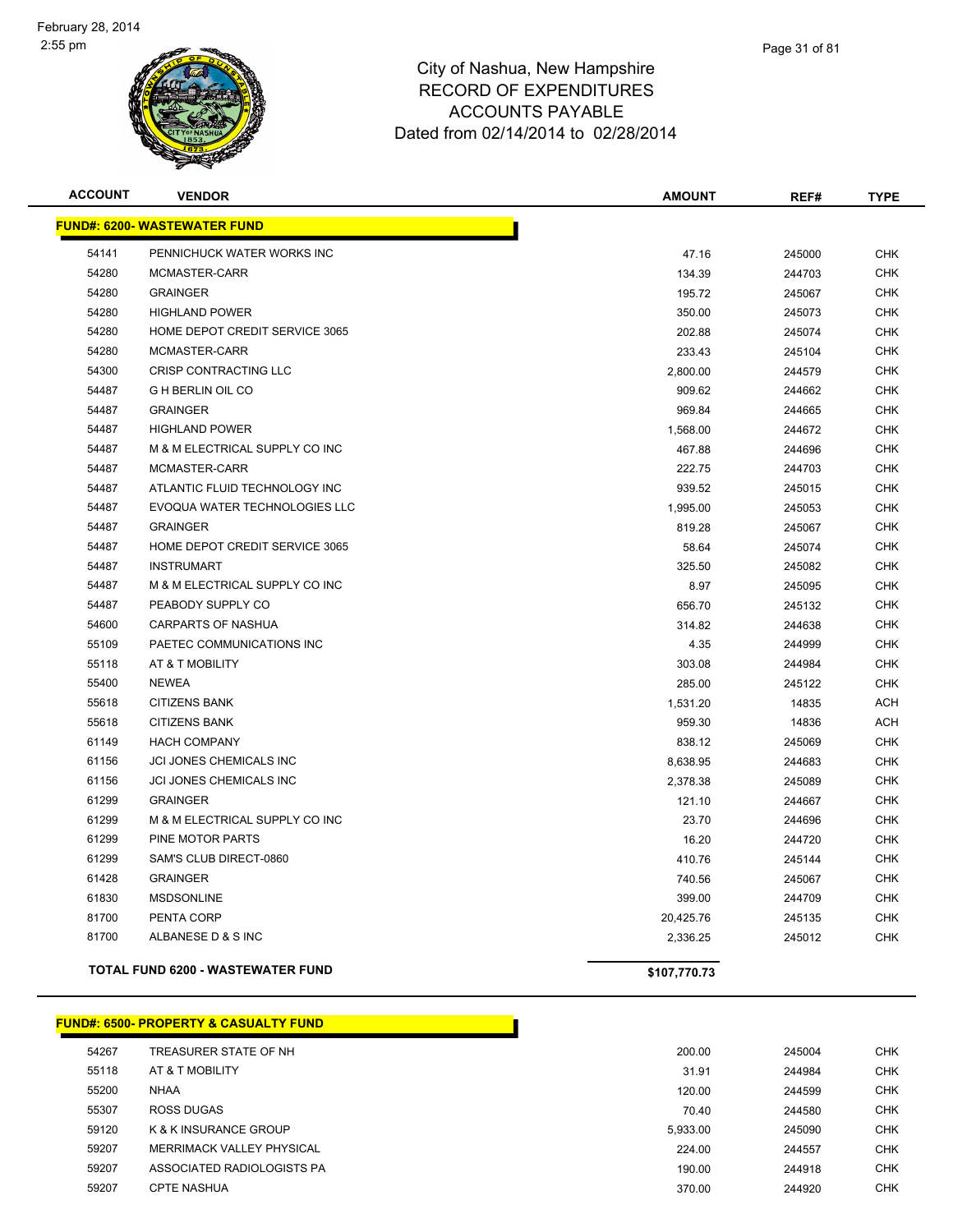# City of Nashua, New Hampshire
## RECORD OF EXPENDITURES
## ACCOUNTS PAYABLE
### Dated from 02/14/2014 to 02/28/2014

| ACCOUNT | VENDOR | AMOUNT | REF# | TYPE |
|---|---|---|---|---|
| **FUND#: 6200- WASTEWATER FUND** | | | | |
| 54141 | PENNICHUCK WATER WORKS INC | 47.16 | 245000 | CHK |
| 54280 | MCMASTER-CARR | 134.39 | 244703 | CHK |
| 54280 | GRAINGER | 195.72 | 245067 | CHK |
| 54280 | HIGHLAND POWER | 350.00 | 245073 | CHK |
| 54280 | HOME DEPOT CREDIT SERVICE 3065 | 202.88 | 245074 | CHK |
| 54280 | MCMASTER-CARR | 233.43 | 245104 | CHK |
| 54300 | CRISP CONTRACTING LLC | 2,800.00 | 244579 | CHK |
| 54487 | G H BERLIN OIL CO | 909.62 | 244662 | CHK |
| 54487 | GRAINGER | 969.84 | 244665 | CHK |
| 54487 | HIGHLAND POWER | 1,568.00 | 244672 | CHK |
| 54487 | M & M ELECTRICAL SUPPLY CO INC | 467.88 | 244696 | CHK |
| 54487 | MCMASTER-CARR | 222.75 | 244703 | CHK |
| 54487 | ATLANTIC FLUID TECHNOLOGY INC | 939.52 | 245015 | CHK |
| 54487 | EVOQUA WATER TECHNOLOGIES LLC | 1,995.00 | 245053 | CHK |
| 54487 | GRAINGER | 819.28 | 245067 | CHK |
| 54487 | HOME DEPOT CREDIT SERVICE 3065 | 58.64 | 245074 | CHK |
| 54487 | INSTRUMART | 325.50 | 245082 | CHK |
| 54487 | M & M ELECTRICAL SUPPLY CO INC | 8.97 | 245095 | CHK |
| 54487 | PEABODY SUPPLY CO | 656.70 | 245132 | CHK |
| 54600 | CARPARTS OF NASHUA | 314.82 | 244638 | CHK |
| 55109 | PAETEC COMMUNICATIONS INC | 4.35 | 244999 | CHK |
| 55118 | AT & T MOBILITY | 303.08 | 244984 | CHK |
| 55400 | NEWEA | 285.00 | 245122 | CHK |
| 55618 | CITIZENS BANK | 1,531.20 | 14835 | ACH |
| 55618 | CITIZENS BANK | 959.30 | 14836 | ACH |
| 61149 | HACH COMPANY | 838.12 | 245069 | CHK |
| 61156 | JCI JONES CHEMICALS INC | 8,638.95 | 244683 | CHK |
| 61156 | JCI JONES CHEMICALS INC | 2,378.38 | 245089 | CHK |
| 61299 | GRAINGER | 121.10 | 244667 | CHK |
| 61299 | M & M ELECTRICAL SUPPLY CO INC | 23.70 | 244696 | CHK |
| 61299 | PINE MOTOR PARTS | 16.20 | 244720 | CHK |
| 61299 | SAM'S CLUB DIRECT-0860 | 410.76 | 245144 | CHK |
| 61428 | GRAINGER | 740.56 | 245067 | CHK |
| 61830 | MSDSONLINE | 399.00 | 244709 | CHK |
| 81700 | PENTA CORP | 20,425.76 | 245135 | CHK |
| 81700 | ALBANESE D & S INC | 2,336.25 | 245012 | CHK |
| **TOTAL FUND 6200 - WASTEWATER FUND** | | **$107,770.73** | | |

| ACCOUNT | VENDOR | AMOUNT | REF# | TYPE |
|---|---|---|---|---|
| **FUND#: 6500- PROPERTY & CASUALTY FUND** | | | | |
| 54267 | TREASURER STATE OF NH | 200.00 | 245004 | CHK |
| 55118 | AT & T MOBILITY | 31.91 | 244984 | CHK |
| 55200 | NHAA | 120.00 | 244599 | CHK |
| 55307 | ROSS DUGAS | 70.40 | 244580 | CHK |
| 59120 | K & K INSURANCE GROUP | 5,933.00 | 245090 | CHK |
| 59207 | MERRIMACK VALLEY PHYSICAL | 224.00 | 244557 | CHK |
| 59207 | ASSOCIATED RADIOLOGISTS PA | 190.00 | 244918 | CHK |
| 59207 | CPTE NASHUA | 370.00 | 244920 | CHK |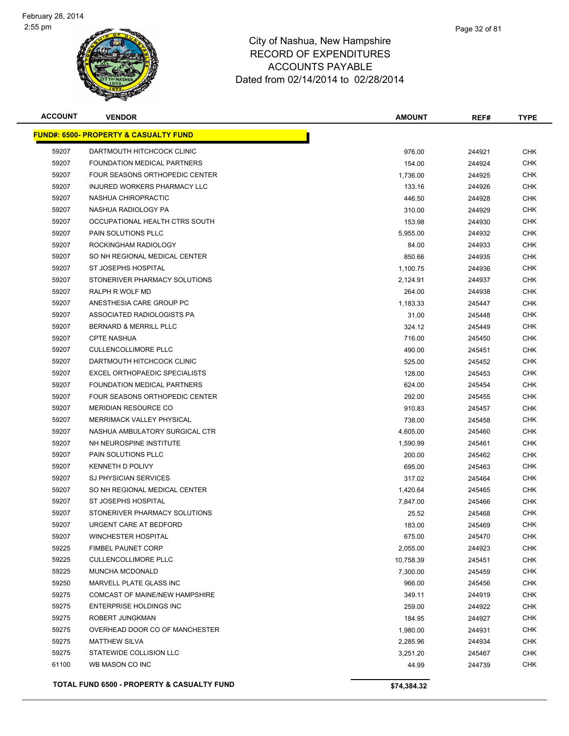# City of Nashua, New Hampshire
## RECORD OF EXPENDITURES
## ACCOUNTS PAYABLE
## Dated from 02/14/2014 to 02/28/2014

February 28, 2014
2:55 pm

| ACCOUNT | VENDOR | AMOUNT | REF# | TYPE |
|---|---|---|---|---|
| **FUND#: 6500- PROPERTY & CASUALTY FUND** | | | | |
| 59207 | DARTMOUTH HITCHCOCK CLINIC | 976.00 | 244921 | CHK |
| 59207 | FOUNDATION MEDICAL PARTNERS | 154.00 | 244924 | CHK |
| 59207 | FOUR SEASONS ORTHOPEDIC CENTER | 1,736.00 | 244925 | CHK |
| 59207 | INJURED WORKERS PHARMACY LLC | 133.16 | 244926 | CHK |
| 59207 | NASHUA CHIROPRACTIC | 446.50 | 244928 | CHK |
| 59207 | NASHUA RADIOLOGY PA | 310.00 | 244929 | CHK |
| 59207 | OCCUPATIONAL HEALTH CTRS SOUTH | 153.98 | 244930 | CHK |
| 59207 | PAIN SOLUTIONS PLLC | 5,955.00 | 244932 | CHK |
| 59207 | ROCKINGHAM RADIOLOGY | 84.00 | 244933 | CHK |
| 59207 | SO NH REGIONAL MEDICAL CENTER | 850.66 | 244935 | CHK |
| 59207 | ST JOSEPHS HOSPITAL | 1,100.75 | 244936 | CHK |
| 59207 | STONERIVER PHARMACY SOLUTIONS | 2,124.91 | 244937 | CHK |
| 59207 | RALPH R WOLF MD | 264.00 | 244938 | CHK |
| 59207 | ANESTHESIA CARE GROUP PC | 1,183.33 | 245447 | CHK |
| 59207 | ASSOCIATED RADIOLOGISTS PA | 31.00 | 245448 | CHK |
| 59207 | BERNARD & MERRILL PLLC | 324.12 | 245449 | CHK |
| 59207 | CPTE NASHUA | 716.00 | 245450 | CHK |
| 59207 | CULLENCOLLIMORE PLLC | 490.00 | 245451 | CHK |
| 59207 | DARTMOUTH HITCHCOCK CLINIC | 525.00 | 245452 | CHK |
| 59207 | EXCEL ORTHOPAEDIC SPECIALISTS | 128.00 | 245453 | CHK |
| 59207 | FOUNDATION MEDICAL PARTNERS | 624.00 | 245454 | CHK |
| 59207 | FOUR SEASONS ORTHOPEDIC CENTER | 292.00 | 245455 | CHK |
| 59207 | MERIDIAN RESOURCE CO | 910.83 | 245457 | CHK |
| 59207 | MERRIMACK VALLEY PHYSICAL | 738.00 | 245458 | CHK |
| 59207 | NASHUA AMBULATORY SURGICAL CTR | 4,605.00 | 245460 | CHK |
| 59207 | NH NEUROSPINE INSTITUTE | 1,590.99 | 245461 | CHK |
| 59207 | PAIN SOLUTIONS PLLC | 200.00 | 245462 | CHK |
| 59207 | KENNETH D POLIVY | 695.00 | 245463 | CHK |
| 59207 | SJ PHYSICIAN SERVICES | 317.02 | 245464 | CHK |
| 59207 | SO NH REGIONAL MEDICAL CENTER | 1,420.64 | 245465 | CHK |
| 59207 | ST JOSEPHS HOSPITAL | 7,847.00 | 245466 | CHK |
| 59207 | STONERIVER PHARMACY SOLUTIONS | 25.52 | 245468 | CHK |
| 59207 | URGENT CARE AT BEDFORD | 183.00 | 245469 | CHK |
| 59207 | WINCHESTER HOSPITAL | 675.00 | 245470 | CHK |
| 59225 | FIMBEL PAUNET CORP | 2,055.00 | 244923 | CHK |
| 59225 | CULLENCOLLIMORE PLLC | 10,758.39 | 245451 | CHK |
| 59225 | MUNCHA MCDONALD | 7,300.00 | 245459 | CHK |
| 59250 | MARVELL PLATE GLASS INC | 966.00 | 245456 | CHK |
| 59275 | COMCAST OF MAINE/NEW HAMPSHIRE | 349.11 | 244919 | CHK |
| 59275 | ENTERPRISE HOLDINGS INC | 259.00 | 244922 | CHK |
| 59275 | ROBERT JUNGKMAN | 184.95 | 244927 | CHK |
| 59275 | OVERHEAD DOOR CO OF MANCHESTER | 1,980.00 | 244931 | CHK |
| 59275 | MATTHEW SILVA | 2,285.96 | 244934 | CHK |
| 59275 | STATEWIDE COLLISION LLC | 3,251.20 | 245467 | CHK |
| 61100 | WB MASON CO INC | 44.99 | 244739 | CHK |
| **TOTAL FUND 6500 - PROPERTY & CASUALTY FUND** | | **$74,384.32** | | |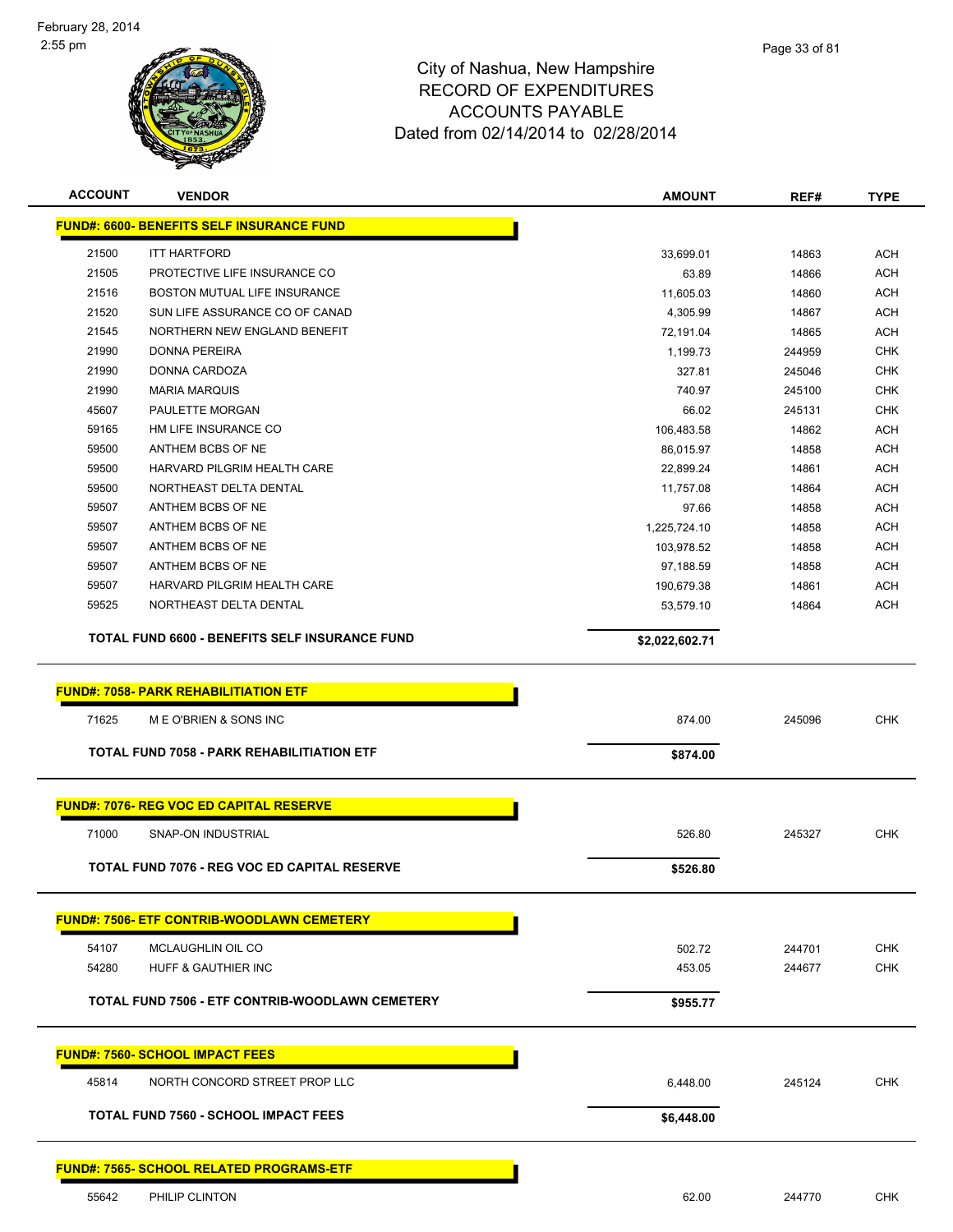City of Nashua, New Hampshire
RECORD OF EXPENDITURES
ACCOUNTS PAYABLE
Dated from 02/14/2014 to 02/28/2014

| ACCOUNT | VENDOR | AMOUNT | REF# | TYPE |
|---|---|---|---|---|
| **FUND#: 6600- BENEFITS SELF INSURANCE FUND** | | | | |
| 21500 | ITT HARTFORD | 33,699.01 | 14863 | ACH |
| 21505 | PROTECTIVE LIFE INSURANCE CO | 63.89 | 14866 | ACH |
| 21516 | BOSTON MUTUAL LIFE INSURANCE | 11,605.03 | 14860 | ACH |
| 21520 | SUN LIFE ASSURANCE CO OF CANAD | 4,305.99 | 14867 | ACH |
| 21545 | NORTHERN NEW ENGLAND BENEFIT | 72,191.04 | 14865 | ACH |
| 21990 | DONNA PEREIRA | 1,199.73 | 244959 | CHK |
| 21990 | DONNA CARDOZA | 327.81 | 245046 | CHK |
| 21990 | MARIA MARQUIS | 740.97 | 245100 | CHK |
| 45607 | PAULETTE MORGAN | 66.02 | 245131 | CHK |
| 59165 | HM LIFE INSURANCE CO | 106,483.58 | 14862 | ACH |
| 59500 | ANTHEM BCBS OF NE | 86,015.97 | 14858 | ACH |
| 59500 | HARVARD PILGRIM HEALTH CARE | 22,899.24 | 14861 | ACH |
| 59500 | NORTHEAST DELTA DENTAL | 11,757.08 | 14864 | ACH |
| 59507 | ANTHEM BCBS OF NE | 97.66 | 14858 | ACH |
| 59507 | ANTHEM BCBS OF NE | 1,225,724.10 | 14858 | ACH |
| 59507 | ANTHEM BCBS OF NE | 103,978.52 | 14858 | ACH |
| 59507 | ANTHEM BCBS OF NE | 97,188.59 | 14858 | ACH |
| 59507 | HARVARD PILGRIM HEALTH CARE | 190,679.38 | 14861 | ACH |
| 59525 | NORTHEAST DELTA DENTAL | 53,579.10 | 14864 | ACH |
| | **TOTAL FUND 6600 - BENEFITS SELF INSURANCE FUND** | **$2,022,602.71** | | |
| **FUND#: 7058- PARK REHABILITIATION ETF** | | | | |
| 71625 | M E O'BRIEN & SONS INC | 874.00 | 245096 | CHK |
| | **TOTAL FUND 7058 - PARK REHABILITIATION ETF** | **$874.00** | | |
| **FUND#: 7076- REG VOC ED CAPITAL RESERVE** | | | | |
| 71000 | SNAP-ON INDUSTRIAL | 526.80 | 245327 | CHK |
| | **TOTAL FUND 7076 - REG VOC ED CAPITAL RESERVE** | **$526.80** | | |
| **FUND#: 7506- ETF CONTRIB-WOODLAWN CEMETERY** | | | | |
| 54107 | MCLAUGHLIN OIL CO | 502.72 | 244701 | CHK |
| 54280 | HUFF & GAUTHIER INC | 453.05 | 244677 | CHK |
| | **TOTAL FUND 7506 - ETF CONTRIB-WOODLAWN CEMETERY** | **$955.77** | | |
| **FUND#: 7560- SCHOOL IMPACT FEES** | | | | |
| 45814 | NORTH CONCORD STREET PROP LLC | 6,448.00 | 245124 | CHK |
| | **TOTAL FUND 7560 - SCHOOL IMPACT FEES** | **$6,448.00** | | |
| **FUND#: 7565- SCHOOL RELATED PROGRAMS-ETF** | | | | |
| 55642 | PHILIP CLINTON | 62.00 | 244770 | CHK |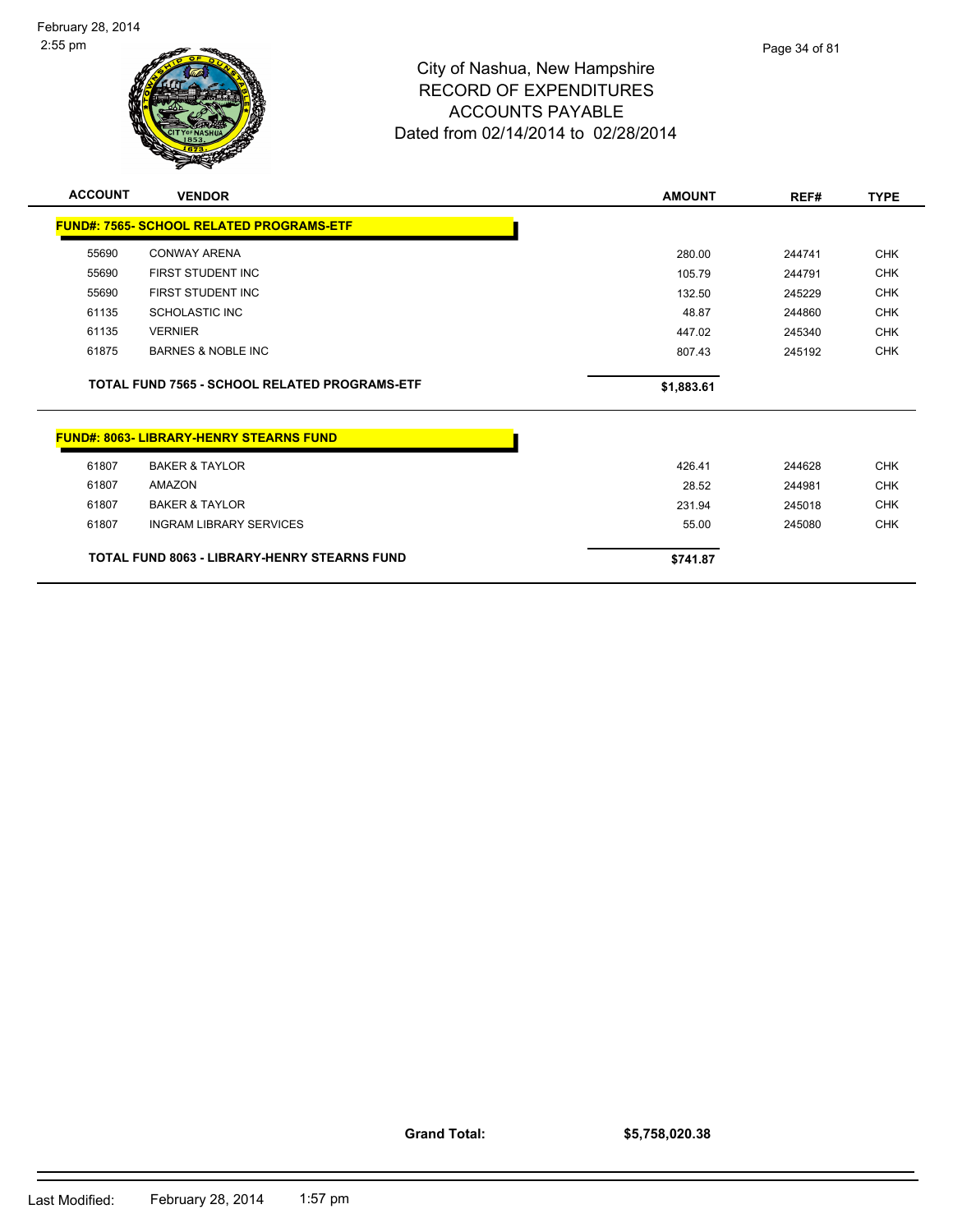# City of Nashua, New Hampshire
## RECORD OF EXPENDITURES
## ACCOUNTS PAYABLE
## Dated from 02/14/2014 to 02/28/2014

| ACCOUNT | VENDOR | AMOUNT | REF# | TYPE |
|---|---|---|---|---|
| **FUND#: 7565- SCHOOL RELATED PROGRAMS-ETF** | | | | |
| 55690 | CONWAY ARENA | 280.00 | 244741 | CHK |
| 55690 | FIRST STUDENT INC | 105.79 | 244791 | CHK |
| 55690 | FIRST STUDENT INC | 132.50 | 245229 | CHK |
| 61135 | SCHOLASTIC INC | 48.87 | 244860 | CHK |
| 61135 | VERNIER | 447.02 | 245340 | CHK |
| 61875 | BARNES & NOBLE INC | 807.43 | 245192 | CHK |
| | **TOTAL FUND 7565 - SCHOOL RELATED PROGRAMS-ETF** | **$1,883.61** | | |
| **FUND#: 8063- LIBRARY-HENRY STEARNS FUND** | | | | |
| 61807 | BAKER & TAYLOR | 426.41 | 244628 | CHK |
| 61807 | AMAZON | 28.52 | 244981 | CHK |
| 61807 | BAKER & TAYLOR | 231.94 | 245018 | CHK |
| 61807 | INGRAM LIBRARY SERVICES | 55.00 | 245080 | CHK |
| | **TOTAL FUND 8063 - LIBRARY-HENRY STEARNS FUND** | **$741.87** | | |

**Grand Total:** **$5,758,020.38**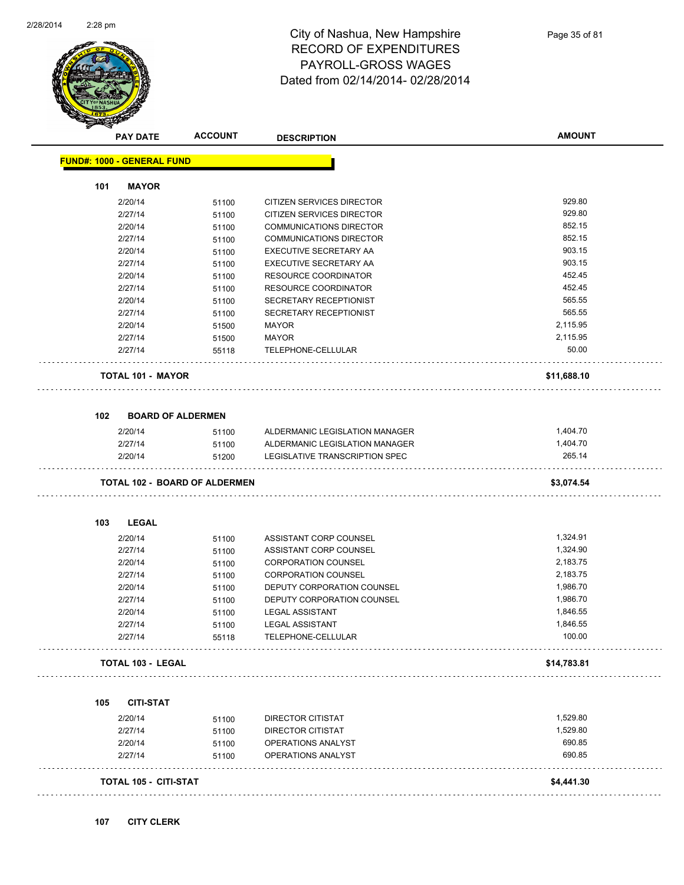# City of Nashua, New Hampshire
## RECORD OF EXPENDITURES
## PAYROLL-GROSS WAGES
## Dated from 02/14/2014- 02/28/2014

| PAY DATE | ACCOUNT | DESCRIPTION | AMOUNT |
|---|---|---|---|

**FUND#: 1000 - GENERAL FUND**

**101 MAYOR**

| PAY DATE | ACCOUNT | DESCRIPTION | AMOUNT |
|---|---|---|---|
| 2/20/14 | 51100 | CITIZEN SERVICES DIRECTOR | 929.80 |
| 2/27/14 | 51100 | CITIZEN SERVICES DIRECTOR | 929.80 |
| 2/20/14 | 51100 | COMMUNICATIONS DIRECTOR | 852.15 |
| 2/27/14 | 51100 | COMMUNICATIONS DIRECTOR | 852.15 |
| 2/20/14 | 51100 | EXECUTIVE SECRETARY AA | 903.15 |
| 2/27/14 | 51100 | EXECUTIVE SECRETARY AA | 903.15 |
| 2/20/14 | 51100 | RESOURCE COORDINATOR | 452.45 |
| 2/27/14 | 51100 | RESOURCE COORDINATOR | 452.45 |
| 2/20/14 | 51100 | SECRETARY RECEPTIONIST | 565.55 |
| 2/27/14 | 51100 | SECRETARY RECEPTIONIST | 565.55 |
| 2/20/14 | 51500 | MAYOR | 2,115.95 |
| 2/27/14 | 51500 | MAYOR | 2,115.95 |
| 2/27/14 | 55118 | TELEPHONE-CELLULAR | 50.00 |

**TOTAL 101 - MAYOR** **$11,688.10**

**102 BOARD OF ALDERMEN**

| PAY DATE | ACCOUNT | DESCRIPTION | AMOUNT |
|---|---|---|---|
| 2/20/14 | 51100 | ALDERMANIC LEGISLATION MANAGER | 1,404.70 |
| 2/27/14 | 51100 | ALDERMANIC LEGISLATION MANAGER | 1,404.70 |
| 2/20/14 | 51200 | LEGISLATIVE TRANSCRIPTION SPEC | 265.14 |

**TOTAL 102 - BOARD OF ALDERMEN** **$3,074.54**

**103 LEGAL**

| PAY DATE | ACCOUNT | DESCRIPTION | AMOUNT |
|---|---|---|---|
| 2/20/14 | 51100 | ASSISTANT CORP COUNSEL | 1,324.91 |
| 2/27/14 | 51100 | ASSISTANT CORP COUNSEL | 1,324.90 |
| 2/20/14 | 51100 | CORPORATION COUNSEL | 2,183.75 |
| 2/27/14 | 51100 | CORPORATION COUNSEL | 2,183.75 |
| 2/20/14 | 51100 | DEPUTY CORPORATION COUNSEL | 1,986.70 |
| 2/27/14 | 51100 | DEPUTY CORPORATION COUNSEL | 1,986.70 |
| 2/20/14 | 51100 | LEGAL ASSISTANT | 1,846.55 |
| 2/27/14 | 51100 | LEGAL ASSISTANT | 1,846.55 |
| 2/27/14 | 55118 | TELEPHONE-CELLULAR | 100.00 |

**TOTAL 103 - LEGAL** **$14,783.81**

**105 CITI-STAT**

| PAY DATE | ACCOUNT | DESCRIPTION | AMOUNT |
|---|---|---|---|
| 2/20/14 | 51100 | DIRECTOR CITISTAT | 1,529.80 |
| 2/27/14 | 51100 | DIRECTOR CITISTAT | 1,529.80 |
| 2/20/14 | 51100 | OPERATIONS ANALYST | 690.85 |
| 2/27/14 | 51100 | OPERATIONS ANALYST | 690.85 |

**TOTAL 105 - CITI-STAT** **$4,441.30**

**107 CITY CLERK**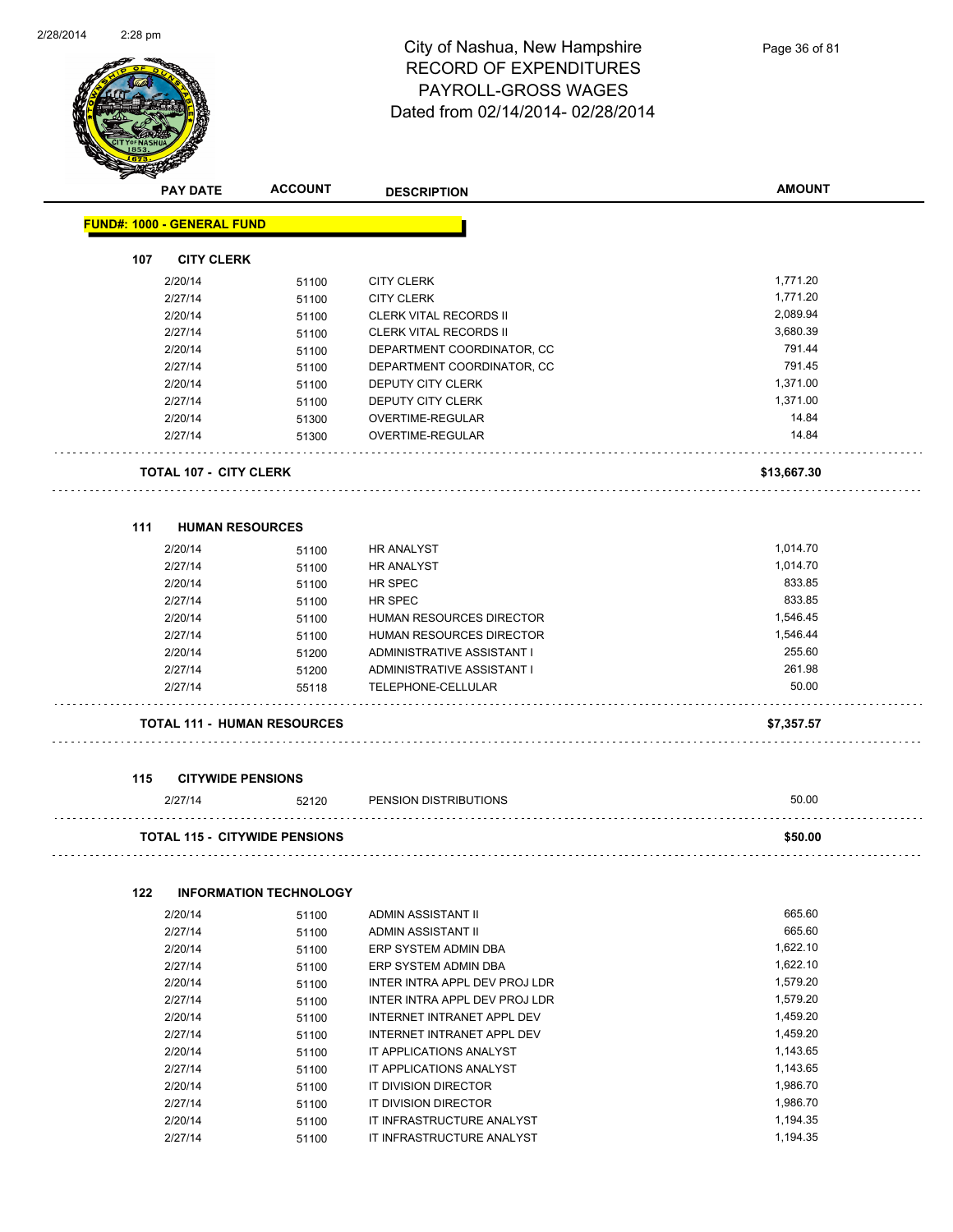# City of Nashua, New Hampshire
## RECORD OF EXPENDITURES
## PAYROLL-GROSS WAGES
## Dated from 02/14/2014- 02/28/2014

**FUND#: 1000 - GENERAL FUND**

### 107 CITY CLERK

| PAY DATE | ACCOUNT | DESCRIPTION | AMOUNT |
|---|---|---|---|
| 2/20/14 | 51100 | CITY CLERK | 1,771.20 |
| 2/27/14 | 51100 | CITY CLERK | 1,771.20 |
| 2/20/14 | 51100 | CLERK VITAL RECORDS II | 2,089.94 |
| 2/27/14 | 51100 | CLERK VITAL RECORDS II | 3,680.39 |
| 2/20/14 | 51100 | DEPARTMENT COORDINATOR, CC | 791.44 |
| 2/27/14 | 51100 | DEPARTMENT COORDINATOR, CC | 791.45 |
| 2/20/14 | 51100 | DEPUTY CITY CLERK | 1,371.00 |
| 2/27/14 | 51100 | DEPUTY CITY CLERK | 1,371.00 |
| 2/20/14 | 51300 | OVERTIME-REGULAR | 14.84 |
| 2/27/14 | 51300 | OVERTIME-REGULAR | 14.84 |
| **TOTAL 107 - CITY CLERK** | | | **$13,667.30** |

### 111 HUMAN RESOURCES

| PAY DATE | ACCOUNT | DESCRIPTION | AMOUNT |
|---|---|---|---|
| 2/20/14 | 51100 | HR ANALYST | 1,014.70 |
| 2/27/14 | 51100 | HR ANALYST | 1,014.70 |
| 2/20/14 | 51100 | HR SPEC | 833.85 |
| 2/27/14 | 51100 | HR SPEC | 833.85 |
| 2/20/14 | 51100 | HUMAN RESOURCES DIRECTOR | 1,546.45 |
| 2/27/14 | 51100 | HUMAN RESOURCES DIRECTOR | 1,546.44 |
| 2/20/14 | 51200 | ADMINISTRATIVE ASSISTANT I | 255.60 |
| 2/27/14 | 51200 | ADMINISTRATIVE ASSISTANT I | 261.98 |
| 2/27/14 | 55118 | TELEPHONE-CELLULAR | 50.00 |
| **TOTAL 111 - HUMAN RESOURCES** | | | **$7,357.57** |

### 115 CITYWIDE PENSIONS

| PAY DATE | ACCOUNT | DESCRIPTION | AMOUNT |
|---|---|---|---|
| 2/27/14 | 52120 | PENSION DISTRIBUTIONS | 50.00 |
| **TOTAL 115 - CITYWIDE PENSIONS** | | | **$50.00** |

### 122 INFORMATION TECHNOLOGY

| PAY DATE | ACCOUNT | DESCRIPTION | AMOUNT |
|---|---|---|---|
| 2/20/14 | 51100 | ADMIN ASSISTANT II | 665.60 |
| 2/27/14 | 51100 | ADMIN ASSISTANT II | 665.60 |
| 2/20/14 | 51100 | ERP SYSTEM ADMIN DBA | 1,622.10 |
| 2/27/14 | 51100 | ERP SYSTEM ADMIN DBA | 1,622.10 |
| 2/20/14 | 51100 | INTER INTRA APPL DEV PROJ LDR | 1,579.20 |
| 2/27/14 | 51100 | INTER INTRA APPL DEV PROJ LDR | 1,579.20 |
| 2/20/14 | 51100 | INTERNET INTRANET APPL DEV | 1,459.20 |
| 2/27/14 | 51100 | INTERNET INTRANET APPL DEV | 1,459.20 |
| 2/20/14 | 51100 | IT APPLICATIONS ANALYST | 1,143.65 |
| 2/27/14 | 51100 | IT APPLICATIONS ANALYST | 1,143.65 |
| 2/20/14 | 51100 | IT DIVISION DIRECTOR | 1,986.70 |
| 2/27/14 | 51100 | IT DIVISION DIRECTOR | 1,986.70 |
| 2/20/14 | 51100 | IT INFRASTRUCTURE ANALYST | 1,194.35 |
| 2/27/14 | 51100 | IT INFRASTRUCTURE ANALYST | 1,194.35 |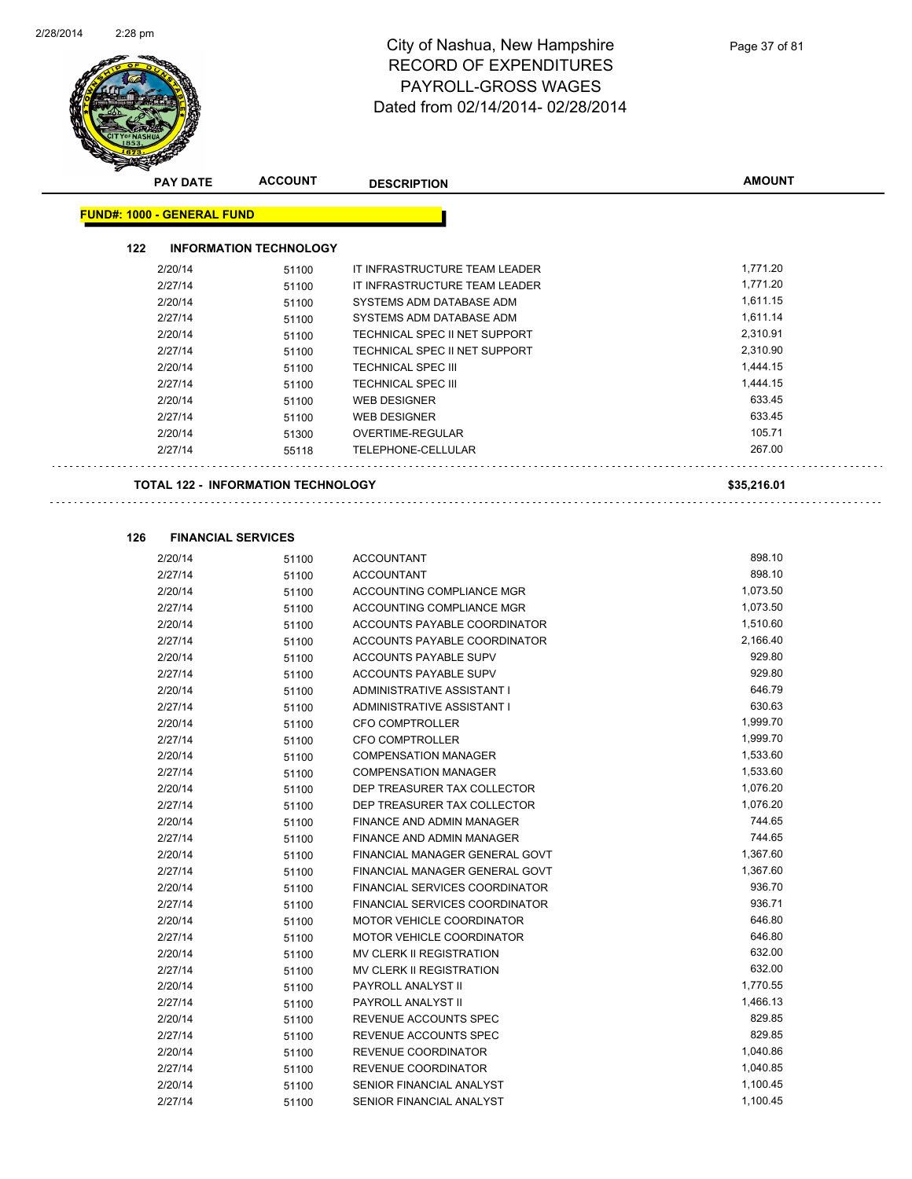# City of Nashua, New Hampshire
# RECORD OF EXPENDITURES
# PAYROLL-GROSS WAGES
Dated from 02/14/2014- 02/28/2014

| PAY DATE | ACCOUNT | DESCRIPTION | AMOUNT |
|---|---|---|---|

**FUND#: 1000 - GENERAL FUND**

**122 INFORMATION TECHNOLOGY**

| PAY DATE | ACCOUNT | DESCRIPTION | AMOUNT |
|---|---|---|---|
| 2/20/14 | 51100 | IT INFRASTRUCTURE TEAM LEADER | 1,771.20 |
| 2/27/14 | 51100 | IT INFRASTRUCTURE TEAM LEADER | 1,771.20 |
| 2/20/14 | 51100 | SYSTEMS ADM DATABASE ADM | 1,611.15 |
| 2/27/14 | 51100 | SYSTEMS ADM DATABASE ADM | 1,611.14 |
| 2/20/14 | 51100 | TECHNICAL SPEC II NET SUPPORT | 2,310.91 |
| 2/27/14 | 51100 | TECHNICAL SPEC II NET SUPPORT | 2,310.90 |
| 2/20/14 | 51100 | TECHNICAL SPEC III | 1,444.15 |
| 2/27/14 | 51100 | TECHNICAL SPEC III | 1,444.15 |
| 2/20/14 | 51100 | WEB DESIGNER | 633.45 |
| 2/27/14 | 51100 | WEB DESIGNER | 633.45 |
| 2/20/14 | 51300 | OVERTIME-REGULAR | 105.71 |
| 2/27/14 | 55118 | TELEPHONE-CELLULAR | 267.00 |

**TOTAL 122 - INFORMATION TECHNOLOGY** **$35,216.01**

**126 FINANCIAL SERVICES**

| PAY DATE | ACCOUNT | DESCRIPTION | AMOUNT |
|---|---|---|---|
| 2/20/14 | 51100 | ACCOUNTANT | 898.10 |
| 2/27/14 | 51100 | ACCOUNTANT | 898.10 |
| 2/20/14 | 51100 | ACCOUNTING COMPLIANCE MGR | 1,073.50 |
| 2/27/14 | 51100 | ACCOUNTING COMPLIANCE MGR | 1,073.50 |
| 2/20/14 | 51100 | ACCOUNTS PAYABLE COORDINATOR | 1,510.60 |
| 2/27/14 | 51100 | ACCOUNTS PAYABLE COORDINATOR | 2,166.40 |
| 2/20/14 | 51100 | ACCOUNTS PAYABLE SUPV | 929.80 |
| 2/27/14 | 51100 | ACCOUNTS PAYABLE SUPV | 929.80 |
| 2/20/14 | 51100 | ADMINISTRATIVE ASSISTANT I | 646.79 |
| 2/27/14 | 51100 | ADMINISTRATIVE ASSISTANT I | 630.63 |
| 2/20/14 | 51100 | CFO COMPTROLLER | 1,999.70 |
| 2/27/14 | 51100 | CFO COMPTROLLER | 1,999.70 |
| 2/20/14 | 51100 | COMPENSATION MANAGER | 1,533.60 |
| 2/27/14 | 51100 | COMPENSATION MANAGER | 1,533.60 |
| 2/20/14 | 51100 | DEP TREASURER TAX COLLECTOR | 1,076.20 |
| 2/27/14 | 51100 | DEP TREASURER TAX COLLECTOR | 1,076.20 |
| 2/20/14 | 51100 | FINANCE AND ADMIN MANAGER | 744.65 |
| 2/27/14 | 51100 | FINANCE AND ADMIN MANAGER | 744.65 |
| 2/20/14 | 51100 | FINANCIAL MANAGER GENERAL GOVT | 1,367.60 |
| 2/27/14 | 51100 | FINANCIAL MANAGER GENERAL GOVT | 1,367.60 |
| 2/20/14 | 51100 | FINANCIAL SERVICES COORDINATOR | 936.70 |
| 2/27/14 | 51100 | FINANCIAL SERVICES COORDINATOR | 936.71 |
| 2/20/14 | 51100 | MOTOR VEHICLE COORDINATOR | 646.80 |
| 2/27/14 | 51100 | MOTOR VEHICLE COORDINATOR | 646.80 |
| 2/20/14 | 51100 | MV CLERK II REGISTRATION | 632.00 |
| 2/27/14 | 51100 | MV CLERK II REGISTRATION | 632.00 |
| 2/20/14 | 51100 | PAYROLL ANALYST II | 1,770.55 |
| 2/27/14 | 51100 | PAYROLL ANALYST II | 1,466.13 |
| 2/20/14 | 51100 | REVENUE ACCOUNTS SPEC | 829.85 |
| 2/27/14 | 51100 | REVENUE ACCOUNTS SPEC | 829.85 |
| 2/20/14 | 51100 | REVENUE COORDINATOR | 1,040.86 |
| 2/27/14 | 51100 | REVENUE COORDINATOR | 1,040.85 |
| 2/20/14 | 51100 | SENIOR FINANCIAL ANALYST | 1,100.45 |
| 2/27/14 | 51100 | SENIOR FINANCIAL ANALYST | 1,100.45 |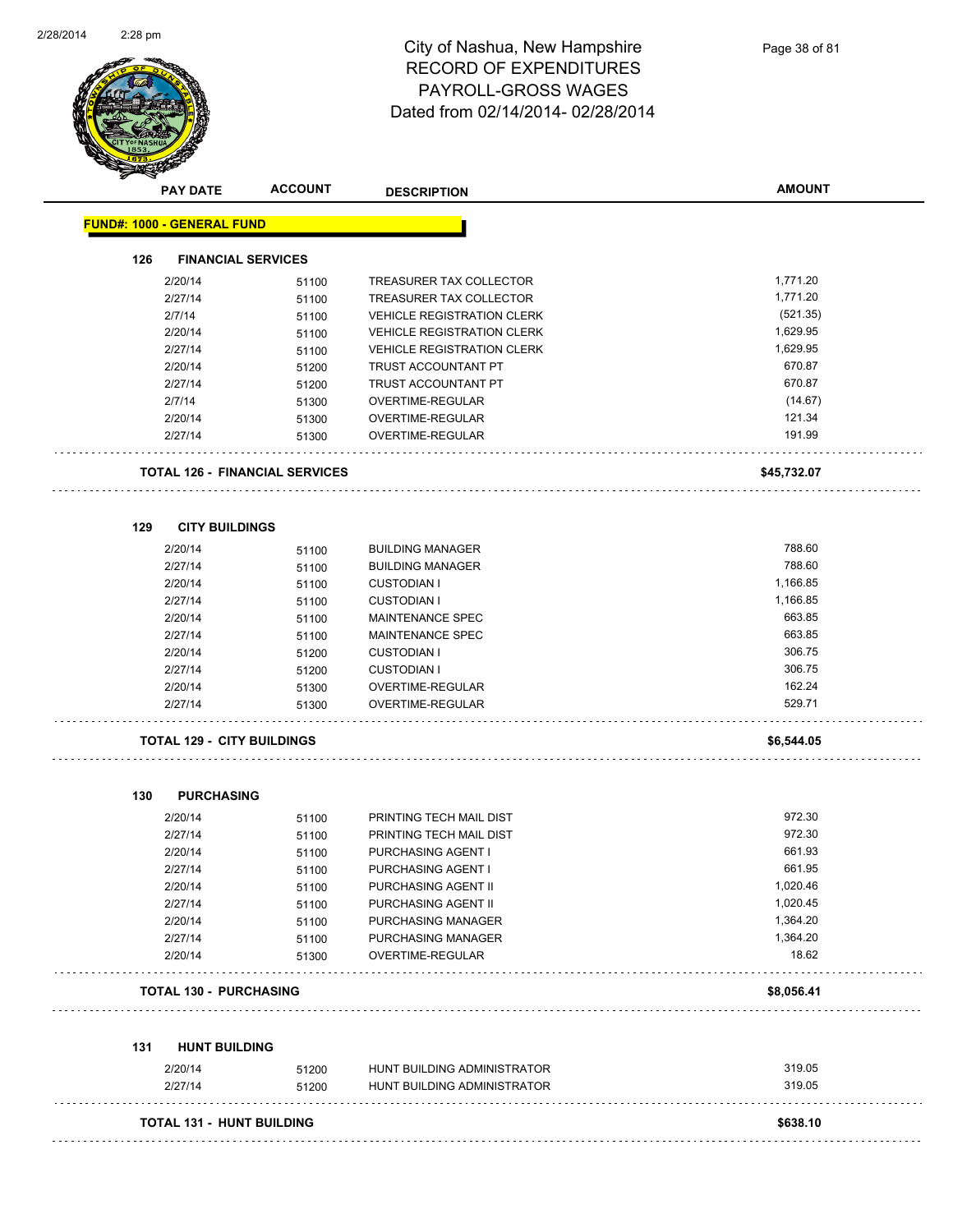City of Nashua, New Hampshire
RECORD OF EXPENDITURES
PAYROLL-GROSS WAGES
Dated from 02/14/2014- 02/28/2014

| PAY DATE | ACCOUNT | DESCRIPTION | AMOUNT |
|---|---|---|---|

**FUND#: 1000 - GENERAL FUND**

**126 FINANCIAL SERVICES**

| PAY DATE | ACCOUNT | DESCRIPTION | AMOUNT |
|---|---|---|---|
| 2/20/14 | 51100 | TREASURER TAX COLLECTOR | 1,771.20 |
| 2/27/14 | 51100 | TREASURER TAX COLLECTOR | 1,771.20 |
| 2/7/14 | 51100 | VEHICLE REGISTRATION CLERK | (521.35) |
| 2/20/14 | 51100 | VEHICLE REGISTRATION CLERK | 1,629.95 |
| 2/27/14 | 51100 | VEHICLE REGISTRATION CLERK | 1,629.95 |
| 2/20/14 | 51200 | TRUST ACCOUNTANT PT | 670.87 |
| 2/27/14 | 51200 | TRUST ACCOUNTANT PT | 670.87 |
| 2/7/14 | 51300 | OVERTIME-REGULAR | (14.67) |
| 2/20/14 | 51300 | OVERTIME-REGULAR | 121.34 |
| 2/27/14 | 51300 | OVERTIME-REGULAR | 191.99 |

**TOTAL 126 - FINANCIAL SERVICES** **$45,732.07**

**129 CITY BUILDINGS**

| PAY DATE | ACCOUNT | DESCRIPTION | AMOUNT |
|---|---|---|---|
| 2/20/14 | 51100 | BUILDING MANAGER | 788.60 |
| 2/27/14 | 51100 | BUILDING MANAGER | 788.60 |
| 2/20/14 | 51100 | CUSTODIAN I | 1,166.85 |
| 2/27/14 | 51100 | CUSTODIAN I | 1,166.85 |
| 2/20/14 | 51100 | MAINTENANCE SPEC | 663.85 |
| 2/27/14 | 51100 | MAINTENANCE SPEC | 663.85 |
| 2/20/14 | 51200 | CUSTODIAN I | 306.75 |
| 2/27/14 | 51200 | CUSTODIAN I | 306.75 |
| 2/20/14 | 51300 | OVERTIME-REGULAR | 162.24 |
| 2/27/14 | 51300 | OVERTIME-REGULAR | 529.71 |

**TOTAL 129 - CITY BUILDINGS** **$6,544.05**

**130 PURCHASING**

| PAY DATE | ACCOUNT | DESCRIPTION | AMOUNT |
|---|---|---|---|
| 2/20/14 | 51100 | PRINTING TECH MAIL DIST | 972.30 |
| 2/27/14 | 51100 | PRINTING TECH MAIL DIST | 972.30 |
| 2/20/14 | 51100 | PURCHASING AGENT I | 661.93 |
| 2/27/14 | 51100 | PURCHASING AGENT I | 661.95 |
| 2/20/14 | 51100 | PURCHASING AGENT II | 1,020.46 |
| 2/27/14 | 51100 | PURCHASING AGENT II | 1,020.45 |
| 2/20/14 | 51100 | PURCHASING MANAGER | 1,364.20 |
| 2/27/14 | 51100 | PURCHASING MANAGER | 1,364.20 |
| 2/20/14 | 51300 | OVERTIME-REGULAR | 18.62 |

**TOTAL 130 - PURCHASING** **$8,056.41**

**131 HUNT BUILDING**

| PAY DATE | ACCOUNT | DESCRIPTION | AMOUNT |
|---|---|---|---|
| 2/20/14 | 51200 | HUNT BUILDING ADMINISTRATOR | 319.05 |
| 2/27/14 | 51200 | HUNT BUILDING ADMINISTRATOR | 319.05 |

**TOTAL 131 - HUNT BUILDING** **$638.10**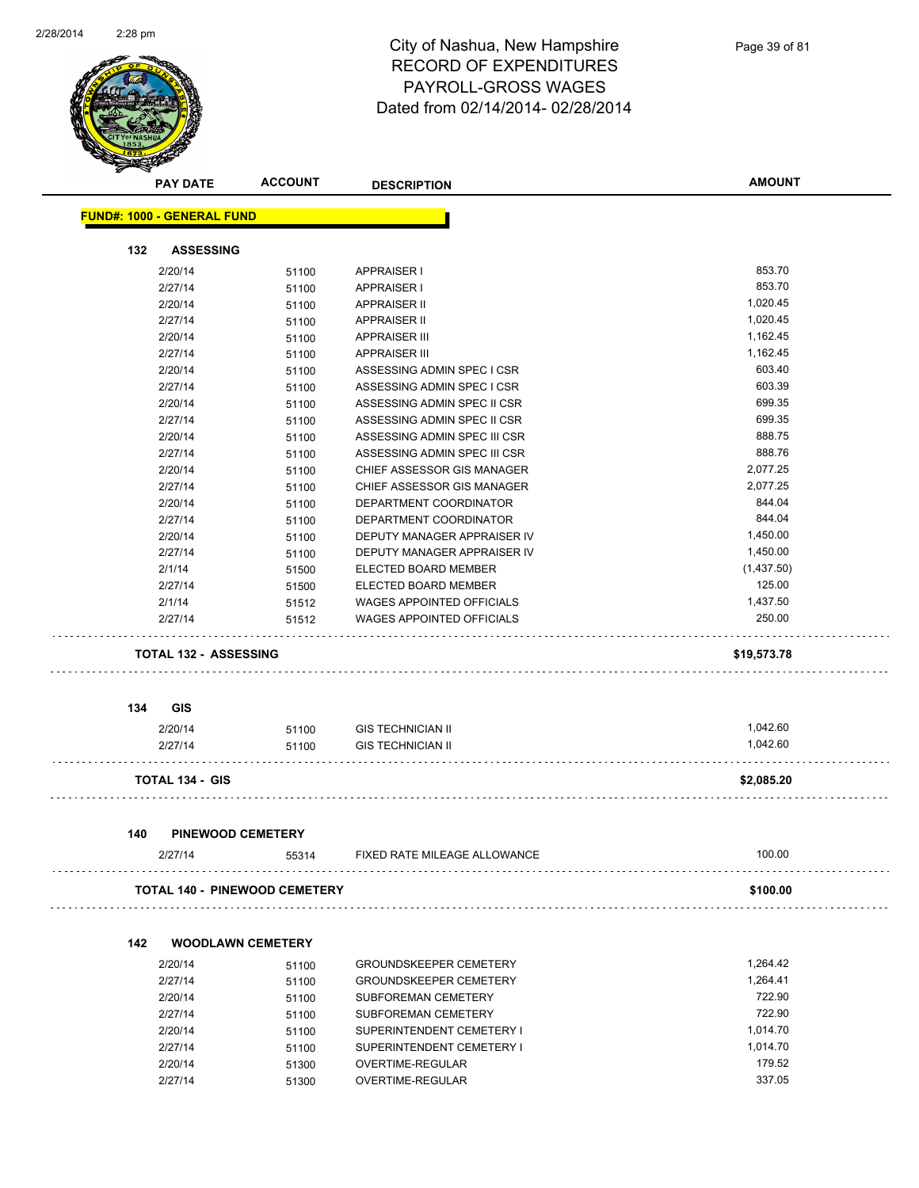# City of Nashua, New Hampshire
## RECORD OF EXPENDITURES
## PAYROLL-GROSS WAGES
## Dated from 02/14/2014- 02/28/2014

| PAY DATE | ACCOUNT | DESCRIPTION | AMOUNT |
|---|---|---|---|
| **FUND#: 1000 - GENERAL FUND** | | | |
| **132 ASSESSING** | | | |
| 2/20/14 | 51100 | APPRAISER I | 853.70 |
| 2/27/14 | 51100 | APPRAISER I | 853.70 |
| 2/20/14 | 51100 | APPRAISER II | 1,020.45 |
| 2/27/14 | 51100 | APPRAISER II | 1,020.45 |
| 2/20/14 | 51100 | APPRAISER III | 1,162.45 |
| 2/27/14 | 51100 | APPRAISER III | 1,162.45 |
| 2/20/14 | 51100 | ASSESSING ADMIN SPEC I CSR | 603.40 |
| 2/27/14 | 51100 | ASSESSING ADMIN SPEC I CSR | 603.39 |
| 2/20/14 | 51100 | ASSESSING ADMIN SPEC II CSR | 699.35 |
| 2/27/14 | 51100 | ASSESSING ADMIN SPEC II CSR | 699.35 |
| 2/20/14 | 51100 | ASSESSING ADMIN SPEC III CSR | 888.75 |
| 2/27/14 | 51100 | ASSESSING ADMIN SPEC III CSR | 888.76 |
| 2/20/14 | 51100 | CHIEF ASSESSOR GIS MANAGER | 2,077.25 |
| 2/27/14 | 51100 | CHIEF ASSESSOR GIS MANAGER | 2,077.25 |
| 2/20/14 | 51100 | DEPARTMENT COORDINATOR | 844.04 |
| 2/27/14 | 51100 | DEPARTMENT COORDINATOR | 844.04 |
| 2/20/14 | 51100 | DEPUTY MANAGER APPRAISER IV | 1,450.00 |
| 2/27/14 | 51100 | DEPUTY MANAGER APPRAISER IV | 1,450.00 |
| 2/1/14 | 51500 | ELECTED BOARD MEMBER | (1,437.50) |
| 2/27/14 | 51500 | ELECTED BOARD MEMBER | 125.00 |
| 2/1/14 | 51512 | WAGES APPOINTED OFFICIALS | 1,437.50 |
| 2/27/14 | 51512 | WAGES APPOINTED OFFICIALS | 250.00 |
| **TOTAL 132 - ASSESSING** | | | **$19,573.78** |
| **134 GIS** | | | |
| 2/20/14 | 51100 | GIS TECHNICIAN II | 1,042.60 |
| 2/27/14 | 51100 | GIS TECHNICIAN II | 1,042.60 |
| **TOTAL 134 - GIS** | | | **$2,085.20** |
| **140 PINEWOOD CEMETERY** | | | |
| 2/27/14 | 55314 | FIXED RATE MILEAGE ALLOWANCE | 100.00 |
| **TOTAL 140 - PINEWOOD CEMETERY** | | | **$100.00** |
| **142 WOODLAWN CEMETERY** | | | |
| 2/20/14 | 51100 | GROUNDSKEEPER CEMETERY | 1,264.42 |
| 2/27/14 | 51100 | GROUNDSKEEPER CEMETERY | 1,264.41 |
| 2/20/14 | 51100 | SUBFOREMAN CEMETERY | 722.90 |
| 2/27/14 | 51100 | SUBFOREMAN CEMETERY | 722.90 |
| 2/20/14 | 51100 | SUPERINTENDENT CEMETERY I | 1,014.70 |
| 2/27/14 | 51100 | SUPERINTENDENT CEMETERY I | 1,014.70 |
| 2/20/14 | 51300 | OVERTIME-REGULAR | 179.52 |
| 2/27/14 | 51300 | OVERTIME-REGULAR | 337.05 |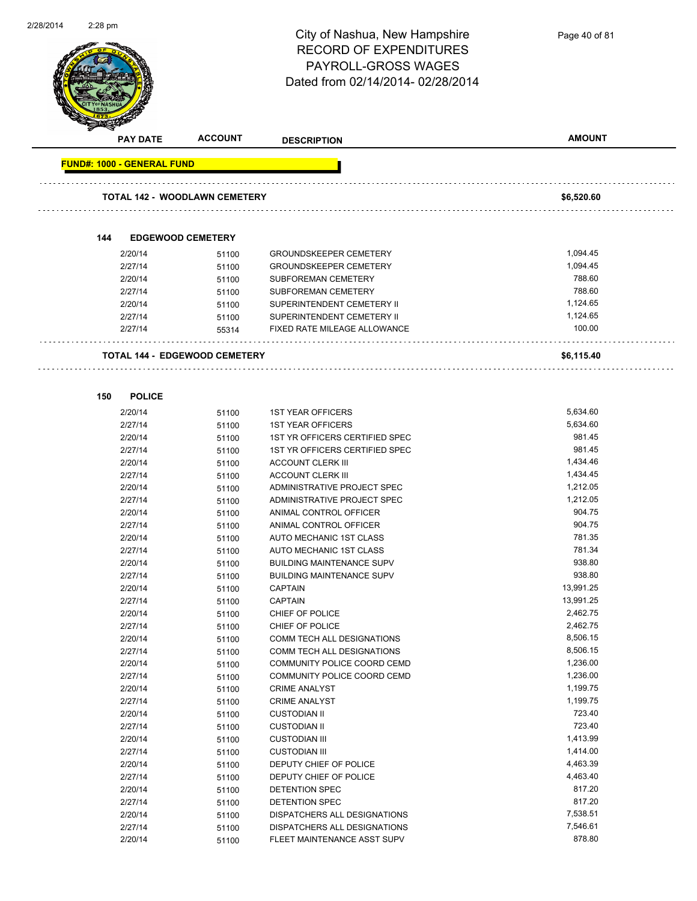# City of Nashua, New Hampshire
## RECORD OF EXPENDITURES
## PAYROLL-GROSS WAGES
## Dated from 02/14/2014- 02/28/2014

| PAY DATE | ACCOUNT | DESCRIPTION | AMOUNT |
|---|---|---|---|
| **FUND#: 1000 - GENERAL FUND** | | | |
| **TOTAL 142 - WOODLAWN CEMETERY** | | | **$6,520.60** |
| **144 EDGEWOOD CEMETERY** | | | |
| 2/20/14 | 51100 | GROUNDSKEEPER CEMETERY | 1,094.45 |
| 2/27/14 | 51100 | GROUNDSKEEPER CEMETERY | 1,094.45 |
| 2/20/14 | 51100 | SUBFOREMAN CEMETERY | 788.60 |
| 2/27/14 | 51100 | SUBFOREMAN CEMETERY | 788.60 |
| 2/20/14 | 51100 | SUPERINTENDENT CEMETERY II | 1,124.65 |
| 2/27/14 | 51100 | SUPERINTENDENT CEMETERY II | 1,124.65 |
| 2/27/14 | 55314 | FIXED RATE MILEAGE ALLOWANCE | 100.00 |
| **TOTAL 144 - EDGEWOOD CEMETERY** | | | **$6,115.40** |
| **150 POLICE** | | | |
| 2/20/14 | 51100 | 1ST YEAR OFFICERS | 5,634.60 |
| 2/27/14 | 51100 | 1ST YEAR OFFICERS | 5,634.60 |
| 2/20/14 | 51100 | 1ST YR OFFICERS CERTIFIED SPEC | 981.45 |
| 2/27/14 | 51100 | 1ST YR OFFICERS CERTIFIED SPEC | 981.45 |
| 2/20/14 | 51100 | ACCOUNT CLERK III | 1,434.46 |
| 2/27/14 | 51100 | ACCOUNT CLERK III | 1,434.45 |
| 2/20/14 | 51100 | ADMINISTRATIVE PROJECT SPEC | 1,212.05 |
| 2/27/14 | 51100 | ADMINISTRATIVE PROJECT SPEC | 1,212.05 |
| 2/20/14 | 51100 | ANIMAL CONTROL OFFICER | 904.75 |
| 2/27/14 | 51100 | ANIMAL CONTROL OFFICER | 904.75 |
| 2/20/14 | 51100 | AUTO MECHANIC 1ST CLASS | 781.35 |
| 2/27/14 | 51100 | AUTO MECHANIC 1ST CLASS | 781.34 |
| 2/20/14 | 51100 | BUILDING MAINTENANCE SUPV | 938.80 |
| 2/27/14 | 51100 | BUILDING MAINTENANCE SUPV | 938.80 |
| 2/20/14 | 51100 | CAPTAIN | 13,991.25 |
| 2/27/14 | 51100 | CAPTAIN | 13,991.25 |
| 2/20/14 | 51100 | CHIEF OF POLICE | 2,462.75 |
| 2/27/14 | 51100 | CHIEF OF POLICE | 2,462.75 |
| 2/20/14 | 51100 | COMM TECH ALL DESIGNATIONS | 8,506.15 |
| 2/27/14 | 51100 | COMM TECH ALL DESIGNATIONS | 8,506.15 |
| 2/20/14 | 51100 | COMMUNITY POLICE COORD CEMD | 1,236.00 |
| 2/27/14 | 51100 | COMMUNITY POLICE COORD CEMD | 1,236.00 |
| 2/20/14 | 51100 | CRIME ANALYST | 1,199.75 |
| 2/27/14 | 51100 | CRIME ANALYST | 1,199.75 |
| 2/20/14 | 51100 | CUSTODIAN II | 723.40 |
| 2/27/14 | 51100 | CUSTODIAN II | 723.40 |
| 2/20/14 | 51100 | CUSTODIAN III | 1,413.99 |
| 2/27/14 | 51100 | CUSTODIAN III | 1,414.00 |
| 2/20/14 | 51100 | DEPUTY CHIEF OF POLICE | 4,463.39 |
| 2/27/14 | 51100 | DEPUTY CHIEF OF POLICE | 4,463.40 |
| 2/20/14 | 51100 | DETENTION SPEC | 817.20 |
| 2/27/14 | 51100 | DETENTION SPEC | 817.20 |
| 2/20/14 | 51100 | DISPATCHERS ALL DESIGNATIONS | 7,538.51 |
| 2/27/14 | 51100 | DISPATCHERS ALL DESIGNATIONS | 7,546.61 |
| 2/20/14 | 51100 | FLEET MAINTENANCE ASST SUPV | 878.80 |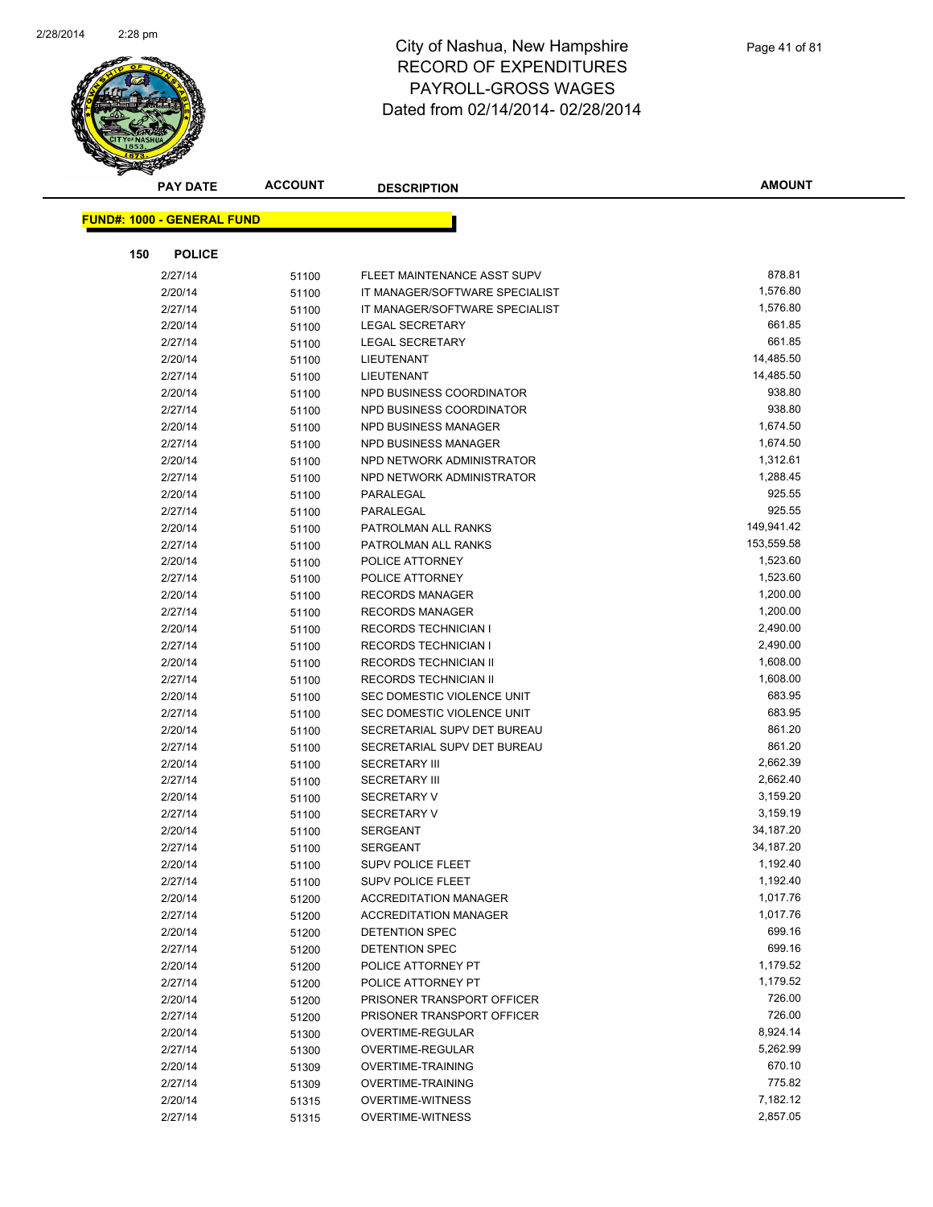# City of Nashua, New Hampshire
## RECORD OF EXPENDITURES
## PAYROLL-GROSS WAGES
## Dated from 02/14/2014- 02/28/2014

| PAY DATE | ACCOUNT | DESCRIPTION | AMOUNT |
|---|---|---|---|

**FUND#: 1000 - GENERAL FUND**

**150 POLICE**

| PAY DATE | ACCOUNT | DESCRIPTION | AMOUNT |
|---|---|---|---|
| 2/27/14 | 51100 | FLEET MAINTENANCE ASST SUPV | 878.81 |
| 2/20/14 | 51100 | IT MANAGER/SOFTWARE SPECIALIST | 1,576.80 |
| 2/27/14 | 51100 | IT MANAGER/SOFTWARE SPECIALIST | 1,576.80 |
| 2/20/14 | 51100 | LEGAL SECRETARY | 661.85 |
| 2/27/14 | 51100 | LEGAL SECRETARY | 661.85 |
| 2/20/14 | 51100 | LIEUTENANT | 14,485.50 |
| 2/27/14 | 51100 | LIEUTENANT | 14,485.50 |
| 2/20/14 | 51100 | NPD BUSINESS COORDINATOR | 938.80 |
| 2/27/14 | 51100 | NPD BUSINESS COORDINATOR | 938.80 |
| 2/20/14 | 51100 | NPD BUSINESS MANAGER | 1,674.50 |
| 2/27/14 | 51100 | NPD BUSINESS MANAGER | 1,674.50 |
| 2/20/14 | 51100 | NPD NETWORK ADMINISTRATOR | 1,312.61 |
| 2/27/14 | 51100 | NPD NETWORK ADMINISTRATOR | 1,288.45 |
| 2/20/14 | 51100 | PARALEGAL | 925.55 |
| 2/27/14 | 51100 | PARALEGAL | 925.55 |
| 2/20/14 | 51100 | PATROLMAN ALL RANKS | 149,941.42 |
| 2/27/14 | 51100 | PATROLMAN ALL RANKS | 153,559.58 |
| 2/20/14 | 51100 | POLICE ATTORNEY | 1,523.60 |
| 2/27/14 | 51100 | POLICE ATTORNEY | 1,523.60 |
| 2/20/14 | 51100 | RECORDS MANAGER | 1,200.00 |
| 2/27/14 | 51100 | RECORDS MANAGER | 1,200.00 |
| 2/20/14 | 51100 | RECORDS TECHNICIAN I | 2,490.00 |
| 2/27/14 | 51100 | RECORDS TECHNICIAN I | 2,490.00 |
| 2/20/14 | 51100 | RECORDS TECHNICIAN II | 1,608.00 |
| 2/27/14 | 51100 | RECORDS TECHNICIAN II | 1,608.00 |
| 2/20/14 | 51100 | SEC DOMESTIC VIOLENCE UNIT | 683.95 |
| 2/27/14 | 51100 | SEC DOMESTIC VIOLENCE UNIT | 683.95 |
| 2/20/14 | 51100 | SECRETARIAL SUPV DET BUREAU | 861.20 |
| 2/27/14 | 51100 | SECRETARIAL SUPV DET BUREAU | 861.20 |
| 2/20/14 | 51100 | SECRETARY III | 2,662.39 |
| 2/27/14 | 51100 | SECRETARY III | 2,662.40 |
| 2/20/14 | 51100 | SECRETARY V | 3,159.20 |
| 2/27/14 | 51100 | SECRETARY V | 3,159.19 |
| 2/20/14 | 51100 | SERGEANT | 34,187.20 |
| 2/27/14 | 51100 | SERGEANT | 34,187.20 |
| 2/20/14 | 51100 | SUPV POLICE FLEET | 1,192.40 |
| 2/27/14 | 51100 | SUPV POLICE FLEET | 1,192.40 |
| 2/20/14 | 51200 | ACCREDITATION MANAGER | 1,017.76 |
| 2/27/14 | 51200 | ACCREDITATION MANAGER | 1,017.76 |
| 2/20/14 | 51200 | DETENTION SPEC | 699.16 |
| 2/27/14 | 51200 | DETENTION SPEC | 699.16 |
| 2/20/14 | 51200 | POLICE ATTORNEY PT | 1,179.52 |
| 2/27/14 | 51200 | POLICE ATTORNEY PT | 1,179.52 |
| 2/20/14 | 51200 | PRISONER TRANSPORT OFFICER | 726.00 |
| 2/27/14 | 51200 | PRISONER TRANSPORT OFFICER | 726.00 |
| 2/20/14 | 51300 | OVERTIME-REGULAR | 8,924.14 |
| 2/27/14 | 51300 | OVERTIME-REGULAR | 5,262.99 |
| 2/20/14 | 51309 | OVERTIME-TRAINING | 670.10 |
| 2/27/14 | 51309 | OVERTIME-TRAINING | 775.82 |
| 2/20/14 | 51315 | OVERTIME-WITNESS | 7,182.12 |
| 2/27/14 | 51315 | OVERTIME-WITNESS | 2,857.05 |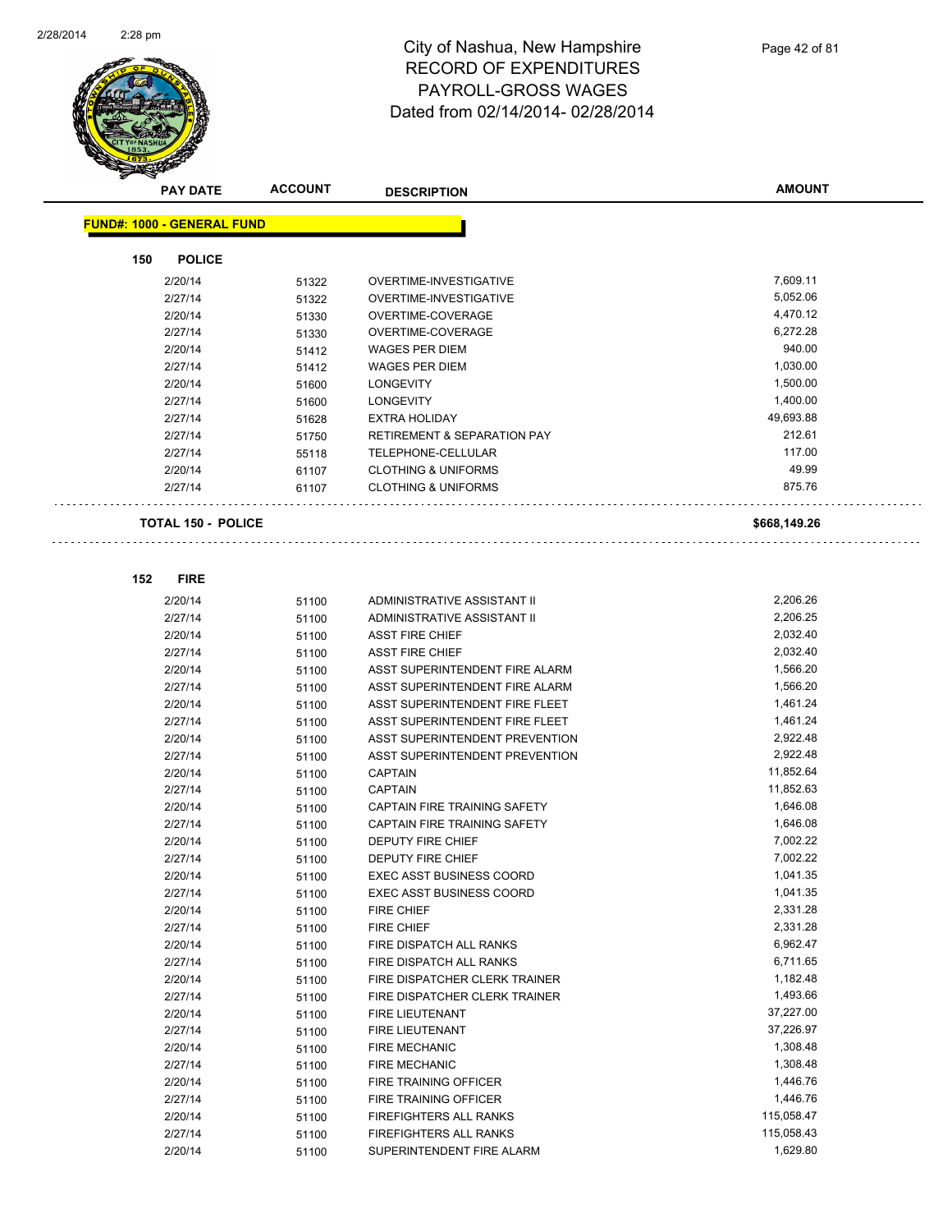# City of Nashua, New Hampshire
## RECORD OF EXPENDITURES
## PAYROLL-GROSS WAGES
## Dated from 02/14/2014- 02/28/2014

| PAY DATE | ACCOUNT | DESCRIPTION | AMOUNT |
|---|---|---|---|

**FUND#: 1000 - GENERAL FUND**

**150 POLICE**

| PAY DATE | ACCOUNT | DESCRIPTION | AMOUNT |
|---|---|---|---|
| 2/20/14 | 51322 | OVERTIME-INVESTIGATIVE | 7,609.11 |
| 2/27/14 | 51322 | OVERTIME-INVESTIGATIVE | 5,052.06 |
| 2/20/14 | 51330 | OVERTIME-COVERAGE | 4,470.12 |
| 2/27/14 | 51330 | OVERTIME-COVERAGE | 6,272.28 |
| 2/20/14 | 51412 | WAGES PER DIEM | 940.00 |
| 2/27/14 | 51412 | WAGES PER DIEM | 1,030.00 |
| 2/20/14 | 51600 | LONGEVITY | 1,500.00 |
| 2/27/14 | 51600 | LONGEVITY | 1,400.00 |
| 2/27/14 | 51628 | EXTRA HOLIDAY | 49,693.88 |
| 2/27/14 | 51750 | RETIREMENT & SEPARATION PAY | 212.61 |
| 2/27/14 | 55118 | TELEPHONE-CELLULAR | 117.00 |
| 2/20/14 | 61107 | CLOTHING & UNIFORMS | 49.99 |
| 2/27/14 | 61107 | CLOTHING & UNIFORMS | 875.76 |

**TOTAL 150 - POLICE** **$668,149.26**

**152 FIRE**

| PAY DATE | ACCOUNT | DESCRIPTION | AMOUNT |
|---|---|---|---|
| 2/20/14 | 51100 | ADMINISTRATIVE ASSISTANT II | 2,206.26 |
| 2/27/14 | 51100 | ADMINISTRATIVE ASSISTANT II | 2,206.25 |
| 2/20/14 | 51100 | ASST FIRE CHIEF | 2,032.40 |
| 2/27/14 | 51100 | ASST FIRE CHIEF | 2,032.40 |
| 2/20/14 | 51100 | ASST SUPERINTENDENT FIRE ALARM | 1,566.20 |
| 2/27/14 | 51100 | ASST SUPERINTENDENT FIRE ALARM | 1,566.20 |
| 2/20/14 | 51100 | ASST SUPERINTENDENT FIRE FLEET | 1,461.24 |
| 2/27/14 | 51100 | ASST SUPERINTENDENT FIRE FLEET | 1,461.24 |
| 2/20/14 | 51100 | ASST SUPERINTENDENT PREVENTION | 2,922.48 |
| 2/27/14 | 51100 | ASST SUPERINTENDENT PREVENTION | 2,922.48 |
| 2/20/14 | 51100 | CAPTAIN | 11,852.64 |
| 2/27/14 | 51100 | CAPTAIN | 11,852.63 |
| 2/20/14 | 51100 | CAPTAIN FIRE TRAINING SAFETY | 1,646.08 |
| 2/27/14 | 51100 | CAPTAIN FIRE TRAINING SAFETY | 1,646.08 |
| 2/20/14 | 51100 | DEPUTY FIRE CHIEF | 7,002.22 |
| 2/27/14 | 51100 | DEPUTY FIRE CHIEF | 7,002.22 |
| 2/20/14 | 51100 | EXEC ASST BUSINESS COORD | 1,041.35 |
| 2/27/14 | 51100 | EXEC ASST BUSINESS COORD | 1,041.35 |
| 2/20/14 | 51100 | FIRE CHIEF | 2,331.28 |
| 2/27/14 | 51100 | FIRE CHIEF | 2,331.28 |
| 2/20/14 | 51100 | FIRE DISPATCH ALL RANKS | 6,962.47 |
| 2/27/14 | 51100 | FIRE DISPATCH ALL RANKS | 6,711.65 |
| 2/20/14 | 51100 | FIRE DISPATCHER CLERK TRAINER | 1,182.48 |
| 2/27/14 | 51100 | FIRE DISPATCHER CLERK TRAINER | 1,493.66 |
| 2/20/14 | 51100 | FIRE LIEUTENANT | 37,227.00 |
| 2/27/14 | 51100 | FIRE LIEUTENANT | 37,226.97 |
| 2/20/14 | 51100 | FIRE MECHANIC | 1,308.48 |
| 2/27/14 | 51100 | FIRE MECHANIC | 1,308.48 |
| 2/20/14 | 51100 | FIRE TRAINING OFFICER | 1,446.76 |
| 2/27/14 | 51100 | FIRE TRAINING OFFICER | 1,446.76 |
| 2/20/14 | 51100 | FIREFIGHTERS ALL RANKS | 115,058.47 |
| 2/27/14 | 51100 | FIREFIGHTERS ALL RANKS | 115,058.43 |
| 2/20/14 | 51100 | SUPERINTENDENT FIRE ALARM | 1,629.80 |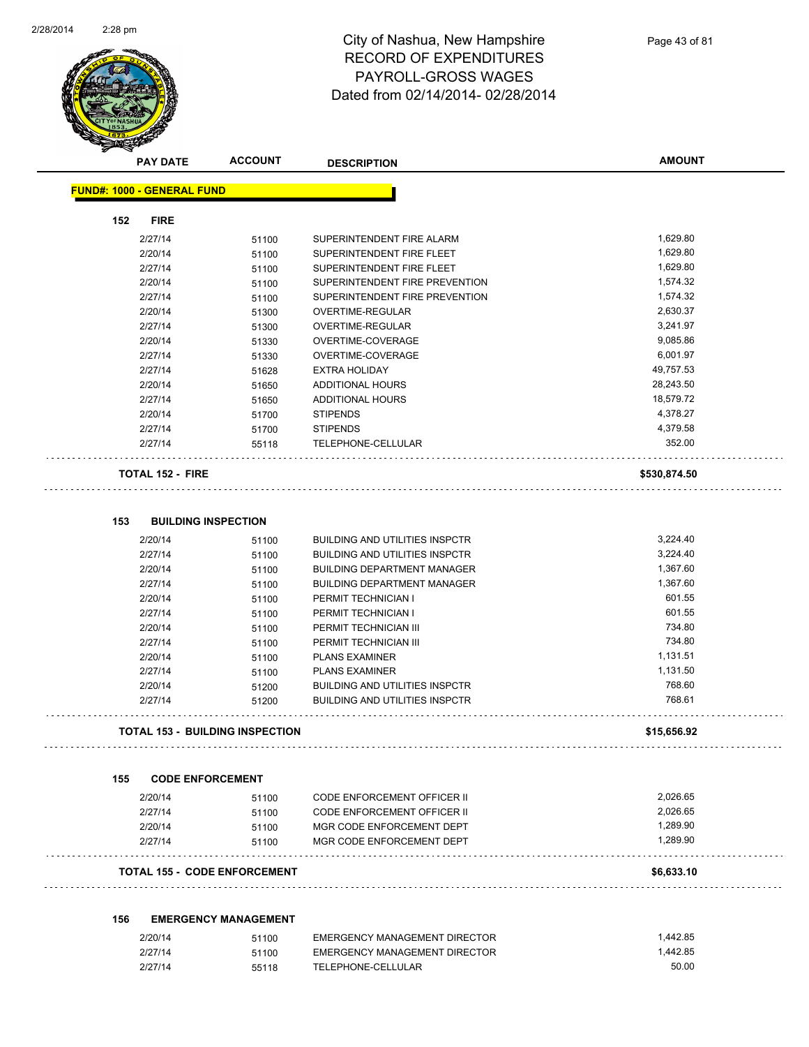# City of Nashua, New Hampshire
## RECORD OF EXPENDITURES
## PAYROLL-GROSS WAGES
### Dated from 02/14/2014- 02/28/2014

| PAY DATE | ACCOUNT | DESCRIPTION | AMOUNT |
|---|---|---|---|

**FUND#: 1000 - GENERAL FUND**

**152 FIRE**

| PAY DATE | ACCOUNT | DESCRIPTION | AMOUNT |
|---|---|---|---|
| 2/27/14 | 51100 | SUPERINTENDENT FIRE ALARM | 1,629.80 |
| 2/20/14 | 51100 | SUPERINTENDENT FIRE FLEET | 1,629.80 |
| 2/27/14 | 51100 | SUPERINTENDENT FIRE FLEET | 1,629.80 |
| 2/20/14 | 51100 | SUPERINTENDENT FIRE PREVENTION | 1,574.32 |
| 2/27/14 | 51100 | SUPERINTENDENT FIRE PREVENTION | 1,574.32 |
| 2/20/14 | 51300 | OVERTIME-REGULAR | 2,630.37 |
| 2/27/14 | 51300 | OVERTIME-REGULAR | 3,241.97 |
| 2/20/14 | 51330 | OVERTIME-COVERAGE | 9,085.86 |
| 2/27/14 | 51330 | OVERTIME-COVERAGE | 6,001.97 |
| 2/27/14 | 51628 | EXTRA HOLIDAY | 49,757.53 |
| 2/20/14 | 51650 | ADDITIONAL HOURS | 28,243.50 |
| 2/27/14 | 51650 | ADDITIONAL HOURS | 18,579.72 |
| 2/20/14 | 51700 | STIPENDS | 4,378.27 |
| 2/27/14 | 51700 | STIPENDS | 4,379.58 |
| 2/27/14 | 55118 | TELEPHONE-CELLULAR | 352.00 |

**TOTAL 152 - FIRE** **$530,874.50**

**153 BUILDING INSPECTION**

| PAY DATE | ACCOUNT | DESCRIPTION | AMOUNT |
|---|---|---|---|
| 2/20/14 | 51100 | BUILDING AND UTILITIES INSPCTR | 3,224.40 |
| 2/27/14 | 51100 | BUILDING AND UTILITIES INSPCTR | 3,224.40 |
| 2/20/14 | 51100 | BUILDING DEPARTMENT MANAGER | 1,367.60 |
| 2/27/14 | 51100 | BUILDING DEPARTMENT MANAGER | 1,367.60 |
| 2/20/14 | 51100 | PERMIT TECHNICIAN I | 601.55 |
| 2/27/14 | 51100 | PERMIT TECHNICIAN I | 601.55 |
| 2/20/14 | 51100 | PERMIT TECHNICIAN III | 734.80 |
| 2/27/14 | 51100 | PERMIT TECHNICIAN III | 734.80 |
| 2/20/14 | 51100 | PLANS EXAMINER | 1,131.51 |
| 2/27/14 | 51100 | PLANS EXAMINER | 1,131.50 |
| 2/20/14 | 51200 | BUILDING AND UTILITIES INSPCTR | 768.60 |
| 2/27/14 | 51200 | BUILDING AND UTILITIES INSPCTR | 768.61 |

**TOTAL 153 - BUILDING INSPECTION** **$15,656.92**

**155 CODE ENFORCEMENT**

| PAY DATE | ACCOUNT | DESCRIPTION | AMOUNT |
|---|---|---|---|
| 2/20/14 | 51100 | CODE ENFORCEMENT OFFICER II | 2,026.65 |
| 2/27/14 | 51100 | CODE ENFORCEMENT OFFICER II | 2,026.65 |
| 2/20/14 | 51100 | MGR CODE ENFORCEMENT DEPT | 1,289.90 |
| 2/27/14 | 51100 | MGR CODE ENFORCEMENT DEPT | 1,289.90 |

**TOTAL 155 - CODE ENFORCEMENT** **$6,633.10**

**156 EMERGENCY MANAGEMENT**

| PAY DATE | ACCOUNT | DESCRIPTION | AMOUNT |
|---|---|---|---|
| 2/20/14 | 51100 | EMERGENCY MANAGEMENT DIRECTOR | 1,442.85 |
| 2/27/14 | 51100 | EMERGENCY MANAGEMENT DIRECTOR | 1,442.85 |
| 2/27/14 | 55118 | TELEPHONE-CELLULAR | 50.00 |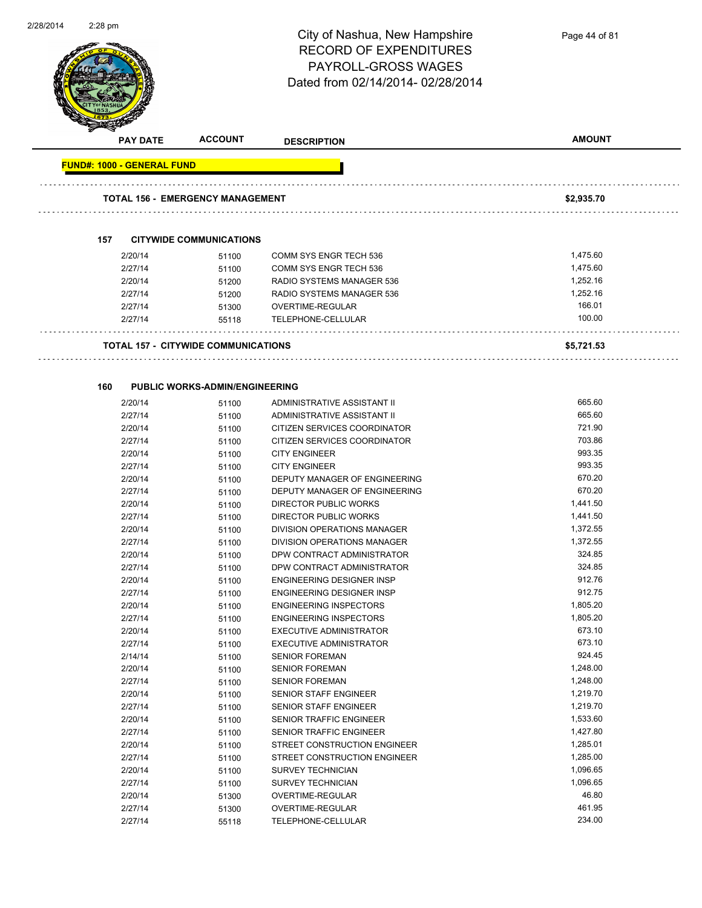# City of Nashua, New Hampshire
## RECORD OF EXPENDITURES
## PAYROLL-GROSS WAGES
## Dated from 02/14/2014- 02/28/2014

| PAY DATE | ACCOUNT | DESCRIPTION | AMOUNT |
|---|---|---|---|

**FUND#: 1000 - GENERAL FUND**

**TOTAL 156 - EMERGENCY MANAGEMENT** **$2,935.70**

### 157 CITYWIDE COMMUNICATIONS

| PAY DATE | ACCOUNT | DESCRIPTION | AMOUNT |
|---|---|---|---|
| 2/20/14 | 51100 | COMM SYS ENGR TECH 536 | 1,475.60 |
| 2/27/14 | 51100 | COMM SYS ENGR TECH 536 | 1,475.60 |
| 2/20/14 | 51200 | RADIO SYSTEMS MANAGER 536 | 1,252.16 |
| 2/27/14 | 51200 | RADIO SYSTEMS MANAGER 536 | 1,252.16 |
| 2/27/14 | 51300 | OVERTIME-REGULAR | 166.01 |
| 2/27/14 | 55118 | TELEPHONE-CELLULAR | 100.00 |

**TOTAL 157 - CITYWIDE COMMUNICATIONS** **$5,721.53**

### 160 PUBLIC WORKS-ADMIN/ENGINEERING

| PAY DATE | ACCOUNT | DESCRIPTION | AMOUNT |
|---|---|---|---|
| 2/20/14 | 51100 | ADMINISTRATIVE ASSISTANT II | 665.60 |
| 2/27/14 | 51100 | ADMINISTRATIVE ASSISTANT II | 665.60 |
| 2/20/14 | 51100 | CITIZEN SERVICES COORDINATOR | 721.90 |
| 2/27/14 | 51100 | CITIZEN SERVICES COORDINATOR | 703.86 |
| 2/20/14 | 51100 | CITY ENGINEER | 993.35 |
| 2/27/14 | 51100 | CITY ENGINEER | 993.35 |
| 2/20/14 | 51100 | DEPUTY MANAGER OF ENGINEERING | 670.20 |
| 2/27/14 | 51100 | DEPUTY MANAGER OF ENGINEERING | 670.20 |
| 2/20/14 | 51100 | DIRECTOR PUBLIC WORKS | 1,441.50 |
| 2/27/14 | 51100 | DIRECTOR PUBLIC WORKS | 1,441.50 |
| 2/20/14 | 51100 | DIVISION OPERATIONS MANAGER | 1,372.55 |
| 2/27/14 | 51100 | DIVISION OPERATIONS MANAGER | 1,372.55 |
| 2/20/14 | 51100 | DPW CONTRACT ADMINISTRATOR | 324.85 |
| 2/27/14 | 51100 | DPW CONTRACT ADMINISTRATOR | 324.85 |
| 2/20/14 | 51100 | ENGINEERING DESIGNER INSP | 912.76 |
| 2/27/14 | 51100 | ENGINEERING DESIGNER INSP | 912.75 |
| 2/20/14 | 51100 | ENGINEERING INSPECTORS | 1,805.20 |
| 2/27/14 | 51100 | ENGINEERING INSPECTORS | 1,805.20 |
| 2/20/14 | 51100 | EXECUTIVE ADMINISTRATOR | 673.10 |
| 2/27/14 | 51100 | EXECUTIVE ADMINISTRATOR | 673.10 |
| 2/14/14 | 51100 | SENIOR FOREMAN | 924.45 |
| 2/20/14 | 51100 | SENIOR FOREMAN | 1,248.00 |
| 2/27/14 | 51100 | SENIOR FOREMAN | 1,248.00 |
| 2/20/14 | 51100 | SENIOR STAFF ENGINEER | 1,219.70 |
| 2/27/14 | 51100 | SENIOR STAFF ENGINEER | 1,219.70 |
| 2/20/14 | 51100 | SENIOR TRAFFIC ENGINEER | 1,533.60 |
| 2/27/14 | 51100 | SENIOR TRAFFIC ENGINEER | 1,427.80 |
| 2/20/14 | 51100 | STREET CONSTRUCTION ENGINEER | 1,285.01 |
| 2/27/14 | 51100 | STREET CONSTRUCTION ENGINEER | 1,285.00 |
| 2/20/14 | 51100 | SURVEY TECHNICIAN | 1,096.65 |
| 2/27/14 | 51100 | SURVEY TECHNICIAN | 1,096.65 |
| 2/20/14 | 51300 | OVERTIME-REGULAR | 46.80 |
| 2/27/14 | 51300 | OVERTIME-REGULAR | 461.95 |
| 2/27/14 | 55118 | TELEPHONE-CELLULAR | 234.00 |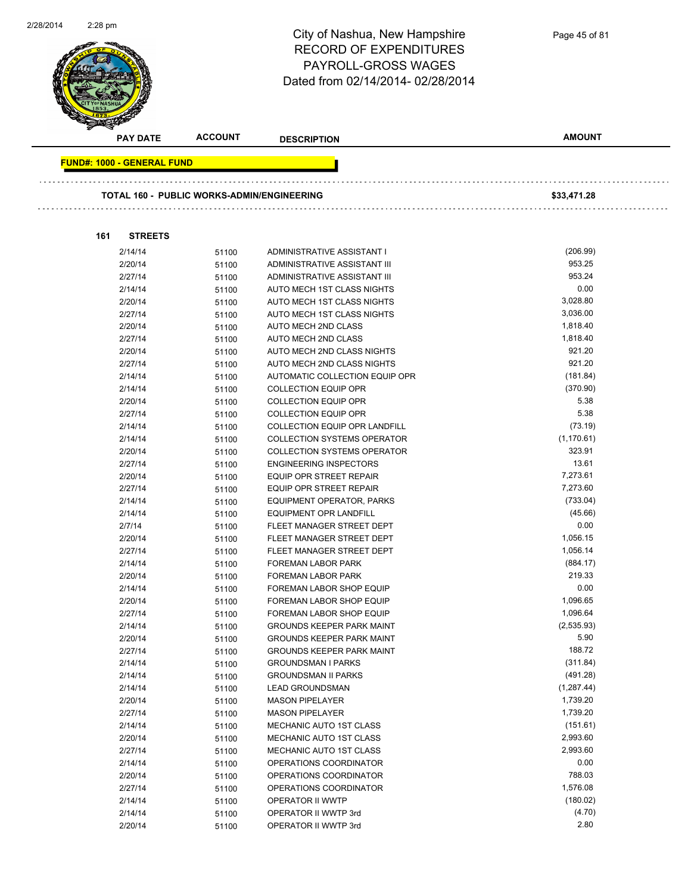# City of Nashua, New Hampshire
# RECORD OF EXPENDITURES
# PAYROLL-GROSS WAGES
# Dated from 02/14/2014- 02/28/2014

| PAY DATE | ACCOUNT | DESCRIPTION | AMOUNT |
|---|---|---|---|

**FUND#: 1000 - GENERAL FUND**

**TOTAL 160 - PUBLIC WORKS-ADMIN/ENGINEERING** **$33,471.28**

**161 STREETS**

| PAY DATE | ACCOUNT | DESCRIPTION | AMOUNT |
|---|---|---|---|
| 2/14/14 | 51100 | ADMINISTRATIVE ASSISTANT I | (206.99) |
| 2/20/14 | 51100 | ADMINISTRATIVE ASSISTANT III | 953.25 |
| 2/27/14 | 51100 | ADMINISTRATIVE ASSISTANT III | 953.24 |
| 2/14/14 | 51100 | AUTO MECH 1ST CLASS NIGHTS | 0.00 |
| 2/20/14 | 51100 | AUTO MECH 1ST CLASS NIGHTS | 3,028.80 |
| 2/27/14 | 51100 | AUTO MECH 1ST CLASS NIGHTS | 3,036.00 |
| 2/20/14 | 51100 | AUTO MECH 2ND CLASS | 1,818.40 |
| 2/27/14 | 51100 | AUTO MECH 2ND CLASS | 1,818.40 |
| 2/20/14 | 51100 | AUTO MECH 2ND CLASS NIGHTS | 921.20 |
| 2/27/14 | 51100 | AUTO MECH 2ND CLASS NIGHTS | 921.20 |
| 2/14/14 | 51100 | AUTOMATIC COLLECTION EQUIP OPR | (181.84) |
| 2/14/14 | 51100 | COLLECTION EQUIP OPR | (370.90) |
| 2/20/14 | 51100 | COLLECTION EQUIP OPR | 5.38 |
| 2/27/14 | 51100 | COLLECTION EQUIP OPR | 5.38 |
| 2/14/14 | 51100 | COLLECTION EQUIP OPR LANDFILL | (73.19) |
| 2/14/14 | 51100 | COLLECTION SYSTEMS OPERATOR | (1,170.61) |
| 2/20/14 | 51100 | COLLECTION SYSTEMS OPERATOR | 323.91 |
| 2/27/14 | 51100 | ENGINEERING INSPECTORS | 13.61 |
| 2/20/14 | 51100 | EQUIP OPR STREET REPAIR | 7,273.61 |
| 2/27/14 | 51100 | EQUIP OPR STREET REPAIR | 7,273.60 |
| 2/14/14 | 51100 | EQUIPMENT OPERATOR, PARKS | (733.04) |
| 2/14/14 | 51100 | EQUIPMENT OPR LANDFILL | (45.66) |
| 2/7/14 | 51100 | FLEET MANAGER STREET DEPT | 0.00 |
| 2/20/14 | 51100 | FLEET MANAGER STREET DEPT | 1,056.15 |
| 2/27/14 | 51100 | FLEET MANAGER STREET DEPT | 1,056.14 |
| 2/14/14 | 51100 | FOREMAN LABOR PARK | (884.17) |
| 2/20/14 | 51100 | FOREMAN LABOR PARK | 219.33 |
| 2/14/14 | 51100 | FOREMAN LABOR SHOP EQUIP | 0.00 |
| 2/20/14 | 51100 | FOREMAN LABOR SHOP EQUIP | 1,096.65 |
| 2/27/14 | 51100 | FOREMAN LABOR SHOP EQUIP | 1,096.64 |
| 2/14/14 | 51100 | GROUNDS KEEPER PARK MAINT | (2,535.93) |
| 2/20/14 | 51100 | GROUNDS KEEPER PARK MAINT | 5.90 |
| 2/27/14 | 51100 | GROUNDS KEEPER PARK MAINT | 188.72 |
| 2/14/14 | 51100 | GROUNDSMAN I PARKS | (311.84) |
| 2/14/14 | 51100 | GROUNDSMAN II PARKS | (491.28) |
| 2/14/14 | 51100 | LEAD GROUNDSMAN | (1,287.44) |
| 2/20/14 | 51100 | MASON PIPELAYER | 1,739.20 |
| 2/27/14 | 51100 | MASON PIPELAYER | 1,739.20 |
| 2/14/14 | 51100 | MECHANIC AUTO 1ST CLASS | (151.61) |
| 2/20/14 | 51100 | MECHANIC AUTO 1ST CLASS | 2,993.60 |
| 2/27/14 | 51100 | MECHANIC AUTO 1ST CLASS | 2,993.60 |
| 2/14/14 | 51100 | OPERATIONS COORDINATOR | 0.00 |
| 2/20/14 | 51100 | OPERATIONS COORDINATOR | 788.03 |
| 2/27/14 | 51100 | OPERATIONS COORDINATOR | 1,576.08 |
| 2/14/14 | 51100 | OPERATOR II WWTP | (180.02) |
| 2/14/14 | 51100 | OPERATOR II WWTP 3rd | (4.70) |
| 2/20/14 | 51100 | OPERATOR II WWTP 3rd | 2.80 |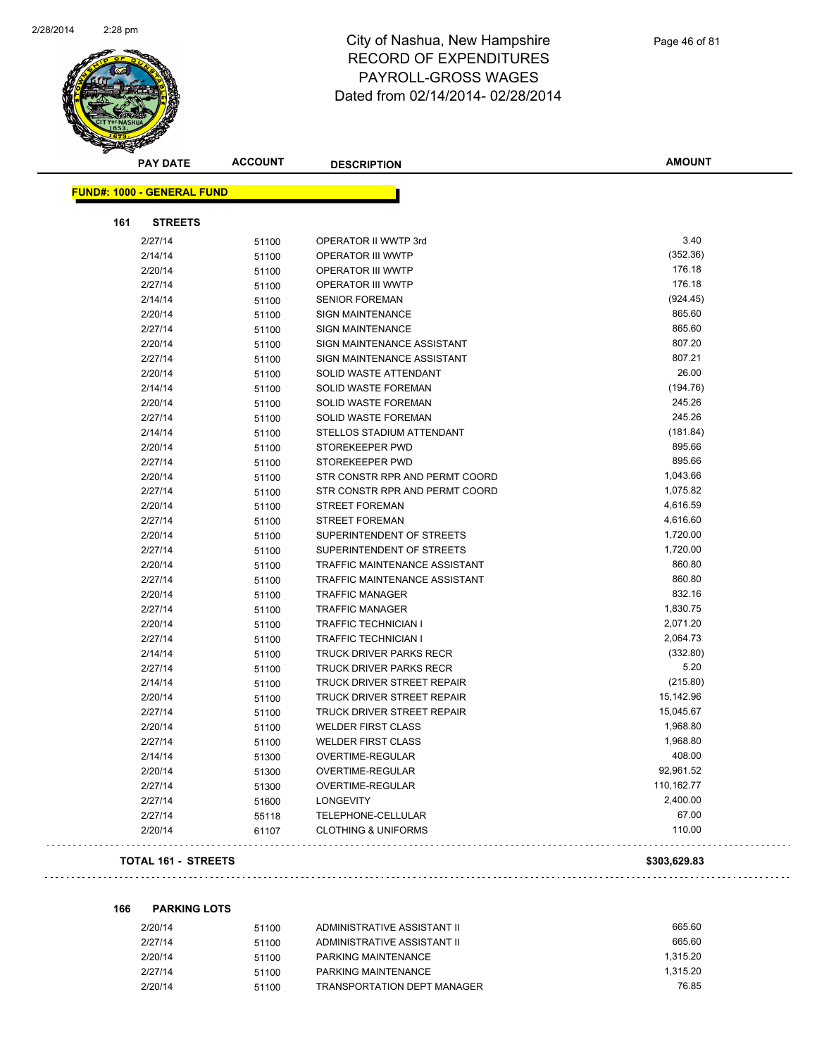# City of Nashua, New Hampshire
## RECORD OF EXPENDITURES
## PAYROLL-GROSS WAGES
## Dated from 02/14/2014- 02/28/2014

| PAY DATE | ACCOUNT | DESCRIPTION | AMOUNT |
|---|---|---|---|

**FUND#: 1000 - GENERAL FUND**

**161 STREETS**

| PAY DATE | ACCOUNT | DESCRIPTION | AMOUNT |
|---|---|---|---|
| 2/27/14 | 51100 | OPERATOR II WWTP 3rd | 3.40 |
| 2/14/14 | 51100 | OPERATOR III WWTP | (352.36) |
| 2/20/14 | 51100 | OPERATOR III WWTP | 176.18 |
| 2/27/14 | 51100 | OPERATOR III WWTP | 176.18 |
| 2/14/14 | 51100 | SENIOR FOREMAN | (924.45) |
| 2/20/14 | 51100 | SIGN MAINTENANCE | 865.60 |
| 2/27/14 | 51100 | SIGN MAINTENANCE | 865.60 |
| 2/20/14 | 51100 | SIGN MAINTENANCE ASSISTANT | 807.20 |
| 2/27/14 | 51100 | SIGN MAINTENANCE ASSISTANT | 807.21 |
| 2/20/14 | 51100 | SOLID WASTE ATTENDANT | 26.00 |
| 2/14/14 | 51100 | SOLID WASTE FOREMAN | (194.76) |
| 2/20/14 | 51100 | SOLID WASTE FOREMAN | 245.26 |
| 2/27/14 | 51100 | SOLID WASTE FOREMAN | 245.26 |
| 2/14/14 | 51100 | STELLOS STADIUM ATTENDANT | (181.84) |
| 2/20/14 | 51100 | STOREKEEPER PWD | 895.66 |
| 2/27/14 | 51100 | STOREKEEPER PWD | 895.66 |
| 2/20/14 | 51100 | STR CONSTR RPR AND PERMT COORD | 1,043.66 |
| 2/27/14 | 51100 | STR CONSTR RPR AND PERMT COORD | 1,075.82 |
| 2/20/14 | 51100 | STREET FOREMAN | 4,616.59 |
| 2/27/14 | 51100 | STREET FOREMAN | 4,616.60 |
| 2/20/14 | 51100 | SUPERINTENDENT OF STREETS | 1,720.00 |
| 2/27/14 | 51100 | SUPERINTENDENT OF STREETS | 1,720.00 |
| 2/20/14 | 51100 | TRAFFIC MAINTENANCE ASSISTANT | 860.80 |
| 2/27/14 | 51100 | TRAFFIC MAINTENANCE ASSISTANT | 860.80 |
| 2/20/14 | 51100 | TRAFFIC MANAGER | 832.16 |
| 2/27/14 | 51100 | TRAFFIC MANAGER | 1,830.75 |
| 2/20/14 | 51100 | TRAFFIC TECHNICIAN I | 2,071.20 |
| 2/27/14 | 51100 | TRAFFIC TECHNICIAN I | 2,064.73 |
| 2/14/14 | 51100 | TRUCK DRIVER PARKS RECR | (332.80) |
| 2/27/14 | 51100 | TRUCK DRIVER PARKS RECR | 5.20 |
| 2/14/14 | 51100 | TRUCK DRIVER STREET REPAIR | (215.80) |
| 2/20/14 | 51100 | TRUCK DRIVER STREET REPAIR | 15,142.96 |
| 2/27/14 | 51100 | TRUCK DRIVER STREET REPAIR | 15,045.67 |
| 2/20/14 | 51100 | WELDER FIRST CLASS | 1,968.80 |
| 2/27/14 | 51100 | WELDER FIRST CLASS | 1,968.80 |
| 2/14/14 | 51300 | OVERTIME-REGULAR | 408.00 |
| 2/20/14 | 51300 | OVERTIME-REGULAR | 92,961.52 |
| 2/27/14 | 51300 | OVERTIME-REGULAR | 110,162.77 |
| 2/27/14 | 51600 | LONGEVITY | 2,400.00 |
| 2/27/14 | 55118 | TELEPHONE-CELLULAR | 67.00 |
| 2/20/14 | 61107 | CLOTHING & UNIFORMS | 110.00 |

**TOTAL 161 - STREETS** **$303,629.83**

**166 PARKING LOTS**

| PAY DATE | ACCOUNT | DESCRIPTION | AMOUNT |
|---|---|---|---|
| 2/20/14 | 51100 | ADMINISTRATIVE ASSISTANT II | 665.60 |
| 2/27/14 | 51100 | ADMINISTRATIVE ASSISTANT II | 665.60 |
| 2/20/14 | 51100 | PARKING MAINTENANCE | 1,315.20 |
| 2/27/14 | 51100 | PARKING MAINTENANCE | 1,315.20 |
| 2/20/14 | 51100 | TRANSPORTATION DEPT MANAGER | 76.85 |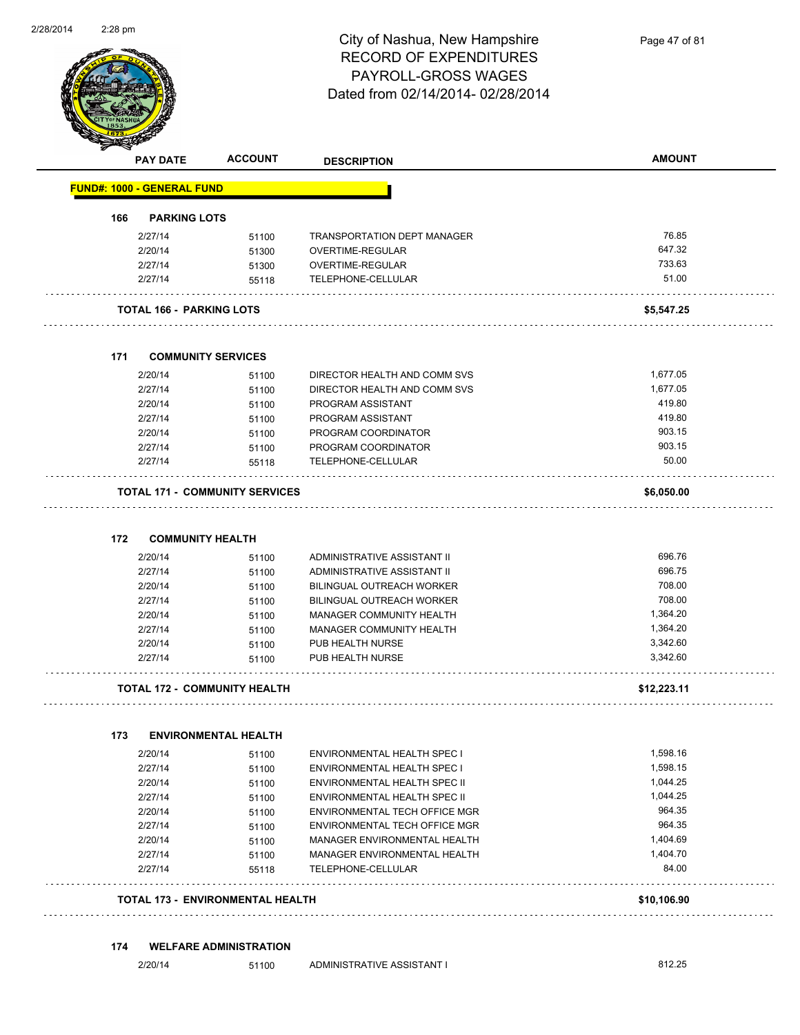# City of Nashua, New Hampshire
## RECORD OF EXPENDITURES
## PAYROLL-GROSS WAGES
## Dated from 02/14/2014- 02/28/2014

| PAY DATE | ACCOUNT | DESCRIPTION | AMOUNT |
|---|---|---|---|
| **FUND#: 1000 - GENERAL FUND** | | | |
| **166 PARKING LOTS** | | | |
| 2/27/14 | 51100 | TRANSPORTATION DEPT MANAGER | 76.85 |
| 2/20/14 | 51300 | OVERTIME-REGULAR | 647.32 |
| 2/27/14 | 51300 | OVERTIME-REGULAR | 733.63 |
| 2/27/14 | 55118 | TELEPHONE-CELLULAR | 51.00 |
| **TOTAL 166 - PARKING LOTS** | | | **$5,547.25** |
| **171 COMMUNITY SERVICES** | | | |
| 2/20/14 | 51100 | DIRECTOR HEALTH AND COMM SVS | 1,677.05 |
| 2/27/14 | 51100 | DIRECTOR HEALTH AND COMM SVS | 1,677.05 |
| 2/20/14 | 51100 | PROGRAM ASSISTANT | 419.80 |
| 2/27/14 | 51100 | PROGRAM ASSISTANT | 419.80 |
| 2/20/14 | 51100 | PROGRAM COORDINATOR | 903.15 |
| 2/27/14 | 51100 | PROGRAM COORDINATOR | 903.15 |
| 2/27/14 | 55118 | TELEPHONE-CELLULAR | 50.00 |
| **TOTAL 171 - COMMUNITY SERVICES** | | | **$6,050.00** |
| **172 COMMUNITY HEALTH** | | | |
| 2/20/14 | 51100 | ADMINISTRATIVE ASSISTANT II | 696.76 |
| 2/27/14 | 51100 | ADMINISTRATIVE ASSISTANT II | 696.75 |
| 2/20/14 | 51100 | BILINGUAL OUTREACH WORKER | 708.00 |
| 2/27/14 | 51100 | BILINGUAL OUTREACH WORKER | 708.00 |
| 2/20/14 | 51100 | MANAGER COMMUNITY HEALTH | 1,364.20 |
| 2/27/14 | 51100 | MANAGER COMMUNITY HEALTH | 1,364.20 |
| 2/20/14 | 51100 | PUB HEALTH NURSE | 3,342.60 |
| 2/27/14 | 51100 | PUB HEALTH NURSE | 3,342.60 |
| **TOTAL 172 - COMMUNITY HEALTH** | | | **$12,223.11** |
| **173 ENVIRONMENTAL HEALTH** | | | |
| 2/20/14 | 51100 | ENVIRONMENTAL HEALTH SPEC I | 1,598.16 |
| 2/27/14 | 51100 | ENVIRONMENTAL HEALTH SPEC I | 1,598.15 |
| 2/20/14 | 51100 | ENVIRONMENTAL HEALTH SPEC II | 1,044.25 |
| 2/27/14 | 51100 | ENVIRONMENTAL HEALTH SPEC II | 1,044.25 |
| 2/20/14 | 51100 | ENVIRONMENTAL TECH OFFICE MGR | 964.35 |
| 2/27/14 | 51100 | ENVIRONMENTAL TECH OFFICE MGR | 964.35 |
| 2/20/14 | 51100 | MANAGER ENVIRONMENTAL HEALTH | 1,404.69 |
| 2/27/14 | 51100 | MANAGER ENVIRONMENTAL HEALTH | 1,404.70 |
| 2/27/14 | 55118 | TELEPHONE-CELLULAR | 84.00 |
| **TOTAL 173 - ENVIRONMENTAL HEALTH** | | | **$10,106.90** |
| **174 WELFARE ADMINISTRATION** | | | |
| 2/20/14 | 51100 | ADMINISTRATIVE ASSISTANT I | 812.25 |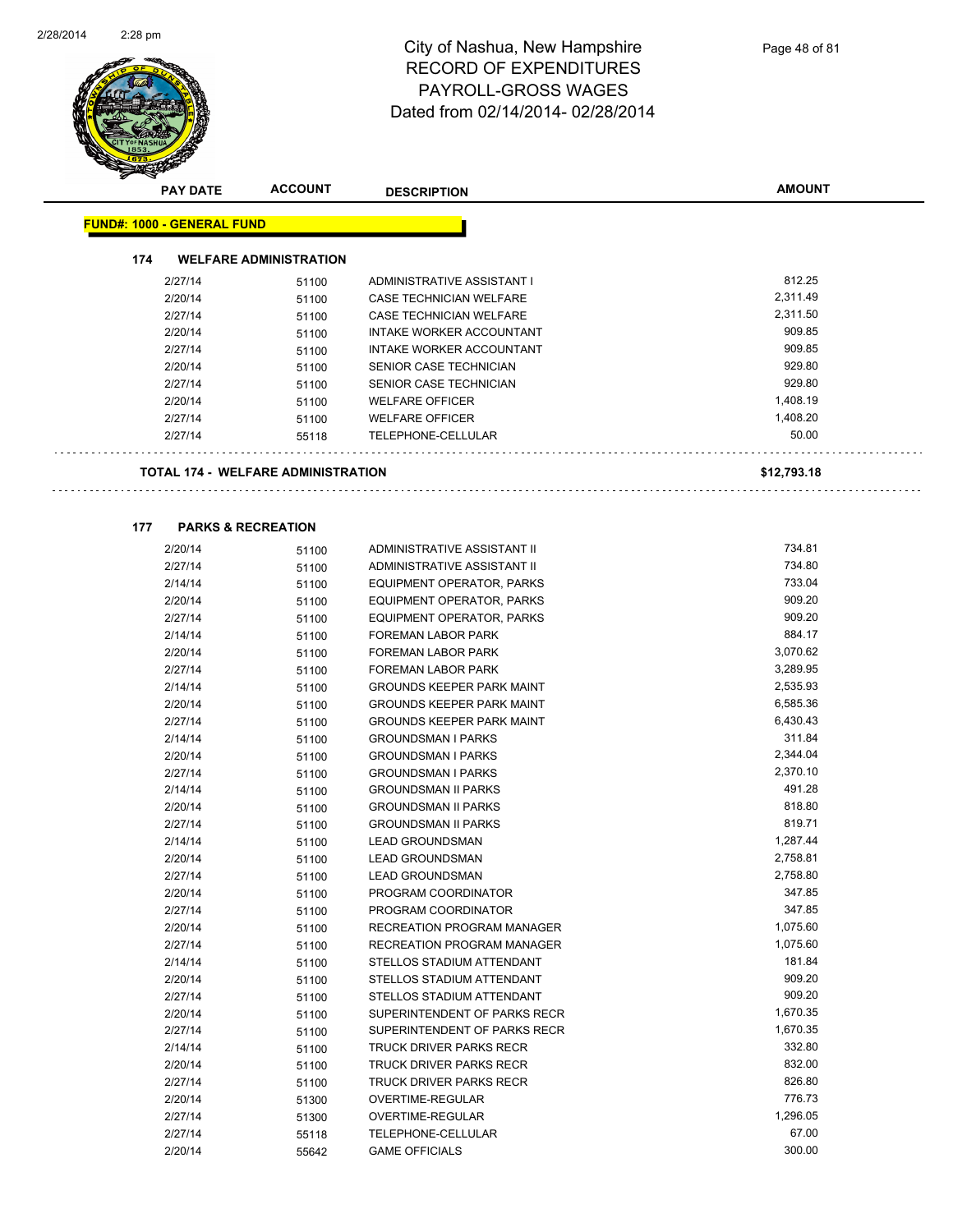# City of Nashua, New Hampshire
## RECORD OF EXPENDITURES
## PAYROLL-GROSS WAGES
## Dated from 02/14/2014- 02/28/2014

**FUND#: 1000 - GENERAL FUND**

### 174 WELFARE ADMINISTRATION

| PAY DATE | ACCOUNT | DESCRIPTION | AMOUNT |
|---|---|---|---|
| 2/27/14 | 51100 | ADMINISTRATIVE ASSISTANT I | 812.25 |
| 2/20/14 | 51100 | CASE TECHNICIAN WELFARE | 2,311.49 |
| 2/27/14 | 51100 | CASE TECHNICIAN WELFARE | 2,311.50 |
| 2/20/14 | 51100 | INTAKE WORKER ACCOUNTANT | 909.85 |
| 2/27/14 | 51100 | INTAKE WORKER ACCOUNTANT | 909.85 |
| 2/20/14 | 51100 | SENIOR CASE TECHNICIAN | 929.80 |
| 2/27/14 | 51100 | SENIOR CASE TECHNICIAN | 929.80 |
| 2/20/14 | 51100 | WELFARE OFFICER | 1,408.19 |
| 2/27/14 | 51100 | WELFARE OFFICER | 1,408.20 |
| 2/27/14 | 55118 | TELEPHONE-CELLULAR | 50.00 |

**TOTAL 174 - WELFARE ADMINISTRATION** **$12,793.18**

### 177 PARKS & RECREATION

| PAY DATE | ACCOUNT | DESCRIPTION | AMOUNT |
|---|---|---|---|
| 2/20/14 | 51100 | ADMINISTRATIVE ASSISTANT II | 734.81 |
| 2/27/14 | 51100 | ADMINISTRATIVE ASSISTANT II | 734.80 |
| 2/14/14 | 51100 | EQUIPMENT OPERATOR, PARKS | 733.04 |
| 2/20/14 | 51100 | EQUIPMENT OPERATOR, PARKS | 909.20 |
| 2/27/14 | 51100 | EQUIPMENT OPERATOR, PARKS | 909.20 |
| 2/14/14 | 51100 | FOREMAN LABOR PARK | 884.17 |
| 2/20/14 | 51100 | FOREMAN LABOR PARK | 3,070.62 |
| 2/27/14 | 51100 | FOREMAN LABOR PARK | 3,289.95 |
| 2/14/14 | 51100 | GROUNDS KEEPER PARK MAINT | 2,535.93 |
| 2/20/14 | 51100 | GROUNDS KEEPER PARK MAINT | 6,585.36 |
| 2/27/14 | 51100 | GROUNDS KEEPER PARK MAINT | 6,430.43 |
| 2/14/14 | 51100 | GROUNDSMAN I PARKS | 311.84 |
| 2/20/14 | 51100 | GROUNDSMAN I PARKS | 2,344.04 |
| 2/27/14 | 51100 | GROUNDSMAN I PARKS | 2,370.10 |
| 2/14/14 | 51100 | GROUNDSMAN II PARKS | 491.28 |
| 2/20/14 | 51100 | GROUNDSMAN II PARKS | 818.80 |
| 2/27/14 | 51100 | GROUNDSMAN II PARKS | 819.71 |
| 2/14/14 | 51100 | LEAD GROUNDSMAN | 1,287.44 |
| 2/20/14 | 51100 | LEAD GROUNDSMAN | 2,758.81 |
| 2/27/14 | 51100 | LEAD GROUNDSMAN | 2,758.80 |
| 2/20/14 | 51100 | PROGRAM COORDINATOR | 347.85 |
| 2/27/14 | 51100 | PROGRAM COORDINATOR | 347.85 |
| 2/20/14 | 51100 | RECREATION PROGRAM MANAGER | 1,075.60 |
| 2/27/14 | 51100 | RECREATION PROGRAM MANAGER | 1,075.60 |
| 2/14/14 | 51100 | STELLOS STADIUM ATTENDANT | 181.84 |
| 2/20/14 | 51100 | STELLOS STADIUM ATTENDANT | 909.20 |
| 2/27/14 | 51100 | STELLOS STADIUM ATTENDANT | 909.20 |
| 2/20/14 | 51100 | SUPERINTENDENT OF PARKS RECR | 1,670.35 |
| 2/27/14 | 51100 | SUPERINTENDENT OF PARKS RECR | 1,670.35 |
| 2/14/14 | 51100 | TRUCK DRIVER PARKS RECR | 332.80 |
| 2/20/14 | 51100 | TRUCK DRIVER PARKS RECR | 832.00 |
| 2/27/14 | 51100 | TRUCK DRIVER PARKS RECR | 826.80 |
| 2/20/14 | 51300 | OVERTIME-REGULAR | 776.73 |
| 2/27/14 | 51300 | OVERTIME-REGULAR | 1,296.05 |
| 2/27/14 | 55118 | TELEPHONE-CELLULAR | 67.00 |
| 2/20/14 | 55642 | GAME OFFICIALS | 300.00 |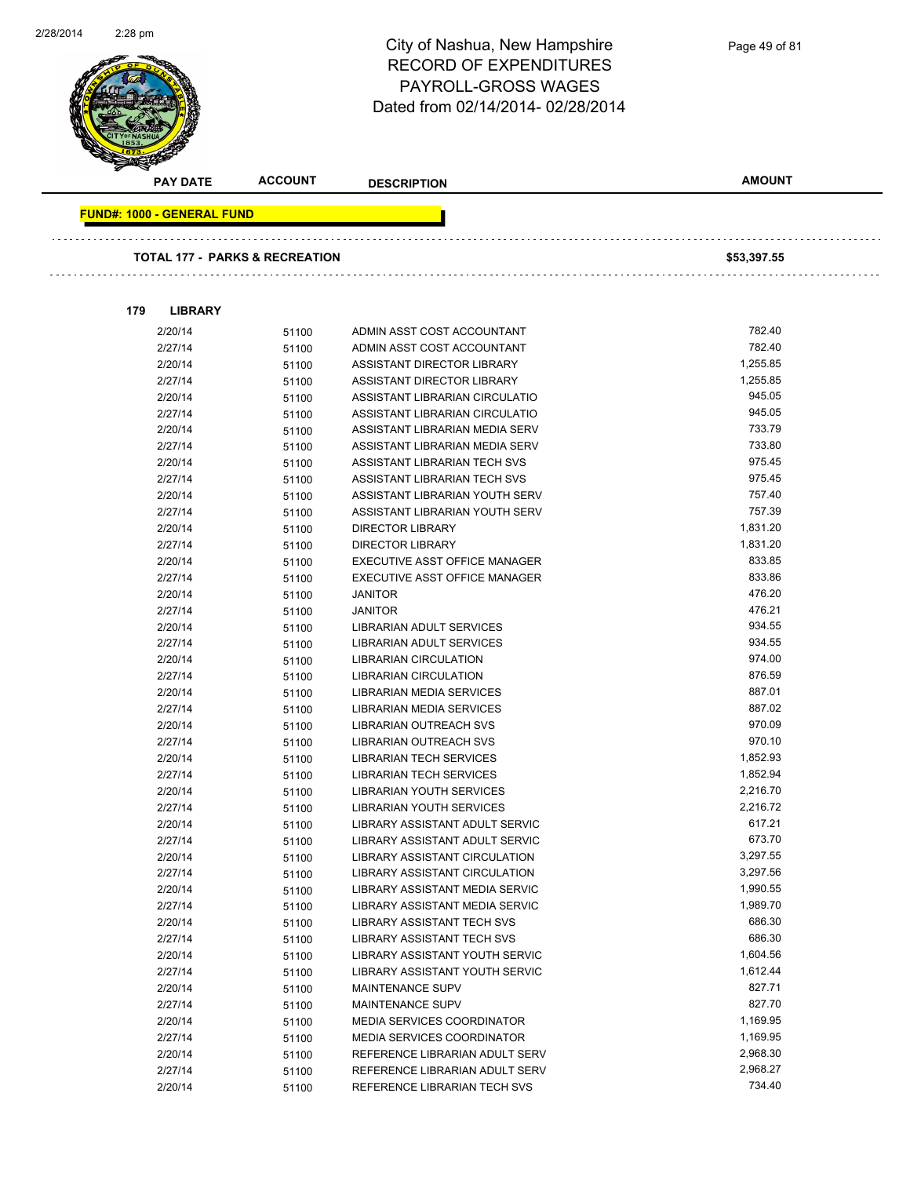# City of Nashua, New Hampshire
# RECORD OF EXPENDITURES
# PAYROLL-GROSS WAGES
Dated from 02/14/2014- 02/28/2014

| PAY DATE | ACCOUNT | DESCRIPTION | AMOUNT |
|---|---|---|---|

**FUND#: 1000 - GENERAL FUND**

**TOTAL 177 - PARKS & RECREATION** **$53,397.55**

**179 LIBRARY**

| PAY DATE | ACCOUNT | DESCRIPTION | AMOUNT |
|---|---|---|---|
| 2/20/14 | 51100 | ADMIN ASST COST ACCOUNTANT | 782.40 |
| 2/27/14 | 51100 | ADMIN ASST COST ACCOUNTANT | 782.40 |
| 2/20/14 | 51100 | ASSISTANT DIRECTOR LIBRARY | 1,255.85 |
| 2/27/14 | 51100 | ASSISTANT DIRECTOR LIBRARY | 1,255.85 |
| 2/20/14 | 51100 | ASSISTANT LIBRARIAN CIRCULATIO | 945.05 |
| 2/27/14 | 51100 | ASSISTANT LIBRARIAN CIRCULATIO | 945.05 |
| 2/20/14 | 51100 | ASSISTANT LIBRARIAN MEDIA SERV | 733.79 |
| 2/27/14 | 51100 | ASSISTANT LIBRARIAN MEDIA SERV | 733.80 |
| 2/20/14 | 51100 | ASSISTANT LIBRARIAN TECH SVS | 975.45 |
| 2/27/14 | 51100 | ASSISTANT LIBRARIAN TECH SVS | 975.45 |
| 2/20/14 | 51100 | ASSISTANT LIBRARIAN YOUTH SERV | 757.40 |
| 2/27/14 | 51100 | ASSISTANT LIBRARIAN YOUTH SERV | 757.39 |
| 2/20/14 | 51100 | DIRECTOR LIBRARY | 1,831.20 |
| 2/27/14 | 51100 | DIRECTOR LIBRARY | 1,831.20 |
| 2/20/14 | 51100 | EXECUTIVE ASST OFFICE MANAGER | 833.85 |
| 2/27/14 | 51100 | EXECUTIVE ASST OFFICE MANAGER | 833.86 |
| 2/20/14 | 51100 | JANITOR | 476.20 |
| 2/27/14 | 51100 | JANITOR | 476.21 |
| 2/20/14 | 51100 | LIBRARIAN ADULT SERVICES | 934.55 |
| 2/27/14 | 51100 | LIBRARIAN ADULT SERVICES | 934.55 |
| 2/20/14 | 51100 | LIBRARIAN CIRCULATION | 974.00 |
| 2/27/14 | 51100 | LIBRARIAN CIRCULATION | 876.59 |
| 2/20/14 | 51100 | LIBRARIAN MEDIA SERVICES | 887.01 |
| 2/27/14 | 51100 | LIBRARIAN MEDIA SERVICES | 887.02 |
| 2/20/14 | 51100 | LIBRARIAN OUTREACH SVS | 970.09 |
| 2/27/14 | 51100 | LIBRARIAN OUTREACH SVS | 970.10 |
| 2/20/14 | 51100 | LIBRARIAN TECH SERVICES | 1,852.93 |
| 2/27/14 | 51100 | LIBRARIAN TECH SERVICES | 1,852.94 |
| 2/20/14 | 51100 | LIBRARIAN YOUTH SERVICES | 2,216.70 |
| 2/27/14 | 51100 | LIBRARIAN YOUTH SERVICES | 2,216.72 |
| 2/20/14 | 51100 | LIBRARY ASSISTANT ADULT SERVIC | 617.21 |
| 2/27/14 | 51100 | LIBRARY ASSISTANT ADULT SERVIC | 673.70 |
| 2/20/14 | 51100 | LIBRARY ASSISTANT CIRCULATION | 3,297.55 |
| 2/27/14 | 51100 | LIBRARY ASSISTANT CIRCULATION | 3,297.56 |
| 2/20/14 | 51100 | LIBRARY ASSISTANT MEDIA SERVIC | 1,990.55 |
| 2/27/14 | 51100 | LIBRARY ASSISTANT MEDIA SERVIC | 1,989.70 |
| 2/20/14 | 51100 | LIBRARY ASSISTANT TECH SVS | 686.30 |
| 2/27/14 | 51100 | LIBRARY ASSISTANT TECH SVS | 686.30 |
| 2/20/14 | 51100 | LIBRARY ASSISTANT YOUTH SERVIC | 1,604.56 |
| 2/27/14 | 51100 | LIBRARY ASSISTANT YOUTH SERVIC | 1,612.44 |
| 2/20/14 | 51100 | MAINTENANCE SUPV | 827.71 |
| 2/27/14 | 51100 | MAINTENANCE SUPV | 827.70 |
| 2/20/14 | 51100 | MEDIA SERVICES COORDINATOR | 1,169.95 |
| 2/27/14 | 51100 | MEDIA SERVICES COORDINATOR | 1,169.95 |
| 2/20/14 | 51100 | REFERENCE LIBRARIAN ADULT SERV | 2,968.30 |
| 2/27/14 | 51100 | REFERENCE LIBRARIAN ADULT SERV | 2,968.27 |
| 2/20/14 | 51100 | REFERENCE LIBRARIAN TECH SVS | 734.40 |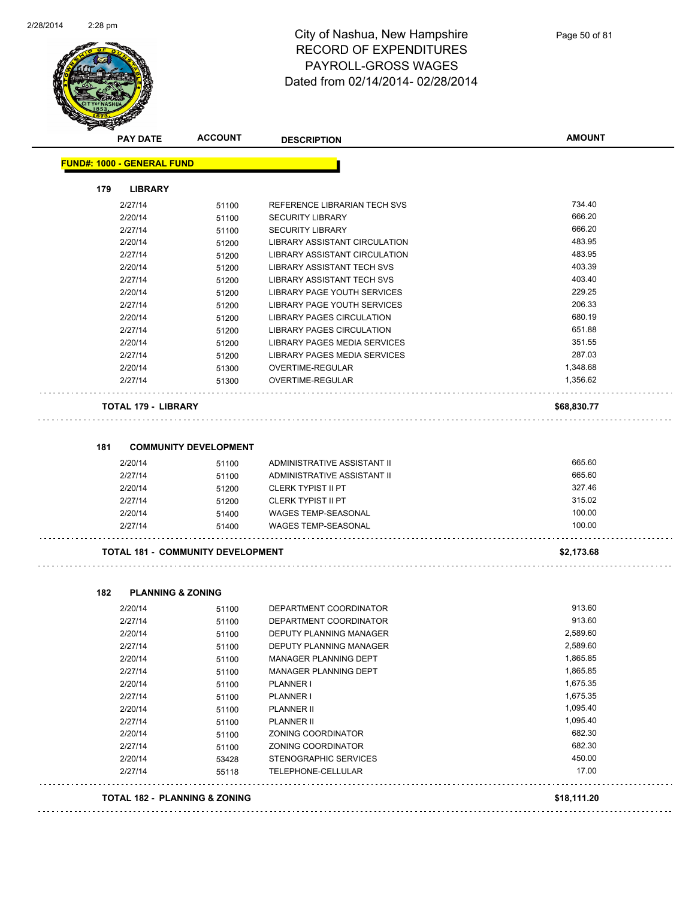# City of Nashua, New Hampshire
## RECORD OF EXPENDITURES
## PAYROLL-GROSS WAGES
### Dated from 02/14/2014- 02/28/2014

| PAY DATE | ACCOUNT | DESCRIPTION | AMOUNT |
|---|---|---|---|

**FUND#: 1000 - GENERAL FUND**

**179 LIBRARY**

| PAY DATE | ACCOUNT | DESCRIPTION | AMOUNT |
|---|---|---|---|
| 2/27/14 | 51100 | REFERENCE LIBRARIAN TECH SVS | 734.40 |
| 2/20/14 | 51100 | SECURITY LIBRARY | 666.20 |
| 2/27/14 | 51100 | SECURITY LIBRARY | 666.20 |
| 2/20/14 | 51200 | LIBRARY ASSISTANT CIRCULATION | 483.95 |
| 2/27/14 | 51200 | LIBRARY ASSISTANT CIRCULATION | 483.95 |
| 2/20/14 | 51200 | LIBRARY ASSISTANT TECH SVS | 403.39 |
| 2/27/14 | 51200 | LIBRARY ASSISTANT TECH SVS | 403.40 |
| 2/20/14 | 51200 | LIBRARY PAGE YOUTH SERVICES | 229.25 |
| 2/27/14 | 51200 | LIBRARY PAGE YOUTH SERVICES | 206.33 |
| 2/20/14 | 51200 | LIBRARY PAGES CIRCULATION | 680.19 |
| 2/27/14 | 51200 | LIBRARY PAGES CIRCULATION | 651.88 |
| 2/20/14 | 51200 | LIBRARY PAGES MEDIA SERVICES | 351.55 |
| 2/27/14 | 51200 | LIBRARY PAGES MEDIA SERVICES | 287.03 |
| 2/20/14 | 51300 | OVERTIME-REGULAR | 1,348.68 |
| 2/27/14 | 51300 | OVERTIME-REGULAR | 1,356.62 |

**TOTAL 179 - LIBRARY** **$68,830.77**

**181 COMMUNITY DEVELOPMENT**

| PAY DATE | ACCOUNT | DESCRIPTION | AMOUNT |
|---|---|---|---|
| 2/20/14 | 51100 | ADMINISTRATIVE ASSISTANT II | 665.60 |
| 2/27/14 | 51100 | ADMINISTRATIVE ASSISTANT II | 665.60 |
| 2/20/14 | 51200 | CLERK TYPIST II PT | 327.46 |
| 2/27/14 | 51200 | CLERK TYPIST II PT | 315.02 |
| 2/20/14 | 51400 | WAGES TEMP-SEASONAL | 100.00 |
| 2/27/14 | 51400 | WAGES TEMP-SEASONAL | 100.00 |

**TOTAL 181 - COMMUNITY DEVELOPMENT** **$2,173.68**

**182 PLANNING & ZONING**

| PAY DATE | ACCOUNT | DESCRIPTION | AMOUNT |
|---|---|---|---|
| 2/20/14 | 51100 | DEPARTMENT COORDINATOR | 913.60 |
| 2/27/14 | 51100 | DEPARTMENT COORDINATOR | 913.60 |
| 2/20/14 | 51100 | DEPUTY PLANNING MANAGER | 2,589.60 |
| 2/27/14 | 51100 | DEPUTY PLANNING MANAGER | 2,589.60 |
| 2/20/14 | 51100 | MANAGER PLANNING DEPT | 1,865.85 |
| 2/27/14 | 51100 | MANAGER PLANNING DEPT | 1,865.85 |
| 2/20/14 | 51100 | PLANNER I | 1,675.35 |
| 2/27/14 | 51100 | PLANNER I | 1,675.35 |
| 2/20/14 | 51100 | PLANNER II | 1,095.40 |
| 2/27/14 | 51100 | PLANNER II | 1,095.40 |
| 2/20/14 | 51100 | ZONING COORDINATOR | 682.30 |
| 2/27/14 | 51100 | ZONING COORDINATOR | 682.30 |
| 2/20/14 | 53428 | STENOGRAPHIC SERVICES | 450.00 |
| 2/27/14 | 55118 | TELEPHONE-CELLULAR | 17.00 |

**TOTAL 182 - PLANNING & ZONING** **$18,111.20**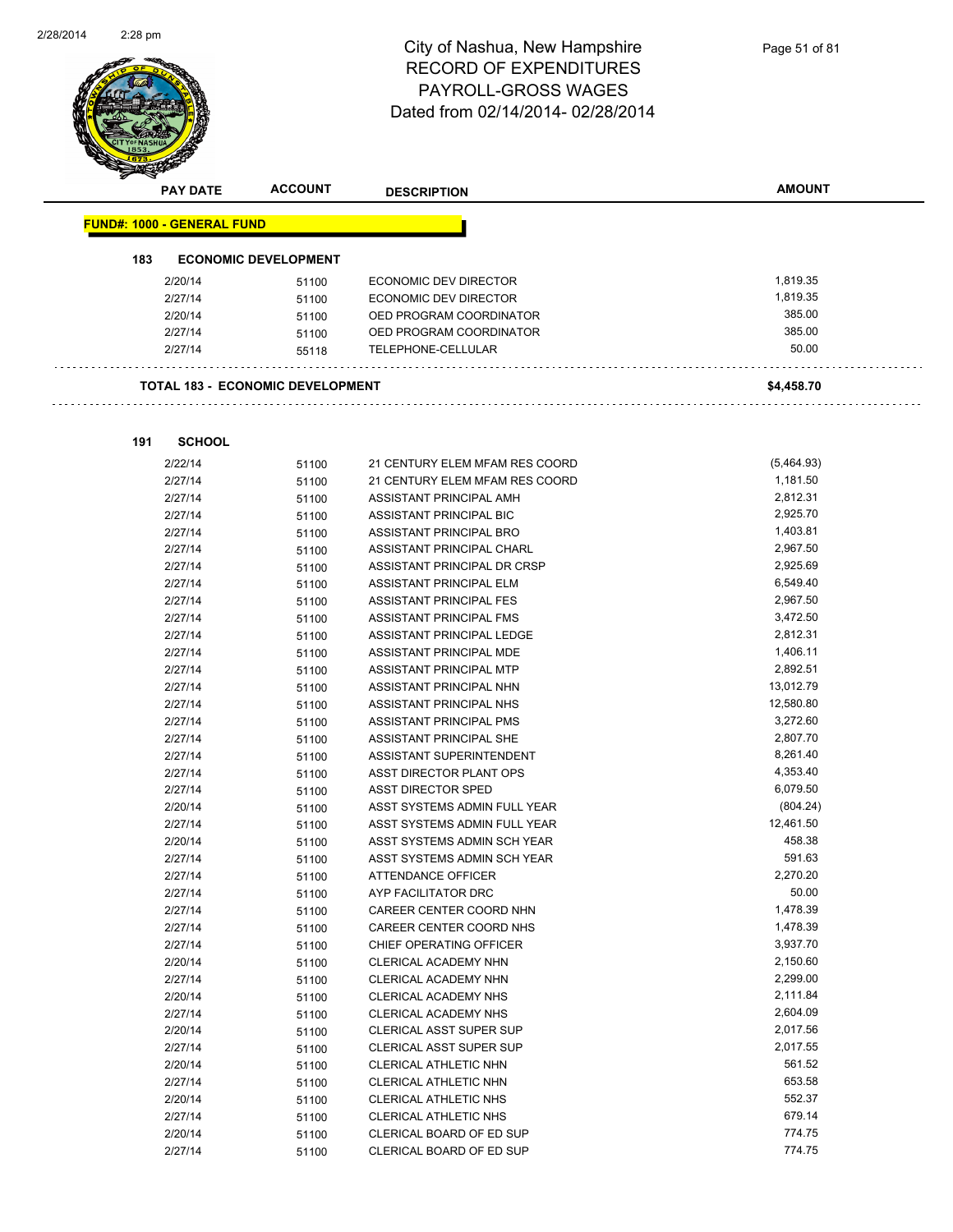# City of Nashua, New Hampshire
## RECORD OF EXPENDITURES
## PAYROLL-GROSS WAGES
Dated from 02/14/2014- 02/28/2014

| PAY DATE | ACCOUNT | DESCRIPTION | AMOUNT |
|---|---|---|---|

**FUND#: 1000 - GENERAL FUND**

**183 ECONOMIC DEVELOPMENT**

| PAY DATE | ACCOUNT | DESCRIPTION | AMOUNT |
|---|---|---|---|
| 2/20/14 | 51100 | ECONOMIC DEV DIRECTOR | 1,819.35 |
| 2/27/14 | 51100 | ECONOMIC DEV DIRECTOR | 1,819.35 |
| 2/20/14 | 51100 | OED PROGRAM COORDINATOR | 385.00 |
| 2/27/14 | 51100 | OED PROGRAM COORDINATOR | 385.00 |
| 2/27/14 | 55118 | TELEPHONE-CELLULAR | 50.00 |

**TOTAL 183 - ECONOMIC DEVELOPMENT** **$4,458.70**

**191 SCHOOL**

| PAY DATE | ACCOUNT | DESCRIPTION | AMOUNT |
|---|---|---|---|
| 2/22/14 | 51100 | 21 CENTURY ELEM MFAM RES COORD | (5,464.93) |
| 2/27/14 | 51100 | 21 CENTURY ELEM MFAM RES COORD | 1,181.50 |
| 2/27/14 | 51100 | ASSISTANT PRINCIPAL AMH | 2,812.31 |
| 2/27/14 | 51100 | ASSISTANT PRINCIPAL BIC | 2,925.70 |
| 2/27/14 | 51100 | ASSISTANT PRINCIPAL BRO | 1,403.81 |
| 2/27/14 | 51100 | ASSISTANT PRINCIPAL CHARL | 2,967.50 |
| 2/27/14 | 51100 | ASSISTANT PRINCIPAL DR CRSP | 2,925.69 |
| 2/27/14 | 51100 | ASSISTANT PRINCIPAL ELM | 6,549.40 |
| 2/27/14 | 51100 | ASSISTANT PRINCIPAL FES | 2,967.50 |
| 2/27/14 | 51100 | ASSISTANT PRINCIPAL FMS | 3,472.50 |
| 2/27/14 | 51100 | ASSISTANT PRINCIPAL LEDGE | 2,812.31 |
| 2/27/14 | 51100 | ASSISTANT PRINCIPAL MDE | 1,406.11 |
| 2/27/14 | 51100 | ASSISTANT PRINCIPAL MTP | 2,892.51 |
| 2/27/14 | 51100 | ASSISTANT PRINCIPAL NHN | 13,012.79 |
| 2/27/14 | 51100 | ASSISTANT PRINCIPAL NHS | 12,580.80 |
| 2/27/14 | 51100 | ASSISTANT PRINCIPAL PMS | 3,272.60 |
| 2/27/14 | 51100 | ASSISTANT PRINCIPAL SHE | 2,807.70 |
| 2/27/14 | 51100 | ASSISTANT SUPERINTENDENT | 8,261.40 |
| 2/27/14 | 51100 | ASST DIRECTOR PLANT OPS | 4,353.40 |
| 2/27/14 | 51100 | ASST DIRECTOR SPED | 6,079.50 |
| 2/20/14 | 51100 | ASST SYSTEMS ADMIN FULL YEAR | (804.24) |
| 2/27/14 | 51100 | ASST SYSTEMS ADMIN FULL YEAR | 12,461.50 |
| 2/20/14 | 51100 | ASST SYSTEMS ADMIN SCH YEAR | 458.38 |
| 2/27/14 | 51100 | ASST SYSTEMS ADMIN SCH YEAR | 591.63 |
| 2/27/14 | 51100 | ATTENDANCE OFFICER | 2,270.20 |
| 2/27/14 | 51100 | AYP FACILITATOR DRC | 50.00 |
| 2/27/14 | 51100 | CAREER CENTER COORD NHN | 1,478.39 |
| 2/27/14 | 51100 | CAREER CENTER COORD NHS | 1,478.39 |
| 2/27/14 | 51100 | CHIEF OPERATING OFFICER | 3,937.70 |
| 2/20/14 | 51100 | CLERICAL ACADEMY NHN | 2,150.60 |
| 2/27/14 | 51100 | CLERICAL ACADEMY NHN | 2,299.00 |
| 2/20/14 | 51100 | CLERICAL ACADEMY NHS | 2,111.84 |
| 2/27/14 | 51100 | CLERICAL ACADEMY NHS | 2,604.09 |
| 2/20/14 | 51100 | CLERICAL ASST SUPER SUP | 2,017.56 |
| 2/27/14 | 51100 | CLERICAL ASST SUPER SUP | 2,017.55 |
| 2/20/14 | 51100 | CLERICAL ATHLETIC NHN | 561.52 |
| 2/27/14 | 51100 | CLERICAL ATHLETIC NHN | 653.58 |
| 2/20/14 | 51100 | CLERICAL ATHLETIC NHS | 552.37 |
| 2/27/14 | 51100 | CLERICAL ATHLETIC NHS | 679.14 |
| 2/20/14 | 51100 | CLERICAL BOARD OF ED SUP | 774.75 |
| 2/27/14 | 51100 | CLERICAL BOARD OF ED SUP | 774.75 |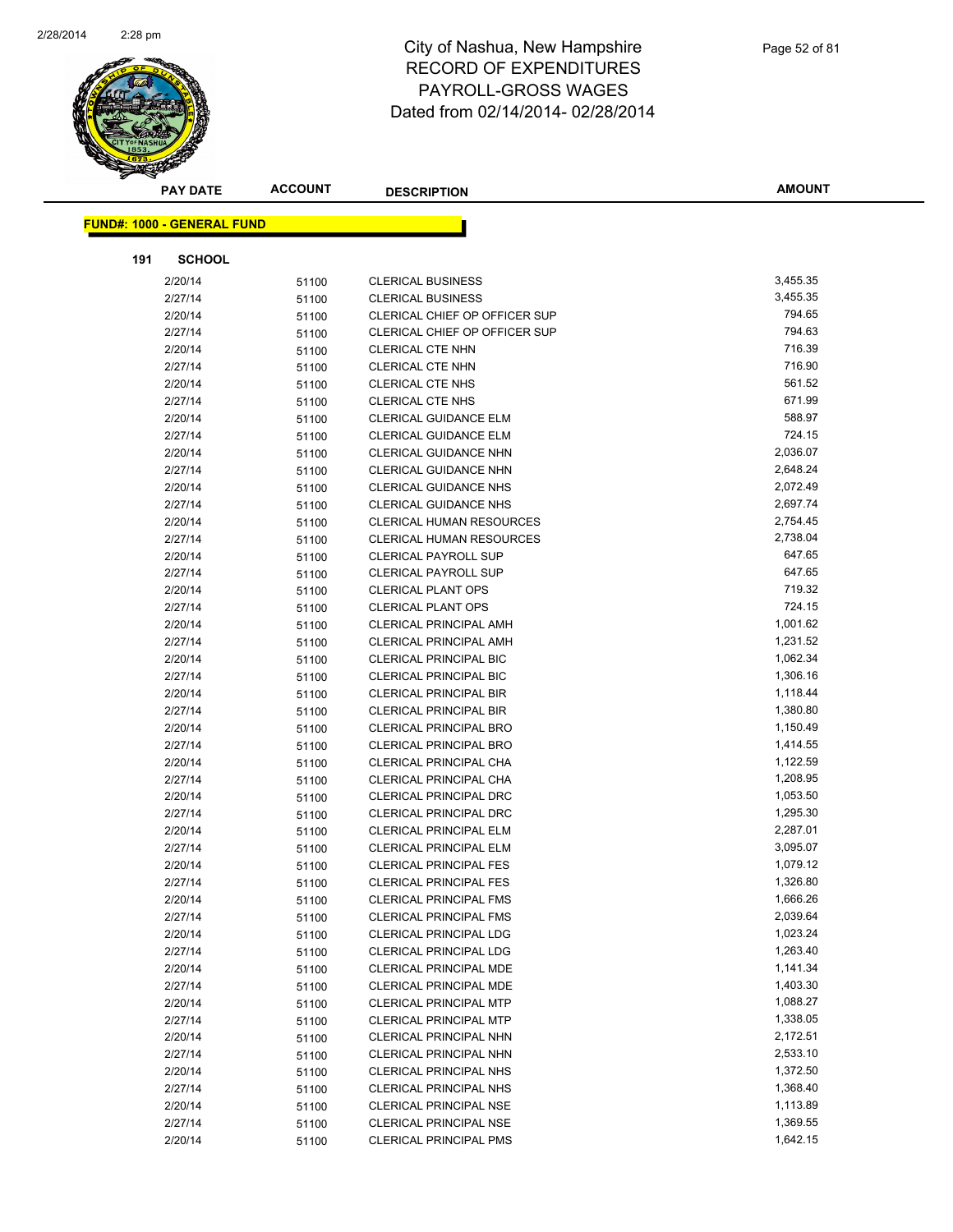# City of Nashua, New Hampshire
## RECORD OF EXPENDITURES
## PAYROLL-GROSS WAGES
## Dated from 02/14/2014- 02/28/2014

| PAY DATE | ACCOUNT | DESCRIPTION | AMOUNT |
|---|---|---|---|

**FUND#: 1000 - GENERAL FUND**

**191 SCHOOL**

| PAY DATE | ACCOUNT | DESCRIPTION | AMOUNT |
|---|---|---|---|
| 2/20/14 | 51100 | CLERICAL BUSINESS | 3,455.35 |
| 2/27/14 | 51100 | CLERICAL BUSINESS | 3,455.35 |
| 2/20/14 | 51100 | CLERICAL CHIEF OP OFFICER SUP | 794.65 |
| 2/27/14 | 51100 | CLERICAL CHIEF OP OFFICER SUP | 794.63 |
| 2/20/14 | 51100 | CLERICAL CTE NHN | 716.39 |
| 2/27/14 | 51100 | CLERICAL CTE NHN | 716.90 |
| 2/20/14 | 51100 | CLERICAL CTE NHS | 561.52 |
| 2/27/14 | 51100 | CLERICAL CTE NHS | 671.99 |
| 2/20/14 | 51100 | CLERICAL GUIDANCE ELM | 588.97 |
| 2/27/14 | 51100 | CLERICAL GUIDANCE ELM | 724.15 |
| 2/20/14 | 51100 | CLERICAL GUIDANCE NHN | 2,036.07 |
| 2/27/14 | 51100 | CLERICAL GUIDANCE NHN | 2,648.24 |
| 2/20/14 | 51100 | CLERICAL GUIDANCE NHS | 2,072.49 |
| 2/27/14 | 51100 | CLERICAL GUIDANCE NHS | 2,697.74 |
| 2/20/14 | 51100 | CLERICAL HUMAN RESOURCES | 2,754.45 |
| 2/27/14 | 51100 | CLERICAL HUMAN RESOURCES | 2,738.04 |
| 2/20/14 | 51100 | CLERICAL PAYROLL SUP | 647.65 |
| 2/27/14 | 51100 | CLERICAL PAYROLL SUP | 647.65 |
| 2/20/14 | 51100 | CLERICAL PLANT OPS | 719.32 |
| 2/27/14 | 51100 | CLERICAL PLANT OPS | 724.15 |
| 2/20/14 | 51100 | CLERICAL PRINCIPAL AMH | 1,001.62 |
| 2/27/14 | 51100 | CLERICAL PRINCIPAL AMH | 1,231.52 |
| 2/20/14 | 51100 | CLERICAL PRINCIPAL BIC | 1,062.34 |
| 2/27/14 | 51100 | CLERICAL PRINCIPAL BIC | 1,306.16 |
| 2/20/14 | 51100 | CLERICAL PRINCIPAL BIR | 1,118.44 |
| 2/27/14 | 51100 | CLERICAL PRINCIPAL BIR | 1,380.80 |
| 2/20/14 | 51100 | CLERICAL PRINCIPAL BRO | 1,150.49 |
| 2/27/14 | 51100 | CLERICAL PRINCIPAL BRO | 1,414.55 |
| 2/20/14 | 51100 | CLERICAL PRINCIPAL CHA | 1,122.59 |
| 2/27/14 | 51100 | CLERICAL PRINCIPAL CHA | 1,208.95 |
| 2/20/14 | 51100 | CLERICAL PRINCIPAL DRC | 1,053.50 |
| 2/27/14 | 51100 | CLERICAL PRINCIPAL DRC | 1,295.30 |
| 2/20/14 | 51100 | CLERICAL PRINCIPAL ELM | 2,287.01 |
| 2/27/14 | 51100 | CLERICAL PRINCIPAL ELM | 3,095.07 |
| 2/20/14 | 51100 | CLERICAL PRINCIPAL FES | 1,079.12 |
| 2/27/14 | 51100 | CLERICAL PRINCIPAL FES | 1,326.80 |
| 2/20/14 | 51100 | CLERICAL PRINCIPAL FMS | 1,666.26 |
| 2/27/14 | 51100 | CLERICAL PRINCIPAL FMS | 2,039.64 |
| 2/20/14 | 51100 | CLERICAL PRINCIPAL LDG | 1,023.24 |
| 2/27/14 | 51100 | CLERICAL PRINCIPAL LDG | 1,263.40 |
| 2/20/14 | 51100 | CLERICAL PRINCIPAL MDE | 1,141.34 |
| 2/27/14 | 51100 | CLERICAL PRINCIPAL MDE | 1,403.30 |
| 2/20/14 | 51100 | CLERICAL PRINCIPAL MTP | 1,088.27 |
| 2/27/14 | 51100 | CLERICAL PRINCIPAL MTP | 1,338.05 |
| 2/20/14 | 51100 | CLERICAL PRINCIPAL NHN | 2,172.51 |
| 2/27/14 | 51100 | CLERICAL PRINCIPAL NHN | 2,533.10 |
| 2/20/14 | 51100 | CLERICAL PRINCIPAL NHS | 1,372.50 |
| 2/27/14 | 51100 | CLERICAL PRINCIPAL NHS | 1,368.40 |
| 2/20/14 | 51100 | CLERICAL PRINCIPAL NSE | 1,113.89 |
| 2/27/14 | 51100 | CLERICAL PRINCIPAL NSE | 1,369.55 |
| 2/20/14 | 51100 | CLERICAL PRINCIPAL PMS | 1,642.15 |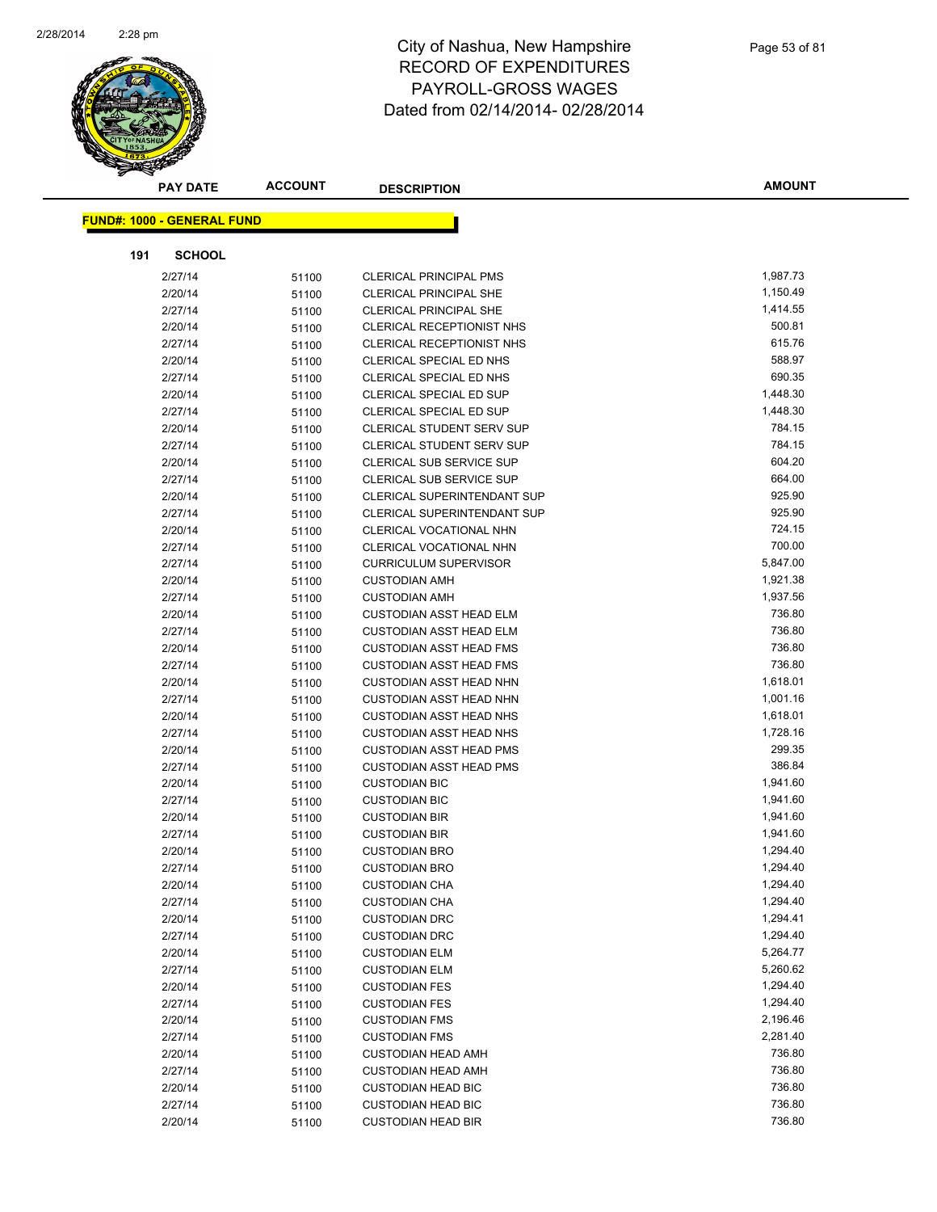# City of Nashua, New Hampshire
# RECORD OF EXPENDITURES
# PAYROLL-GROSS WAGES
# Dated from 02/14/2014- 02/28/2014

**FUND#: 1000 - GENERAL FUND**

**191 SCHOOL**

| PAY DATE | ACCOUNT | DESCRIPTION | AMOUNT |
|---|---|---|---|
| 2/27/14 | 51100 | CLERICAL PRINCIPAL PMS | 1,987.73 |
| 2/20/14 | 51100 | CLERICAL PRINCIPAL SHE | 1,150.49 |
| 2/27/14 | 51100 | CLERICAL PRINCIPAL SHE | 1,414.55 |
| 2/20/14 | 51100 | CLERICAL RECEPTIONIST NHS | 500.81 |
| 2/27/14 | 51100 | CLERICAL RECEPTIONIST NHS | 615.76 |
| 2/20/14 | 51100 | CLERICAL SPECIAL ED NHS | 588.97 |
| 2/27/14 | 51100 | CLERICAL SPECIAL ED NHS | 690.35 |
| 2/20/14 | 51100 | CLERICAL SPECIAL ED SUP | 1,448.30 |
| 2/27/14 | 51100 | CLERICAL SPECIAL ED SUP | 1,448.30 |
| 2/20/14 | 51100 | CLERICAL STUDENT SERV SUP | 784.15 |
| 2/27/14 | 51100 | CLERICAL STUDENT SERV SUP | 784.15 |
| 2/20/14 | 51100 | CLERICAL SUB SERVICE SUP | 604.20 |
| 2/27/14 | 51100 | CLERICAL SUB SERVICE SUP | 664.00 |
| 2/20/14 | 51100 | CLERICAL SUPERINTENDANT SUP | 925.90 |
| 2/27/14 | 51100 | CLERICAL SUPERINTENDANT SUP | 925.90 |
| 2/20/14 | 51100 | CLERICAL VOCATIONAL NHN | 724.15 |
| 2/27/14 | 51100 | CLERICAL VOCATIONAL NHN | 700.00 |
| 2/27/14 | 51100 | CURRICULUM SUPERVISOR | 5,847.00 |
| 2/20/14 | 51100 | CUSTODIAN AMH | 1,921.38 |
| 2/27/14 | 51100 | CUSTODIAN AMH | 1,937.56 |
| 2/20/14 | 51100 | CUSTODIAN ASST HEAD ELM | 736.80 |
| 2/27/14 | 51100 | CUSTODIAN ASST HEAD ELM | 736.80 |
| 2/20/14 | 51100 | CUSTODIAN ASST HEAD FMS | 736.80 |
| 2/27/14 | 51100 | CUSTODIAN ASST HEAD FMS | 736.80 |
| 2/20/14 | 51100 | CUSTODIAN ASST HEAD NHN | 1,618.01 |
| 2/27/14 | 51100 | CUSTODIAN ASST HEAD NHN | 1,001.16 |
| 2/20/14 | 51100 | CUSTODIAN ASST HEAD NHS | 1,618.01 |
| 2/27/14 | 51100 | CUSTODIAN ASST HEAD NHS | 1,728.16 |
| 2/20/14 | 51100 | CUSTODIAN ASST HEAD PMS | 299.35 |
| 2/27/14 | 51100 | CUSTODIAN ASST HEAD PMS | 386.84 |
| 2/20/14 | 51100 | CUSTODIAN BIC | 1,941.60 |
| 2/27/14 | 51100 | CUSTODIAN BIC | 1,941.60 |
| 2/20/14 | 51100 | CUSTODIAN BIR | 1,941.60 |
| 2/27/14 | 51100 | CUSTODIAN BIR | 1,941.60 |
| 2/20/14 | 51100 | CUSTODIAN BRO | 1,294.40 |
| 2/27/14 | 51100 | CUSTODIAN BRO | 1,294.40 |
| 2/20/14 | 51100 | CUSTODIAN CHA | 1,294.40 |
| 2/27/14 | 51100 | CUSTODIAN CHA | 1,294.40 |
| 2/20/14 | 51100 | CUSTODIAN DRC | 1,294.41 |
| 2/27/14 | 51100 | CUSTODIAN DRC | 1,294.40 |
| 2/20/14 | 51100 | CUSTODIAN ELM | 5,264.77 |
| 2/27/14 | 51100 | CUSTODIAN ELM | 5,260.62 |
| 2/20/14 | 51100 | CUSTODIAN FES | 1,294.40 |
| 2/27/14 | 51100 | CUSTODIAN FES | 1,294.40 |
| 2/20/14 | 51100 | CUSTODIAN FMS | 2,196.46 |
| 2/27/14 | 51100 | CUSTODIAN FMS | 2,281.40 |
| 2/20/14 | 51100 | CUSTODIAN HEAD AMH | 736.80 |
| 2/27/14 | 51100 | CUSTODIAN HEAD AMH | 736.80 |
| 2/20/14 | 51100 | CUSTODIAN HEAD BIC | 736.80 |
| 2/27/14 | 51100 | CUSTODIAN HEAD BIC | 736.80 |
| 2/20/14 | 51100 | CUSTODIAN HEAD BIR | 736.80 |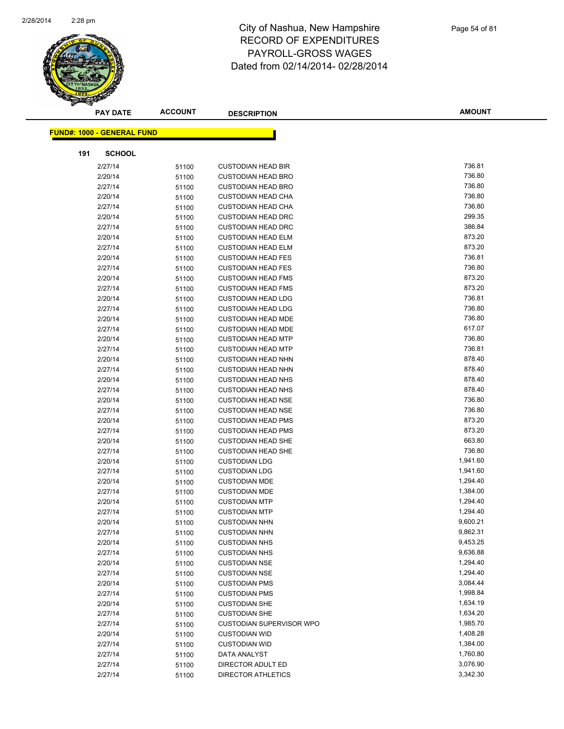# City of Nashua, New Hampshire
## RECORD OF EXPENDITURES
## PAYROLL-GROSS WAGES
## Dated from 02/14/2014- 02/28/2014

| PAY DATE | ACCOUNT | DESCRIPTION | AMOUNT |
|---|---|---|---|

**FUND#: 1000 - GENERAL FUND**

**191 SCHOOL**

| PAY DATE | ACCOUNT | DESCRIPTION | AMOUNT |
|---|---|---|---|
| 2/27/14 | 51100 | CUSTODIAN HEAD BIR | 736.81 |
| 2/20/14 | 51100 | CUSTODIAN HEAD BRO | 736.80 |
| 2/27/14 | 51100 | CUSTODIAN HEAD BRO | 736.80 |
| 2/20/14 | 51100 | CUSTODIAN HEAD CHA | 736.80 |
| 2/27/14 | 51100 | CUSTODIAN HEAD CHA | 736.80 |
| 2/20/14 | 51100 | CUSTODIAN HEAD DRC | 299.35 |
| 2/27/14 | 51100 | CUSTODIAN HEAD DRC | 386.84 |
| 2/20/14 | 51100 | CUSTODIAN HEAD ELM | 873.20 |
| 2/27/14 | 51100 | CUSTODIAN HEAD ELM | 873.20 |
| 2/20/14 | 51100 | CUSTODIAN HEAD FES | 736.81 |
| 2/27/14 | 51100 | CUSTODIAN HEAD FES | 736.80 |
| 2/20/14 | 51100 | CUSTODIAN HEAD FMS | 873.20 |
| 2/27/14 | 51100 | CUSTODIAN HEAD FMS | 873.20 |
| 2/20/14 | 51100 | CUSTODIAN HEAD LDG | 736.81 |
| 2/27/14 | 51100 | CUSTODIAN HEAD LDG | 736.80 |
| 2/20/14 | 51100 | CUSTODIAN HEAD MDE | 736.80 |
| 2/27/14 | 51100 | CUSTODIAN HEAD MDE | 617.07 |
| 2/20/14 | 51100 | CUSTODIAN HEAD MTP | 736.80 |
| 2/27/14 | 51100 | CUSTODIAN HEAD MTP | 736.81 |
| 2/20/14 | 51100 | CUSTODIAN HEAD NHN | 878.40 |
| 2/27/14 | 51100 | CUSTODIAN HEAD NHN | 878.40 |
| 2/20/14 | 51100 | CUSTODIAN HEAD NHS | 878.40 |
| 2/27/14 | 51100 | CUSTODIAN HEAD NHS | 878.40 |
| 2/20/14 | 51100 | CUSTODIAN HEAD NSE | 736.80 |
| 2/27/14 | 51100 | CUSTODIAN HEAD NSE | 736.80 |
| 2/20/14 | 51100 | CUSTODIAN HEAD PMS | 873.20 |
| 2/27/14 | 51100 | CUSTODIAN HEAD PMS | 873.20 |
| 2/20/14 | 51100 | CUSTODIAN HEAD SHE | 663.80 |
| 2/27/14 | 51100 | CUSTODIAN HEAD SHE | 736.80 |
| 2/20/14 | 51100 | CUSTODIAN LDG | 1,941.60 |
| 2/27/14 | 51100 | CUSTODIAN LDG | 1,941.60 |
| 2/20/14 | 51100 | CUSTODIAN MDE | 1,294.40 |
| 2/27/14 | 51100 | CUSTODIAN MDE | 1,384.00 |
| 2/20/14 | 51100 | CUSTODIAN MTP | 1,294.40 |
| 2/27/14 | 51100 | CUSTODIAN MTP | 1,294.40 |
| 2/20/14 | 51100 | CUSTODIAN NHN | 9,600.21 |
| 2/27/14 | 51100 | CUSTODIAN NHN | 9,862.31 |
| 2/20/14 | 51100 | CUSTODIAN NHS | 9,453.25 |
| 2/27/14 | 51100 | CUSTODIAN NHS | 9,636.88 |
| 2/20/14 | 51100 | CUSTODIAN NSE | 1,294.40 |
| 2/27/14 | 51100 | CUSTODIAN NSE | 1,294.40 |
| 2/20/14 | 51100 | CUSTODIAN PMS | 3,084.44 |
| 2/27/14 | 51100 | CUSTODIAN PMS | 1,998.84 |
| 2/20/14 | 51100 | CUSTODIAN SHE | 1,634.19 |
| 2/27/14 | 51100 | CUSTODIAN SHE | 1,634.20 |
| 2/27/14 | 51100 | CUSTODIAN SUPERVISOR WPO | 1,985.70 |
| 2/20/14 | 51100 | CUSTODIAN WID | 1,408.28 |
| 2/27/14 | 51100 | CUSTODIAN WID | 1,384.00 |
| 2/27/14 | 51100 | DATA ANALYST | 1,760.80 |
| 2/27/14 | 51100 | DIRECTOR ADULT ED | 3,076.90 |
| 2/27/14 | 51100 | DIRECTOR ATHLETICS | 3,342.30 |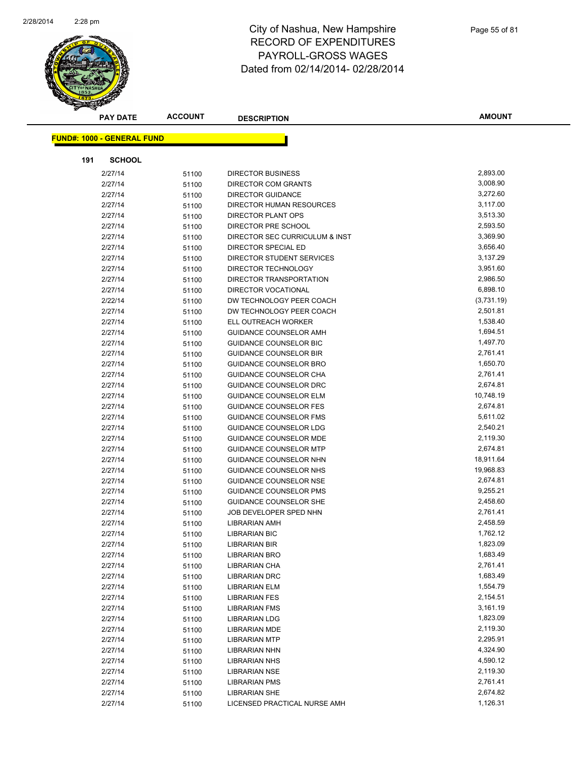# City of Nashua, New Hampshire
## RECORD OF EXPENDITURES
## PAYROLL-GROSS WAGES
## Dated from 02/14/2014- 02/28/2014

| PAY DATE | ACCOUNT | DESCRIPTION | AMOUNT |
|---|---|---|---|

**FUND#: 1000 - GENERAL FUND**

**191 SCHOOL**

| PAY DATE | ACCOUNT | DESCRIPTION | AMOUNT |
|---|---|---|---|
| 2/27/14 | 51100 | DIRECTOR BUSINESS | 2,893.00 |
| 2/27/14 | 51100 | DIRECTOR COM GRANTS | 3,008.90 |
| 2/27/14 | 51100 | DIRECTOR GUIDANCE | 3,272.60 |
| 2/27/14 | 51100 | DIRECTOR HUMAN RESOURCES | 3,117.00 |
| 2/27/14 | 51100 | DIRECTOR PLANT OPS | 3,513.30 |
| 2/27/14 | 51100 | DIRECTOR PRE SCHOOL | 2,593.50 |
| 2/27/14 | 51100 | DIRECTOR SEC CURRICULUM & INST | 3,369.90 |
| 2/27/14 | 51100 | DIRECTOR SPECIAL ED | 3,656.40 |
| 2/27/14 | 51100 | DIRECTOR STUDENT SERVICES | 3,137.29 |
| 2/27/14 | 51100 | DIRECTOR TECHNOLOGY | 3,951.60 |
| 2/27/14 | 51100 | DIRECTOR TRANSPORTATION | 2,986.50 |
| 2/27/14 | 51100 | DIRECTOR VOCATIONAL | 6,898.10 |
| 2/22/14 | 51100 | DW TECHNOLOGY PEER COACH | (3,731.19) |
| 2/27/14 | 51100 | DW TECHNOLOGY PEER COACH | 2,501.81 |
| 2/27/14 | 51100 | ELL OUTREACH WORKER | 1,538.40 |
| 2/27/14 | 51100 | GUIDANCE COUNSELOR AMH | 1,694.51 |
| 2/27/14 | 51100 | GUIDANCE COUNSELOR BIC | 1,497.70 |
| 2/27/14 | 51100 | GUIDANCE COUNSELOR BIR | 2,761.41 |
| 2/27/14 | 51100 | GUIDANCE COUNSELOR BRO | 1,650.70 |
| 2/27/14 | 51100 | GUIDANCE COUNSELOR CHA | 2,761.41 |
| 2/27/14 | 51100 | GUIDANCE COUNSELOR DRC | 2,674.81 |
| 2/27/14 | 51100 | GUIDANCE COUNSELOR ELM | 10,748.19 |
| 2/27/14 | 51100 | GUIDANCE COUNSELOR FES | 2,674.81 |
| 2/27/14 | 51100 | GUIDANCE COUNSELOR FMS | 5,611.02 |
| 2/27/14 | 51100 | GUIDANCE COUNSELOR LDG | 2,540.21 |
| 2/27/14 | 51100 | GUIDANCE COUNSELOR MDE | 2,119.30 |
| 2/27/14 | 51100 | GUIDANCE COUNSELOR MTP | 2,674.81 |
| 2/27/14 | 51100 | GUIDANCE COUNSELOR NHN | 18,911.64 |
| 2/27/14 | 51100 | GUIDANCE COUNSELOR NHS | 19,968.83 |
| 2/27/14 | 51100 | GUIDANCE COUNSELOR NSE | 2,674.81 |
| 2/27/14 | 51100 | GUIDANCE COUNSELOR PMS | 9,255.21 |
| 2/27/14 | 51100 | GUIDANCE COUNSELOR SHE | 2,458.60 |
| 2/27/14 | 51100 | JOB DEVELOPER SPED NHN | 2,761.41 |
| 2/27/14 | 51100 | LIBRARIAN AMH | 2,458.59 |
| 2/27/14 | 51100 | LIBRARIAN BIC | 1,762.12 |
| 2/27/14 | 51100 | LIBRARIAN BIR | 1,823.09 |
| 2/27/14 | 51100 | LIBRARIAN BRO | 1,683.49 |
| 2/27/14 | 51100 | LIBRARIAN CHA | 2,761.41 |
| 2/27/14 | 51100 | LIBRARIAN DRC | 1,683.49 |
| 2/27/14 | 51100 | LIBRARIAN ELM | 1,554.79 |
| 2/27/14 | 51100 | LIBRARIAN FES | 2,154.51 |
| 2/27/14 | 51100 | LIBRARIAN FMS | 3,161.19 |
| 2/27/14 | 51100 | LIBRARIAN LDG | 1,823.09 |
| 2/27/14 | 51100 | LIBRARIAN MDE | 2,119.30 |
| 2/27/14 | 51100 | LIBRARIAN MTP | 2,295.91 |
| 2/27/14 | 51100 | LIBRARIAN NHN | 4,324.90 |
| 2/27/14 | 51100 | LIBRARIAN NHS | 4,590.12 |
| 2/27/14 | 51100 | LIBRARIAN NSE | 2,119.30 |
| 2/27/14 | 51100 | LIBRARIAN PMS | 2,761.41 |
| 2/27/14 | 51100 | LIBRARIAN SHE | 2,674.82 |
| 2/27/14 | 51100 | LICENSED PRACTICAL NURSE AMH | 1,126.31 |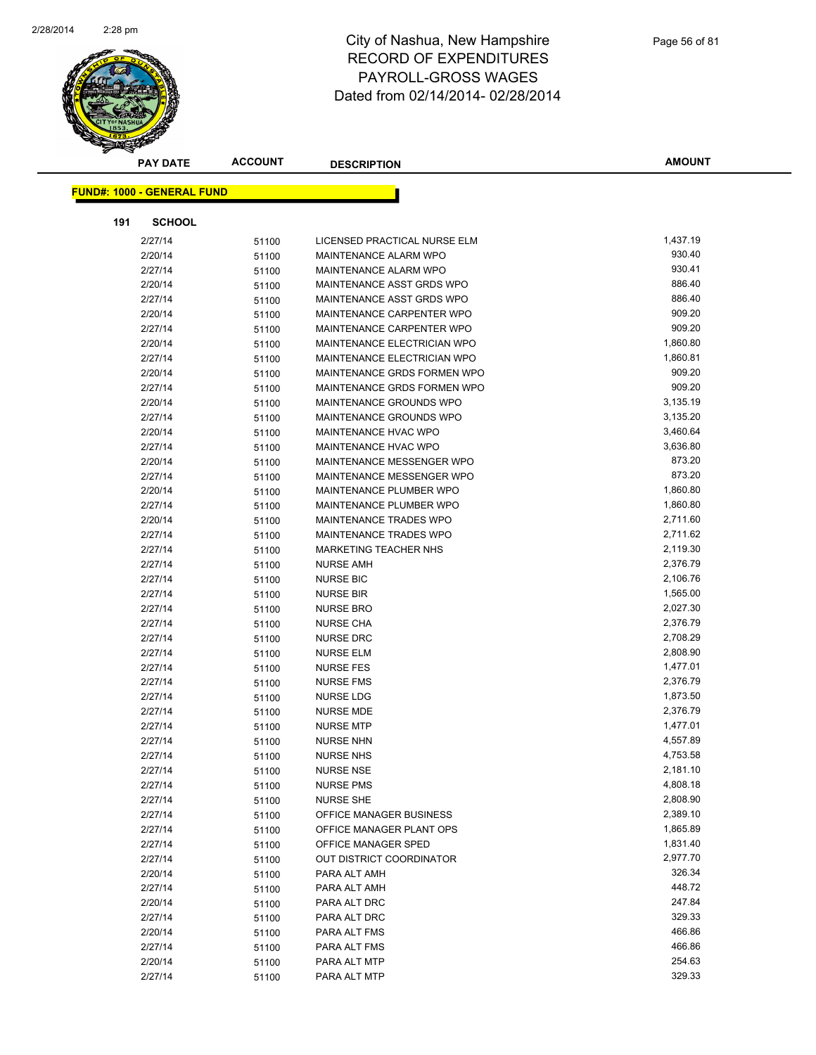# City of Nashua, New Hampshire
# RECORD OF EXPENDITURES
# PAYROLL-GROSS WAGES
# Dated from 02/14/2014- 02/28/2014

| PAY DATE | ACCOUNT | DESCRIPTION | AMOUNT |
|---|---|---|---|

**FUND#: 1000 - GENERAL FUND**

**191 SCHOOL**

| PAY DATE | ACCOUNT | DESCRIPTION | AMOUNT |
|---|---|---|---|
| 2/27/14 | 51100 | LICENSED PRACTICAL NURSE ELM | 1,437.19 |
| 2/20/14 | 51100 | MAINTENANCE ALARM WPO | 930.40 |
| 2/27/14 | 51100 | MAINTENANCE ALARM WPO | 930.41 |
| 2/20/14 | 51100 | MAINTENANCE ASST GRDS WPO | 886.40 |
| 2/27/14 | 51100 | MAINTENANCE ASST GRDS WPO | 886.40 |
| 2/20/14 | 51100 | MAINTENANCE CARPENTER WPO | 909.20 |
| 2/27/14 | 51100 | MAINTENANCE CARPENTER WPO | 909.20 |
| 2/20/14 | 51100 | MAINTENANCE ELECTRICIAN WPO | 1,860.80 |
| 2/27/14 | 51100 | MAINTENANCE ELECTRICIAN WPO | 1,860.81 |
| 2/20/14 | 51100 | MAINTENANCE GRDS FORMEN WPO | 909.20 |
| 2/27/14 | 51100 | MAINTENANCE GRDS FORMEN WPO | 909.20 |
| 2/20/14 | 51100 | MAINTENANCE GROUNDS WPO | 3,135.19 |
| 2/27/14 | 51100 | MAINTENANCE GROUNDS WPO | 3,135.20 |
| 2/20/14 | 51100 | MAINTENANCE HVAC WPO | 3,460.64 |
| 2/27/14 | 51100 | MAINTENANCE HVAC WPO | 3,636.80 |
| 2/20/14 | 51100 | MAINTENANCE MESSENGER WPO | 873.20 |
| 2/27/14 | 51100 | MAINTENANCE MESSENGER WPO | 873.20 |
| 2/20/14 | 51100 | MAINTENANCE PLUMBER WPO | 1,860.80 |
| 2/27/14 | 51100 | MAINTENANCE PLUMBER WPO | 1,860.80 |
| 2/20/14 | 51100 | MAINTENANCE TRADES WPO | 2,711.60 |
| 2/27/14 | 51100 | MAINTENANCE TRADES WPO | 2,711.62 |
| 2/27/14 | 51100 | MARKETING TEACHER NHS | 2,119.30 |
| 2/27/14 | 51100 | NURSE AMH | 2,376.79 |
| 2/27/14 | 51100 | NURSE BIC | 2,106.76 |
| 2/27/14 | 51100 | NURSE BIR | 1,565.00 |
| 2/27/14 | 51100 | NURSE BRO | 2,027.30 |
| 2/27/14 | 51100 | NURSE CHA | 2,376.79 |
| 2/27/14 | 51100 | NURSE DRC | 2,708.29 |
| 2/27/14 | 51100 | NURSE ELM | 2,808.90 |
| 2/27/14 | 51100 | NURSE FES | 1,477.01 |
| 2/27/14 | 51100 | NURSE FMS | 2,376.79 |
| 2/27/14 | 51100 | NURSE LDG | 1,873.50 |
| 2/27/14 | 51100 | NURSE MDE | 2,376.79 |
| 2/27/14 | 51100 | NURSE MTP | 1,477.01 |
| 2/27/14 | 51100 | NURSE NHN | 4,557.89 |
| 2/27/14 | 51100 | NURSE NHS | 4,753.58 |
| 2/27/14 | 51100 | NURSE NSE | 2,181.10 |
| 2/27/14 | 51100 | NURSE PMS | 4,808.18 |
| 2/27/14 | 51100 | NURSE SHE | 2,808.90 |
| 2/27/14 | 51100 | OFFICE MANAGER BUSINESS | 2,389.10 |
| 2/27/14 | 51100 | OFFICE MANAGER PLANT OPS | 1,865.89 |
| 2/27/14 | 51100 | OFFICE MANAGER SPED | 1,831.40 |
| 2/27/14 | 51100 | OUT DISTRICT COORDINATOR | 2,977.70 |
| 2/20/14 | 51100 | PARA ALT AMH | 326.34 |
| 2/27/14 | 51100 | PARA ALT AMH | 448.72 |
| 2/20/14 | 51100 | PARA ALT DRC | 247.84 |
| 2/27/14 | 51100 | PARA ALT DRC | 329.33 |
| 2/20/14 | 51100 | PARA ALT FMS | 466.86 |
| 2/27/14 | 51100 | PARA ALT FMS | 466.86 |
| 2/20/14 | 51100 | PARA ALT MTP | 254.63 |
| 2/27/14 | 51100 | PARA ALT MTP | 329.33 |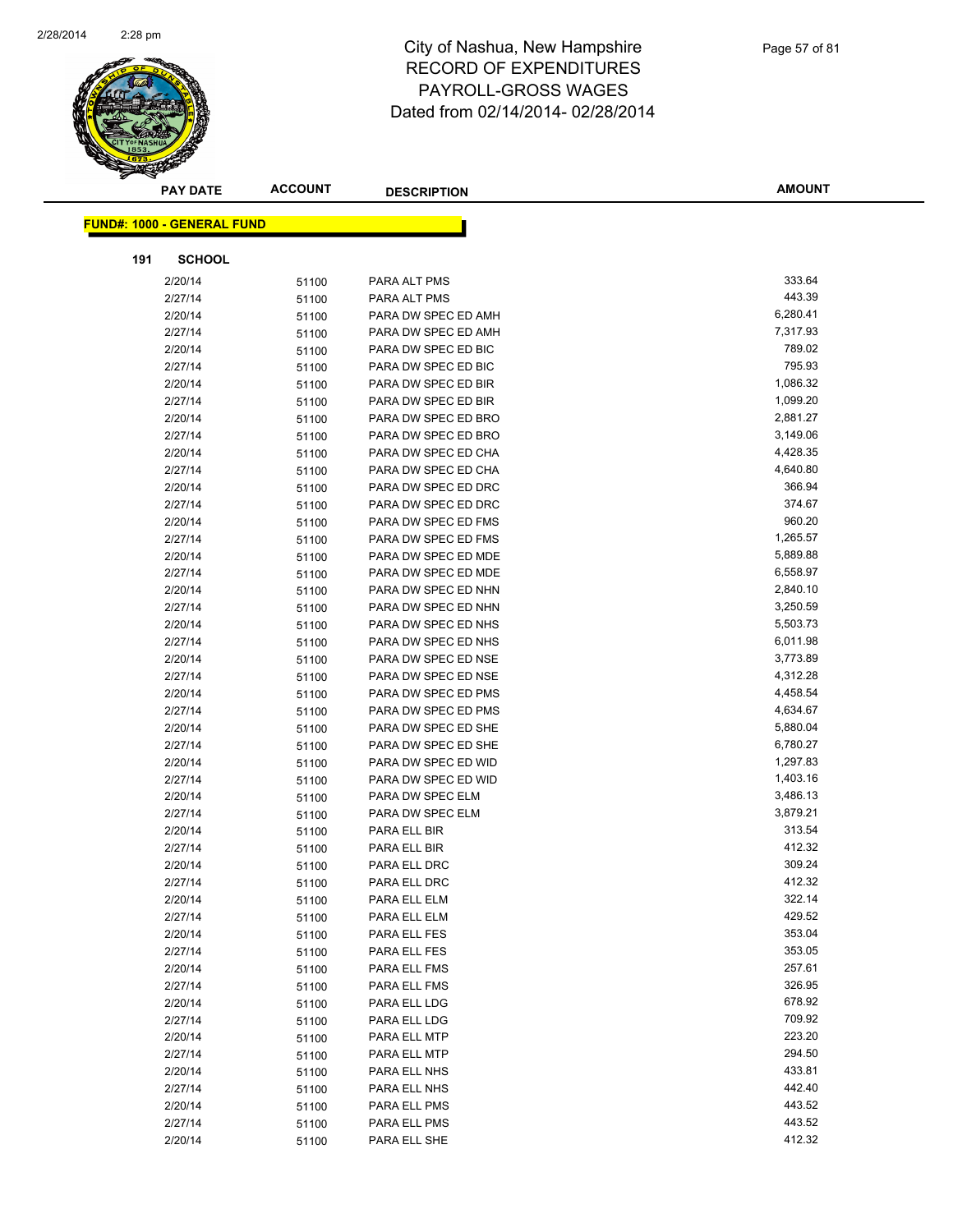# City of Nashua, New Hampshire
## RECORD OF EXPENDITURES
## PAYROLL-GROSS WAGES
## Dated from 02/14/2014- 02/28/2014

**FUND#: 1000 - GENERAL FUND**

**191 SCHOOL**

| PAY DATE | ACCOUNT | DESCRIPTION | AMOUNT |
|---|---|---|---|
| 2/20/14 | 51100 | PARA ALT PMS | 333.64 |
| 2/27/14 | 51100 | PARA ALT PMS | 443.39 |
| 2/20/14 | 51100 | PARA DW SPEC ED AMH | 6,280.41 |
| 2/27/14 | 51100 | PARA DW SPEC ED AMH | 7,317.93 |
| 2/20/14 | 51100 | PARA DW SPEC ED BIC | 789.02 |
| 2/27/14 | 51100 | PARA DW SPEC ED BIC | 795.93 |
| 2/20/14 | 51100 | PARA DW SPEC ED BIR | 1,086.32 |
| 2/27/14 | 51100 | PARA DW SPEC ED BIR | 1,099.20 |
| 2/20/14 | 51100 | PARA DW SPEC ED BRO | 2,881.27 |
| 2/27/14 | 51100 | PARA DW SPEC ED BRO | 3,149.06 |
| 2/20/14 | 51100 | PARA DW SPEC ED CHA | 4,428.35 |
| 2/27/14 | 51100 | PARA DW SPEC ED CHA | 4,640.80 |
| 2/20/14 | 51100 | PARA DW SPEC ED DRC | 366.94 |
| 2/27/14 | 51100 | PARA DW SPEC ED DRC | 374.67 |
| 2/20/14 | 51100 | PARA DW SPEC ED FMS | 960.20 |
| 2/27/14 | 51100 | PARA DW SPEC ED FMS | 1,265.57 |
| 2/20/14 | 51100 | PARA DW SPEC ED MDE | 5,889.88 |
| 2/27/14 | 51100 | PARA DW SPEC ED MDE | 6,558.97 |
| 2/20/14 | 51100 | PARA DW SPEC ED NHN | 2,840.10 |
| 2/27/14 | 51100 | PARA DW SPEC ED NHN | 3,250.59 |
| 2/20/14 | 51100 | PARA DW SPEC ED NHS | 5,503.73 |
| 2/27/14 | 51100 | PARA DW SPEC ED NHS | 6,011.98 |
| 2/20/14 | 51100 | PARA DW SPEC ED NSE | 3,773.89 |
| 2/27/14 | 51100 | PARA DW SPEC ED NSE | 4,312.28 |
| 2/20/14 | 51100 | PARA DW SPEC ED PMS | 4,458.54 |
| 2/27/14 | 51100 | PARA DW SPEC ED PMS | 4,634.67 |
| 2/20/14 | 51100 | PARA DW SPEC ED SHE | 5,880.04 |
| 2/27/14 | 51100 | PARA DW SPEC ED SHE | 6,780.27 |
| 2/20/14 | 51100 | PARA DW SPEC ED WID | 1,297.83 |
| 2/27/14 | 51100 | PARA DW SPEC ED WID | 1,403.16 |
| 2/20/14 | 51100 | PARA DW SPEC ELM | 3,486.13 |
| 2/27/14 | 51100 | PARA DW SPEC ELM | 3,879.21 |
| 2/20/14 | 51100 | PARA ELL BIR | 313.54 |
| 2/27/14 | 51100 | PARA ELL BIR | 412.32 |
| 2/20/14 | 51100 | PARA ELL DRC | 309.24 |
| 2/27/14 | 51100 | PARA ELL DRC | 412.32 |
| 2/20/14 | 51100 | PARA ELL ELM | 322.14 |
| 2/27/14 | 51100 | PARA ELL ELM | 429.52 |
| 2/20/14 | 51100 | PARA ELL FES | 353.04 |
| 2/27/14 | 51100 | PARA ELL FES | 353.05 |
| 2/20/14 | 51100 | PARA ELL FMS | 257.61 |
| 2/27/14 | 51100 | PARA ELL FMS | 326.95 |
| 2/20/14 | 51100 | PARA ELL LDG | 678.92 |
| 2/27/14 | 51100 | PARA ELL LDG | 709.92 |
| 2/20/14 | 51100 | PARA ELL MTP | 223.20 |
| 2/27/14 | 51100 | PARA ELL MTP | 294.50 |
| 2/20/14 | 51100 | PARA ELL NHS | 433.81 |
| 2/27/14 | 51100 | PARA ELL NHS | 442.40 |
| 2/20/14 | 51100 | PARA ELL PMS | 443.52 |
| 2/27/14 | 51100 | PARA ELL PMS | 443.52 |
| 2/20/14 | 51100 | PARA ELL SHE | 412.32 |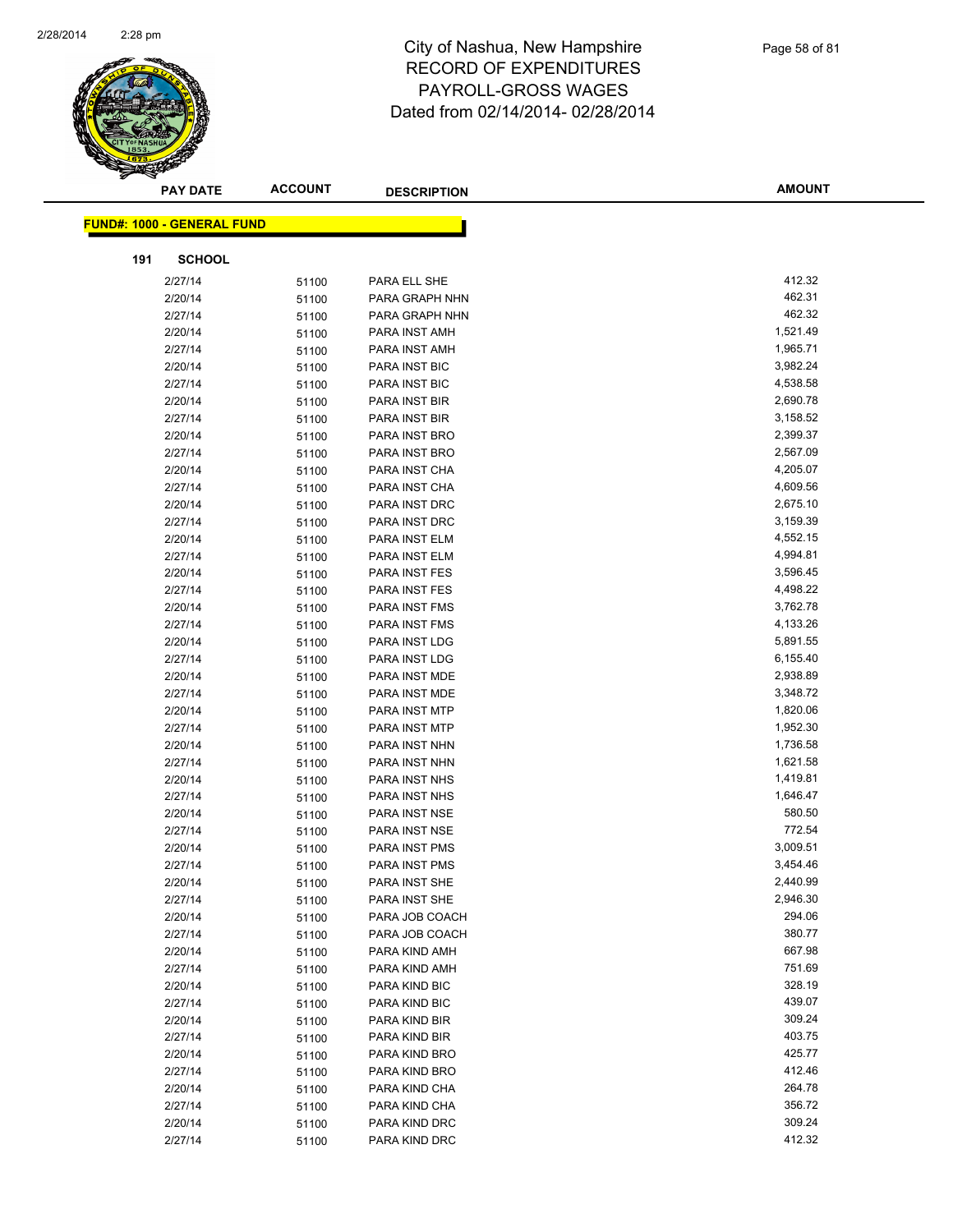# City of Nashua, New Hampshire
## RECORD OF EXPENDITURES
## PAYROLL-GROSS WAGES
### Dated from 02/14/2014- 02/28/2014

**FUND#: 1000 - GENERAL FUND**

**191 SCHOOL**

| PAY DATE | ACCOUNT | DESCRIPTION | AMOUNT |
|---|---|---|---|
| 2/27/14 | 51100 | PARA ELL SHE | 412.32 |
| 2/20/14 | 51100 | PARA GRAPH NHN | 462.31 |
| 2/27/14 | 51100 | PARA GRAPH NHN | 462.32 |
| 2/20/14 | 51100 | PARA INST AMH | 1,521.49 |
| 2/27/14 | 51100 | PARA INST AMH | 1,965.71 |
| 2/20/14 | 51100 | PARA INST BIC | 3,982.24 |
| 2/27/14 | 51100 | PARA INST BIC | 4,538.58 |
| 2/20/14 | 51100 | PARA INST BIR | 2,690.78 |
| 2/27/14 | 51100 | PARA INST BIR | 3,158.52 |
| 2/20/14 | 51100 | PARA INST BRO | 2,399.37 |
| 2/27/14 | 51100 | PARA INST BRO | 2,567.09 |
| 2/20/14 | 51100 | PARA INST CHA | 4,205.07 |
| 2/27/14 | 51100 | PARA INST CHA | 4,609.56 |
| 2/20/14 | 51100 | PARA INST DRC | 2,675.10 |
| 2/27/14 | 51100 | PARA INST DRC | 3,159.39 |
| 2/20/14 | 51100 | PARA INST ELM | 4,552.15 |
| 2/27/14 | 51100 | PARA INST ELM | 4,994.81 |
| 2/20/14 | 51100 | PARA INST FES | 3,596.45 |
| 2/27/14 | 51100 | PARA INST FES | 4,498.22 |
| 2/20/14 | 51100 | PARA INST FMS | 3,762.78 |
| 2/27/14 | 51100 | PARA INST FMS | 4,133.26 |
| 2/20/14 | 51100 | PARA INST LDG | 5,891.55 |
| 2/27/14 | 51100 | PARA INST LDG | 6,155.40 |
| 2/20/14 | 51100 | PARA INST MDE | 2,938.89 |
| 2/27/14 | 51100 | PARA INST MDE | 3,348.72 |
| 2/20/14 | 51100 | PARA INST MTP | 1,820.06 |
| 2/27/14 | 51100 | PARA INST MTP | 1,952.30 |
| 2/20/14 | 51100 | PARA INST NHN | 1,736.58 |
| 2/27/14 | 51100 | PARA INST NHN | 1,621.58 |
| 2/20/14 | 51100 | PARA INST NHS | 1,419.81 |
| 2/27/14 | 51100 | PARA INST NHS | 1,646.47 |
| 2/20/14 | 51100 | PARA INST NSE | 580.50 |
| 2/27/14 | 51100 | PARA INST NSE | 772.54 |
| 2/20/14 | 51100 | PARA INST PMS | 3,009.51 |
| 2/27/14 | 51100 | PARA INST PMS | 3,454.46 |
| 2/20/14 | 51100 | PARA INST SHE | 2,440.99 |
| 2/27/14 | 51100 | PARA INST SHE | 2,946.30 |
| 2/20/14 | 51100 | PARA JOB COACH | 294.06 |
| 2/27/14 | 51100 | PARA JOB COACH | 380.77 |
| 2/20/14 | 51100 | PARA KIND AMH | 667.98 |
| 2/27/14 | 51100 | PARA KIND AMH | 751.69 |
| 2/20/14 | 51100 | PARA KIND BIC | 328.19 |
| 2/27/14 | 51100 | PARA KIND BIC | 439.07 |
| 2/20/14 | 51100 | PARA KIND BIR | 309.24 |
| 2/27/14 | 51100 | PARA KIND BIR | 403.75 |
| 2/20/14 | 51100 | PARA KIND BRO | 425.77 |
| 2/27/14 | 51100 | PARA KIND BRO | 412.46 |
| 2/20/14 | 51100 | PARA KIND CHA | 264.78 |
| 2/27/14 | 51100 | PARA KIND CHA | 356.72 |
| 2/20/14 | 51100 | PARA KIND DRC | 309.24 |
| 2/27/14 | 51100 | PARA KIND DRC | 412.32 |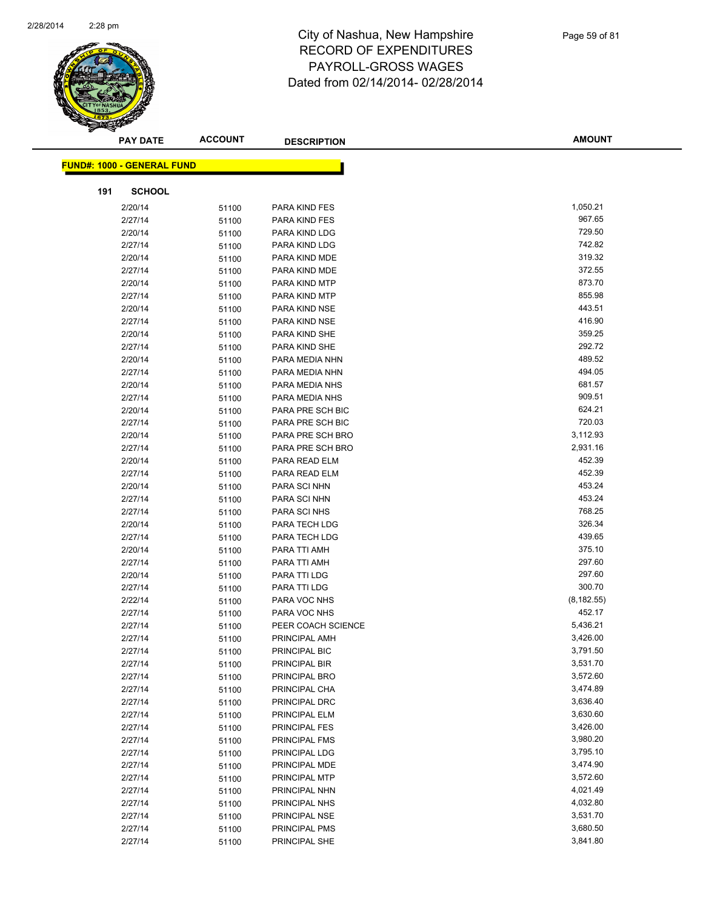# City of Nashua, New Hampshire
## RECORD OF EXPENDITURES
## PAYROLL-GROSS WAGES
## Dated from 02/14/2014- 02/28/2014

| PAY DATE | ACCOUNT | DESCRIPTION | AMOUNT |
|---|---|---|---|

**FUND#: 1000 - GENERAL FUND**

**191 SCHOOL**

| PAY DATE | ACCOUNT | DESCRIPTION | AMOUNT |
|---|---|---|---|
| 2/20/14 | 51100 | PARA KIND FES | 1,050.21 |
| 2/27/14 | 51100 | PARA KIND FES | 967.65 |
| 2/20/14 | 51100 | PARA KIND LDG | 729.50 |
| 2/27/14 | 51100 | PARA KIND LDG | 742.82 |
| 2/20/14 | 51100 | PARA KIND MDE | 319.32 |
| 2/27/14 | 51100 | PARA KIND MDE | 372.55 |
| 2/20/14 | 51100 | PARA KIND MTP | 873.70 |
| 2/27/14 | 51100 | PARA KIND MTP | 855.98 |
| 2/20/14 | 51100 | PARA KIND NSE | 443.51 |
| 2/27/14 | 51100 | PARA KIND NSE | 416.90 |
| 2/20/14 | 51100 | PARA KIND SHE | 359.25 |
| 2/27/14 | 51100 | PARA KIND SHE | 292.72 |
| 2/20/14 | 51100 | PARA MEDIA NHN | 489.52 |
| 2/27/14 | 51100 | PARA MEDIA NHN | 494.05 |
| 2/20/14 | 51100 | PARA MEDIA NHS | 681.57 |
| 2/27/14 | 51100 | PARA MEDIA NHS | 909.51 |
| 2/20/14 | 51100 | PARA PRE SCH BIC | 624.21 |
| 2/27/14 | 51100 | PARA PRE SCH BIC | 720.03 |
| 2/20/14 | 51100 | PARA PRE SCH BRO | 3,112.93 |
| 2/27/14 | 51100 | PARA PRE SCH BRO | 2,931.16 |
| 2/20/14 | 51100 | PARA READ ELM | 452.39 |
| 2/27/14 | 51100 | PARA READ ELM | 452.39 |
| 2/20/14 | 51100 | PARA SCI NHN | 453.24 |
| 2/27/14 | 51100 | PARA SCI NHN | 453.24 |
| 2/27/14 | 51100 | PARA SCI NHS | 768.25 |
| 2/20/14 | 51100 | PARA TECH LDG | 326.34 |
| 2/27/14 | 51100 | PARA TECH LDG | 439.65 |
| 2/20/14 | 51100 | PARA TTI AMH | 375.10 |
| 2/27/14 | 51100 | PARA TTI AMH | 297.60 |
| 2/20/14 | 51100 | PARA TTI LDG | 297.60 |
| 2/27/14 | 51100 | PARA TTI LDG | 300.70 |
| 2/22/14 | 51100 | PARA VOC NHS | (8,182.55) |
| 2/27/14 | 51100 | PARA VOC NHS | 452.17 |
| 2/27/14 | 51100 | PEER COACH SCIENCE | 5,436.21 |
| 2/27/14 | 51100 | PRINCIPAL AMH | 3,426.00 |
| 2/27/14 | 51100 | PRINCIPAL BIC | 3,791.50 |
| 2/27/14 | 51100 | PRINCIPAL BIR | 3,531.70 |
| 2/27/14 | 51100 | PRINCIPAL BRO | 3,572.60 |
| 2/27/14 | 51100 | PRINCIPAL CHA | 3,474.89 |
| 2/27/14 | 51100 | PRINCIPAL DRC | 3,636.40 |
| 2/27/14 | 51100 | PRINCIPAL ELM | 3,630.60 |
| 2/27/14 | 51100 | PRINCIPAL FES | 3,426.00 |
| 2/27/14 | 51100 | PRINCIPAL FMS | 3,980.20 |
| 2/27/14 | 51100 | PRINCIPAL LDG | 3,795.10 |
| 2/27/14 | 51100 | PRINCIPAL MDE | 3,474.90 |
| 2/27/14 | 51100 | PRINCIPAL MTP | 3,572.60 |
| 2/27/14 | 51100 | PRINCIPAL NHN | 4,021.49 |
| 2/27/14 | 51100 | PRINCIPAL NHS | 4,032.80 |
| 2/27/14 | 51100 | PRINCIPAL NSE | 3,531.70 |
| 2/27/14 | 51100 | PRINCIPAL PMS | 3,680.50 |
| 2/27/14 | 51100 | PRINCIPAL SHE | 3,841.80 |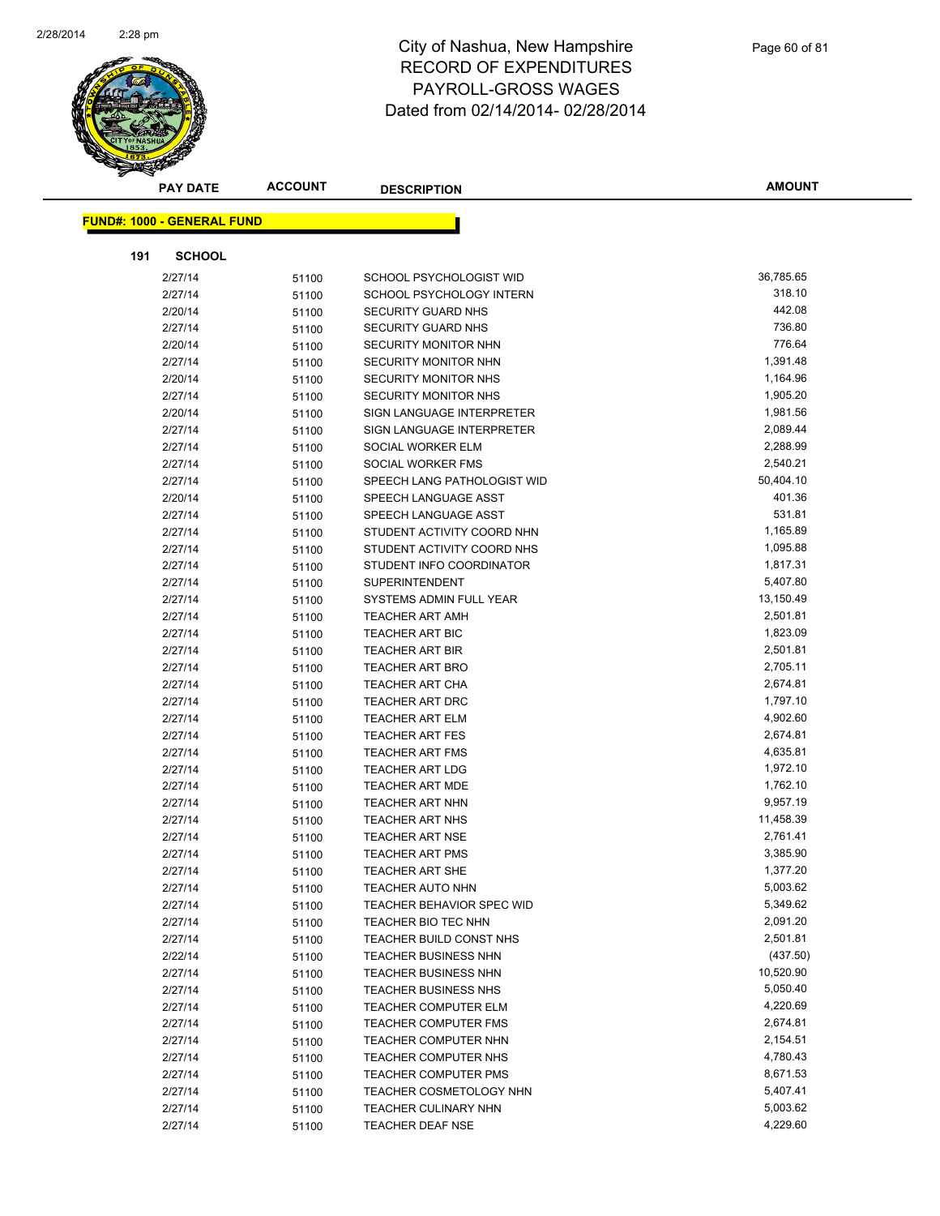# City of Nashua, New Hampshire
# RECORD OF EXPENDITURES
# PAYROLL-GROSS WAGES
# Dated from 02/14/2014- 02/28/2014

**FUND#: 1000 - GENERAL FUND**

**191 SCHOOL**

| PAY DATE | ACCOUNT | DESCRIPTION | AMOUNT |
|---|---|---|---|
| 2/27/14 | 51100 | SCHOOL PSYCHOLOGIST WID | 36,785.65 |
| 2/27/14 | 51100 | SCHOOL PSYCHOLOGY INTERN | 318.10 |
| 2/20/14 | 51100 | SECURITY GUARD NHS | 442.08 |
| 2/27/14 | 51100 | SECURITY GUARD NHS | 736.80 |
| 2/20/14 | 51100 | SECURITY MONITOR NHN | 776.64 |
| 2/27/14 | 51100 | SECURITY MONITOR NHN | 1,391.48 |
| 2/20/14 | 51100 | SECURITY MONITOR NHS | 1,164.96 |
| 2/27/14 | 51100 | SECURITY MONITOR NHS | 1,905.20 |
| 2/20/14 | 51100 | SIGN LANGUAGE INTERPRETER | 1,981.56 |
| 2/27/14 | 51100 | SIGN LANGUAGE INTERPRETER | 2,089.44 |
| 2/27/14 | 51100 | SOCIAL WORKER ELM | 2,288.99 |
| 2/27/14 | 51100 | SOCIAL WORKER FMS | 2,540.21 |
| 2/27/14 | 51100 | SPEECH LANG PATHOLOGIST WID | 50,404.10 |
| 2/20/14 | 51100 | SPEECH LANGUAGE ASST | 401.36 |
| 2/27/14 | 51100 | SPEECH LANGUAGE ASST | 531.81 |
| 2/27/14 | 51100 | STUDENT ACTIVITY COORD NHN | 1,165.89 |
| 2/27/14 | 51100 | STUDENT ACTIVITY COORD NHS | 1,095.88 |
| 2/27/14 | 51100 | STUDENT INFO COORDINATOR | 1,817.31 |
| 2/27/14 | 51100 | SUPERINTENDENT | 5,407.80 |
| 2/27/14 | 51100 | SYSTEMS ADMIN FULL YEAR | 13,150.49 |
| 2/27/14 | 51100 | TEACHER ART AMH | 2,501.81 |
| 2/27/14 | 51100 | TEACHER ART BIC | 1,823.09 |
| 2/27/14 | 51100 | TEACHER ART BIR | 2,501.81 |
| 2/27/14 | 51100 | TEACHER ART BRO | 2,705.11 |
| 2/27/14 | 51100 | TEACHER ART CHA | 2,674.81 |
| 2/27/14 | 51100 | TEACHER ART DRC | 1,797.10 |
| 2/27/14 | 51100 | TEACHER ART ELM | 4,902.60 |
| 2/27/14 | 51100 | TEACHER ART FES | 2,674.81 |
| 2/27/14 | 51100 | TEACHER ART FMS | 4,635.81 |
| 2/27/14 | 51100 | TEACHER ART LDG | 1,972.10 |
| 2/27/14 | 51100 | TEACHER ART MDE | 1,762.10 |
| 2/27/14 | 51100 | TEACHER ART NHN | 9,957.19 |
| 2/27/14 | 51100 | TEACHER ART NHS | 11,458.39 |
| 2/27/14 | 51100 | TEACHER ART NSE | 2,761.41 |
| 2/27/14 | 51100 | TEACHER ART PMS | 3,385.90 |
| 2/27/14 | 51100 | TEACHER ART SHE | 1,377.20 |
| 2/27/14 | 51100 | TEACHER AUTO NHN | 5,003.62 |
| 2/27/14 | 51100 | TEACHER BEHAVIOR SPEC WID | 5,349.62 |
| 2/27/14 | 51100 | TEACHER BIO TEC NHN | 2,091.20 |
| 2/27/14 | 51100 | TEACHER BUILD CONST NHS | 2,501.81 |
| 2/22/14 | 51100 | TEACHER BUSINESS NHN | (437.50) |
| 2/27/14 | 51100 | TEACHER BUSINESS NHN | 10,520.90 |
| 2/27/14 | 51100 | TEACHER BUSINESS NHS | 5,050.40 |
| 2/27/14 | 51100 | TEACHER COMPUTER ELM | 4,220.69 |
| 2/27/14 | 51100 | TEACHER COMPUTER FMS | 2,674.81 |
| 2/27/14 | 51100 | TEACHER COMPUTER NHN | 2,154.51 |
| 2/27/14 | 51100 | TEACHER COMPUTER NHS | 4,780.43 |
| 2/27/14 | 51100 | TEACHER COMPUTER PMS | 8,671.53 |
| 2/27/14 | 51100 | TEACHER COSMETOLOGY NHN | 5,407.41 |
| 2/27/14 | 51100 | TEACHER CULINARY NHN | 5,003.62 |
| 2/27/14 | 51100 | TEACHER DEAF NSE | 4,229.60 |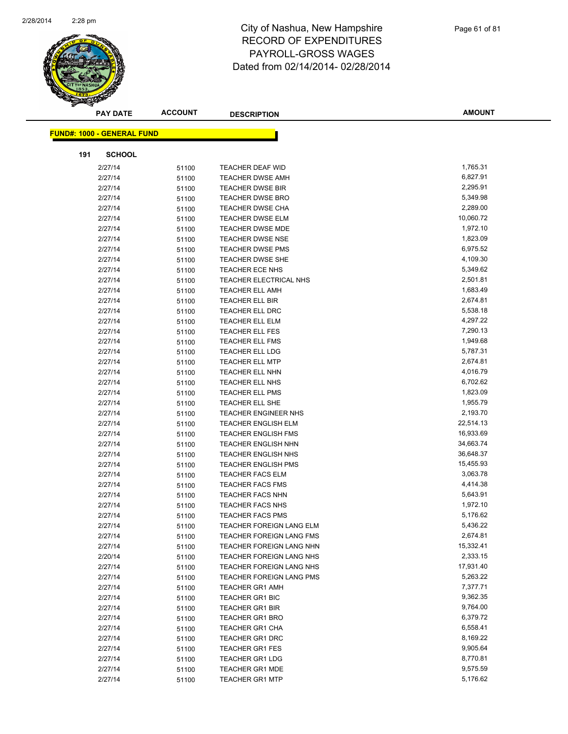# City of Nashua, New Hampshire
## RECORD OF EXPENDITURES
## PAYROLL-GROSS WAGES
## Dated from 02/14/2014- 02/28/2014

**FUND#: 1000 - GENERAL FUND**

**191 SCHOOL**

| PAY DATE | ACCOUNT | DESCRIPTION | AMOUNT |
|---|---|---|---|
| 2/27/14 | 51100 | TEACHER DEAF WID | 1,765.31 |
| 2/27/14 | 51100 | TEACHER DWSE AMH | 6,827.91 |
| 2/27/14 | 51100 | TEACHER DWSE BIR | 2,295.91 |
| 2/27/14 | 51100 | TEACHER DWSE BRO | 5,349.98 |
| 2/27/14 | 51100 | TEACHER DWSE CHA | 2,289.00 |
| 2/27/14 | 51100 | TEACHER DWSE ELM | 10,060.72 |
| 2/27/14 | 51100 | TEACHER DWSE MDE | 1,972.10 |
| 2/27/14 | 51100 | TEACHER DWSE NSE | 1,823.09 |
| 2/27/14 | 51100 | TEACHER DWSE PMS | 6,975.52 |
| 2/27/14 | 51100 | TEACHER DWSE SHE | 4,109.30 |
| 2/27/14 | 51100 | TEACHER ECE NHS | 5,349.62 |
| 2/27/14 | 51100 | TEACHER ELECTRICAL NHS | 2,501.81 |
| 2/27/14 | 51100 | TEACHER ELL AMH | 1,683.49 |
| 2/27/14 | 51100 | TEACHER ELL BIR | 2,674.81 |
| 2/27/14 | 51100 | TEACHER ELL DRC | 5,538.18 |
| 2/27/14 | 51100 | TEACHER ELL ELM | 4,297.22 |
| 2/27/14 | 51100 | TEACHER ELL FES | 7,290.13 |
| 2/27/14 | 51100 | TEACHER ELL FMS | 1,949.68 |
| 2/27/14 | 51100 | TEACHER ELL LDG | 5,787.31 |
| 2/27/14 | 51100 | TEACHER ELL MTP | 2,674.81 |
| 2/27/14 | 51100 | TEACHER ELL NHN | 4,016.79 |
| 2/27/14 | 51100 | TEACHER ELL NHS | 6,702.62 |
| 2/27/14 | 51100 | TEACHER ELL PMS | 1,823.09 |
| 2/27/14 | 51100 | TEACHER ELL SHE | 1,955.79 |
| 2/27/14 | 51100 | TEACHER ENGINEER NHS | 2,193.70 |
| 2/27/14 | 51100 | TEACHER ENGLISH ELM | 22,514.13 |
| 2/27/14 | 51100 | TEACHER ENGLISH FMS | 16,933.69 |
| 2/27/14 | 51100 | TEACHER ENGLISH NHN | 34,663.74 |
| 2/27/14 | 51100 | TEACHER ENGLISH NHS | 36,648.37 |
| 2/27/14 | 51100 | TEACHER ENGLISH PMS | 15,455.93 |
| 2/27/14 | 51100 | TEACHER FACS ELM | 3,063.78 |
| 2/27/14 | 51100 | TEACHER FACS FMS | 4,414.38 |
| 2/27/14 | 51100 | TEACHER FACS NHN | 5,643.91 |
| 2/27/14 | 51100 | TEACHER FACS NHS | 1,972.10 |
| 2/27/14 | 51100 | TEACHER FACS PMS | 5,176.62 |
| 2/27/14 | 51100 | TEACHER FOREIGN LANG ELM | 5,436.22 |
| 2/27/14 | 51100 | TEACHER FOREIGN LANG FMS | 2,674.81 |
| 2/27/14 | 51100 | TEACHER FOREIGN LANG NHN | 15,332.41 |
| 2/20/14 | 51100 | TEACHER FOREIGN LANG NHS | 2,333.15 |
| 2/27/14 | 51100 | TEACHER FOREIGN LANG NHS | 17,931.40 |
| 2/27/14 | 51100 | TEACHER FOREIGN LANG PMS | 5,263.22 |
| 2/27/14 | 51100 | TEACHER GR1 AMH | 7,377.71 |
| 2/27/14 | 51100 | TEACHER GR1 BIC | 9,362.35 |
| 2/27/14 | 51100 | TEACHER GR1 BIR | 9,764.00 |
| 2/27/14 | 51100 | TEACHER GR1 BRO | 6,379.72 |
| 2/27/14 | 51100 | TEACHER GR1 CHA | 6,558.41 |
| 2/27/14 | 51100 | TEACHER GR1 DRC | 8,169.22 |
| 2/27/14 | 51100 | TEACHER GR1 FES | 9,905.64 |
| 2/27/14 | 51100 | TEACHER GR1 LDG | 8,770.81 |
| 2/27/14 | 51100 | TEACHER GR1 MDE | 9,575.59 |
| 2/27/14 | 51100 | TEACHER GR1 MTP | 5,176.62 |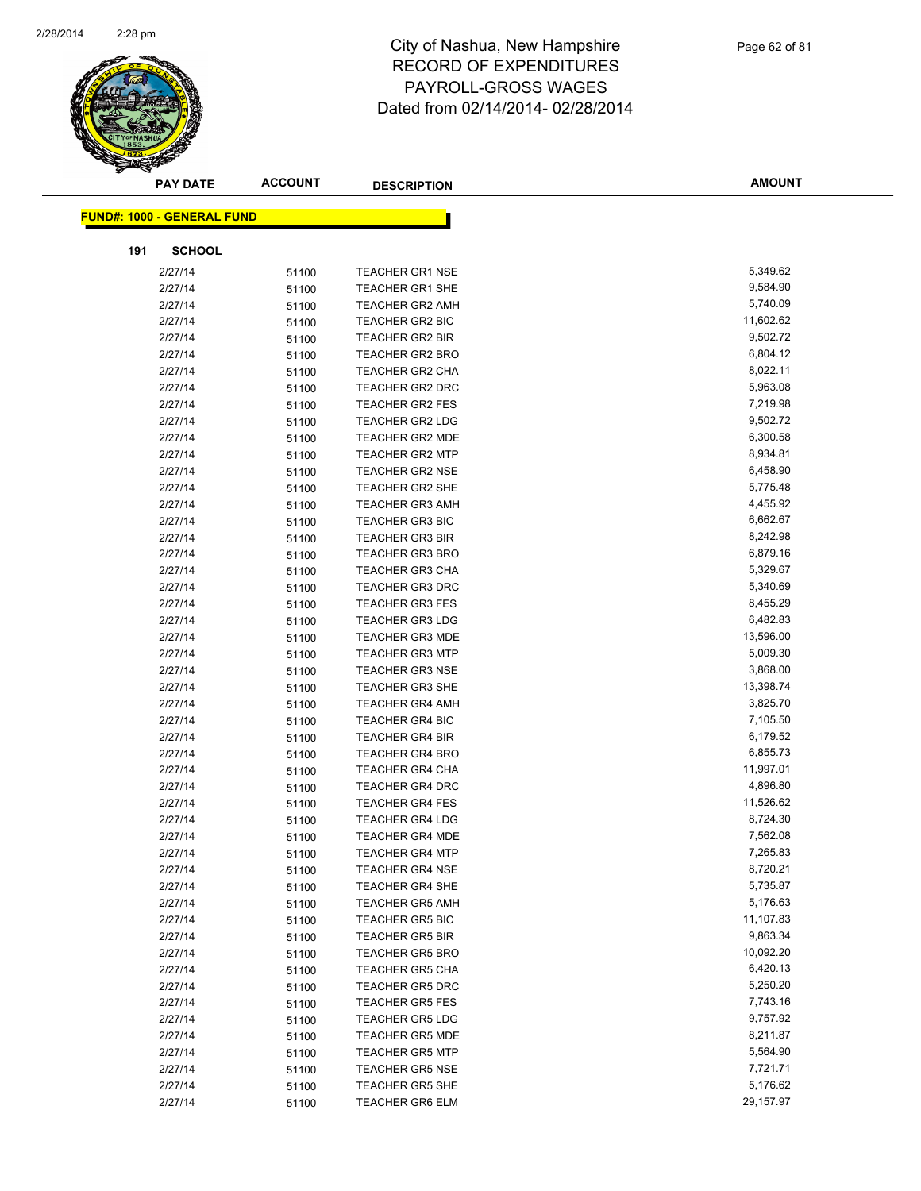# City of Nashua, New Hampshire
# RECORD OF EXPENDITURES
# PAYROLL-GROSS WAGES
# Dated from 02/14/2014- 02/28/2014

**FUND#: 1000 - GENERAL FUND**

**191 SCHOOL**

| PAY DATE | ACCOUNT | DESCRIPTION | AMOUNT |
|---|---|---|---|
| 2/27/14 | 51100 | TEACHER GR1 NSE | 5,349.62 |
| 2/27/14 | 51100 | TEACHER GR1 SHE | 9,584.90 |
| 2/27/14 | 51100 | TEACHER GR2 AMH | 5,740.09 |
| 2/27/14 | 51100 | TEACHER GR2 BIC | 11,602.62 |
| 2/27/14 | 51100 | TEACHER GR2 BIR | 9,502.72 |
| 2/27/14 | 51100 | TEACHER GR2 BRO | 6,804.12 |
| 2/27/14 | 51100 | TEACHER GR2 CHA | 8,022.11 |
| 2/27/14 | 51100 | TEACHER GR2 DRC | 5,963.08 |
| 2/27/14 | 51100 | TEACHER GR2 FES | 7,219.98 |
| 2/27/14 | 51100 | TEACHER GR2 LDG | 9,502.72 |
| 2/27/14 | 51100 | TEACHER GR2 MDE | 6,300.58 |
| 2/27/14 | 51100 | TEACHER GR2 MTP | 8,934.81 |
| 2/27/14 | 51100 | TEACHER GR2 NSE | 6,458.90 |
| 2/27/14 | 51100 | TEACHER GR2 SHE | 5,775.48 |
| 2/27/14 | 51100 | TEACHER GR3 AMH | 4,455.92 |
| 2/27/14 | 51100 | TEACHER GR3 BIC | 6,662.67 |
| 2/27/14 | 51100 | TEACHER GR3 BIR | 8,242.98 |
| 2/27/14 | 51100 | TEACHER GR3 BRO | 6,879.16 |
| 2/27/14 | 51100 | TEACHER GR3 CHA | 5,329.67 |
| 2/27/14 | 51100 | TEACHER GR3 DRC | 5,340.69 |
| 2/27/14 | 51100 | TEACHER GR3 FES | 8,455.29 |
| 2/27/14 | 51100 | TEACHER GR3 LDG | 6,482.83 |
| 2/27/14 | 51100 | TEACHER GR3 MDE | 13,596.00 |
| 2/27/14 | 51100 | TEACHER GR3 MTP | 5,009.30 |
| 2/27/14 | 51100 | TEACHER GR3 NSE | 3,868.00 |
| 2/27/14 | 51100 | TEACHER GR3 SHE | 13,398.74 |
| 2/27/14 | 51100 | TEACHER GR4 AMH | 3,825.70 |
| 2/27/14 | 51100 | TEACHER GR4 BIC | 7,105.50 |
| 2/27/14 | 51100 | TEACHER GR4 BIR | 6,179.52 |
| 2/27/14 | 51100 | TEACHER GR4 BRO | 6,855.73 |
| 2/27/14 | 51100 | TEACHER GR4 CHA | 11,997.01 |
| 2/27/14 | 51100 | TEACHER GR4 DRC | 4,896.80 |
| 2/27/14 | 51100 | TEACHER GR4 FES | 11,526.62 |
| 2/27/14 | 51100 | TEACHER GR4 LDG | 8,724.30 |
| 2/27/14 | 51100 | TEACHER GR4 MDE | 7,562.08 |
| 2/27/14 | 51100 | TEACHER GR4 MTP | 7,265.83 |
| 2/27/14 | 51100 | TEACHER GR4 NSE | 8,720.21 |
| 2/27/14 | 51100 | TEACHER GR4 SHE | 5,735.87 |
| 2/27/14 | 51100 | TEACHER GR5 AMH | 5,176.63 |
| 2/27/14 | 51100 | TEACHER GR5 BIC | 11,107.83 |
| 2/27/14 | 51100 | TEACHER GR5 BIR | 9,863.34 |
| 2/27/14 | 51100 | TEACHER GR5 BRO | 10,092.20 |
| 2/27/14 | 51100 | TEACHER GR5 CHA | 6,420.13 |
| 2/27/14 | 51100 | TEACHER GR5 DRC | 5,250.20 |
| 2/27/14 | 51100 | TEACHER GR5 FES | 7,743.16 |
| 2/27/14 | 51100 | TEACHER GR5 LDG | 9,757.92 |
| 2/27/14 | 51100 | TEACHER GR5 MDE | 8,211.87 |
| 2/27/14 | 51100 | TEACHER GR5 MTP | 5,564.90 |
| 2/27/14 | 51100 | TEACHER GR5 NSE | 7,721.71 |
| 2/27/14 | 51100 | TEACHER GR5 SHE | 5,176.62 |
| 2/27/14 | 51100 | TEACHER GR6 ELM | 29,157.97 |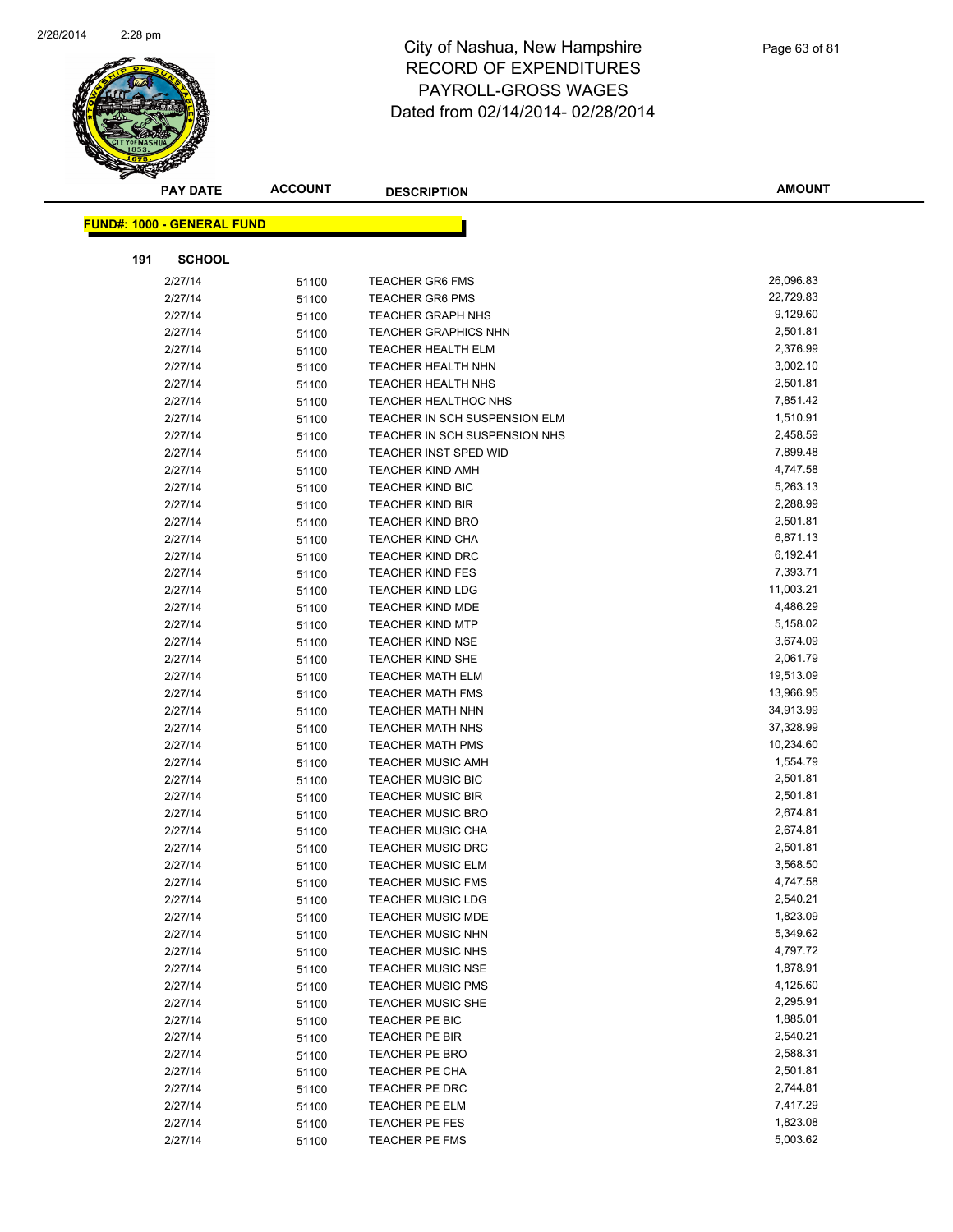# City of Nashua, New Hampshire
# RECORD OF EXPENDITURES
# PAYROLL-GROSS WAGES
# Dated from 02/14/2014- 02/28/2014

| PAY DATE | ACCOUNT | DESCRIPTION | AMOUNT |
|---|---|---|---|

**FUND#: 1000 - GENERAL FUND**

**191 SCHOOL**

| PAY DATE | ACCOUNT | DESCRIPTION | AMOUNT |
|---|---|---|---|
| 2/27/14 | 51100 | TEACHER GR6 FMS | 26,096.83 |
| 2/27/14 | 51100 | TEACHER GR6 PMS | 22,729.83 |
| 2/27/14 | 51100 | TEACHER GRAPH NHS | 9,129.60 |
| 2/27/14 | 51100 | TEACHER GRAPHICS NHN | 2,501.81 |
| 2/27/14 | 51100 | TEACHER HEALTH ELM | 2,376.99 |
| 2/27/14 | 51100 | TEACHER HEALTH NHN | 3,002.10 |
| 2/27/14 | 51100 | TEACHER HEALTH NHS | 2,501.81 |
| 2/27/14 | 51100 | TEACHER HEALTHOC NHS | 7,851.42 |
| 2/27/14 | 51100 | TEACHER IN SCH SUSPENSION ELM | 1,510.91 |
| 2/27/14 | 51100 | TEACHER IN SCH SUSPENSION NHS | 2,458.59 |
| 2/27/14 | 51100 | TEACHER INST SPED WID | 7,899.48 |
| 2/27/14 | 51100 | TEACHER KIND AMH | 4,747.58 |
| 2/27/14 | 51100 | TEACHER KIND BIC | 5,263.13 |
| 2/27/14 | 51100 | TEACHER KIND BIR | 2,288.99 |
| 2/27/14 | 51100 | TEACHER KIND BRO | 2,501.81 |
| 2/27/14 | 51100 | TEACHER KIND CHA | 6,871.13 |
| 2/27/14 | 51100 | TEACHER KIND DRC | 6,192.41 |
| 2/27/14 | 51100 | TEACHER KIND FES | 7,393.71 |
| 2/27/14 | 51100 | TEACHER KIND LDG | 11,003.21 |
| 2/27/14 | 51100 | TEACHER KIND MDE | 4,486.29 |
| 2/27/14 | 51100 | TEACHER KIND MTP | 5,158.02 |
| 2/27/14 | 51100 | TEACHER KIND NSE | 3,674.09 |
| 2/27/14 | 51100 | TEACHER KIND SHE | 2,061.79 |
| 2/27/14 | 51100 | TEACHER MATH ELM | 19,513.09 |
| 2/27/14 | 51100 | TEACHER MATH FMS | 13,966.95 |
| 2/27/14 | 51100 | TEACHER MATH NHN | 34,913.99 |
| 2/27/14 | 51100 | TEACHER MATH NHS | 37,328.99 |
| 2/27/14 | 51100 | TEACHER MATH PMS | 10,234.60 |
| 2/27/14 | 51100 | TEACHER MUSIC AMH | 1,554.79 |
| 2/27/14 | 51100 | TEACHER MUSIC BIC | 2,501.81 |
| 2/27/14 | 51100 | TEACHER MUSIC BIR | 2,501.81 |
| 2/27/14 | 51100 | TEACHER MUSIC BRO | 2,674.81 |
| 2/27/14 | 51100 | TEACHER MUSIC CHA | 2,674.81 |
| 2/27/14 | 51100 | TEACHER MUSIC DRC | 2,501.81 |
| 2/27/14 | 51100 | TEACHER MUSIC ELM | 3,568.50 |
| 2/27/14 | 51100 | TEACHER MUSIC FMS | 4,747.58 |
| 2/27/14 | 51100 | TEACHER MUSIC LDG | 2,540.21 |
| 2/27/14 | 51100 | TEACHER MUSIC MDE | 1,823.09 |
| 2/27/14 | 51100 | TEACHER MUSIC NHN | 5,349.62 |
| 2/27/14 | 51100 | TEACHER MUSIC NHS | 4,797.72 |
| 2/27/14 | 51100 | TEACHER MUSIC NSE | 1,878.91 |
| 2/27/14 | 51100 | TEACHER MUSIC PMS | 4,125.60 |
| 2/27/14 | 51100 | TEACHER MUSIC SHE | 2,295.91 |
| 2/27/14 | 51100 | TEACHER PE BIC | 1,885.01 |
| 2/27/14 | 51100 | TEACHER PE BIR | 2,540.21 |
| 2/27/14 | 51100 | TEACHER PE BRO | 2,588.31 |
| 2/27/14 | 51100 | TEACHER PE CHA | 2,501.81 |
| 2/27/14 | 51100 | TEACHER PE DRC | 2,744.81 |
| 2/27/14 | 51100 | TEACHER PE ELM | 7,417.29 |
| 2/27/14 | 51100 | TEACHER PE FES | 1,823.08 |
| 2/27/14 | 51100 | TEACHER PE FMS | 5,003.62 |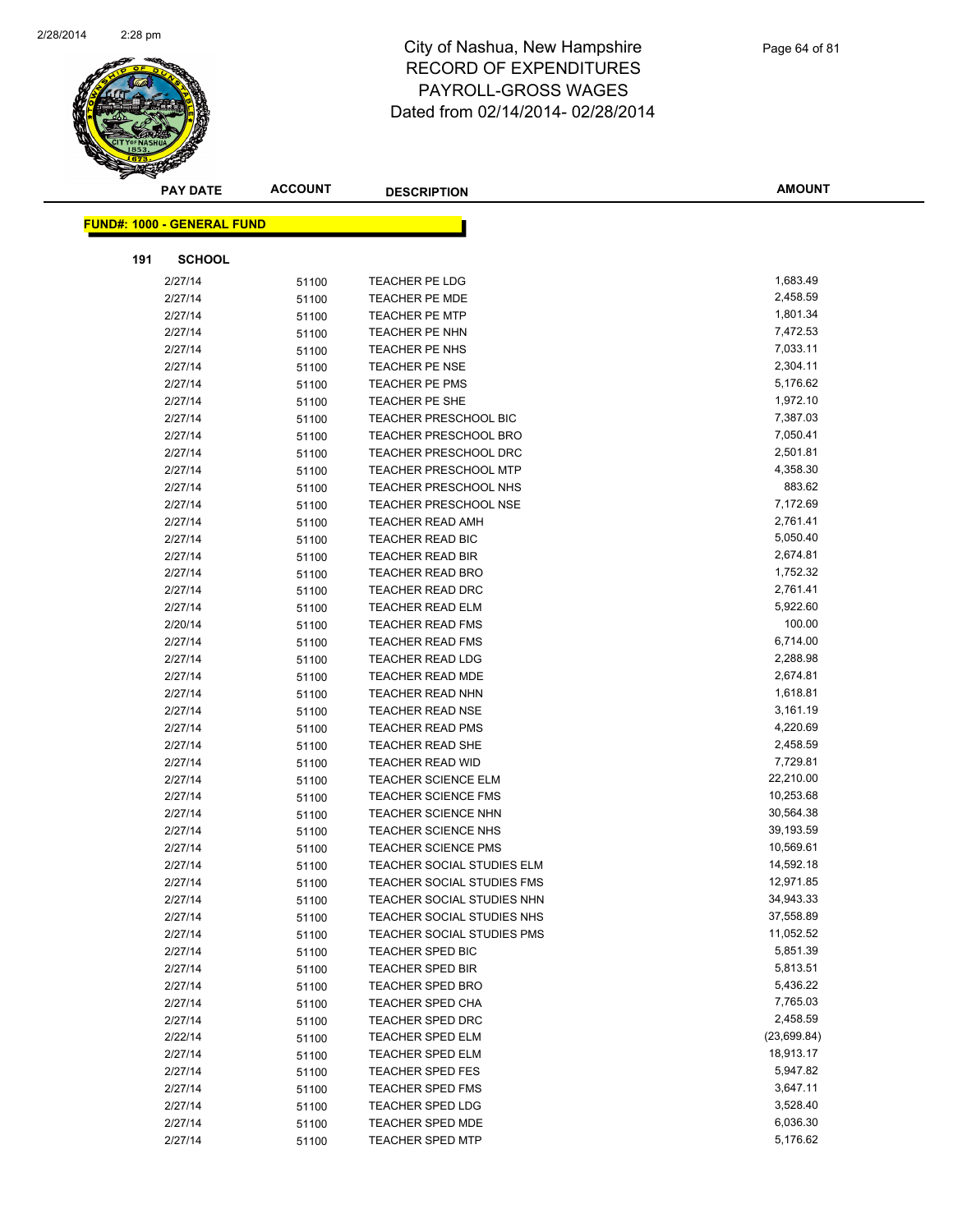# City of Nashua, New Hampshire
## RECORD OF EXPENDITURES
## PAYROLL-GROSS WAGES
## Dated from 02/14/2014- 02/28/2014

**FUND#: 1000 - GENERAL FUND**

**191 SCHOOL**

| PAY DATE | ACCOUNT | DESCRIPTION | AMOUNT |
|---|---|---|---|
| 2/27/14 | 51100 | TEACHER PE LDG | 1,683.49 |
| 2/27/14 | 51100 | TEACHER PE MDE | 2,458.59 |
| 2/27/14 | 51100 | TEACHER PE MTP | 1,801.34 |
| 2/27/14 | 51100 | TEACHER PE NHN | 7,472.53 |
| 2/27/14 | 51100 | TEACHER PE NHS | 7,033.11 |
| 2/27/14 | 51100 | TEACHER PE NSE | 2,304.11 |
| 2/27/14 | 51100 | TEACHER PE PMS | 5,176.62 |
| 2/27/14 | 51100 | TEACHER PE SHE | 1,972.10 |
| 2/27/14 | 51100 | TEACHER PRESCHOOL BIC | 7,387.03 |
| 2/27/14 | 51100 | TEACHER PRESCHOOL BRO | 7,050.41 |
| 2/27/14 | 51100 | TEACHER PRESCHOOL DRC | 2,501.81 |
| 2/27/14 | 51100 | TEACHER PRESCHOOL MTP | 4,358.30 |
| 2/27/14 | 51100 | TEACHER PRESCHOOL NHS | 883.62 |
| 2/27/14 | 51100 | TEACHER PRESCHOOL NSE | 7,172.69 |
| 2/27/14 | 51100 | TEACHER READ AMH | 2,761.41 |
| 2/27/14 | 51100 | TEACHER READ BIC | 5,050.40 |
| 2/27/14 | 51100 | TEACHER READ BIR | 2,674.81 |
| 2/27/14 | 51100 | TEACHER READ BRO | 1,752.32 |
| 2/27/14 | 51100 | TEACHER READ DRC | 2,761.41 |
| 2/27/14 | 51100 | TEACHER READ ELM | 5,922.60 |
| 2/20/14 | 51100 | TEACHER READ FMS | 100.00 |
| 2/27/14 | 51100 | TEACHER READ FMS | 6,714.00 |
| 2/27/14 | 51100 | TEACHER READ LDG | 2,288.98 |
| 2/27/14 | 51100 | TEACHER READ MDE | 2,674.81 |
| 2/27/14 | 51100 | TEACHER READ NHN | 1,618.81 |
| 2/27/14 | 51100 | TEACHER READ NSE | 3,161.19 |
| 2/27/14 | 51100 | TEACHER READ PMS | 4,220.69 |
| 2/27/14 | 51100 | TEACHER READ SHE | 2,458.59 |
| 2/27/14 | 51100 | TEACHER READ WID | 7,729.81 |
| 2/27/14 | 51100 | TEACHER SCIENCE ELM | 22,210.00 |
| 2/27/14 | 51100 | TEACHER SCIENCE FMS | 10,253.68 |
| 2/27/14 | 51100 | TEACHER SCIENCE NHN | 30,564.38 |
| 2/27/14 | 51100 | TEACHER SCIENCE NHS | 39,193.59 |
| 2/27/14 | 51100 | TEACHER SCIENCE PMS | 10,569.61 |
| 2/27/14 | 51100 | TEACHER SOCIAL STUDIES ELM | 14,592.18 |
| 2/27/14 | 51100 | TEACHER SOCIAL STUDIES FMS | 12,971.85 |
| 2/27/14 | 51100 | TEACHER SOCIAL STUDIES NHN | 34,943.33 |
| 2/27/14 | 51100 | TEACHER SOCIAL STUDIES NHS | 37,558.89 |
| 2/27/14 | 51100 | TEACHER SOCIAL STUDIES PMS | 11,052.52 |
| 2/27/14 | 51100 | TEACHER SPED BIC | 5,851.39 |
| 2/27/14 | 51100 | TEACHER SPED BIR | 5,813.51 |
| 2/27/14 | 51100 | TEACHER SPED BRO | 5,436.22 |
| 2/27/14 | 51100 | TEACHER SPED CHA | 7,765.03 |
| 2/27/14 | 51100 | TEACHER SPED DRC | 2,458.59 |
| 2/22/14 | 51100 | TEACHER SPED ELM | (23,699.84) |
| 2/27/14 | 51100 | TEACHER SPED ELM | 18,913.17 |
| 2/27/14 | 51100 | TEACHER SPED FES | 5,947.82 |
| 2/27/14 | 51100 | TEACHER SPED FMS | 3,647.11 |
| 2/27/14 | 51100 | TEACHER SPED LDG | 3,528.40 |
| 2/27/14 | 51100 | TEACHER SPED MDE | 6,036.30 |
| 2/27/14 | 51100 | TEACHER SPED MTP | 5,176.62 |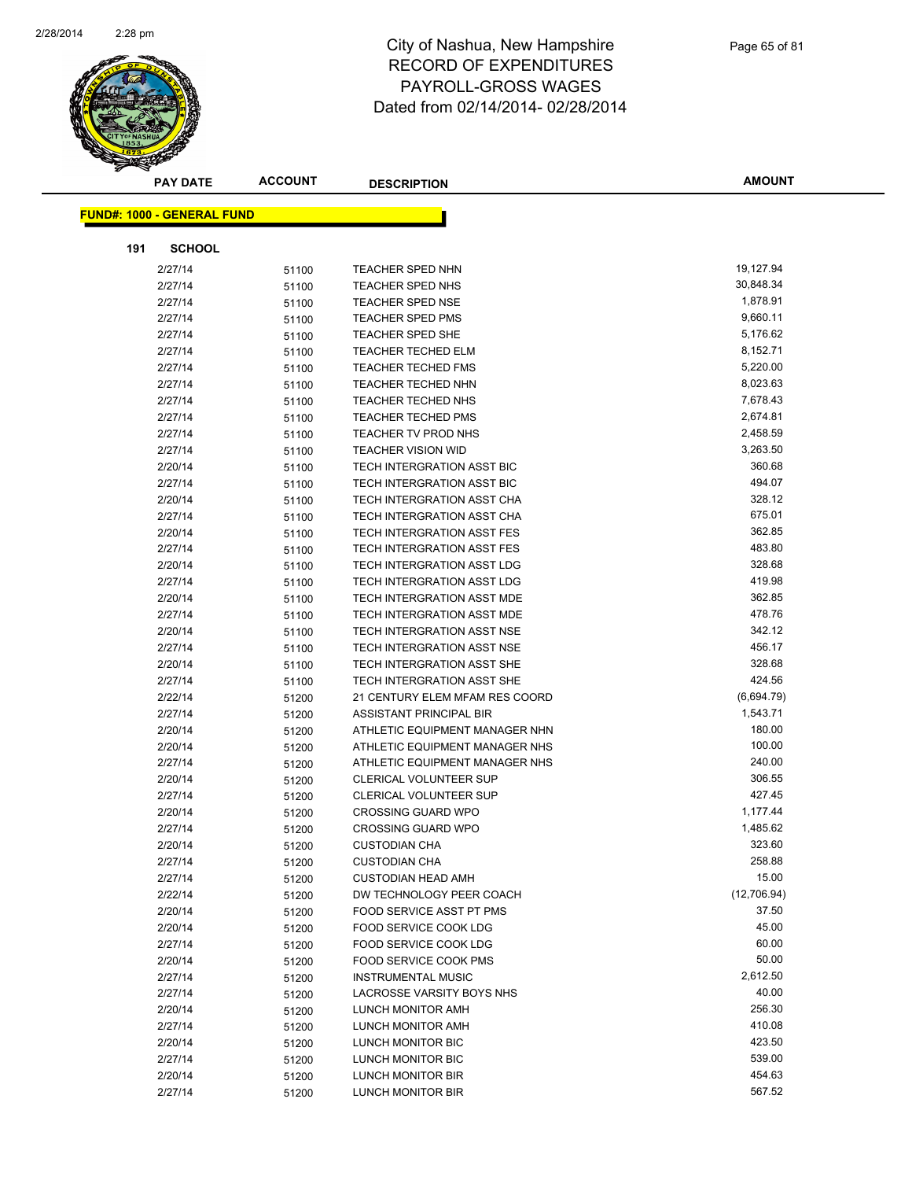# City of Nashua, New Hampshire
# RECORD OF EXPENDITURES
# PAYROLL-GROSS WAGES
# Dated from 02/14/2014- 02/28/2014

| PAY DATE | ACCOUNT | DESCRIPTION | AMOUNT |
|---|---|---|---|

**FUND#: 1000 - GENERAL FUND**

**191 SCHOOL**

| PAY DATE | ACCOUNT | DESCRIPTION | AMOUNT |
|---|---|---|---|
| 2/27/14 | 51100 | TEACHER SPED NHN | 19,127.94 |
| 2/27/14 | 51100 | TEACHER SPED NHS | 30,848.34 |
| 2/27/14 | 51100 | TEACHER SPED NSE | 1,878.91 |
| 2/27/14 | 51100 | TEACHER SPED PMS | 9,660.11 |
| 2/27/14 | 51100 | TEACHER SPED SHE | 5,176.62 |
| 2/27/14 | 51100 | TEACHER TECHED ELM | 8,152.71 |
| 2/27/14 | 51100 | TEACHER TECHED FMS | 5,220.00 |
| 2/27/14 | 51100 | TEACHER TECHED NHN | 8,023.63 |
| 2/27/14 | 51100 | TEACHER TECHED NHS | 7,678.43 |
| 2/27/14 | 51100 | TEACHER TECHED PMS | 2,674.81 |
| 2/27/14 | 51100 | TEACHER TV PROD NHS | 2,458.59 |
| 2/27/14 | 51100 | TEACHER VISION WID | 3,263.50 |
| 2/20/14 | 51100 | TECH INTERGRATION ASST BIC | 360.68 |
| 2/27/14 | 51100 | TECH INTERGRATION ASST BIC | 494.07 |
| 2/20/14 | 51100 | TECH INTERGRATION ASST CHA | 328.12 |
| 2/27/14 | 51100 | TECH INTERGRATION ASST CHA | 675.01 |
| 2/20/14 | 51100 | TECH INTERGRATION ASST FES | 362.85 |
| 2/27/14 | 51100 | TECH INTERGRATION ASST FES | 483.80 |
| 2/20/14 | 51100 | TECH INTERGRATION ASST LDG | 328.68 |
| 2/27/14 | 51100 | TECH INTERGRATION ASST LDG | 419.98 |
| 2/20/14 | 51100 | TECH INTERGRATION ASST MDE | 362.85 |
| 2/27/14 | 51100 | TECH INTERGRATION ASST MDE | 478.76 |
| 2/20/14 | 51100 | TECH INTERGRATION ASST NSE | 342.12 |
| 2/27/14 | 51100 | TECH INTERGRATION ASST NSE | 456.17 |
| 2/20/14 | 51100 | TECH INTERGRATION ASST SHE | 328.68 |
| 2/27/14 | 51100 | TECH INTERGRATION ASST SHE | 424.56 |
| 2/22/14 | 51200 | 21 CENTURY ELEM MFAM RES COORD | (6,694.79) |
| 2/27/14 | 51200 | ASSISTANT PRINCIPAL BIR | 1,543.71 |
| 2/20/14 | 51200 | ATHLETIC EQUIPMENT MANAGER NHN | 180.00 |
| 2/20/14 | 51200 | ATHLETIC EQUIPMENT MANAGER NHS | 100.00 |
| 2/27/14 | 51200 | ATHLETIC EQUIPMENT MANAGER NHS | 240.00 |
| 2/20/14 | 51200 | CLERICAL VOLUNTEER SUP | 306.55 |
| 2/27/14 | 51200 | CLERICAL VOLUNTEER SUP | 427.45 |
| 2/20/14 | 51200 | CROSSING GUARD WPO | 1,177.44 |
| 2/27/14 | 51200 | CROSSING GUARD WPO | 1,485.62 |
| 2/20/14 | 51200 | CUSTODIAN CHA | 323.60 |
| 2/27/14 | 51200 | CUSTODIAN CHA | 258.88 |
| 2/27/14 | 51200 | CUSTODIAN HEAD AMH | 15.00 |
| 2/22/14 | 51200 | DW TECHNOLOGY PEER COACH | (12,706.94) |
| 2/20/14 | 51200 | FOOD SERVICE ASST PT PMS | 37.50 |
| 2/20/14 | 51200 | FOOD SERVICE COOK LDG | 45.00 |
| 2/27/14 | 51200 | FOOD SERVICE COOK LDG | 60.00 |
| 2/20/14 | 51200 | FOOD SERVICE COOK PMS | 50.00 |
| 2/27/14 | 51200 | INSTRUMENTAL MUSIC | 2,612.50 |
| 2/27/14 | 51200 | LACROSSE VARSITY BOYS NHS | 40.00 |
| 2/20/14 | 51200 | LUNCH MONITOR AMH | 256.30 |
| 2/27/14 | 51200 | LUNCH MONITOR AMH | 410.08 |
| 2/20/14 | 51200 | LUNCH MONITOR BIC | 423.50 |
| 2/27/14 | 51200 | LUNCH MONITOR BIC | 539.00 |
| 2/20/14 | 51200 | LUNCH MONITOR BIR | 454.63 |
| 2/27/14 | 51200 | LUNCH MONITOR BIR | 567.52 |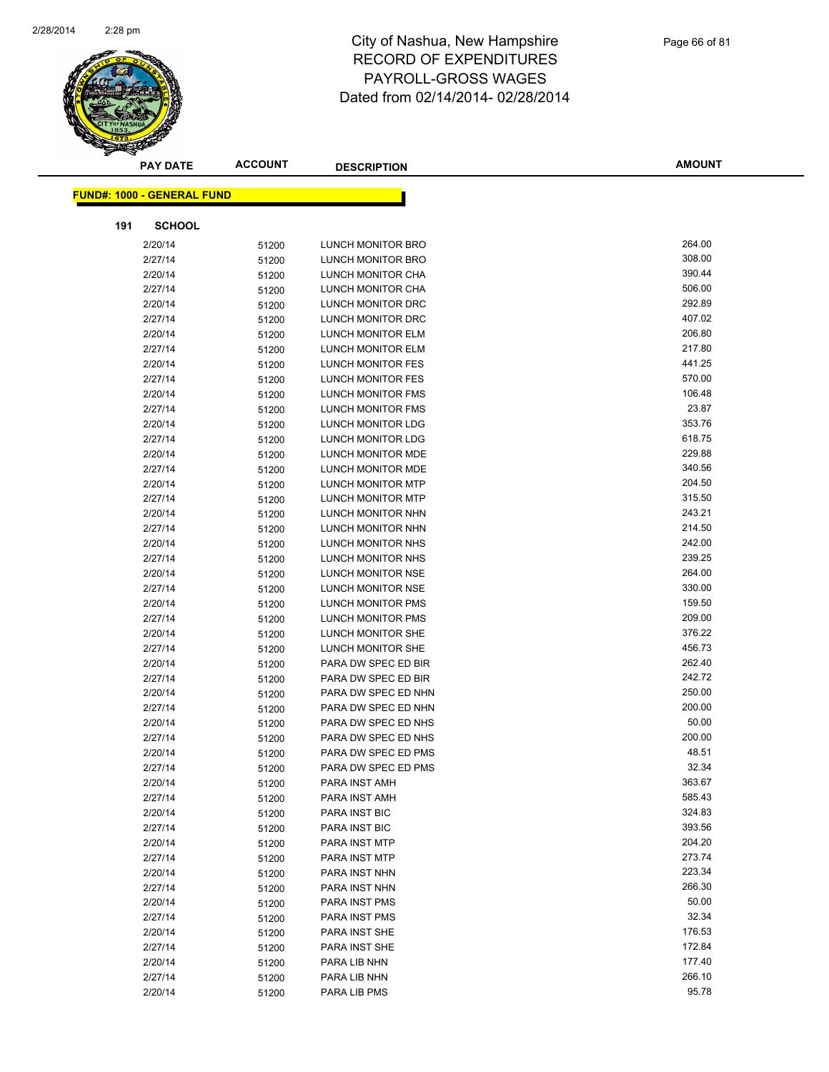# City of Nashua, New Hampshire
# RECORD OF EXPENDITURES
# PAYROLL-GROSS WAGES
# Dated from 02/14/2014- 02/28/2014

**FUND#: 1000 - GENERAL FUND**

**191 SCHOOL**

| PAY DATE | ACCOUNT | DESCRIPTION | AMOUNT |
|---|---|---|---|
| 2/20/14 | 51200 | LUNCH MONITOR BRO | 264.00 |
| 2/27/14 | 51200 | LUNCH MONITOR BRO | 308.00 |
| 2/20/14 | 51200 | LUNCH MONITOR CHA | 390.44 |
| 2/27/14 | 51200 | LUNCH MONITOR CHA | 506.00 |
| 2/20/14 | 51200 | LUNCH MONITOR DRC | 292.89 |
| 2/27/14 | 51200 | LUNCH MONITOR DRC | 407.02 |
| 2/20/14 | 51200 | LUNCH MONITOR ELM | 206.80 |
| 2/27/14 | 51200 | LUNCH MONITOR ELM | 217.80 |
| 2/20/14 | 51200 | LUNCH MONITOR FES | 441.25 |
| 2/27/14 | 51200 | LUNCH MONITOR FES | 570.00 |
| 2/20/14 | 51200 | LUNCH MONITOR FMS | 106.48 |
| 2/27/14 | 51200 | LUNCH MONITOR FMS | 23.87 |
| 2/20/14 | 51200 | LUNCH MONITOR LDG | 353.76 |
| 2/27/14 | 51200 | LUNCH MONITOR LDG | 618.75 |
| 2/20/14 | 51200 | LUNCH MONITOR MDE | 229.88 |
| 2/27/14 | 51200 | LUNCH MONITOR MDE | 340.56 |
| 2/20/14 | 51200 | LUNCH MONITOR MTP | 204.50 |
| 2/27/14 | 51200 | LUNCH MONITOR MTP | 315.50 |
| 2/20/14 | 51200 | LUNCH MONITOR NHN | 243.21 |
| 2/27/14 | 51200 | LUNCH MONITOR NHN | 214.50 |
| 2/20/14 | 51200 | LUNCH MONITOR NHS | 242.00 |
| 2/27/14 | 51200 | LUNCH MONITOR NHS | 239.25 |
| 2/20/14 | 51200 | LUNCH MONITOR NSE | 264.00 |
| 2/27/14 | 51200 | LUNCH MONITOR NSE | 330.00 |
| 2/20/14 | 51200 | LUNCH MONITOR PMS | 159.50 |
| 2/27/14 | 51200 | LUNCH MONITOR PMS | 209.00 |
| 2/20/14 | 51200 | LUNCH MONITOR SHE | 376.22 |
| 2/27/14 | 51200 | LUNCH MONITOR SHE | 456.73 |
| 2/20/14 | 51200 | PARA DW SPEC ED BIR | 262.40 |
| 2/27/14 | 51200 | PARA DW SPEC ED BIR | 242.72 |
| 2/20/14 | 51200 | PARA DW SPEC ED NHN | 250.00 |
| 2/27/14 | 51200 | PARA DW SPEC ED NHN | 200.00 |
| 2/20/14 | 51200 | PARA DW SPEC ED NHS | 50.00 |
| 2/27/14 | 51200 | PARA DW SPEC ED NHS | 200.00 |
| 2/20/14 | 51200 | PARA DW SPEC ED PMS | 48.51 |
| 2/27/14 | 51200 | PARA DW SPEC ED PMS | 32.34 |
| 2/20/14 | 51200 | PARA INST AMH | 363.67 |
| 2/27/14 | 51200 | PARA INST AMH | 585.43 |
| 2/20/14 | 51200 | PARA INST BIC | 324.83 |
| 2/27/14 | 51200 | PARA INST BIC | 393.56 |
| 2/20/14 | 51200 | PARA INST MTP | 204.20 |
| 2/27/14 | 51200 | PARA INST MTP | 273.74 |
| 2/20/14 | 51200 | PARA INST NHN | 223.34 |
| 2/27/14 | 51200 | PARA INST NHN | 266.30 |
| 2/20/14 | 51200 | PARA INST PMS | 50.00 |
| 2/27/14 | 51200 | PARA INST PMS | 32.34 |
| 2/20/14 | 51200 | PARA INST SHE | 176.53 |
| 2/27/14 | 51200 | PARA INST SHE | 172.84 |
| 2/20/14 | 51200 | PARA LIB NHN | 177.40 |
| 2/27/14 | 51200 | PARA LIB NHN | 266.10 |
| 2/20/14 | 51200 | PARA LIB PMS | 95.78 |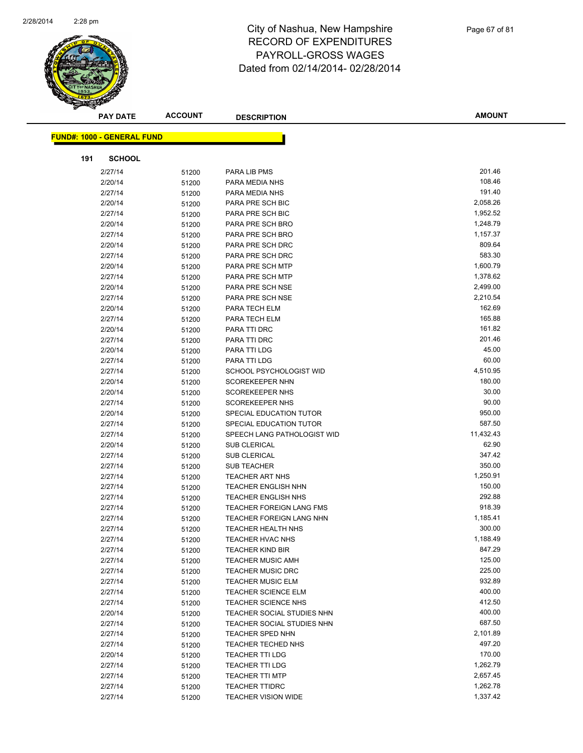# City of Nashua, New Hampshire
## RECORD OF EXPENDITURES
## PAYROLL-GROSS WAGES
## Dated from 02/14/2014- 02/28/2014

**FUND#: 1000 - GENERAL FUND**

**191 SCHOOL**

| PAY DATE | ACCOUNT | DESCRIPTION | AMOUNT |
|---|---|---|---|
| 2/27/14 | 51200 | PARA LIB PMS | 201.46 |
| 2/20/14 | 51200 | PARA MEDIA NHS | 108.46 |
| 2/27/14 | 51200 | PARA MEDIA NHS | 191.40 |
| 2/20/14 | 51200 | PARA PRE SCH BIC | 2,058.26 |
| 2/27/14 | 51200 | PARA PRE SCH BIC | 1,952.52 |
| 2/20/14 | 51200 | PARA PRE SCH BRO | 1,248.79 |
| 2/27/14 | 51200 | PARA PRE SCH BRO | 1,157.37 |
| 2/20/14 | 51200 | PARA PRE SCH DRC | 809.64 |
| 2/27/14 | 51200 | PARA PRE SCH DRC | 583.30 |
| 2/20/14 | 51200 | PARA PRE SCH MTP | 1,600.79 |
| 2/27/14 | 51200 | PARA PRE SCH MTP | 1,378.62 |
| 2/20/14 | 51200 | PARA PRE SCH NSE | 2,499.00 |
| 2/27/14 | 51200 | PARA PRE SCH NSE | 2,210.54 |
| 2/20/14 | 51200 | PARA TECH ELM | 162.69 |
| 2/27/14 | 51200 | PARA TECH ELM | 165.88 |
| 2/20/14 | 51200 | PARA TTI DRC | 161.82 |
| 2/27/14 | 51200 | PARA TTI DRC | 201.46 |
| 2/20/14 | 51200 | PARA TTI LDG | 45.00 |
| 2/27/14 | 51200 | PARA TTI LDG | 60.00 |
| 2/27/14 | 51200 | SCHOOL PSYCHOLOGIST WID | 4,510.95 |
| 2/20/14 | 51200 | SCOREKEEPER NHN | 180.00 |
| 2/20/14 | 51200 | SCOREKEEPER NHS | 30.00 |
| 2/27/14 | 51200 | SCOREKEEPER NHS | 90.00 |
| 2/20/14 | 51200 | SPECIAL EDUCATION TUTOR | 950.00 |
| 2/27/14 | 51200 | SPECIAL EDUCATION TUTOR | 587.50 |
| 2/27/14 | 51200 | SPEECH LANG PATHOLOGIST WID | 11,432.43 |
| 2/20/14 | 51200 | SUB CLERICAL | 62.90 |
| 2/27/14 | 51200 | SUB CLERICAL | 347.42 |
| 2/27/14 | 51200 | SUB TEACHER | 350.00 |
| 2/27/14 | 51200 | TEACHER ART NHS | 1,250.91 |
| 2/27/14 | 51200 | TEACHER ENGLISH NHN | 150.00 |
| 2/27/14 | 51200 | TEACHER ENGLISH NHS | 292.88 |
| 2/27/14 | 51200 | TEACHER FOREIGN LANG FMS | 918.39 |
| 2/27/14 | 51200 | TEACHER FOREIGN LANG NHN | 1,185.41 |
| 2/27/14 | 51200 | TEACHER HEALTH NHS | 300.00 |
| 2/27/14 | 51200 | TEACHER HVAC NHS | 1,188.49 |
| 2/27/14 | 51200 | TEACHER KIND BIR | 847.29 |
| 2/27/14 | 51200 | TEACHER MUSIC AMH | 125.00 |
| 2/27/14 | 51200 | TEACHER MUSIC DRC | 225.00 |
| 2/27/14 | 51200 | TEACHER MUSIC ELM | 932.89 |
| 2/27/14 | 51200 | TEACHER SCIENCE ELM | 400.00 |
| 2/27/14 | 51200 | TEACHER SCIENCE NHS | 412.50 |
| 2/20/14 | 51200 | TEACHER SOCIAL STUDIES NHN | 400.00 |
| 2/27/14 | 51200 | TEACHER SOCIAL STUDIES NHN | 687.50 |
| 2/27/14 | 51200 | TEACHER SPED NHN | 2,101.89 |
| 2/27/14 | 51200 | TEACHER TECHED NHS | 497.20 |
| 2/20/14 | 51200 | TEACHER TTI LDG | 170.00 |
| 2/27/14 | 51200 | TEACHER TTI LDG | 1,262.79 |
| 2/27/14 | 51200 | TEACHER TTI MTP | 2,657.45 |
| 2/27/14 | 51200 | TEACHER TTIDRC | 1,262.78 |
| 2/27/14 | 51200 | TEACHER VISION WIDE | 1,337.42 |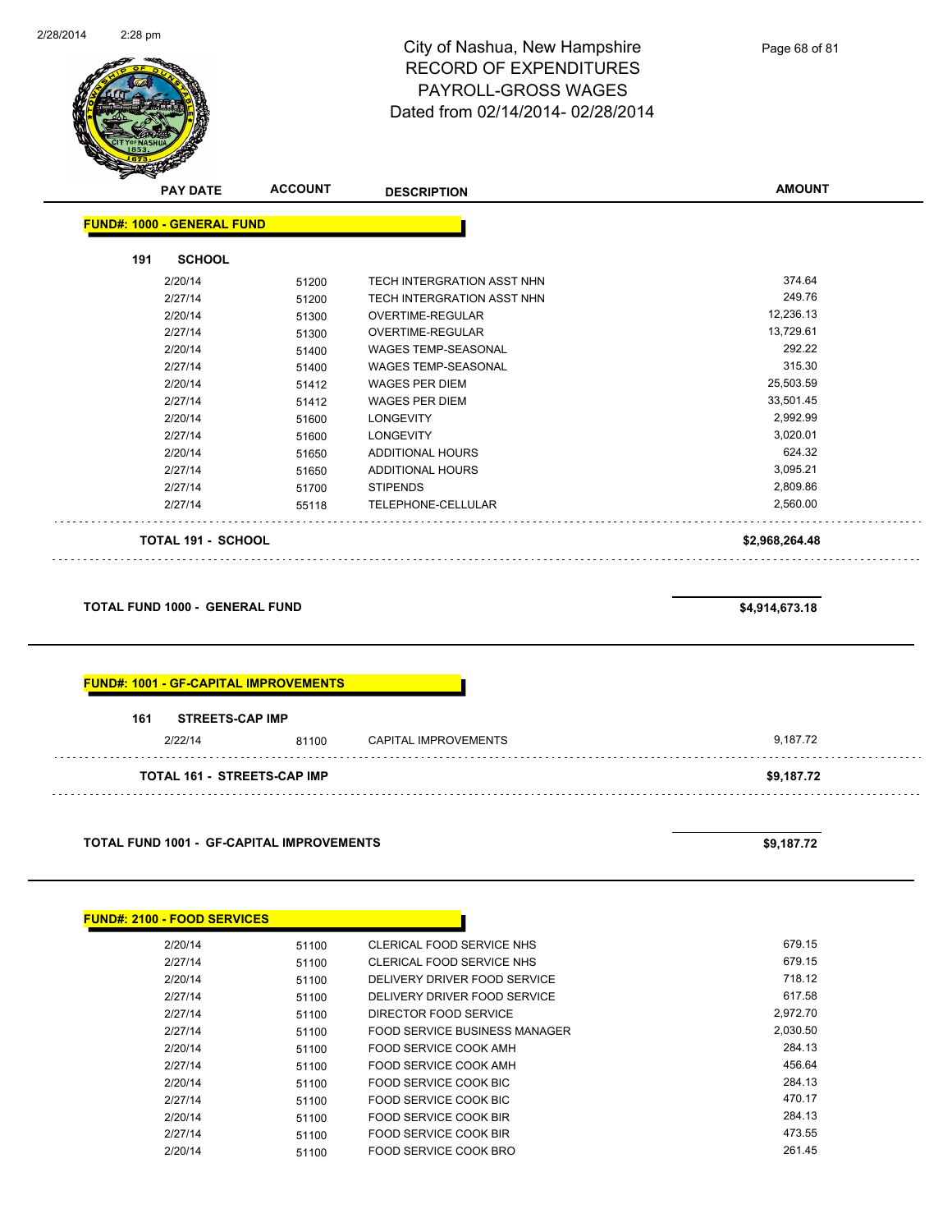# City of Nashua, New Hampshire
## RECORD OF EXPENDITURES
## PAYROLL-GROSS WAGES
## Dated from 02/14/2014- 02/28/2014

| PAY DATE | ACCOUNT | DESCRIPTION | AMOUNT |
|---|---|---|---|
| **FUND#: 1000 - GENERAL FUND** | | | |
| **191 SCHOOL** | | | |
| 2/20/14 | 51200 | TECH INTERGRATION ASST NHN | 374.64 |
| 2/27/14 | 51200 | TECH INTERGRATION ASST NHN | 249.76 |
| 2/20/14 | 51300 | OVERTIME-REGULAR | 12,236.13 |
| 2/27/14 | 51300 | OVERTIME-REGULAR | 13,729.61 |
| 2/20/14 | 51400 | WAGES TEMP-SEASONAL | 292.22 |
| 2/27/14 | 51400 | WAGES TEMP-SEASONAL | 315.30 |
| 2/20/14 | 51412 | WAGES PER DIEM | 25,503.59 |
| 2/27/14 | 51412 | WAGES PER DIEM | 33,501.45 |
| 2/20/14 | 51600 | LONGEVITY | 2,992.99 |
| 2/27/14 | 51600 | LONGEVITY | 3,020.01 |
| 2/20/14 | 51650 | ADDITIONAL HOURS | 624.32 |
| 2/27/14 | 51650 | ADDITIONAL HOURS | 3,095.21 |
| 2/27/14 | 51700 | STIPENDS | 2,809.86 |
| 2/27/14 | 55118 | TELEPHONE-CELLULAR | 2,560.00 |
| **TOTAL 191 - SCHOOL** | | | **$2,968,264.48** |
| **TOTAL FUND 1000 - GENERAL FUND** | | | **$4,914,673.18** |
| **FUND#: 1001 - GF-CAPITAL IMPROVEMENTS** | | | |
| **161 STREETS-CAP IMP** | | | |
| 2/22/14 | 81100 | CAPITAL IMPROVEMENTS | 9,187.72 |
| **TOTAL 161 - STREETS-CAP IMP** | | | **$9,187.72** |
| **TOTAL FUND 1001 - GF-CAPITAL IMPROVEMENTS** | | | **$9,187.72** |
| **FUND#: 2100 - FOOD SERVICES** | | | |
| 2/20/14 | 51100 | CLERICAL FOOD SERVICE NHS | 679.15 |
| 2/27/14 | 51100 | CLERICAL FOOD SERVICE NHS | 679.15 |
| 2/20/14 | 51100 | DELIVERY DRIVER FOOD SERVICE | 718.12 |
| 2/27/14 | 51100 | DELIVERY DRIVER FOOD SERVICE | 617.58 |
| 2/27/14 | 51100 | DIRECTOR FOOD SERVICE | 2,972.70 |
| 2/27/14 | 51100 | FOOD SERVICE BUSINESS MANAGER | 2,030.50 |
| 2/20/14 | 51100 | FOOD SERVICE COOK AMH | 284.13 |
| 2/27/14 | 51100 | FOOD SERVICE COOK AMH | 456.64 |
| 2/20/14 | 51100 | FOOD SERVICE COOK BIC | 284.13 |
| 2/27/14 | 51100 | FOOD SERVICE COOK BIC | 470.17 |
| 2/20/14 | 51100 | FOOD SERVICE COOK BIR | 284.13 |
| 2/27/14 | 51100 | FOOD SERVICE COOK BIR | 473.55 |
| 2/20/14 | 51100 | FOOD SERVICE COOK BRO | 261.45 |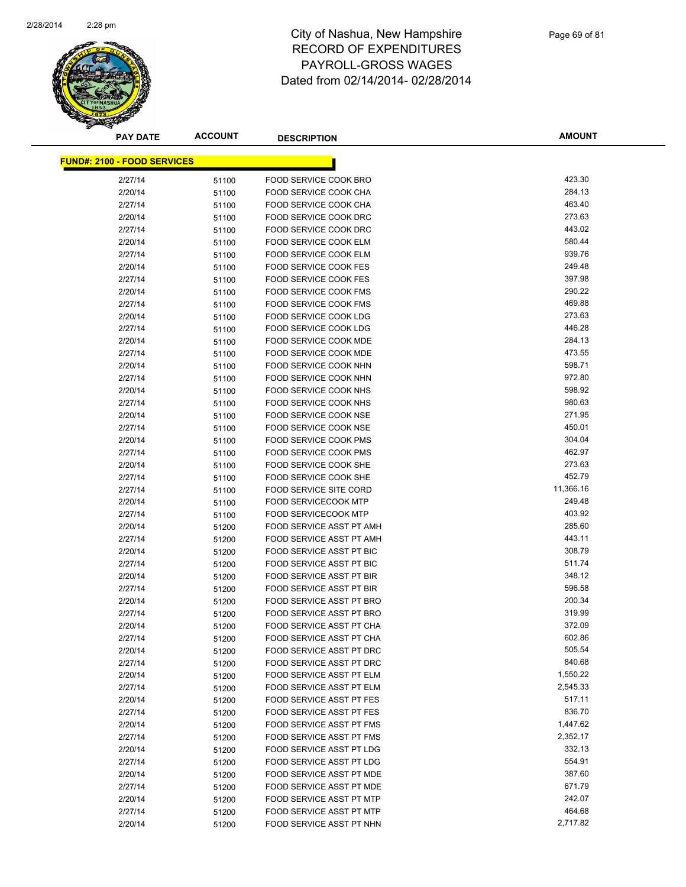# City of Nashua, New Hampshire
## RECORD OF EXPENDITURES
## PAYROLL-GROSS WAGES
### Dated from 02/14/2014- 02/28/2014

| PAY DATE | ACCOUNT | DESCRIPTION | AMOUNT |
|---|---|---|---|
| **FUND#: 2100 - FOOD SERVICES** | | | |
| 2/27/14 | 51100 | FOOD SERVICE COOK BRO | 423.30 |
| 2/20/14 | 51100 | FOOD SERVICE COOK CHA | 284.13 |
| 2/27/14 | 51100 | FOOD SERVICE COOK CHA | 463.40 |
| 2/20/14 | 51100 | FOOD SERVICE COOK DRC | 273.63 |
| 2/27/14 | 51100 | FOOD SERVICE COOK DRC | 443.02 |
| 2/20/14 | 51100 | FOOD SERVICE COOK ELM | 580.44 |
| 2/27/14 | 51100 | FOOD SERVICE COOK ELM | 939.76 |
| 2/20/14 | 51100 | FOOD SERVICE COOK FES | 249.48 |
| 2/27/14 | 51100 | FOOD SERVICE COOK FES | 397.98 |
| 2/20/14 | 51100 | FOOD SERVICE COOK FMS | 290.22 |
| 2/27/14 | 51100 | FOOD SERVICE COOK FMS | 469.88 |
| 2/20/14 | 51100 | FOOD SERVICE COOK LDG | 273.63 |
| 2/27/14 | 51100 | FOOD SERVICE COOK LDG | 446.28 |
| 2/20/14 | 51100 | FOOD SERVICE COOK MDE | 284.13 |
| 2/27/14 | 51100 | FOOD SERVICE COOK MDE | 473.55 |
| 2/20/14 | 51100 | FOOD SERVICE COOK NHN | 598.71 |
| 2/27/14 | 51100 | FOOD SERVICE COOK NHN | 972.80 |
| 2/20/14 | 51100 | FOOD SERVICE COOK NHS | 598.92 |
| 2/27/14 | 51100 | FOOD SERVICE COOK NHS | 980.63 |
| 2/20/14 | 51100 | FOOD SERVICE COOK NSE | 271.95 |
| 2/27/14 | 51100 | FOOD SERVICE COOK NSE | 450.01 |
| 2/20/14 | 51100 | FOOD SERVICE COOK PMS | 304.04 |
| 2/27/14 | 51100 | FOOD SERVICE COOK PMS | 462.97 |
| 2/20/14 | 51100 | FOOD SERVICE COOK SHE | 273.63 |
| 2/27/14 | 51100 | FOOD SERVICE COOK SHE | 452.79 |
| 2/27/14 | 51100 | FOOD SERVICE SITE CORD | 11,366.16 |
| 2/20/14 | 51100 | FOOD SERVICECOOK MTP | 249.48 |
| 2/27/14 | 51100 | FOOD SERVICECOOK MTP | 403.92 |
| 2/20/14 | 51200 | FOOD SERVICE ASST PT AMH | 285.60 |
| 2/27/14 | 51200 | FOOD SERVICE ASST PT AMH | 443.11 |
| 2/20/14 | 51200 | FOOD SERVICE ASST PT BIC | 308.79 |
| 2/27/14 | 51200 | FOOD SERVICE ASST PT BIC | 511.74 |
| 2/20/14 | 51200 | FOOD SERVICE ASST PT BIR | 348.12 |
| 2/27/14 | 51200 | FOOD SERVICE ASST PT BIR | 596.58 |
| 2/20/14 | 51200 | FOOD SERVICE ASST PT BRO | 200.34 |
| 2/27/14 | 51200 | FOOD SERVICE ASST PT BRO | 319.99 |
| 2/20/14 | 51200 | FOOD SERVICE ASST PT CHA | 372.09 |
| 2/27/14 | 51200 | FOOD SERVICE ASST PT CHA | 602.86 |
| 2/20/14 | 51200 | FOOD SERVICE ASST PT DRC | 505.54 |
| 2/27/14 | 51200 | FOOD SERVICE ASST PT DRC | 840.68 |
| 2/20/14 | 51200 | FOOD SERVICE ASST PT ELM | 1,550.22 |
| 2/27/14 | 51200 | FOOD SERVICE ASST PT ELM | 2,545.33 |
| 2/20/14 | 51200 | FOOD SERVICE ASST PT FES | 517.11 |
| 2/27/14 | 51200 | FOOD SERVICE ASST PT FES | 836.70 |
| 2/20/14 | 51200 | FOOD SERVICE ASST PT FMS | 1,447.62 |
| 2/27/14 | 51200 | FOOD SERVICE ASST PT FMS | 2,352.17 |
| 2/20/14 | 51200 | FOOD SERVICE ASST PT LDG | 332.13 |
| 2/27/14 | 51200 | FOOD SERVICE ASST PT LDG | 554.91 |
| 2/20/14 | 51200 | FOOD SERVICE ASST PT MDE | 387.60 |
| 2/27/14 | 51200 | FOOD SERVICE ASST PT MDE | 671.79 |
| 2/20/14 | 51200 | FOOD SERVICE ASST PT MTP | 242.07 |
| 2/27/14 | 51200 | FOOD SERVICE ASST PT MTP | 464.68 |
| 2/20/14 | 51200 | FOOD SERVICE ASST PT NHN | 2,717.82 |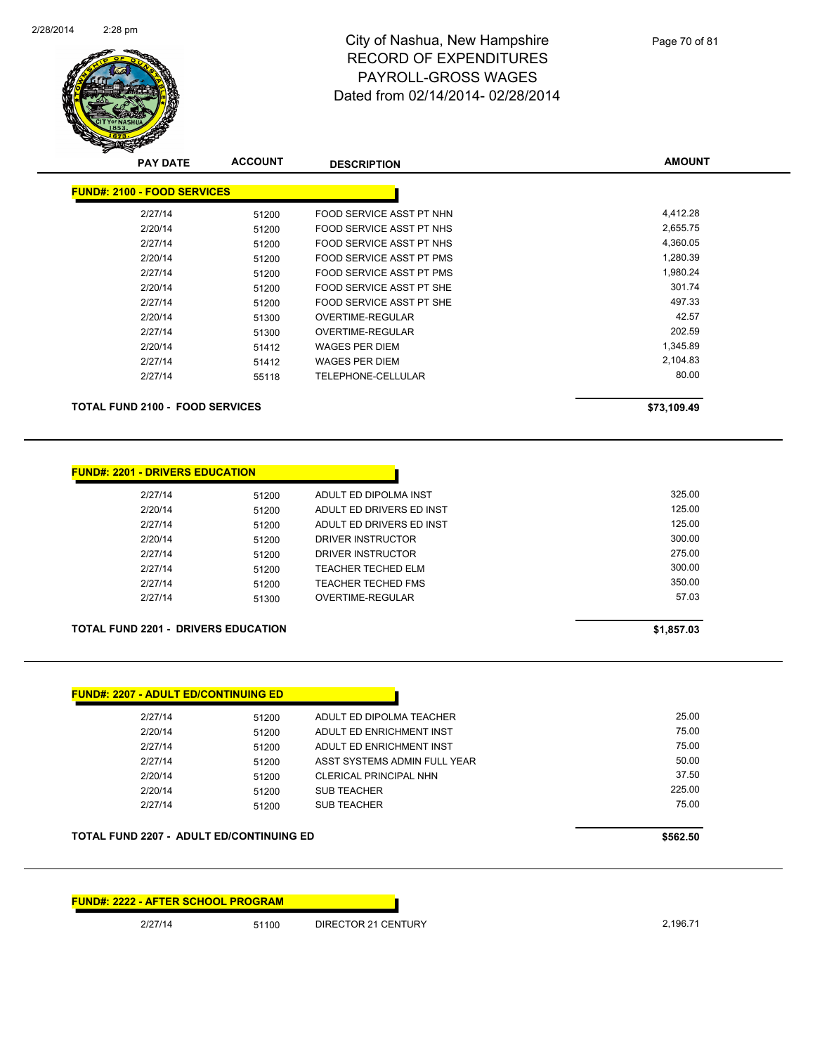# City of Nashua, New Hampshire
## RECORD OF EXPENDITURES
## PAYROLL-GROSS WAGES
## Dated from 02/14/2014- 02/28/2014

| PAY DATE | ACCOUNT | DESCRIPTION | AMOUNT |
|---|---|---|---|

**FUND#: 2100 - FOOD SERVICES**

| PAY DATE | ACCOUNT | DESCRIPTION | AMOUNT |
|---|---|---|---|
| 2/27/14 | 51200 | FOOD SERVICE ASST PT NHN | 4,412.28 |
| 2/20/14 | 51200 | FOOD SERVICE ASST PT NHS | 2,655.75 |
| 2/27/14 | 51200 | FOOD SERVICE ASST PT NHS | 4,360.05 |
| 2/20/14 | 51200 | FOOD SERVICE ASST PT PMS | 1,280.39 |
| 2/27/14 | 51200 | FOOD SERVICE ASST PT PMS | 1,980.24 |
| 2/20/14 | 51200 | FOOD SERVICE ASST PT SHE | 301.74 |
| 2/27/14 | 51200 | FOOD SERVICE ASST PT SHE | 497.33 |
| 2/20/14 | 51300 | OVERTIME-REGULAR | 42.57 |
| 2/27/14 | 51300 | OVERTIME-REGULAR | 202.59 |
| 2/20/14 | 51412 | WAGES PER DIEM | 1,345.89 |
| 2/27/14 | 51412 | WAGES PER DIEM | 2,104.83 |
| 2/27/14 | 55118 | TELEPHONE-CELLULAR | 80.00 |

**TOTAL FUND 2100 - FOOD SERVICES** **$73,109.49**

**FUND#: 2201 - DRIVERS EDUCATION**

| PAY DATE | ACCOUNT | DESCRIPTION | AMOUNT |
|---|---|---|---|
| 2/27/14 | 51200 | ADULT ED DIPOLMA INST | 325.00 |
| 2/20/14 | 51200 | ADULT ED DRIVERS ED INST | 125.00 |
| 2/27/14 | 51200 | ADULT ED DRIVERS ED INST | 125.00 |
| 2/20/14 | 51200 | DRIVER INSTRUCTOR | 300.00 |
| 2/27/14 | 51200 | DRIVER INSTRUCTOR | 275.00 |
| 2/27/14 | 51200 | TEACHER TECHED ELM | 300.00 |
| 2/27/14 | 51200 | TEACHER TECHED FMS | 350.00 |
| 2/27/14 | 51300 | OVERTIME-REGULAR | 57.03 |

**TOTAL FUND 2201 - DRIVERS EDUCATION** **$1,857.03**

**FUND#: 2207 - ADULT ED/CONTINUING ED**

| PAY DATE | ACCOUNT | DESCRIPTION | AMOUNT |
|---|---|---|---|
| 2/27/14 | 51200 | ADULT ED DIPOLMA TEACHER | 25.00 |
| 2/20/14 | 51200 | ADULT ED ENRICHMENT INST | 75.00 |
| 2/27/14 | 51200 | ADULT ED ENRICHMENT INST | 75.00 |
| 2/27/14 | 51200 | ASST SYSTEMS ADMIN FULL YEAR | 50.00 |
| 2/20/14 | 51200 | CLERICAL PRINCIPAL NHN | 37.50 |
| 2/20/14 | 51200 | SUB TEACHER | 225.00 |
| 2/27/14 | 51200 | SUB TEACHER | 75.00 |

**TOTAL FUND 2207 - ADULT ED/CONTINUING ED** **$562.50**

**FUND#: 2222 - AFTER SCHOOL PROGRAM**

| PAY DATE | ACCOUNT | DESCRIPTION | AMOUNT |
|---|---|---|---|
| 2/27/14 | 51100 | DIRECTOR 21 CENTURY | 2,196.71 |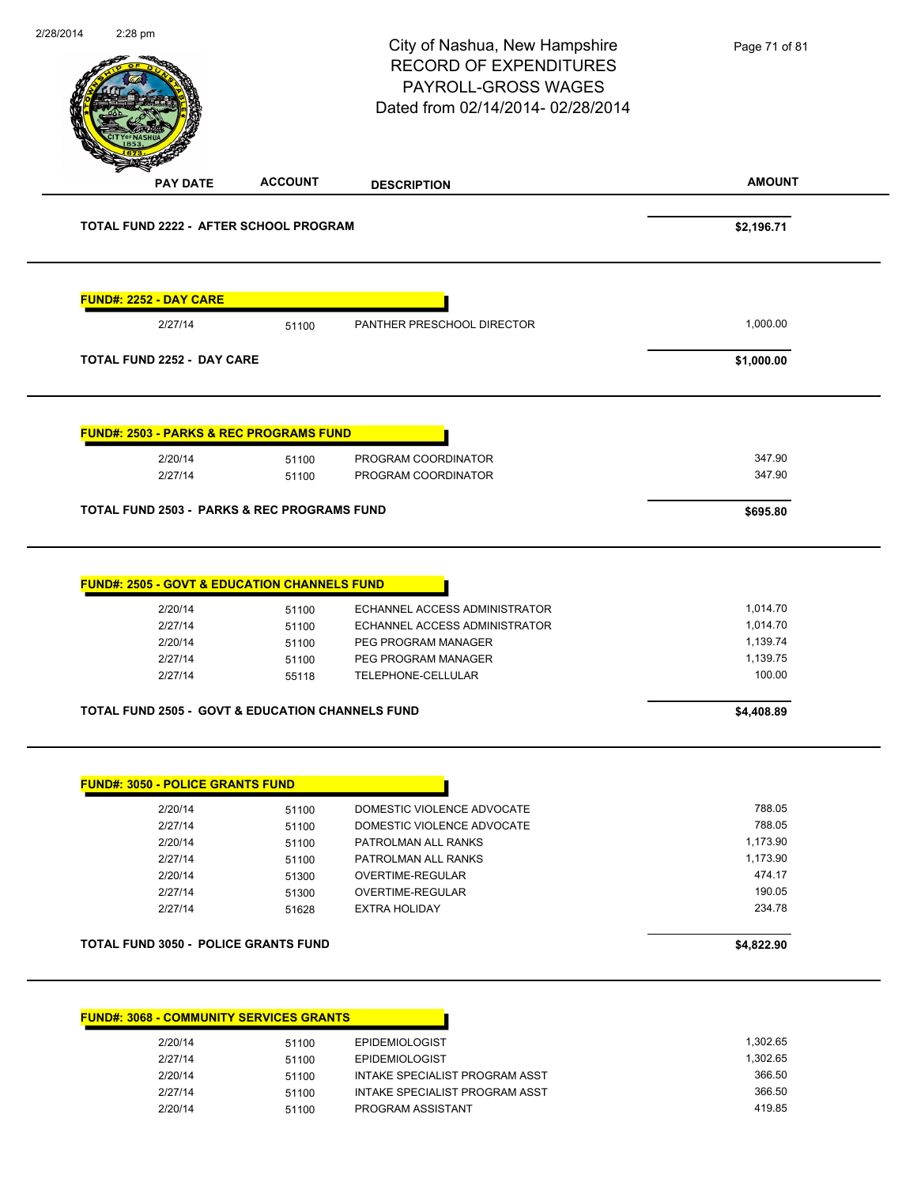City of Nashua, New Hampshire
RECORD OF EXPENDITURES
PAYROLL-GROSS WAGES
Dated from 02/14/2014- 02/28/2014

| PAY DATE | ACCOUNT | DESCRIPTION | AMOUNT |
|---|---|---|---|
| **TOTAL FUND 2222 - AFTER SCHOOL PROGRAM** | | | **$2,196.71** |

**FUND#: 2252 - DAY CARE**

| PAY DATE | ACCOUNT | DESCRIPTION | AMOUNT |
|---|---|---|---|
| 2/27/14 | 51100 | PANTHER PRESCHOOL DIRECTOR | 1,000.00 |
| **TOTAL FUND 2252 - DAY CARE** | | | **$1,000.00** |

**FUND#: 2503 - PARKS & REC PROGRAMS FUND**

| PAY DATE | ACCOUNT | DESCRIPTION | AMOUNT |
|---|---|---|---|
| 2/20/14 | 51100 | PROGRAM COORDINATOR | 347.90 |
| 2/27/14 | 51100 | PROGRAM COORDINATOR | 347.90 |
| **TOTAL FUND 2503 - PARKS & REC PROGRAMS FUND** | | | **$695.80** |

**FUND#: 2505 - GOVT & EDUCATION CHANNELS FUND**

| PAY DATE | ACCOUNT | DESCRIPTION | AMOUNT |
|---|---|---|---|
| 2/20/14 | 51100 | ECHANNEL ACCESS ADMINISTRATOR | 1,014.70 |
| 2/27/14 | 51100 | ECHANNEL ACCESS ADMINISTRATOR | 1,014.70 |
| 2/20/14 | 51100 | PEG PROGRAM MANAGER | 1,139.74 |
| 2/27/14 | 51100 | PEG PROGRAM MANAGER | 1,139.75 |
| 2/27/14 | 55118 | TELEPHONE-CELLULAR | 100.00 |
| **TOTAL FUND 2505 - GOVT & EDUCATION CHANNELS FUND** | | | **$4,408.89** |

**FUND#: 3050 - POLICE GRANTS FUND**

| PAY DATE | ACCOUNT | DESCRIPTION | AMOUNT |
|---|---|---|---|
| 2/20/14 | 51100 | DOMESTIC VIOLENCE ADVOCATE | 788.05 |
| 2/27/14 | 51100 | DOMESTIC VIOLENCE ADVOCATE | 788.05 |
| 2/20/14 | 51100 | PATROLMAN ALL RANKS | 1,173.90 |
| 2/27/14 | 51100 | PATROLMAN ALL RANKS | 1,173.90 |
| 2/20/14 | 51300 | OVERTIME-REGULAR | 474.17 |
| 2/27/14 | 51300 | OVERTIME-REGULAR | 190.05 |
| 2/27/14 | 51628 | EXTRA HOLIDAY | 234.78 |
| **TOTAL FUND 3050 - POLICE GRANTS FUND** | | | **$4,822.90** |

**FUND#: 3068 - COMMUNITY SERVICES GRANTS**

| PAY DATE | ACCOUNT | DESCRIPTION | AMOUNT |
|---|---|---|---|
| 2/20/14 | 51100 | EPIDEMIOLOGIST | 1,302.65 |
| 2/27/14 | 51100 | EPIDEMIOLOGIST | 1,302.65 |
| 2/20/14 | 51100 | INTAKE SPECIALIST PROGRAM ASST | 366.50 |
| 2/27/14 | 51100 | INTAKE SPECIALIST PROGRAM ASST | 366.50 |
| 2/20/14 | 51100 | PROGRAM ASSISTANT | 419.85 |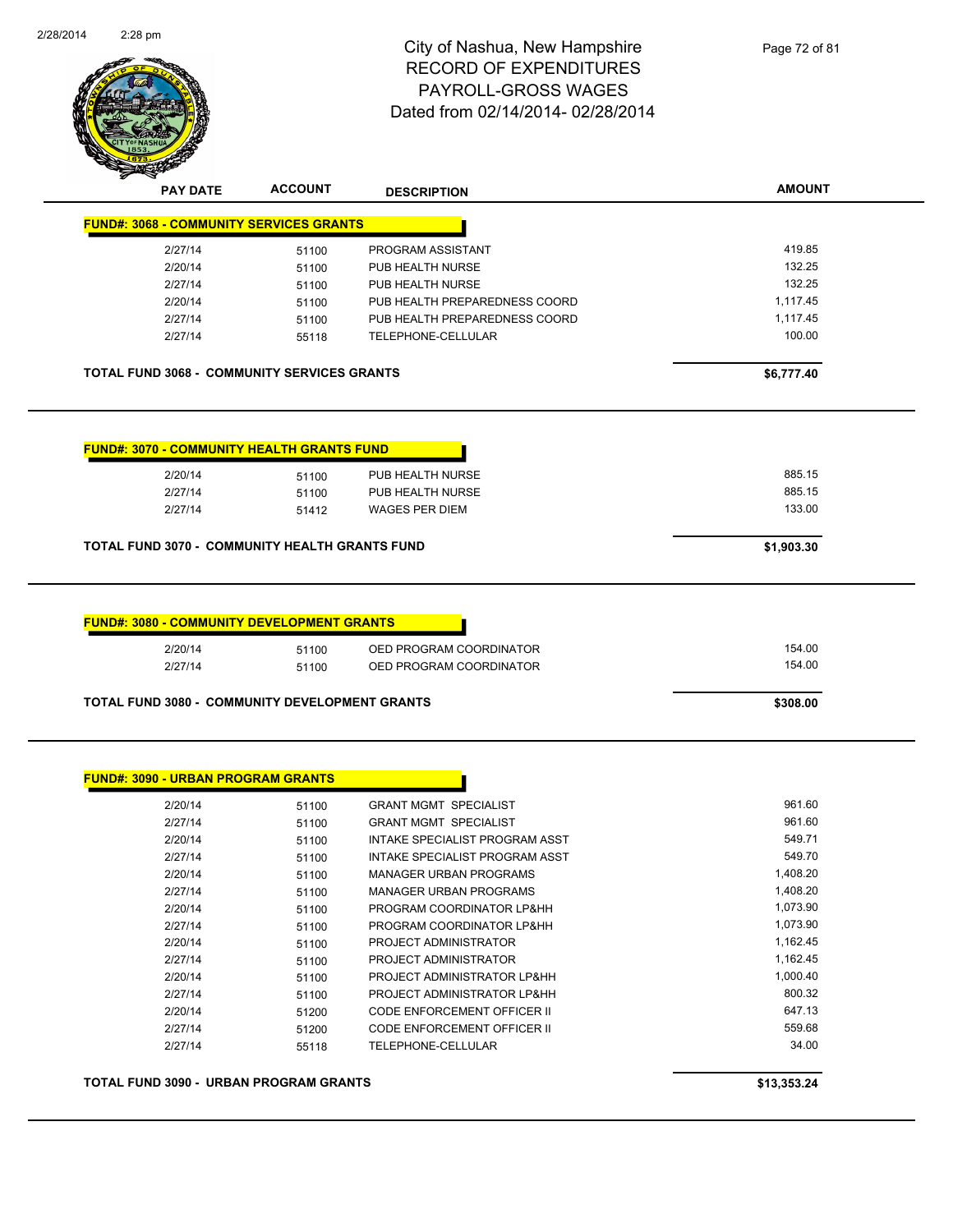# City of Nashua, New Hampshire
## RECORD OF EXPENDITURES
## PAYROLL-GROSS WAGES
## Dated from 02/14/2014- 02/28/2014

| PAY DATE | ACCOUNT | DESCRIPTION | AMOUNT |
|---|---|---|---|
| **FUND#: 3068 - COMMUNITY SERVICES GRANTS** | | | |
| 2/27/14 | 51100 | PROGRAM ASSISTANT | 419.85 |
| 2/20/14 | 51100 | PUB HEALTH NURSE | 132.25 |
| 2/27/14 | 51100 | PUB HEALTH NURSE | 132.25 |
| 2/20/14 | 51100 | PUB HEALTH PREPAREDNESS COORD | 1,117.45 |
| 2/27/14 | 51100 | PUB HEALTH PREPAREDNESS COORD | 1,117.45 |
| 2/27/14 | 55118 | TELEPHONE-CELLULAR | 100.00 |
| **TOTAL FUND 3068 - COMMUNITY SERVICES GRANTS** | | | **$6,777.40** |

| PAY DATE | ACCOUNT | DESCRIPTION | AMOUNT |
|---|---|---|---|
| **FUND#: 3070 - COMMUNITY HEALTH GRANTS FUND** | | | |
| 2/20/14 | 51100 | PUB HEALTH NURSE | 885.15 |
| 2/27/14 | 51100 | PUB HEALTH NURSE | 885.15 |
| 2/27/14 | 51412 | WAGES PER DIEM | 133.00 |
| **TOTAL FUND 3070 - COMMUNITY HEALTH GRANTS FUND** | | | **$1,903.30** |

| PAY DATE | ACCOUNT | DESCRIPTION | AMOUNT |
|---|---|---|---|
| **FUND#: 3080 - COMMUNITY DEVELOPMENT GRANTS** | | | |
| 2/20/14 | 51100 | OED PROGRAM COORDINATOR | 154.00 |
| 2/27/14 | 51100 | OED PROGRAM COORDINATOR | 154.00 |
| **TOTAL FUND 3080 - COMMUNITY DEVELOPMENT GRANTS** | | | **$308.00** |

| PAY DATE | ACCOUNT | DESCRIPTION | AMOUNT |
|---|---|---|---|
| **FUND#: 3090 - URBAN PROGRAM GRANTS** | | | |
| 2/20/14 | 51100 | GRANT MGMT SPECIALIST | 961.60 |
| 2/27/14 | 51100 | GRANT MGMT SPECIALIST | 961.60 |
| 2/20/14 | 51100 | INTAKE SPECIALIST PROGRAM ASST | 549.71 |
| 2/27/14 | 51100 | INTAKE SPECIALIST PROGRAM ASST | 549.70 |
| 2/20/14 | 51100 | MANAGER URBAN PROGRAMS | 1,408.20 |
| 2/27/14 | 51100 | MANAGER URBAN PROGRAMS | 1,408.20 |
| 2/20/14 | 51100 | PROGRAM COORDINATOR LP&HH | 1,073.90 |
| 2/27/14 | 51100 | PROGRAM COORDINATOR LP&HH | 1,073.90 |
| 2/20/14 | 51100 | PROJECT ADMINISTRATOR | 1,162.45 |
| 2/27/14 | 51100 | PROJECT ADMINISTRATOR | 1,162.45 |
| 2/20/14 | 51100 | PROJECT ADMINISTRATOR LP&HH | 1,000.40 |
| 2/27/14 | 51100 | PROJECT ADMINISTRATOR LP&HH | 800.32 |
| 2/20/14 | 51200 | CODE ENFORCEMENT OFFICER II | 647.13 |
| 2/27/14 | 51200 | CODE ENFORCEMENT OFFICER II | 559.68 |
| 2/27/14 | 55118 | TELEPHONE-CELLULAR | 34.00 |
| **TOTAL FUND 3090 - URBAN PROGRAM GRANTS** | | | **$13,353.24** |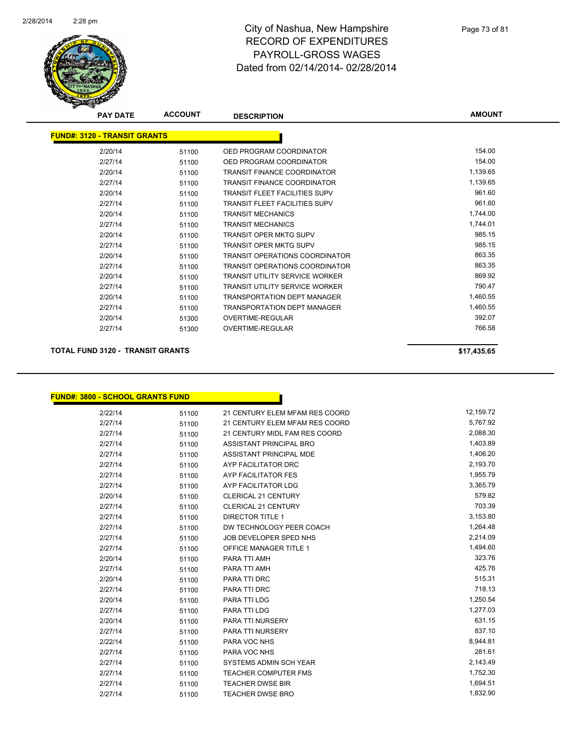# City of Nashua, New Hampshire
## RECORD OF EXPENDITURES
## PAYROLL-GROSS WAGES
### Dated from 02/14/2014- 02/28/2014

**FUND#: 3120 - TRANSIT GRANTS**

| PAY DATE | ACCOUNT | DESCRIPTION | AMOUNT |
|---|---|---|---|
| 2/20/14 | 51100 | OED PROGRAM COORDINATOR | 154.00 |
| 2/27/14 | 51100 | OED PROGRAM COORDINATOR | 154.00 |
| 2/20/14 | 51100 | TRANSIT FINANCE COORDINATOR | 1,139.65 |
| 2/27/14 | 51100 | TRANSIT FINANCE COORDINATOR | 1,139.65 |
| 2/20/14 | 51100 | TRANSIT FLEET FACILITIES SUPV | 961.60 |
| 2/27/14 | 51100 | TRANSIT FLEET FACILITIES SUPV | 961.60 |
| 2/20/14 | 51100 | TRANSIT MECHANICS | 1,744.00 |
| 2/27/14 | 51100 | TRANSIT MECHANICS | 1,744.01 |
| 2/20/14 | 51100 | TRANSIT OPER MKTG SUPV | 985.15 |
| 2/27/14 | 51100 | TRANSIT OPER MKTG SUPV | 985.15 |
| 2/20/14 | 51100 | TRANSIT OPERATIONS COORDINATOR | 863.35 |
| 2/27/14 | 51100 | TRANSIT OPERATIONS COORDINATOR | 863.35 |
| 2/20/14 | 51100 | TRANSIT UTILITY SERVICE WORKER | 869.92 |
| 2/27/14 | 51100 | TRANSIT UTILITY SERVICE WORKER | 790.47 |
| 2/20/14 | 51100 | TRANSPORTATION DEPT MANAGER | 1,460.55 |
| 2/27/14 | 51100 | TRANSPORTATION DEPT MANAGER | 1,460.55 |
| 2/20/14 | 51300 | OVERTIME-REGULAR | 392.07 |
| 2/27/14 | 51300 | OVERTIME-REGULAR | 766.58 |

**TOTAL FUND 3120 - TRANSIT GRANTS** **$17,435.65**

**FUND#: 3800 - SCHOOL GRANTS FUND**

| PAY DATE | ACCOUNT | DESCRIPTION | AMOUNT |
|---|---|---|---|
| 2/22/14 | 51100 | 21 CENTURY ELEM MFAM RES COORD | 12,159.72 |
| 2/27/14 | 51100 | 21 CENTURY ELEM MFAM RES COORD | 5,767.92 |
| 2/27/14 | 51100 | 21 CENTURY MIDL FAM RES COORD | 2,088.30 |
| 2/27/14 | 51100 | ASSISTANT PRINCIPAL BRO | 1,403.89 |
| 2/27/14 | 51100 | ASSISTANT PRINCIPAL MDE | 1,406.20 |
| 2/27/14 | 51100 | AYP FACILITATOR DRC | 2,193.70 |
| 2/27/14 | 51100 | AYP FACILITATOR FES | 1,955.79 |
| 2/27/14 | 51100 | AYP FACILITATOR LDG | 3,365.79 |
| 2/20/14 | 51100 | CLERICAL 21 CENTURY | 579.82 |
| 2/27/14 | 51100 | CLERICAL 21 CENTURY | 703.39 |
| 2/27/14 | 51100 | DIRECTOR TITLE 1 | 3,153.80 |
| 2/27/14 | 51100 | DW TECHNOLOGY PEER COACH | 1,264.48 |
| 2/27/14 | 51100 | JOB DEVELOPER SPED NHS | 2,214.09 |
| 2/27/14 | 51100 | OFFICE MANAGER TITLE 1 | 1,494.60 |
| 2/20/14 | 51100 | PARA TTI AMH | 323.76 |
| 2/27/14 | 51100 | PARA TTI AMH | 425.76 |
| 2/20/14 | 51100 | PARA TTI DRC | 515.31 |
| 2/27/14 | 51100 | PARA TTI DRC | 718.13 |
| 2/20/14 | 51100 | PARA TTI LDG | 1,250.54 |
| 2/27/14 | 51100 | PARA TTI LDG | 1,277.03 |
| 2/20/14 | 51100 | PARA TTI NURSERY | 631.15 |
| 2/27/14 | 51100 | PARA TTI NURSERY | 837.10 |
| 2/22/14 | 51100 | PARA VOC NHS | 8,944.81 |
| 2/27/14 | 51100 | PARA VOC NHS | 281.61 |
| 2/27/14 | 51100 | SYSTEMS ADMIN SCH YEAR | 2,143.49 |
| 2/27/14 | 51100 | TEACHER COMPUTER FMS | 1,752.30 |
| 2/27/14 | 51100 | TEACHER DWSE BIR | 1,694.51 |
| 2/27/14 | 51100 | TEACHER DWSE BRO | 1,832.90 |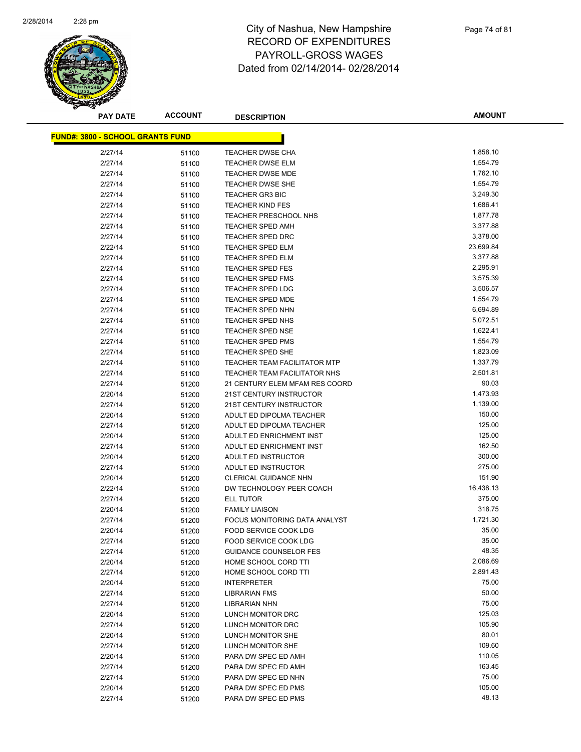# City of Nashua, New Hampshire
## RECORD OF EXPENDITURES
## PAYROLL-GROSS WAGES
## Dated from 02/14/2014- 02/28/2014

| PAY DATE | ACCOUNT | DESCRIPTION | AMOUNT |
|---|---|---|---|
| **FUND#: 3800 - SCHOOL GRANTS FUND** | | | |
| 2/27/14 | 51100 | TEACHER DWSE CHA | 1,858.10 |
| 2/27/14 | 51100 | TEACHER DWSE ELM | 1,554.79 |
| 2/27/14 | 51100 | TEACHER DWSE MDE | 1,762.10 |
| 2/27/14 | 51100 | TEACHER DWSE SHE | 1,554.79 |
| 2/27/14 | 51100 | TEACHER GR3 BIC | 3,249.30 |
| 2/27/14 | 51100 | TEACHER KIND FES | 1,686.41 |
| 2/27/14 | 51100 | TEACHER PRESCHOOL NHS | 1,877.78 |
| 2/27/14 | 51100 | TEACHER SPED AMH | 3,377.88 |
| 2/27/14 | 51100 | TEACHER SPED DRC | 3,378.00 |
| 2/22/14 | 51100 | TEACHER SPED ELM | 23,699.84 |
| 2/27/14 | 51100 | TEACHER SPED ELM | 3,377.88 |
| 2/27/14 | 51100 | TEACHER SPED FES | 2,295.91 |
| 2/27/14 | 51100 | TEACHER SPED FMS | 3,575.39 |
| 2/27/14 | 51100 | TEACHER SPED LDG | 3,506.57 |
| 2/27/14 | 51100 | TEACHER SPED MDE | 1,554.79 |
| 2/27/14 | 51100 | TEACHER SPED NHN | 6,694.89 |
| 2/27/14 | 51100 | TEACHER SPED NHS | 5,072.51 |
| 2/27/14 | 51100 | TEACHER SPED NSE | 1,622.41 |
| 2/27/14 | 51100 | TEACHER SPED PMS | 1,554.79 |
| 2/27/14 | 51100 | TEACHER SPED SHE | 1,823.09 |
| 2/27/14 | 51100 | TEACHER TEAM FACILITATOR MTP | 1,337.79 |
| 2/27/14 | 51100 | TEACHER TEAM FACILITATOR NHS | 2,501.81 |
| 2/27/14 | 51200 | 21 CENTURY ELEM MFAM RES COORD | 90.03 |
| 2/20/14 | 51200 | 21ST CENTURY INSTRUCTOR | 1,473.93 |
| 2/27/14 | 51200 | 21ST CENTURY INSTRUCTOR | 1,139.00 |
| 2/20/14 | 51200 | ADULT ED DIPOLMA TEACHER | 150.00 |
| 2/27/14 | 51200 | ADULT ED DIPOLMA TEACHER | 125.00 |
| 2/20/14 | 51200 | ADULT ED ENRICHMENT INST | 125.00 |
| 2/27/14 | 51200 | ADULT ED ENRICHMENT INST | 162.50 |
| 2/20/14 | 51200 | ADULT ED INSTRUCTOR | 300.00 |
| 2/27/14 | 51200 | ADULT ED INSTRUCTOR | 275.00 |
| 2/20/14 | 51200 | CLERICAL GUIDANCE NHN | 151.90 |
| 2/22/14 | 51200 | DW TECHNOLOGY PEER COACH | 16,438.13 |
| 2/27/14 | 51200 | ELL TUTOR | 375.00 |
| 2/20/14 | 51200 | FAMILY LIAISON | 318.75 |
| 2/27/14 | 51200 | FOCUS MONITORING DATA ANALYST | 1,721.30 |
| 2/20/14 | 51200 | FOOD SERVICE COOK LDG | 35.00 |
| 2/27/14 | 51200 | FOOD SERVICE COOK LDG | 35.00 |
| 2/27/14 | 51200 | GUIDANCE COUNSELOR FES | 48.35 |
| 2/20/14 | 51200 | HOME SCHOOL CORD TTI | 2,086.69 |
| 2/27/14 | 51200 | HOME SCHOOL CORD TTI | 2,891.43 |
| 2/20/14 | 51200 | INTERPRETER | 75.00 |
| 2/27/14 | 51200 | LIBRARIAN FMS | 50.00 |
| 2/27/14 | 51200 | LIBRARIAN NHN | 75.00 |
| 2/20/14 | 51200 | LUNCH MONITOR DRC | 125.03 |
| 2/27/14 | 51200 | LUNCH MONITOR DRC | 105.90 |
| 2/20/14 | 51200 | LUNCH MONITOR SHE | 80.01 |
| 2/27/14 | 51200 | LUNCH MONITOR SHE | 109.60 |
| 2/20/14 | 51200 | PARA DW SPEC ED AMH | 110.05 |
| 2/27/14 | 51200 | PARA DW SPEC ED AMH | 163.45 |
| 2/27/14 | 51200 | PARA DW SPEC ED NHN | 75.00 |
| 2/20/14 | 51200 | PARA DW SPEC ED PMS | 105.00 |
| 2/27/14 | 51200 | PARA DW SPEC ED PMS | 48.13 |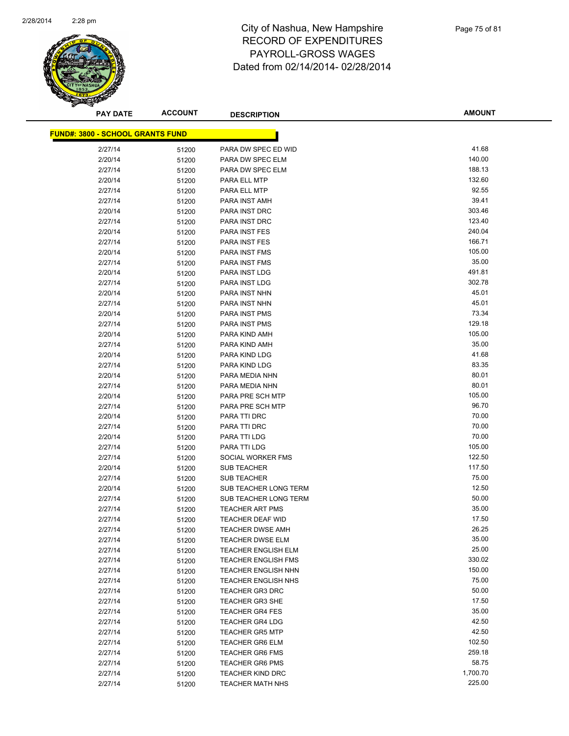# City of Nashua, New Hampshire
# RECORD OF EXPENDITURES
# PAYROLL-GROSS WAGES
# Dated from 02/14/2014- 02/28/2014

**FUND#: 3800 - SCHOOL GRANTS FUND**

| PAY DATE | ACCOUNT | DESCRIPTION | AMOUNT |
|---|---|---|---|
| 2/27/14 | 51200 | PARA DW SPEC ED WID | 41.68 |
| 2/20/14 | 51200 | PARA DW SPEC ELM | 140.00 |
| 2/27/14 | 51200 | PARA DW SPEC ELM | 188.13 |
| 2/20/14 | 51200 | PARA ELL MTP | 132.60 |
| 2/27/14 | 51200 | PARA ELL MTP | 92.55 |
| 2/27/14 | 51200 | PARA INST AMH | 39.41 |
| 2/20/14 | 51200 | PARA INST DRC | 303.46 |
| 2/27/14 | 51200 | PARA INST DRC | 123.40 |
| 2/20/14 | 51200 | PARA INST FES | 240.04 |
| 2/27/14 | 51200 | PARA INST FES | 166.71 |
| 2/20/14 | 51200 | PARA INST FMS | 105.00 |
| 2/27/14 | 51200 | PARA INST FMS | 35.00 |
| 2/20/14 | 51200 | PARA INST LDG | 491.81 |
| 2/27/14 | 51200 | PARA INST LDG | 302.78 |
| 2/20/14 | 51200 | PARA INST NHN | 45.01 |
| 2/27/14 | 51200 | PARA INST NHN | 45.01 |
| 2/20/14 | 51200 | PARA INST PMS | 73.34 |
| 2/27/14 | 51200 | PARA INST PMS | 129.18 |
| 2/20/14 | 51200 | PARA KIND AMH | 105.00 |
| 2/27/14 | 51200 | PARA KIND AMH | 35.00 |
| 2/20/14 | 51200 | PARA KIND LDG | 41.68 |
| 2/27/14 | 51200 | PARA KIND LDG | 83.35 |
| 2/20/14 | 51200 | PARA MEDIA NHN | 80.01 |
| 2/27/14 | 51200 | PARA MEDIA NHN | 80.01 |
| 2/20/14 | 51200 | PARA PRE SCH MTP | 105.00 |
| 2/27/14 | 51200 | PARA PRE SCH MTP | 96.70 |
| 2/20/14 | 51200 | PARA TTI DRC | 70.00 |
| 2/27/14 | 51200 | PARA TTI DRC | 70.00 |
| 2/20/14 | 51200 | PARA TTI LDG | 70.00 |
| 2/27/14 | 51200 | PARA TTI LDG | 105.00 |
| 2/27/14 | 51200 | SOCIAL WORKER FMS | 122.50 |
| 2/20/14 | 51200 | SUB TEACHER | 117.50 |
| 2/27/14 | 51200 | SUB TEACHER | 75.00 |
| 2/20/14 | 51200 | SUB TEACHER LONG TERM | 12.50 |
| 2/27/14 | 51200 | SUB TEACHER LONG TERM | 50.00 |
| 2/27/14 | 51200 | TEACHER ART PMS | 35.00 |
| 2/27/14 | 51200 | TEACHER DEAF WID | 17.50 |
| 2/27/14 | 51200 | TEACHER DWSE AMH | 26.25 |
| 2/27/14 | 51200 | TEACHER DWSE ELM | 35.00 |
| 2/27/14 | 51200 | TEACHER ENGLISH ELM | 25.00 |
| 2/27/14 | 51200 | TEACHER ENGLISH FMS | 330.02 |
| 2/27/14 | 51200 | TEACHER ENGLISH NHN | 150.00 |
| 2/27/14 | 51200 | TEACHER ENGLISH NHS | 75.00 |
| 2/27/14 | 51200 | TEACHER GR3 DRC | 50.00 |
| 2/27/14 | 51200 | TEACHER GR3 SHE | 17.50 |
| 2/27/14 | 51200 | TEACHER GR4 FES | 35.00 |
| 2/27/14 | 51200 | TEACHER GR4 LDG | 42.50 |
| 2/27/14 | 51200 | TEACHER GR5 MTP | 42.50 |
| 2/27/14 | 51200 | TEACHER GR6 ELM | 102.50 |
| 2/27/14 | 51200 | TEACHER GR6 FMS | 259.18 |
| 2/27/14 | 51200 | TEACHER GR6 PMS | 58.75 |
| 2/27/14 | 51200 | TEACHER KIND DRC | 1,700.70 |
| 2/27/14 | 51200 | TEACHER MATH NHS | 225.00 |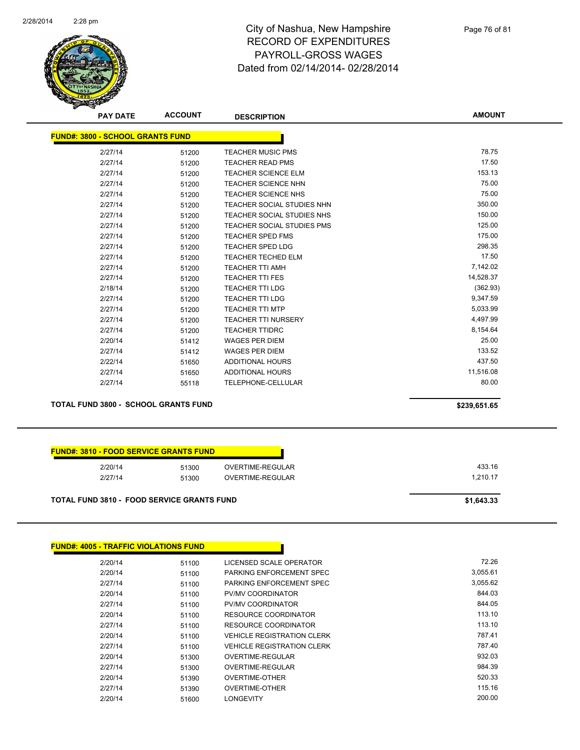# City of Nashua, New Hampshire
## RECORD OF EXPENDITURES
## PAYROLL-GROSS WAGES
## Dated from 02/14/2014- 02/28/2014

| PAY DATE | ACCOUNT | DESCRIPTION | AMOUNT |
|---|---|---|---|
| **FUND#: 3800 - SCHOOL GRANTS FUND** | | | |
| 2/27/14 | 51200 | TEACHER MUSIC PMS | 78.75 |
| 2/27/14 | 51200 | TEACHER READ PMS | 17.50 |
| 2/27/14 | 51200 | TEACHER SCIENCE ELM | 153.13 |
| 2/27/14 | 51200 | TEACHER SCIENCE NHN | 75.00 |
| 2/27/14 | 51200 | TEACHER SCIENCE NHS | 75.00 |
| 2/27/14 | 51200 | TEACHER SOCIAL STUDIES NHN | 350.00 |
| 2/27/14 | 51200 | TEACHER SOCIAL STUDIES NHS | 150.00 |
| 2/27/14 | 51200 | TEACHER SOCIAL STUDIES PMS | 125.00 |
| 2/27/14 | 51200 | TEACHER SPED FMS | 175.00 |
| 2/27/14 | 51200 | TEACHER SPED LDG | 298.35 |
| 2/27/14 | 51200 | TEACHER TECHED ELM | 17.50 |
| 2/27/14 | 51200 | TEACHER TTI AMH | 7,142.02 |
| 2/27/14 | 51200 | TEACHER TTI FES | 14,528.37 |
| 2/18/14 | 51200 | TEACHER TTI LDG | (362.93) |
| 2/27/14 | 51200 | TEACHER TTI LDG | 9,347.59 |
| 2/27/14 | 51200 | TEACHER TTI MTP | 5,033.99 |
| 2/27/14 | 51200 | TEACHER TTI NURSERY | 4,497.99 |
| 2/27/14 | 51200 | TEACHER TTIDRC | 8,154.64 |
| 2/20/14 | 51412 | WAGES PER DIEM | 25.00 |
| 2/27/14 | 51412 | WAGES PER DIEM | 133.52 |
| 2/22/14 | 51650 | ADDITIONAL HOURS | 437.50 |
| 2/27/14 | 51650 | ADDITIONAL HOURS | 11,516.08 |
| 2/27/14 | 55118 | TELEPHONE-CELLULAR | 80.00 |
| **TOTAL FUND 3800 - SCHOOL GRANTS FUND** | | | **$239,651.65** |

| PAY DATE | ACCOUNT | DESCRIPTION | AMOUNT |
|---|---|---|---|
| **FUND#: 3810 - FOOD SERVICE GRANTS FUND** | | | |
| 2/20/14 | 51300 | OVERTIME-REGULAR | 433.16 |
| 2/27/14 | 51300 | OVERTIME-REGULAR | 1,210.17 |
| **TOTAL FUND 3810 - FOOD SERVICE GRANTS FUND** | | | **$1,643.33** |

| PAY DATE | ACCOUNT | DESCRIPTION | AMOUNT |
|---|---|---|---|
| **FUND#: 4005 - TRAFFIC VIOLATIONS FUND** | | | |
| 2/20/14 | 51100 | LICENSED SCALE OPERATOR | 72.26 |
| 2/20/14 | 51100 | PARKING ENFORCEMENT SPEC | 3,055.61 |
| 2/27/14 | 51100 | PARKING ENFORCEMENT SPEC | 3,055.62 |
| 2/20/14 | 51100 | PV/MV COORDINATOR | 844.03 |
| 2/27/14 | 51100 | PV/MV COORDINATOR | 844.05 |
| 2/20/14 | 51100 | RESOURCE COORDINATOR | 113.10 |
| 2/27/14 | 51100 | RESOURCE COORDINATOR | 113.10 |
| 2/20/14 | 51100 | VEHICLE REGISTRATION CLERK | 787.41 |
| 2/27/14 | 51100 | VEHICLE REGISTRATION CLERK | 787.40 |
| 2/20/14 | 51300 | OVERTIME-REGULAR | 932.03 |
| 2/27/14 | 51300 | OVERTIME-REGULAR | 984.39 |
| 2/20/14 | 51390 | OVERTIME-OTHER | 520.33 |
| 2/27/14 | 51390 | OVERTIME-OTHER | 115.16 |
| 2/20/14 | 51600 | LONGEVITY | 200.00 |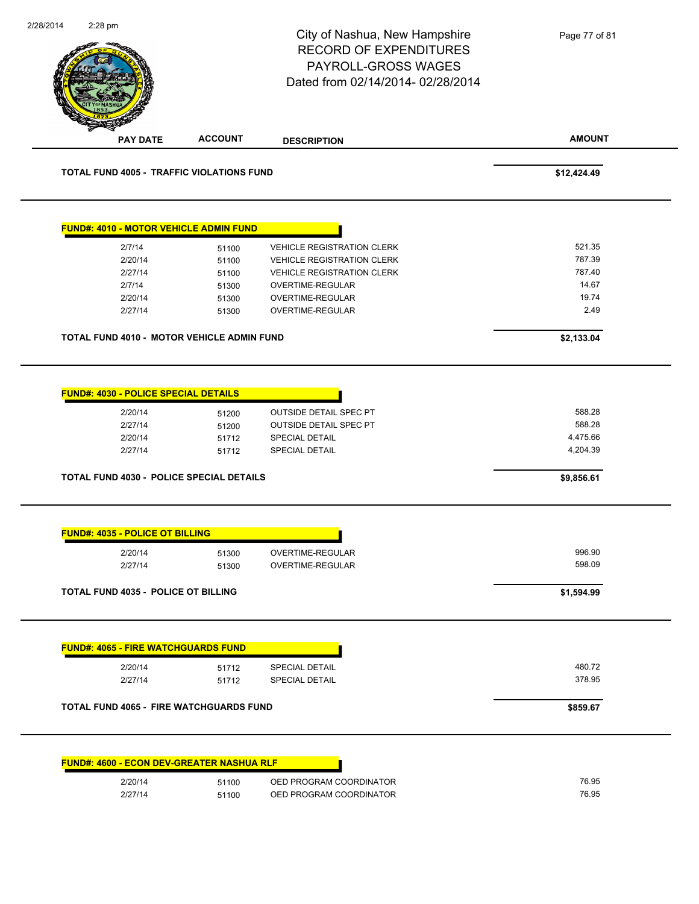City of Nashua, New Hampshire
RECORD OF EXPENDITURES
PAYROLL-GROSS WAGES
Dated from 02/14/2014- 02/28/2014

| PAY DATE | ACCOUNT | DESCRIPTION | AMOUNT |
|---|---|---|---|
| **TOTAL FUND 4005 - TRAFFIC VIOLATIONS FUND** | | | **$12,424.49** |

**FUND#: 4010 - MOTOR VEHICLE ADMIN FUND**

| PAY DATE | ACCOUNT | DESCRIPTION | AMOUNT |
|---|---|---|---|
| 2/7/14 | 51100 | VEHICLE REGISTRATION CLERK | 521.35 |
| 2/20/14 | 51100 | VEHICLE REGISTRATION CLERK | 787.39 |
| 2/27/14 | 51100 | VEHICLE REGISTRATION CLERK | 787.40 |
| 2/7/14 | 51300 | OVERTIME-REGULAR | 14.67 |
| 2/20/14 | 51300 | OVERTIME-REGULAR | 19.74 |
| 2/27/14 | 51300 | OVERTIME-REGULAR | 2.49 |
| **TOTAL FUND 4010 - MOTOR VEHICLE ADMIN FUND** | | | **$2,133.04** |

**FUND#: 4030 - POLICE SPECIAL DETAILS**

| PAY DATE | ACCOUNT | DESCRIPTION | AMOUNT |
|---|---|---|---|
| 2/20/14 | 51200 | OUTSIDE DETAIL SPEC PT | 588.28 |
| 2/27/14 | 51200 | OUTSIDE DETAIL SPEC PT | 588.28 |
| 2/20/14 | 51712 | SPECIAL DETAIL | 4,475.66 |
| 2/27/14 | 51712 | SPECIAL DETAIL | 4,204.39 |
| **TOTAL FUND 4030 - POLICE SPECIAL DETAILS** | | | **$9,856.61** |

**FUND#: 4035 - POLICE OT BILLING**

| PAY DATE | ACCOUNT | DESCRIPTION | AMOUNT |
|---|---|---|---|
| 2/20/14 | 51300 | OVERTIME-REGULAR | 996.90 |
| 2/27/14 | 51300 | OVERTIME-REGULAR | 598.09 |
| **TOTAL FUND 4035 - POLICE OT BILLING** | | | **$1,594.99** |

**FUND#: 4065 - FIRE WATCHGUARDS FUND**

| PAY DATE | ACCOUNT | DESCRIPTION | AMOUNT |
|---|---|---|---|
| 2/20/14 | 51712 | SPECIAL DETAIL | 480.72 |
| 2/27/14 | 51712 | SPECIAL DETAIL | 378.95 |
| **TOTAL FUND 4065 - FIRE WATCHGUARDS FUND** | | | **$859.67** |

**FUND#: 4600 - ECON DEV-GREATER NASHUA RLF**

| PAY DATE | ACCOUNT | DESCRIPTION | AMOUNT |
|---|---|---|---|
| 2/20/14 | 51100 | OED PROGRAM COORDINATOR | 76.95 |
| 2/27/14 | 51100 | OED PROGRAM COORDINATOR | 76.95 |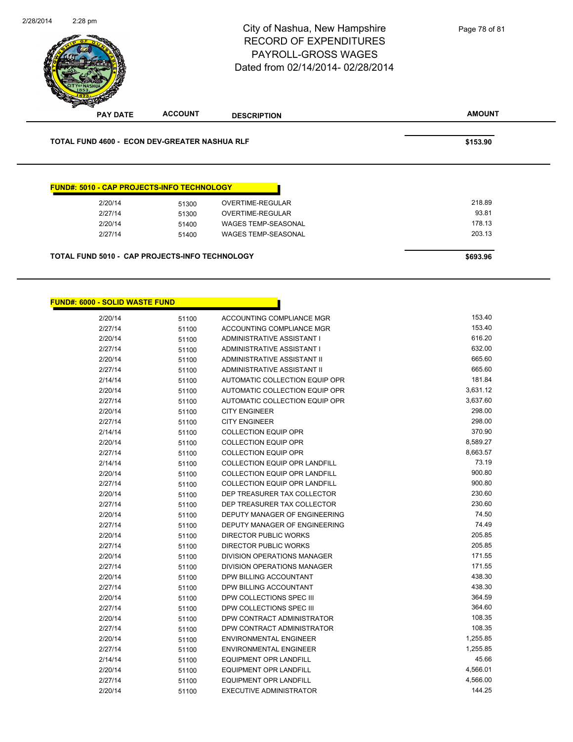# City of Nashua, New Hampshire
## RECORD OF EXPENDITURES
## PAYROLL-GROSS WAGES
## Dated from 02/14/2014- 02/28/2014

| PAY DATE | ACCOUNT | DESCRIPTION | AMOUNT |
|---|---|---|---|
| **TOTAL FUND 4600 - ECON DEV-GREATER NASHUA RLF** | | | **$153.90** |

**FUND#: 5010 - CAP PROJECTS-INFO TECHNOLOGY**

| PAY DATE | ACCOUNT | DESCRIPTION | AMOUNT |
|---|---|---|---|
| 2/20/14 | 51300 | OVERTIME-REGULAR | 218.89 |
| 2/27/14 | 51300 | OVERTIME-REGULAR | 93.81 |
| 2/20/14 | 51400 | WAGES TEMP-SEASONAL | 178.13 |
| 2/27/14 | 51400 | WAGES TEMP-SEASONAL | 203.13 |
| **TOTAL FUND 5010 - CAP PROJECTS-INFO TECHNOLOGY** | | | **$693.96** |

**FUND#: 6000 - SOLID WASTE FUND**

| PAY DATE | ACCOUNT | DESCRIPTION | AMOUNT |
|---|---|---|---|
| 2/20/14 | 51100 | ACCOUNTING COMPLIANCE MGR | 153.40 |
| 2/27/14 | 51100 | ACCOUNTING COMPLIANCE MGR | 153.40 |
| 2/20/14 | 51100 | ADMINISTRATIVE ASSISTANT I | 616.20 |
| 2/27/14 | 51100 | ADMINISTRATIVE ASSISTANT I | 632.00 |
| 2/20/14 | 51100 | ADMINISTRATIVE ASSISTANT II | 665.60 |
| 2/27/14 | 51100 | ADMINISTRATIVE ASSISTANT II | 665.60 |
| 2/14/14 | 51100 | AUTOMATIC COLLECTION EQUIP OPR | 181.84 |
| 2/20/14 | 51100 | AUTOMATIC COLLECTION EQUIP OPR | 3,631.12 |
| 2/27/14 | 51100 | AUTOMATIC COLLECTION EQUIP OPR | 3,637.60 |
| 2/20/14 | 51100 | CITY ENGINEER | 298.00 |
| 2/27/14 | 51100 | CITY ENGINEER | 298.00 |
| 2/14/14 | 51100 | COLLECTION EQUIP OPR | 370.90 |
| 2/20/14 | 51100 | COLLECTION EQUIP OPR | 8,589.27 |
| 2/27/14 | 51100 | COLLECTION EQUIP OPR | 8,663.57 |
| 2/14/14 | 51100 | COLLECTION EQUIP OPR LANDFILL | 73.19 |
| 2/20/14 | 51100 | COLLECTION EQUIP OPR LANDFILL | 900.80 |
| 2/27/14 | 51100 | COLLECTION EQUIP OPR LANDFILL | 900.80 |
| 2/20/14 | 51100 | DEP TREASURER TAX COLLECTOR | 230.60 |
| 2/27/14 | 51100 | DEP TREASURER TAX COLLECTOR | 230.60 |
| 2/20/14 | 51100 | DEPUTY MANAGER OF ENGINEERING | 74.50 |
| 2/27/14 | 51100 | DEPUTY MANAGER OF ENGINEERING | 74.49 |
| 2/20/14 | 51100 | DIRECTOR PUBLIC WORKS | 205.85 |
| 2/27/14 | 51100 | DIRECTOR PUBLIC WORKS | 205.85 |
| 2/20/14 | 51100 | DIVISION OPERATIONS MANAGER | 171.55 |
| 2/27/14 | 51100 | DIVISION OPERATIONS MANAGER | 171.55 |
| 2/20/14 | 51100 | DPW BILLING ACCOUNTANT | 438.30 |
| 2/27/14 | 51100 | DPW BILLING ACCOUNTANT | 438.30 |
| 2/20/14 | 51100 | DPW COLLECTIONS SPEC III | 364.59 |
| 2/27/14 | 51100 | DPW COLLECTIONS SPEC III | 364.60 |
| 2/20/14 | 51100 | DPW CONTRACT ADMINISTRATOR | 108.35 |
| 2/27/14 | 51100 | DPW CONTRACT ADMINISTRATOR | 108.35 |
| 2/20/14 | 51100 | ENVIRONMENTAL ENGINEER | 1,255.85 |
| 2/27/14 | 51100 | ENVIRONMENTAL ENGINEER | 1,255.85 |
| 2/14/14 | 51100 | EQUIPMENT OPR LANDFILL | 45.66 |
| 2/20/14 | 51100 | EQUIPMENT OPR LANDFILL | 4,566.01 |
| 2/27/14 | 51100 | EQUIPMENT OPR LANDFILL | 4,566.00 |
| 2/20/14 | 51100 | EXECUTIVE ADMINISTRATOR | 144.25 |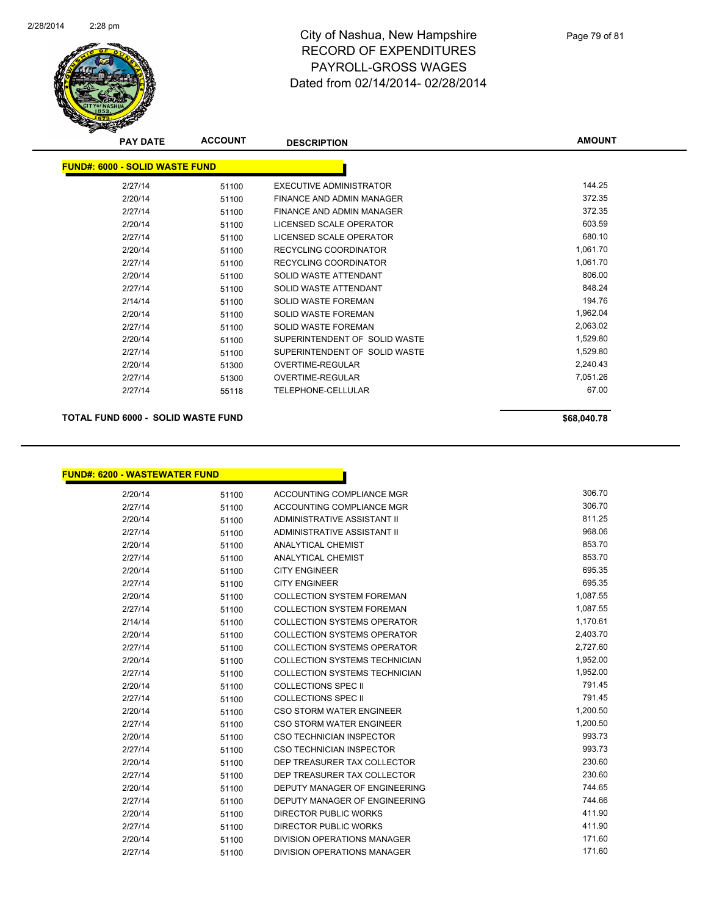# City of Nashua, New Hampshire
## RECORD OF EXPENDITURES
## PAYROLL-GROSS WAGES
## Dated from 02/14/2014- 02/28/2014

| PAY DATE | ACCOUNT | DESCRIPTION | AMOUNT |
|---|---|---|---|
| **FUND#: 6000 - SOLID WASTE FUND** | | | |
| 2/27/14 | 51100 | EXECUTIVE ADMINISTRATOR | 144.25 |
| 2/20/14 | 51100 | FINANCE AND ADMIN MANAGER | 372.35 |
| 2/27/14 | 51100 | FINANCE AND ADMIN MANAGER | 372.35 |
| 2/20/14 | 51100 | LICENSED SCALE OPERATOR | 603.59 |
| 2/27/14 | 51100 | LICENSED SCALE OPERATOR | 680.10 |
| 2/20/14 | 51100 | RECYCLING COORDINATOR | 1,061.70 |
| 2/27/14 | 51100 | RECYCLING COORDINATOR | 1,061.70 |
| 2/20/14 | 51100 | SOLID WASTE ATTENDANT | 806.00 |
| 2/27/14 | 51100 | SOLID WASTE ATTENDANT | 848.24 |
| 2/14/14 | 51100 | SOLID WASTE FOREMAN | 194.76 |
| 2/20/14 | 51100 | SOLID WASTE FOREMAN | 1,962.04 |
| 2/27/14 | 51100 | SOLID WASTE FOREMAN | 2,063.02 |
| 2/20/14 | 51100 | SUPERINTENDENT OF SOLID WASTE | 1,529.80 |
| 2/27/14 | 51100 | SUPERINTENDENT OF SOLID WASTE | 1,529.80 |
| 2/20/14 | 51300 | OVERTIME-REGULAR | 2,240.43 |
| 2/27/14 | 51300 | OVERTIME-REGULAR | 7,051.26 |
| 2/27/14 | 55118 | TELEPHONE-CELLULAR | 67.00 |
| **TOTAL FUND 6000 - SOLID WASTE FUND** | | | **$68,040.78** |

| PAY DATE | ACCOUNT | DESCRIPTION | AMOUNT |
|---|---|---|---|
| **FUND#: 6200 - WASTEWATER FUND** | | | |
| 2/20/14 | 51100 | ACCOUNTING COMPLIANCE MGR | 306.70 |
| 2/27/14 | 51100 | ACCOUNTING COMPLIANCE MGR | 306.70 |
| 2/20/14 | 51100 | ADMINISTRATIVE ASSISTANT II | 811.25 |
| 2/27/14 | 51100 | ADMINISTRATIVE ASSISTANT II | 968.06 |
| 2/20/14 | 51100 | ANALYTICAL CHEMIST | 853.70 |
| 2/27/14 | 51100 | ANALYTICAL CHEMIST | 853.70 |
| 2/20/14 | 51100 | CITY ENGINEER | 695.35 |
| 2/27/14 | 51100 | CITY ENGINEER | 695.35 |
| 2/20/14 | 51100 | COLLECTION SYSTEM FOREMAN | 1,087.55 |
| 2/27/14 | 51100 | COLLECTION SYSTEM FOREMAN | 1,087.55 |
| 2/14/14 | 51100 | COLLECTION SYSTEMS OPERATOR | 1,170.61 |
| 2/20/14 | 51100 | COLLECTION SYSTEMS OPERATOR | 2,403.70 |
| 2/27/14 | 51100 | COLLECTION SYSTEMS OPERATOR | 2,727.60 |
| 2/20/14 | 51100 | COLLECTION SYSTEMS TECHNICIAN | 1,952.00 |
| 2/27/14 | 51100 | COLLECTION SYSTEMS TECHNICIAN | 1,952.00 |
| 2/20/14 | 51100 | COLLECTIONS SPEC II | 791.45 |
| 2/27/14 | 51100 | COLLECTIONS SPEC II | 791.45 |
| 2/20/14 | 51100 | CSO STORM WATER ENGINEER | 1,200.50 |
| 2/27/14 | 51100 | CSO STORM WATER ENGINEER | 1,200.50 |
| 2/20/14 | 51100 | CSO TECHNICIAN INSPECTOR | 993.73 |
| 2/27/14 | 51100 | CSO TECHNICIAN INSPECTOR | 993.73 |
| 2/20/14 | 51100 | DEP TREASURER TAX COLLECTOR | 230.60 |
| 2/27/14 | 51100 | DEP TREASURER TAX COLLECTOR | 230.60 |
| 2/20/14 | 51100 | DEPUTY MANAGER OF ENGINEERING | 744.65 |
| 2/27/14 | 51100 | DEPUTY MANAGER OF ENGINEERING | 744.66 |
| 2/20/14 | 51100 | DIRECTOR PUBLIC WORKS | 411.90 |
| 2/27/14 | 51100 | DIRECTOR PUBLIC WORKS | 411.90 |
| 2/20/14 | 51100 | DIVISION OPERATIONS MANAGER | 171.60 |
| 2/27/14 | 51100 | DIVISION OPERATIONS MANAGER | 171.60 |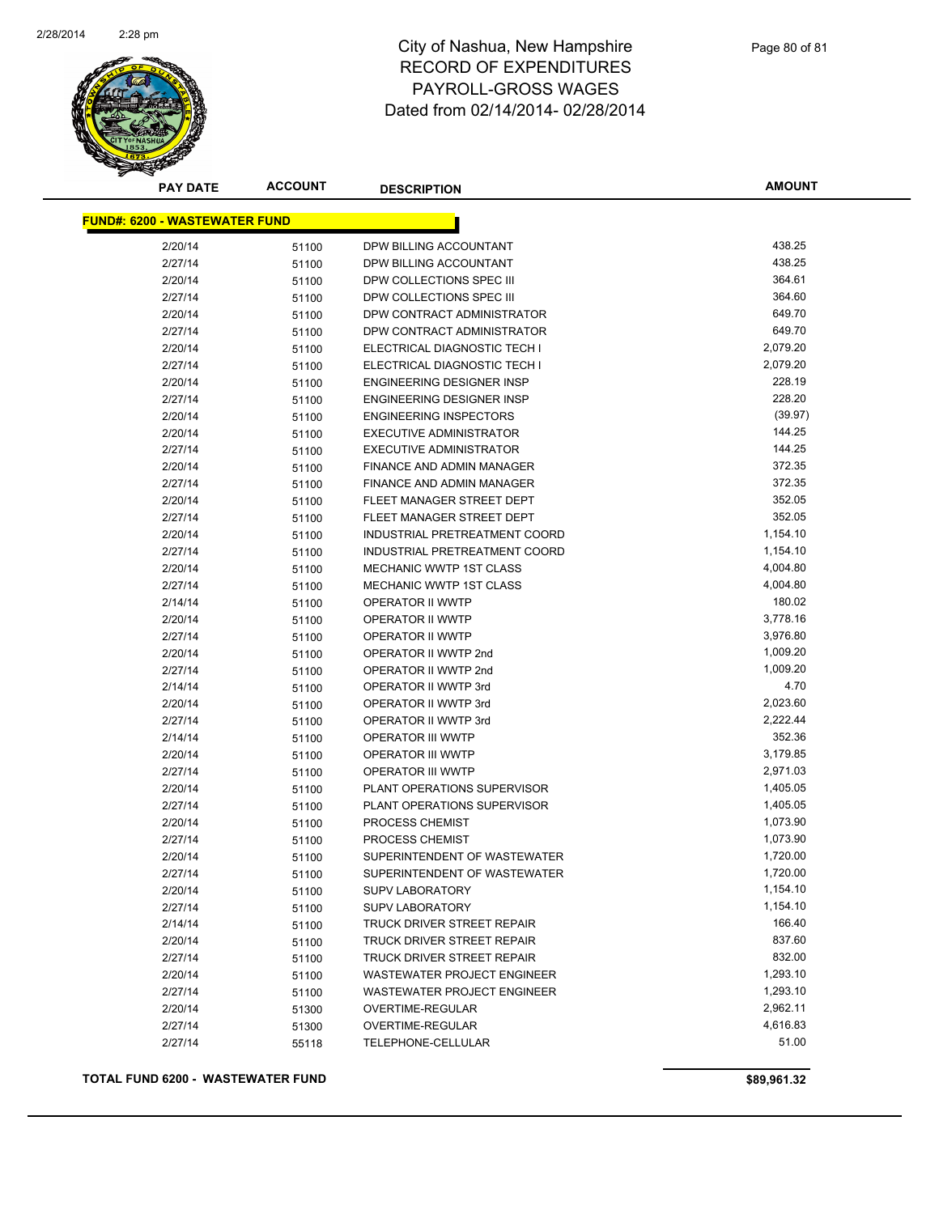# City of Nashua, New Hampshire
## RECORD OF EXPENDITURES
## PAYROLL-GROSS WAGES
## Dated from 02/14/2014- 02/28/2014

| PAY DATE | ACCOUNT | DESCRIPTION | AMOUNT |
|---|---|---|---|
| **FUND#: 6200 - WASTEWATER FUND** | | | |
| 2/20/14 | 51100 | DPW BILLING ACCOUNTANT | 438.25 |
| 2/27/14 | 51100 | DPW BILLING ACCOUNTANT | 438.25 |
| 2/20/14 | 51100 | DPW COLLECTIONS SPEC III | 364.61 |
| 2/27/14 | 51100 | DPW COLLECTIONS SPEC III | 364.60 |
| 2/20/14 | 51100 | DPW CONTRACT ADMINISTRATOR | 649.70 |
| 2/27/14 | 51100 | DPW CONTRACT ADMINISTRATOR | 649.70 |
| 2/20/14 | 51100 | ELECTRICAL DIAGNOSTIC TECH I | 2,079.20 |
| 2/27/14 | 51100 | ELECTRICAL DIAGNOSTIC TECH I | 2,079.20 |
| 2/20/14 | 51100 | ENGINEERING DESIGNER INSP | 228.19 |
| 2/27/14 | 51100 | ENGINEERING DESIGNER INSP | 228.20 |
| 2/20/14 | 51100 | ENGINEERING INSPECTORS | (39.97) |
| 2/20/14 | 51100 | EXECUTIVE ADMINISTRATOR | 144.25 |
| 2/27/14 | 51100 | EXECUTIVE ADMINISTRATOR | 144.25 |
| 2/20/14 | 51100 | FINANCE AND ADMIN MANAGER | 372.35 |
| 2/27/14 | 51100 | FINANCE AND ADMIN MANAGER | 372.35 |
| 2/20/14 | 51100 | FLEET MANAGER STREET DEPT | 352.05 |
| 2/27/14 | 51100 | FLEET MANAGER STREET DEPT | 352.05 |
| 2/20/14 | 51100 | INDUSTRIAL PRETREATMENT COORD | 1,154.10 |
| 2/27/14 | 51100 | INDUSTRIAL PRETREATMENT COORD | 1,154.10 |
| 2/20/14 | 51100 | MECHANIC WWTP 1ST CLASS | 4,004.80 |
| 2/27/14 | 51100 | MECHANIC WWTP 1ST CLASS | 4,004.80 |
| 2/14/14 | 51100 | OPERATOR II WWTP | 180.02 |
| 2/20/14 | 51100 | OPERATOR II WWTP | 3,778.16 |
| 2/27/14 | 51100 | OPERATOR II WWTP | 3,976.80 |
| 2/20/14 | 51100 | OPERATOR II WWTP 2nd | 1,009.20 |
| 2/27/14 | 51100 | OPERATOR II WWTP 2nd | 1,009.20 |
| 2/14/14 | 51100 | OPERATOR II WWTP 3rd | 4.70 |
| 2/20/14 | 51100 | OPERATOR II WWTP 3rd | 2,023.60 |
| 2/27/14 | 51100 | OPERATOR II WWTP 3rd | 2,222.44 |
| 2/14/14 | 51100 | OPERATOR III WWTP | 352.36 |
| 2/20/14 | 51100 | OPERATOR III WWTP | 3,179.85 |
| 2/27/14 | 51100 | OPERATOR III WWTP | 2,971.03 |
| 2/20/14 | 51100 | PLANT OPERATIONS SUPERVISOR | 1,405.05 |
| 2/27/14 | 51100 | PLANT OPERATIONS SUPERVISOR | 1,405.05 |
| 2/20/14 | 51100 | PROCESS CHEMIST | 1,073.90 |
| 2/27/14 | 51100 | PROCESS CHEMIST | 1,073.90 |
| 2/20/14 | 51100 | SUPERINTENDENT OF WASTEWATER | 1,720.00 |
| 2/27/14 | 51100 | SUPERINTENDENT OF WASTEWATER | 1,720.00 |
| 2/20/14 | 51100 | SUPV LABORATORY | 1,154.10 |
| 2/27/14 | 51100 | SUPV LABORATORY | 1,154.10 |
| 2/14/14 | 51100 | TRUCK DRIVER STREET REPAIR | 166.40 |
| 2/20/14 | 51100 | TRUCK DRIVER STREET REPAIR | 837.60 |
| 2/27/14 | 51100 | TRUCK DRIVER STREET REPAIR | 832.00 |
| 2/20/14 | 51100 | WASTEWATER PROJECT ENGINEER | 1,293.10 |
| 2/27/14 | 51100 | WASTEWATER PROJECT ENGINEER | 1,293.10 |
| 2/20/14 | 51300 | OVERTIME-REGULAR | 2,962.11 |
| 2/27/14 | 51300 | OVERTIME-REGULAR | 4,616.83 |
| 2/27/14 | 55118 | TELEPHONE-CELLULAR | 51.00 |
| **TOTAL FUND 6200 - WASTEWATER FUND** | | | **$89,961.32** |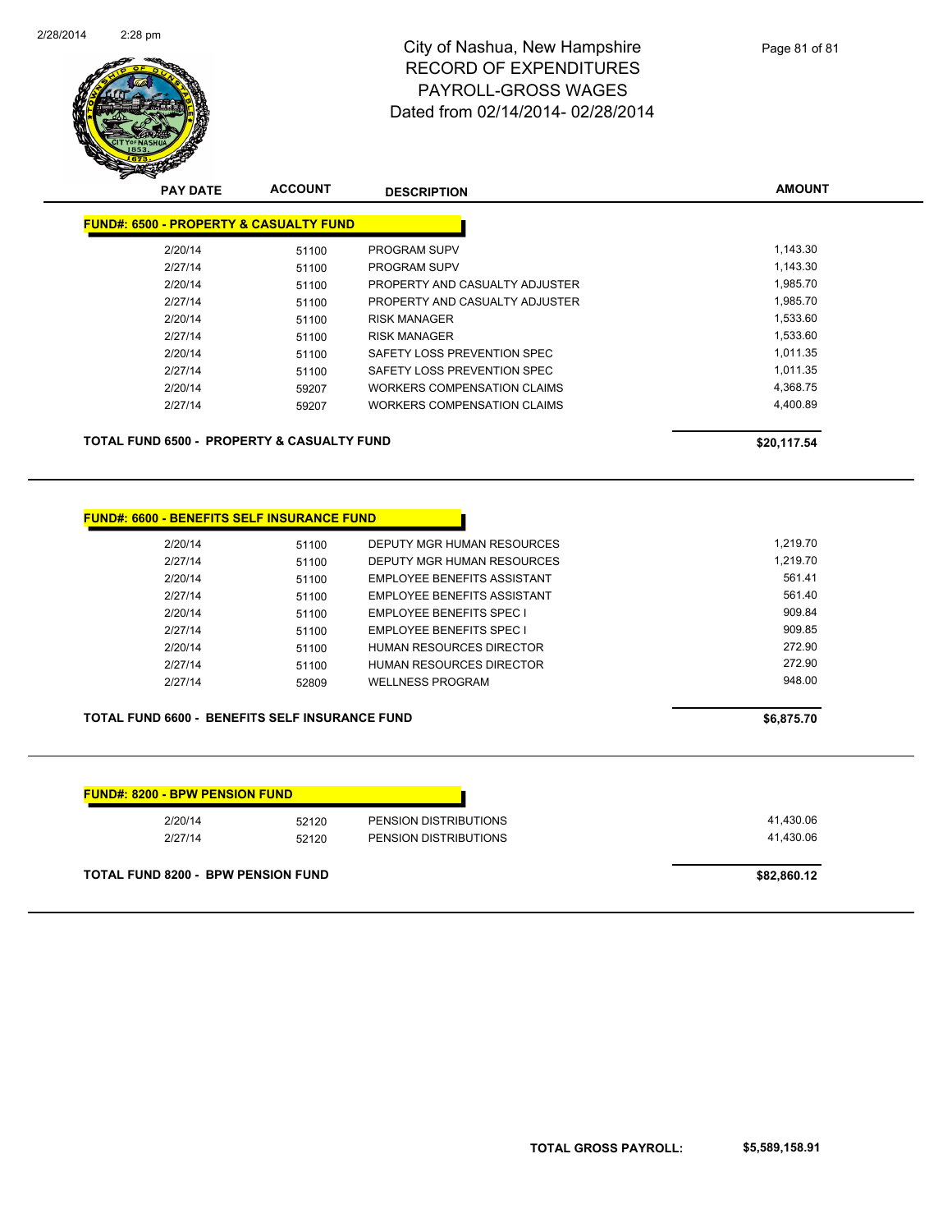# City of Nashua, New Hampshire
## RECORD OF EXPENDITURES
## PAYROLL-GROSS WAGES
## Dated from 02/14/2014- 02/28/2014

**FUND#: 6500 - PROPERTY & CASUALTY FUND**

| PAY DATE | ACCOUNT | DESCRIPTION | AMOUNT |
|---|---|---|---|
| 2/20/14 | 51100 | PROGRAM SUPV | 1,143.30 |
| 2/27/14 | 51100 | PROGRAM SUPV | 1,143.30 |
| 2/20/14 | 51100 | PROPERTY AND CASUALTY ADJUSTER | 1,985.70 |
| 2/27/14 | 51100 | PROPERTY AND CASUALTY ADJUSTER | 1,985.70 |
| 2/20/14 | 51100 | RISK MANAGER | 1,533.60 |
| 2/27/14 | 51100 | RISK MANAGER | 1,533.60 |
| 2/20/14 | 51100 | SAFETY LOSS PREVENTION SPEC | 1,011.35 |
| 2/27/14 | 51100 | SAFETY LOSS PREVENTION SPEC | 1,011.35 |
| 2/20/14 | 59207 | WORKERS COMPENSATION CLAIMS | 4,368.75 |
| 2/27/14 | 59207 | WORKERS COMPENSATION CLAIMS | 4,400.89 |

**TOTAL FUND 6500 - PROPERTY & CASUALTY FUND** **$20,117.54**

**FUND#: 6600 - BENEFITS SELF INSURANCE FUND**

| PAY DATE | ACCOUNT | DESCRIPTION | AMOUNT |
|---|---|---|---|
| 2/20/14 | 51100 | DEPUTY MGR HUMAN RESOURCES | 1,219.70 |
| 2/27/14 | 51100 | DEPUTY MGR HUMAN RESOURCES | 1,219.70 |
| 2/20/14 | 51100 | EMPLOYEE BENEFITS ASSISTANT | 561.41 |
| 2/27/14 | 51100 | EMPLOYEE BENEFITS ASSISTANT | 561.40 |
| 2/20/14 | 51100 | EMPLOYEE BENEFITS SPEC I | 909.84 |
| 2/27/14 | 51100 | EMPLOYEE BENEFITS SPEC I | 909.85 |
| 2/20/14 | 51100 | HUMAN RESOURCES DIRECTOR | 272.90 |
| 2/27/14 | 51100 | HUMAN RESOURCES DIRECTOR | 272.90 |
| 2/27/14 | 52809 | WELLNESS PROGRAM | 948.00 |

**TOTAL FUND 6600 - BENEFITS SELF INSURANCE FUND** **$6,875.70**

**FUND#: 8200 - BPW PENSION FUND**

| PAY DATE | ACCOUNT | DESCRIPTION | AMOUNT |
|---|---|---|---|
| 2/20/14 | 52120 | PENSION DISTRIBUTIONS | 41,430.06 |
| 2/27/14 | 52120 | PENSION DISTRIBUTIONS | 41,430.06 |

**TOTAL FUND 8200 - BPW PENSION FUND** **$82,860.12**

**TOTAL GROSS PAYROLL: $5,589,158.91**